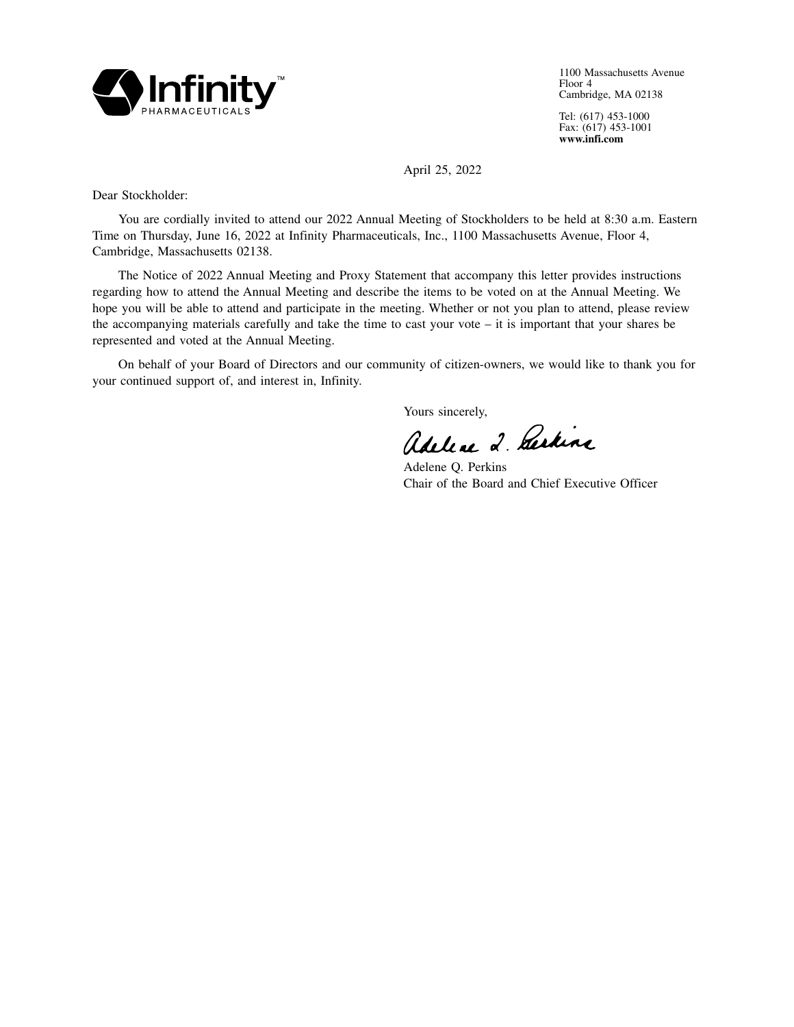**Infinity™**
PHARMACEUTICALS

1100 Massachusetts Avenue
Floor 4
Cambridge, MA 02138

Tel: (617) 453-1000
Fax: (617) 453-1001
**www.infi.com**

April 25, 2022

Dear Stockholder:

You are cordially invited to attend our 2022 Annual Meeting of Stockholders to be held at 8:30 a.m. Eastern Time on Thursday, June 16, 2022 at Infinity Pharmaceuticals, Inc., 1100 Massachusetts Avenue, Floor 4, Cambridge, Massachusetts 02138.

The Notice of 2022 Annual Meeting and Proxy Statement that accompany this letter provides instructions regarding how to attend the Annual Meeting and describe the items to be voted on at the Annual Meeting. We hope you will be able to attend and participate in the meeting. Whether or not you plan to attend, please review the accompanying materials carefully and take the time to cast your vote – it is important that your shares be represented and voted at the Annual Meeting.

On behalf of your Board of Directors and our community of citizen-owners, we would like to thank you for your continued support of, and interest in, Infinity.

Yours sincerely,

Adelene Q. Perkins
Chair of the Board and Chief Executive Officer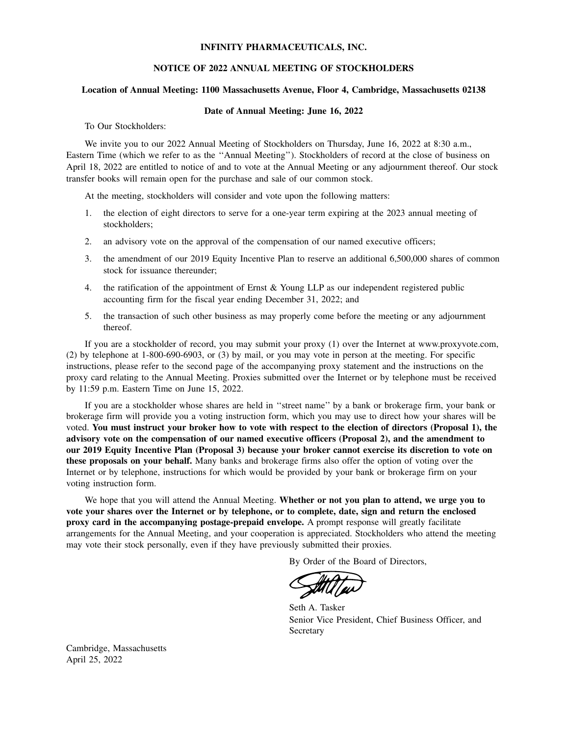**INFINITY PHARMACEUTICALS, INC.**

**NOTICE OF 2022 ANNUAL MEETING OF STOCKHOLDERS**

**Location of Annual Meeting: 1100 Massachusetts Avenue, Floor 4, Cambridge, Massachusetts 02138**

**Date of Annual Meeting: June 16, 2022**

To Our Stockholders:

We invite you to our 2022 Annual Meeting of Stockholders on Thursday, June 16, 2022 at 8:30 a.m., Eastern Time (which we refer to as the ''Annual Meeting''). Stockholders of record at the close of business on April 18, 2022 are entitled to notice of and to vote at the Annual Meeting or any adjournment thereof. Our stock transfer books will remain open for the purchase and sale of our common stock.

At the meeting, stockholders will consider and vote upon the following matters:

1. the election of eight directors to serve for a one-year term expiring at the 2023 annual meeting of stockholders;
2. an advisory vote on the approval of the compensation of our named executive officers;
3. the amendment of our 2019 Equity Incentive Plan to reserve an additional 6,500,000 shares of common stock for issuance thereunder;
4. the ratification of the appointment of Ernst & Young LLP as our independent registered public accounting firm for the fiscal year ending December 31, 2022; and
5. the transaction of such other business as may properly come before the meeting or any adjournment thereof.

If you are a stockholder of record, you may submit your proxy (1) over the Internet at www.proxyvote.com, (2) by telephone at 1-800-690-6903, or (3) by mail, or you may vote in person at the meeting. For specific instructions, please refer to the second page of the accompanying proxy statement and the instructions on the proxy card relating to the Annual Meeting. Proxies submitted over the Internet or by telephone must be received by 11:59 p.m. Eastern Time on June 15, 2022.

If you are a stockholder whose shares are held in ''street name'' by a bank or brokerage firm, your bank or brokerage firm will provide you a voting instruction form, which you may use to direct how your shares will be voted. **You must instruct your broker how to vote with respect to the election of directors (Proposal 1), the advisory vote on the compensation of our named executive officers (Proposal 2), and the amendment to our 2019 Equity Incentive Plan (Proposal 3) because your broker cannot exercise its discretion to vote on these proposals on your behalf.** Many banks and brokerage firms also offer the option of voting over the Internet or by telephone, instructions for which would be provided by your bank or brokerage firm on your voting instruction form.

We hope that you will attend the Annual Meeting. **Whether or not you plan to attend, we urge you to vote your shares over the Internet or by telephone, or to complete, date, sign and return the enclosed proxy card in the accompanying postage-prepaid envelope.** A prompt response will greatly facilitate arrangements for the Annual Meeting, and your cooperation is appreciated. Stockholders who attend the meeting may vote their stock personally, even if they have previously submitted their proxies.

By Order of the Board of Directors,

Seth A. Tasker
Senior Vice President, Chief Business Officer, and Secretary

Cambridge, Massachusetts
April 25, 2022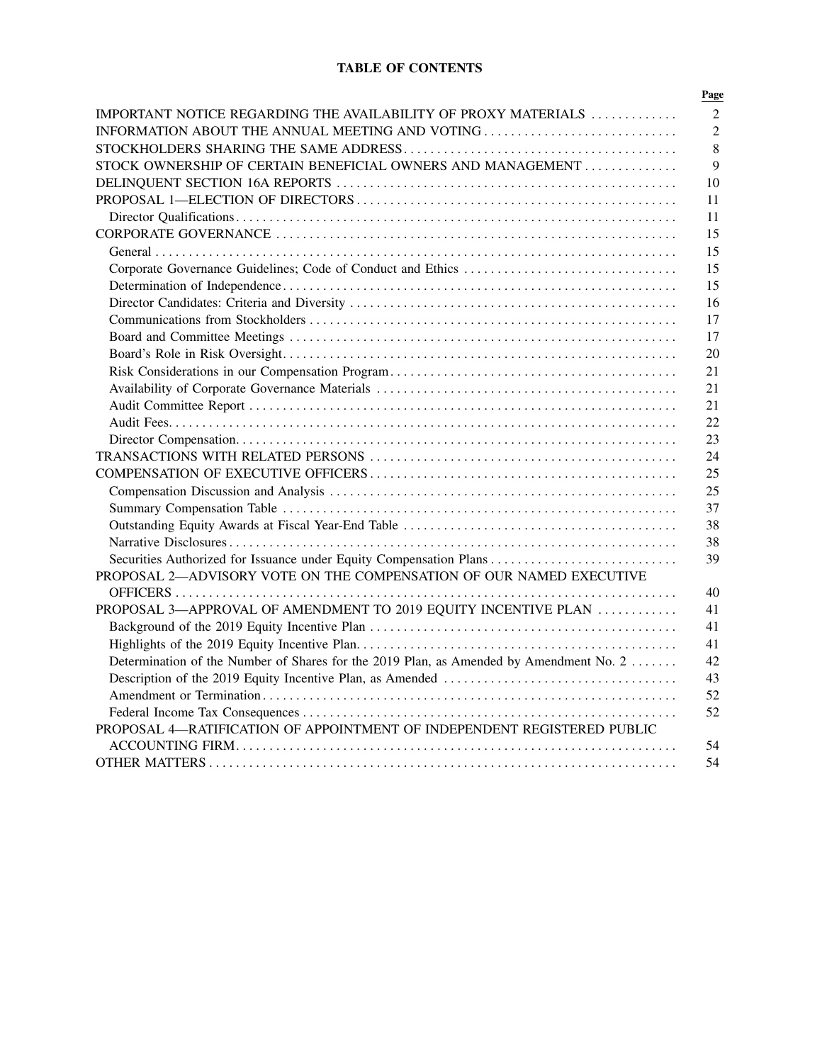## TABLE OF CONTENTS

| | Page |
|---|---|
| IMPORTANT NOTICE REGARDING THE AVAILABILITY OF PROXY MATERIALS | 2 |
| INFORMATION ABOUT THE ANNUAL MEETING AND VOTING | 2 |
| STOCKHOLDERS SHARING THE SAME ADDRESS | 8 |
| STOCK OWNERSHIP OF CERTAIN BENEFICIAL OWNERS AND MANAGEMENT | 9 |
| DELINQUENT SECTION 16A REPORTS | 10 |
| PROPOSAL 1—ELECTION OF DIRECTORS | 11 |
| Director Qualifications | 11 |
| CORPORATE GOVERNANCE | 15 |
| General | 15 |
| Corporate Governance Guidelines; Code of Conduct and Ethics | 15 |
| Determination of Independence | 15 |
| Director Candidates: Criteria and Diversity | 16 |
| Communications from Stockholders | 17 |
| Board and Committee Meetings | 17 |
| Board's Role in Risk Oversight | 20 |
| Risk Considerations in our Compensation Program | 21 |
| Availability of Corporate Governance Materials | 21 |
| Audit Committee Report | 21 |
| Audit Fees | 22 |
| Director Compensation | 23 |
| TRANSACTIONS WITH RELATED PERSONS | 24 |
| COMPENSATION OF EXECUTIVE OFFICERS | 25 |
| Compensation Discussion and Analysis | 25 |
| Summary Compensation Table | 37 |
| Outstanding Equity Awards at Fiscal Year-End Table | 38 |
| Narrative Disclosures | 38 |
| Securities Authorized for Issuance under Equity Compensation Plans | 39 |
| PROPOSAL 2—ADVISORY VOTE ON THE COMPENSATION OF OUR NAMED EXECUTIVE OFFICERS | 40 |
| PROPOSAL 3—APPROVAL OF AMENDMENT TO 2019 EQUITY INCENTIVE PLAN | 41 |
| Background of the 2019 Equity Incentive Plan | 41 |
| Highlights of the 2019 Equity Incentive Plan | 41 |
| Determination of the Number of Shares for the 2019 Plan, as Amended by Amendment No. 2 | 42 |
| Description of the 2019 Equity Incentive Plan, as Amended | 43 |
| Amendment or Termination | 52 |
| Federal Income Tax Consequences | 52 |
| PROPOSAL 4—RATIFICATION OF APPOINTMENT OF INDEPENDENT REGISTERED PUBLIC ACCOUNTING FIRM | 54 |
| OTHER MATTERS | 54 |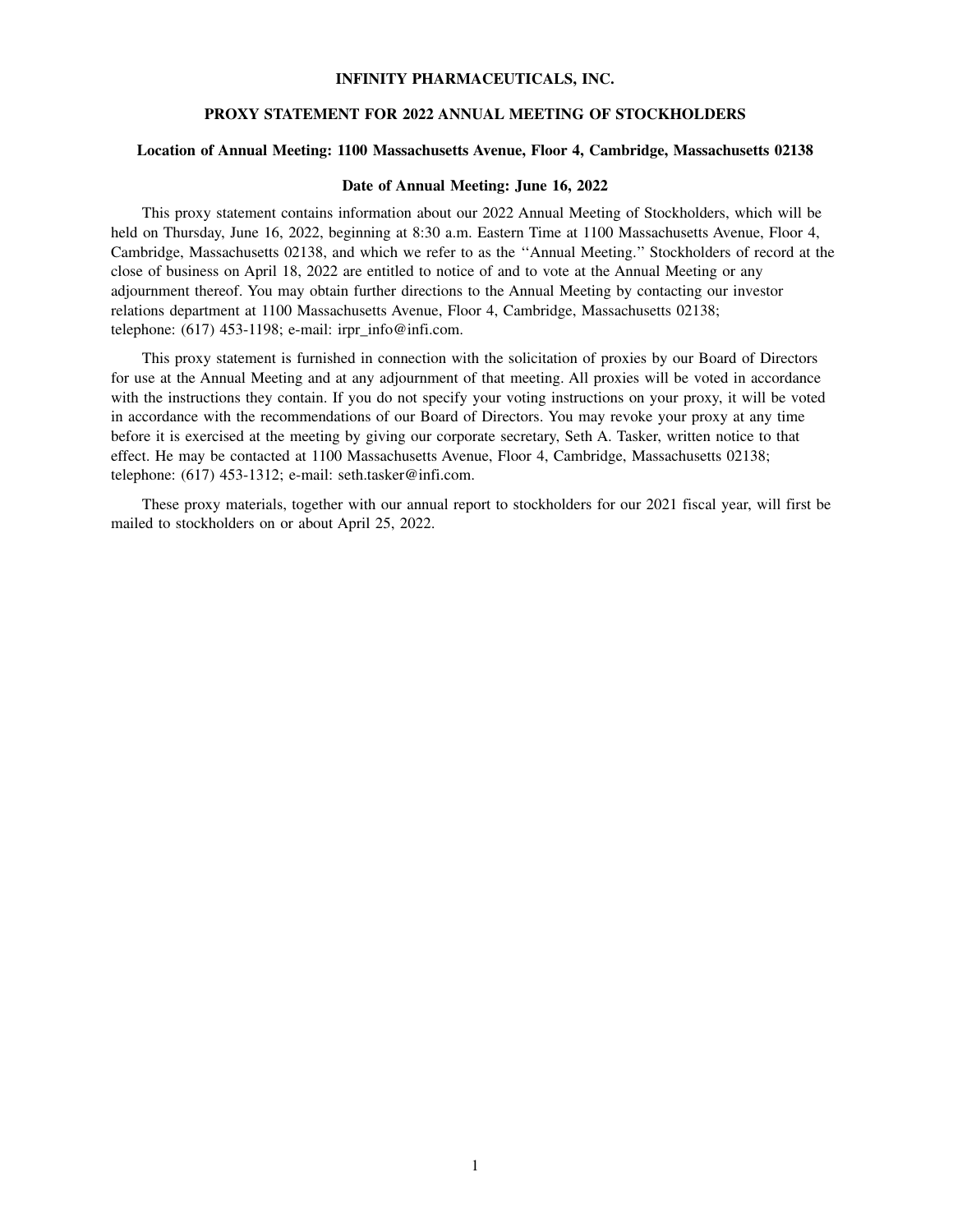# INFINITY PHARMACEUTICALS, INC.

## PROXY STATEMENT FOR 2022 ANNUAL MEETING OF STOCKHOLDERS

### Location of Annual Meeting: 1100 Massachusetts Avenue, Floor 4, Cambridge, Massachusetts 02138

### Date of Annual Meeting: June 16, 2022

This proxy statement contains information about our 2022 Annual Meeting of Stockholders, which will be held on Thursday, June 16, 2022, beginning at 8:30 a.m. Eastern Time at 1100 Massachusetts Avenue, Floor 4, Cambridge, Massachusetts 02138, and which we refer to as the ''Annual Meeting.'' Stockholders of record at the close of business on April 18, 2022 are entitled to notice of and to vote at the Annual Meeting or any adjournment thereof. You may obtain further directions to the Annual Meeting by contacting our investor relations department at 1100 Massachusetts Avenue, Floor 4, Cambridge, Massachusetts 02138; telephone: (617) 453-1198; e-mail: irpr_info@infi.com.

This proxy statement is furnished in connection with the solicitation of proxies by our Board of Directors for use at the Annual Meeting and at any adjournment of that meeting. All proxies will be voted in accordance with the instructions they contain. If you do not specify your voting instructions on your proxy, it will be voted in accordance with the recommendations of our Board of Directors. You may revoke your proxy at any time before it is exercised at the meeting by giving our corporate secretary, Seth A. Tasker, written notice to that effect. He may be contacted at 1100 Massachusetts Avenue, Floor 4, Cambridge, Massachusetts 02138; telephone: (617) 453-1312; e-mail: seth.tasker@infi.com.

These proxy materials, together with our annual report to stockholders for our 2021 fiscal year, will first be mailed to stockholders on or about April 25, 2022.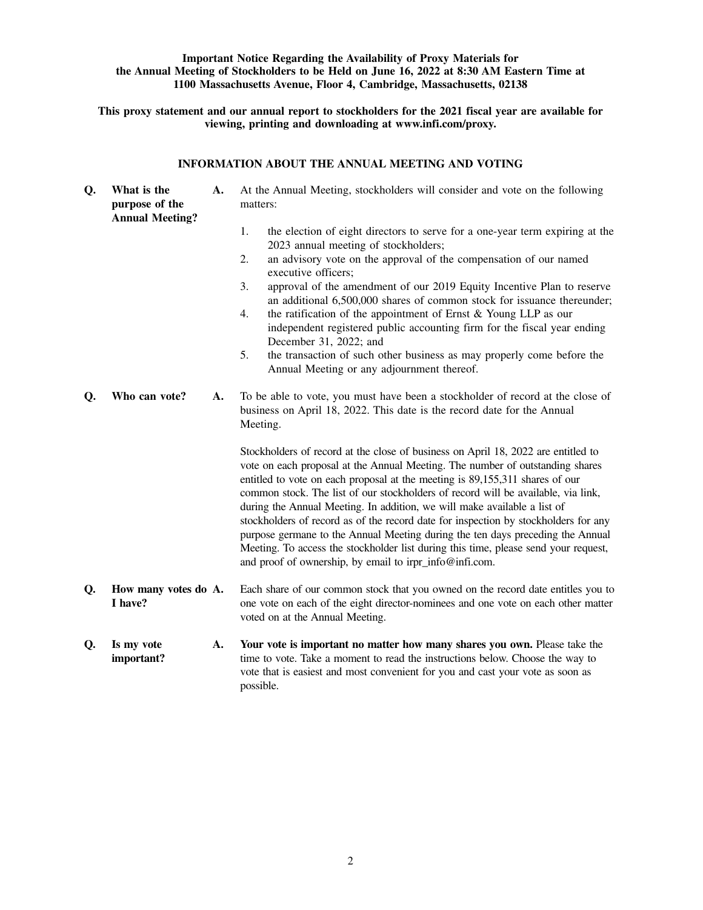**Important Notice Regarding the Availability of Proxy Materials for the Annual Meeting of Stockholders to be Held on June 16, 2022 at 8:30 AM Eastern Time at 1100 Massachusetts Avenue, Floor 4, Cambridge, Massachusetts, 02138**

**This proxy statement and our annual report to stockholders for the 2021 fiscal year are available for viewing, printing and downloading at www.infi.com/proxy.**

## INFORMATION ABOUT THE ANNUAL MEETING AND VOTING

**Q. What is the purpose of the Annual Meeting?**

**A.** At the Annual Meeting, stockholders will consider and vote on the following matters:

1. the election of eight directors to serve for a one-year term expiring at the 2023 annual meeting of stockholders;
2. an advisory vote on the approval of the compensation of our named executive officers;
3. approval of the amendment of our 2019 Equity Incentive Plan to reserve an additional 6,500,000 shares of common stock for issuance thereunder;
4. the ratification of the appointment of Ernst & Young LLP as our independent registered public accounting firm for the fiscal year ending December 31, 2022; and
5. the transaction of such other business as may properly come before the Annual Meeting or any adjournment thereof.

**Q. Who can vote?**

**A.** To be able to vote, you must have been a stockholder of record at the close of business on April 18, 2022. This date is the record date for the Annual Meeting.

Stockholders of record at the close of business on April 18, 2022 are entitled to vote on each proposal at the Annual Meeting. The number of outstanding shares entitled to vote on each proposal at the meeting is 89,155,311 shares of our common stock. The list of our stockholders of record will be available, via link, during the Annual Meeting. In addition, we will make available a list of stockholders of record as of the record date for inspection by stockholders for any purpose germane to the Annual Meeting during the ten days preceding the Annual Meeting. To access the stockholder list during this time, please send your request, and proof of ownership, by email to irpr_info@infi.com.

**Q. How many votes do I have?**

**A.** Each share of our common stock that you owned on the record date entitles you to one vote on each of the eight director-nominees and one vote on each other matter voted on at the Annual Meeting.

**Q. Is my vote important?**

**A.** **Your vote is important no matter how many shares you own.** Please take the time to vote. Take a moment to read the instructions below. Choose the way to vote that is easiest and most convenient for you and cast your vote as soon as possible.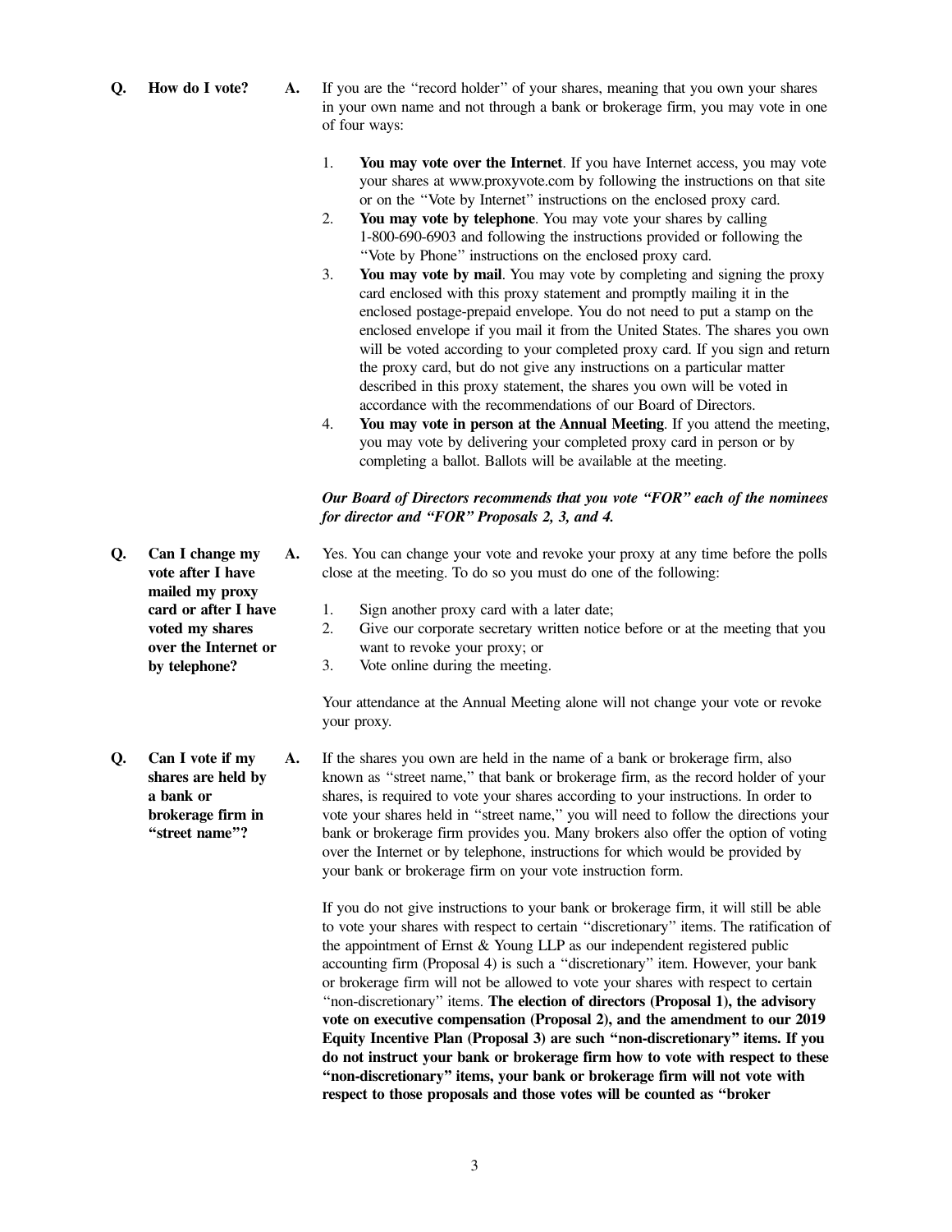**Q. How do I vote?**

**A.** If you are the "record holder" of your shares, meaning that you own your shares in your own name and not through a bank or brokerage firm, you may vote in one of four ways:

1. **You may vote over the Internet**. If you have Internet access, you may vote your shares at www.proxyvote.com by following the instructions on that site or on the "Vote by Internet" instructions on the enclosed proxy card.
2. **You may vote by telephone**. You may vote your shares by calling 1-800-690-6903 and following the instructions provided or following the "Vote by Phone" instructions on the enclosed proxy card.
3. **You may vote by mail**. You may vote by completing and signing the proxy card enclosed with this proxy statement and promptly mailing it in the enclosed postage-prepaid envelope. You do not need to put a stamp on the enclosed envelope if you mail it from the United States. The shares you own will be voted according to your completed proxy card. If you sign and return the proxy card, but do not give any instructions on a particular matter described in this proxy statement, the shares you own will be voted in accordance with the recommendations of our Board of Directors.
4. **You may vote in person at the Annual Meeting**. If you attend the meeting, you may vote by delivering your completed proxy card in person or by completing a ballot. Ballots will be available at the meeting.

***Our Board of Directors recommends that you vote "FOR" each of the nominees for director and "FOR" Proposals 2, 3, and 4.***

**Q. Can I change my vote after I have mailed my proxy card or after I have voted my shares over the Internet or by telephone?**

**A.** Yes. You can change your vote and revoke your proxy at any time before the polls close at the meeting. To do so you must do one of the following:

1. Sign another proxy card with a later date;
2. Give our corporate secretary written notice before or at the meeting that you want to revoke your proxy; or
3. Vote online during the meeting.

Your attendance at the Annual Meeting alone will not change your vote or revoke your proxy.

**Q. Can I vote if my shares are held by a bank or brokerage firm in "street name"?**

**A.** If the shares you own are held in the name of a bank or brokerage firm, also known as "street name," that bank or brokerage firm, as the record holder of your shares, is required to vote your shares according to your instructions. In order to vote your shares held in "street name," you will need to follow the directions your bank or brokerage firm provides you. Many brokers also offer the option of voting over the Internet or by telephone, instructions for which would be provided by your bank or brokerage firm on your vote instruction form.

If you do not give instructions to your bank or brokerage firm, it will still be able to vote your shares with respect to certain "discretionary" items. The ratification of the appointment of Ernst & Young LLP as our independent registered public accounting firm (Proposal 4) is such a "discretionary" item. However, your bank or brokerage firm will not be allowed to vote your shares with respect to certain "non-discretionary" items. **The election of directors (Proposal 1), the advisory vote on executive compensation (Proposal 2), and the amendment to our 2019 Equity Incentive Plan (Proposal 3) are such "non-discretionary" items. If you do not instruct your bank or brokerage firm how to vote with respect to these "non-discretionary" items, your bank or brokerage firm will not vote with respect to those proposals and those votes will be counted as "broker**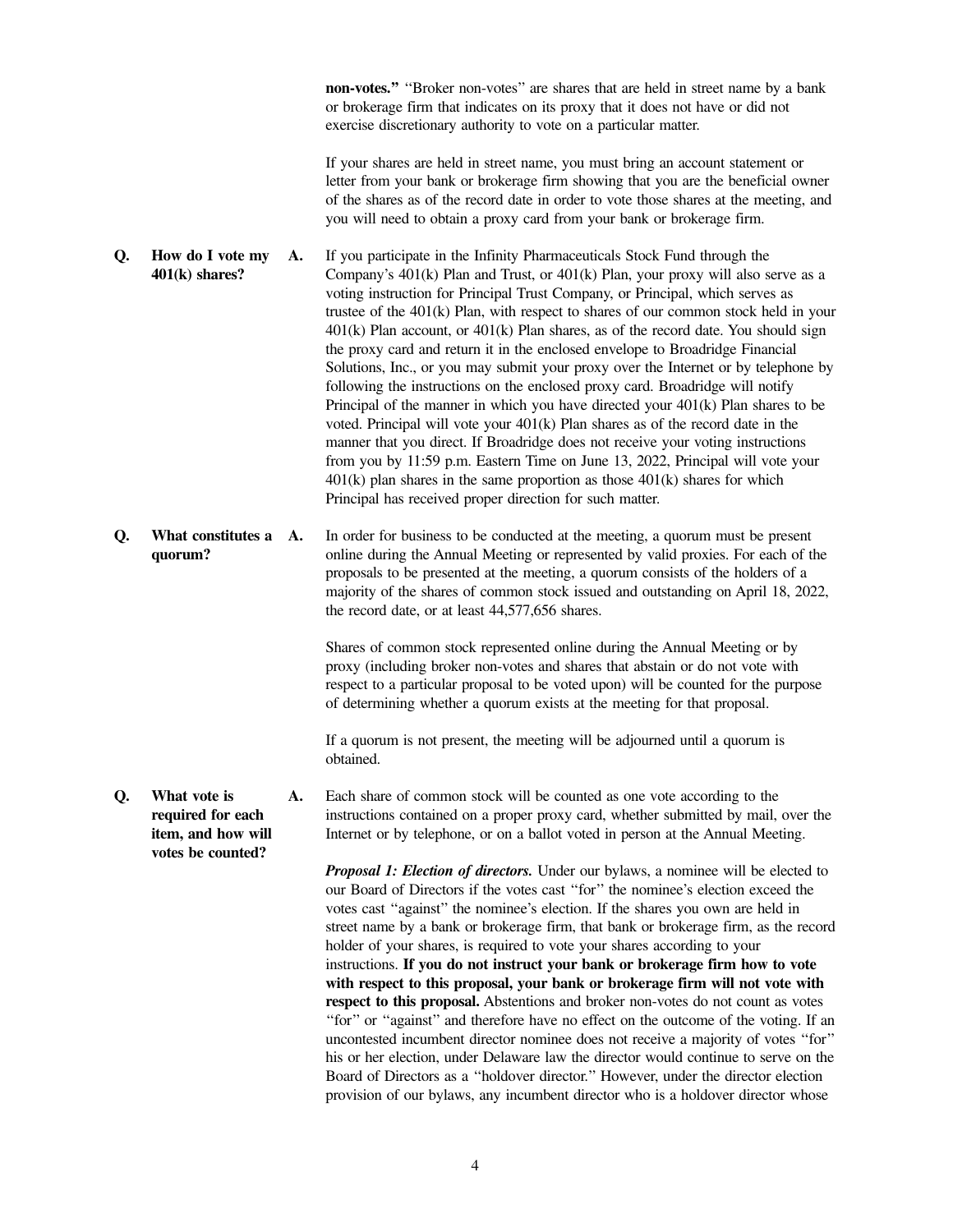**non-votes."** "Broker non-votes" are shares that are held in street name by a bank or brokerage firm that indicates on its proxy that it does not have or did not exercise discretionary authority to vote on a particular matter.

If your shares are held in street name, you must bring an account statement or letter from your bank or brokerage firm showing that you are the beneficial owner of the shares as of the record date in order to vote those shares at the meeting, and you will need to obtain a proxy card from your bank or brokerage firm.

**Q. How do I vote my 401(k) shares?**

**A.** If you participate in the Infinity Pharmaceuticals Stock Fund through the Company's 401(k) Plan and Trust, or 401(k) Plan, your proxy will also serve as a voting instruction for Principal Trust Company, or Principal, which serves as trustee of the 401(k) Plan, with respect to shares of our common stock held in your 401(k) Plan account, or 401(k) Plan shares, as of the record date. You should sign the proxy card and return it in the enclosed envelope to Broadridge Financial Solutions, Inc., or you may submit your proxy over the Internet or by telephone by following the instructions on the enclosed proxy card. Broadridge will notify Principal of the manner in which you have directed your 401(k) Plan shares to be voted. Principal will vote your 401(k) Plan shares as of the record date in the manner that you direct. If Broadridge does not receive your voting instructions from you by 11:59 p.m. Eastern Time on June 13, 2022, Principal will vote your 401(k) plan shares in the same proportion as those 401(k) shares for which Principal has received proper direction for such matter.

**Q. What constitutes a quorum?**

**A.** In order for business to be conducted at the meeting, a quorum must be present online during the Annual Meeting or represented by valid proxies. For each of the proposals to be presented at the meeting, a quorum consists of the holders of a majority of the shares of common stock issued and outstanding on April 18, 2022, the record date, or at least 44,577,656 shares.

Shares of common stock represented online during the Annual Meeting or by proxy (including broker non-votes and shares that abstain or do not vote with respect to a particular proposal to be voted upon) will be counted for the purpose of determining whether a quorum exists at the meeting for that proposal.

If a quorum is not present, the meeting will be adjourned until a quorum is obtained.

**Q. What vote is required for each item, and how will votes be counted?**

**A.** Each share of common stock will be counted as one vote according to the instructions contained on a proper proxy card, whether submitted by mail, over the Internet or by telephone, or on a ballot voted in person at the Annual Meeting.

***Proposal 1: Election of directors.*** Under our bylaws, a nominee will be elected to our Board of Directors if the votes cast "for" the nominee's election exceed the votes cast "against" the nominee's election. If the shares you own are held in street name by a bank or brokerage firm, that bank or brokerage firm, as the record holder of your shares, is required to vote your shares according to your instructions. **If you do not instruct your bank or brokerage firm how to vote with respect to this proposal, your bank or brokerage firm will not vote with respect to this proposal.** Abstentions and broker non-votes do not count as votes "for" or "against" and therefore have no effect on the outcome of the voting. If an uncontested incumbent director nominee does not receive a majority of votes "for" his or her election, under Delaware law the director would continue to serve on the Board of Directors as a "holdover director." However, under the director election provision of our bylaws, any incumbent director who is a holdover director whose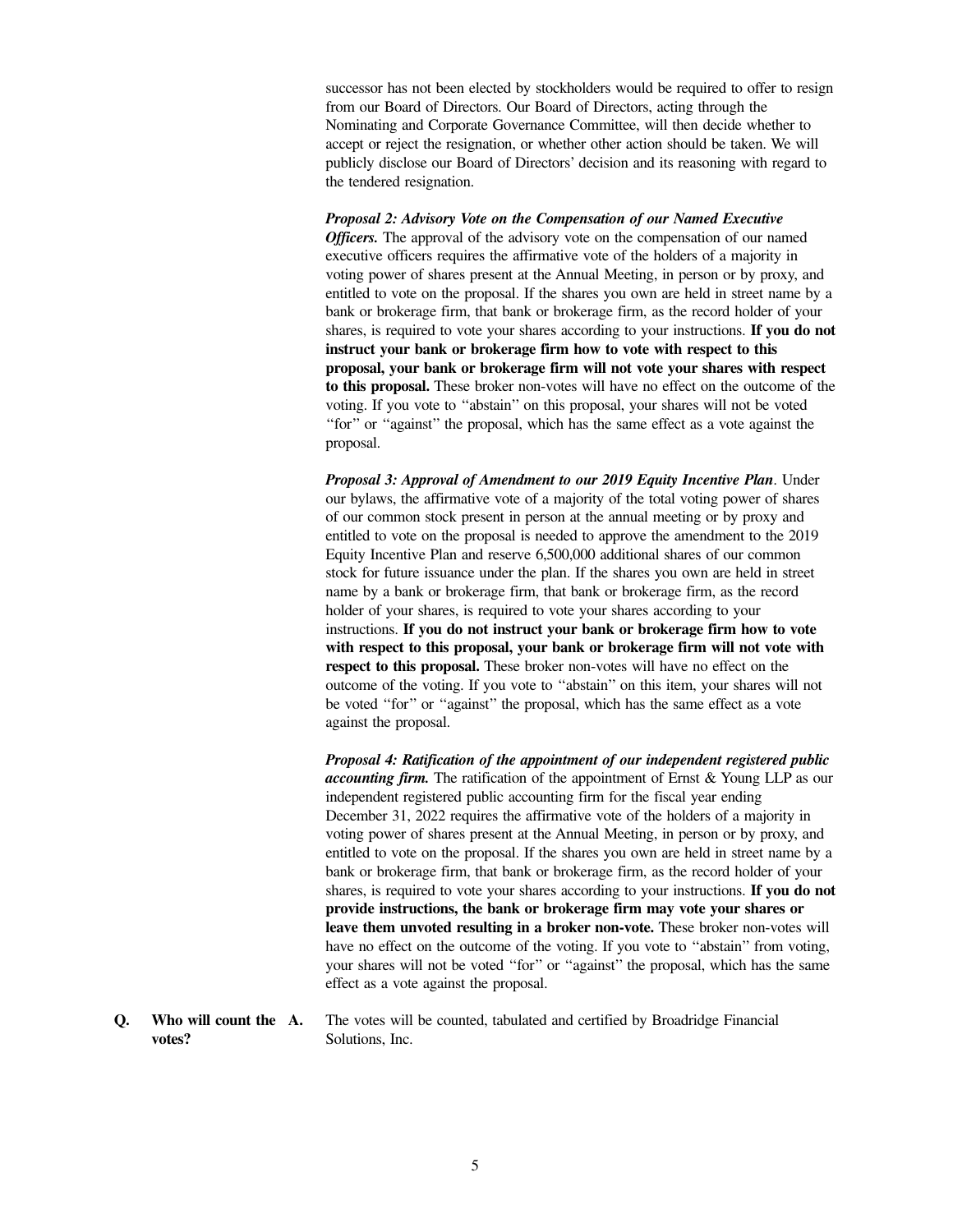successor has not been elected by stockholders would be required to offer to resign from our Board of Directors. Our Board of Directors, acting through the Nominating and Corporate Governance Committee, will then decide whether to accept or reject the resignation, or whether other action should be taken. We will publicly disclose our Board of Directors' decision and its reasoning with regard to the tendered resignation.

***Proposal 2: Advisory Vote on the Compensation of our Named Executive Officers.*** The approval of the advisory vote on the compensation of our named executive officers requires the affirmative vote of the holders of a majority in voting power of shares present at the Annual Meeting, in person or by proxy, and entitled to vote on the proposal. If the shares you own are held in street name by a bank or brokerage firm, that bank or brokerage firm, as the record holder of your shares, is required to vote your shares according to your instructions. **If you do not instruct your bank or brokerage firm how to vote with respect to this proposal, your bank or brokerage firm will not vote your shares with respect to this proposal.** These broker non-votes will have no effect on the outcome of the voting. If you vote to "abstain" on this proposal, your shares will not be voted "for" or "against" the proposal, which has the same effect as a vote against the proposal.

***Proposal 3: Approval of Amendment to our 2019 Equity Incentive Plan***. Under our bylaws, the affirmative vote of a majority of the total voting power of shares of our common stock present in person at the annual meeting or by proxy and entitled to vote on the proposal is needed to approve the amendment to the 2019 Equity Incentive Plan and reserve 6,500,000 additional shares of our common stock for future issuance under the plan. If the shares you own are held in street name by a bank or brokerage firm, that bank or brokerage firm, as the record holder of your shares, is required to vote your shares according to your instructions. **If you do not instruct your bank or brokerage firm how to vote with respect to this proposal, your bank or brokerage firm will not vote with respect to this proposal.** These broker non-votes will have no effect on the outcome of the voting. If you vote to "abstain" on this item, your shares will not be voted "for" or "against" the proposal, which has the same effect as a vote against the proposal.

***Proposal 4: Ratification of the appointment of our independent registered public accounting firm.*** The ratification of the appointment of Ernst & Young LLP as our independent registered public accounting firm for the fiscal year ending December 31, 2022 requires the affirmative vote of the holders of a majority in voting power of shares present at the Annual Meeting, in person or by proxy, and entitled to vote on the proposal. If the shares you own are held in street name by a bank or brokerage firm, that bank or brokerage firm, as the record holder of your shares, is required to vote your shares according to your instructions. **If you do not provide instructions, the bank or brokerage firm may vote your shares or leave them unvoted resulting in a broker non-vote.** These broker non-votes will have no effect on the outcome of the voting. If you vote to "abstain" from voting, your shares will not be voted "for" or "against" the proposal, which has the same effect as a vote against the proposal.

**Q. Who will count the votes?**

**A.** The votes will be counted, tabulated and certified by Broadridge Financial Solutions, Inc.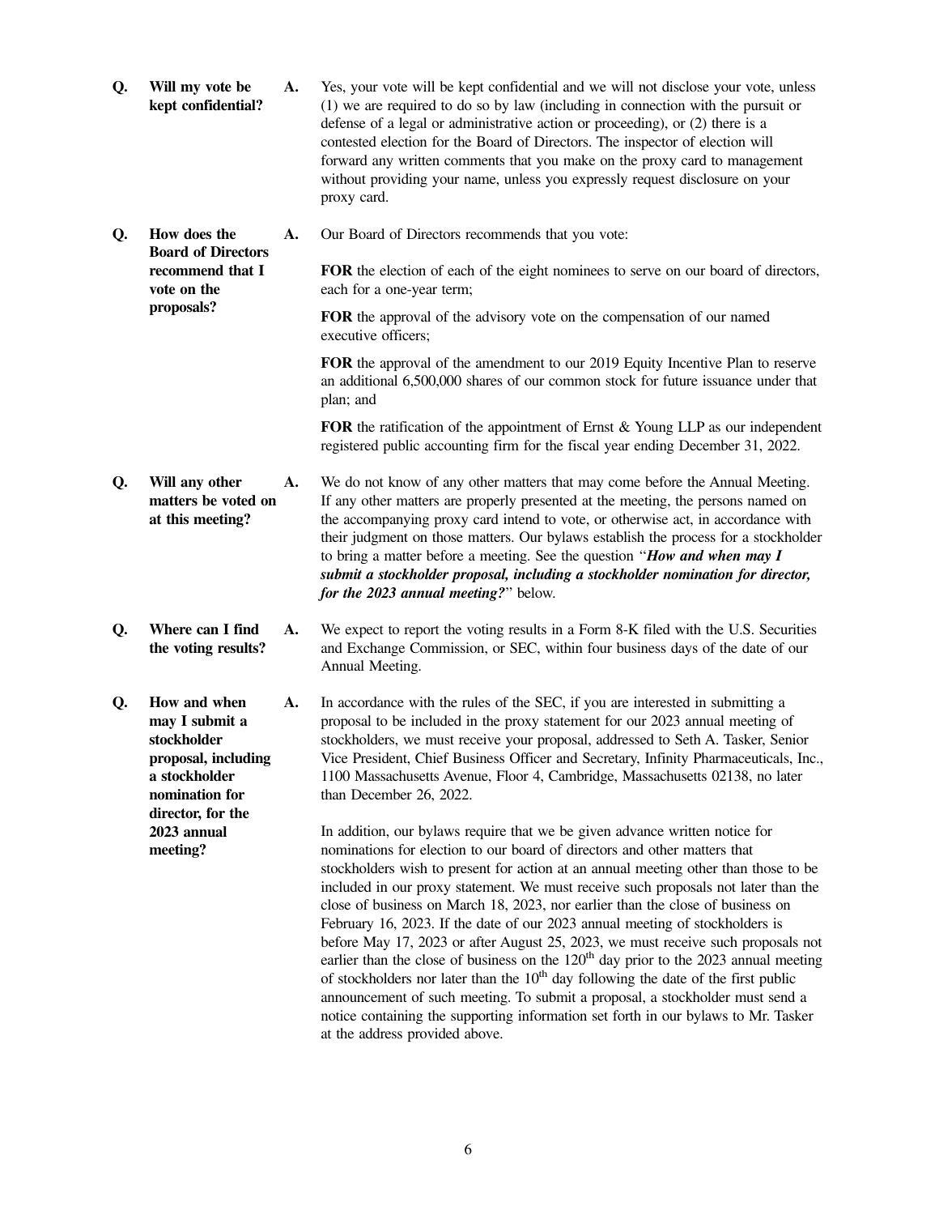**Q. Will my vote be kept confidential?**

**A.** Yes, your vote will be kept confidential and we will not disclose your vote, unless (1) we are required to do so by law (including in connection with the pursuit or defense of a legal or administrative action or proceeding), or (2) there is a contested election for the Board of Directors. The inspector of election will forward any written comments that you make on the proxy card to management without providing your name, unless you expressly request disclosure on your proxy card.

**Q. How does the Board of Directors recommend that I vote on the proposals?**

**A.** Our Board of Directors recommends that you vote:

**FOR** the election of each of the eight nominees to serve on our board of directors, each for a one-year term;

**FOR** the approval of the advisory vote on the compensation of our named executive officers;

**FOR** the approval of the amendment to our 2019 Equity Incentive Plan to reserve an additional 6,500,000 shares of our common stock for future issuance under that plan; and

**FOR** the ratification of the appointment of Ernst & Young LLP as our independent registered public accounting firm for the fiscal year ending December 31, 2022.

**Q. Will any other matters be voted on at this meeting?**

**A.** We do not know of any other matters that may come before the Annual Meeting. If any other matters are properly presented at the meeting, the persons named on the accompanying proxy card intend to vote, or otherwise act, in accordance with their judgment on those matters. Our bylaws establish the process for a stockholder to bring a matter before a meeting. See the question "***How and when may I submit a stockholder proposal, including a stockholder nomination for director, for the 2023 annual meeting?***" below.

**Q. Where can I find the voting results?**

**A.** We expect to report the voting results in a Form 8-K filed with the U.S. Securities and Exchange Commission, or SEC, within four business days of the date of our Annual Meeting.

**Q. How and when may I submit a stockholder proposal, including a stockholder nomination for director, for the 2023 annual meeting?**

**A.** In accordance with the rules of the SEC, if you are interested in submitting a proposal to be included in the proxy statement for our 2023 annual meeting of stockholders, we must receive your proposal, addressed to Seth A. Tasker, Senior Vice President, Chief Business Officer and Secretary, Infinity Pharmaceuticals, Inc., 1100 Massachusetts Avenue, Floor 4, Cambridge, Massachusetts 02138, no later than December 26, 2022.

In addition, our bylaws require that we be given advance written notice for nominations for election to our board of directors and other matters that stockholders wish to present for action at an annual meeting other than those to be included in our proxy statement. We must receive such proposals not later than the close of business on March 18, 2023, nor earlier than the close of business on February 16, 2023. If the date of our 2023 annual meeting of stockholders is before May 17, 2023 or after August 25, 2023, we must receive such proposals not earlier than the close of business on the 120th day prior to the 2023 annual meeting of stockholders nor later than the 10th day following the date of the first public announcement of such meeting. To submit a proposal, a stockholder must send a notice containing the supporting information set forth in our bylaws to Mr. Tasker at the address provided above.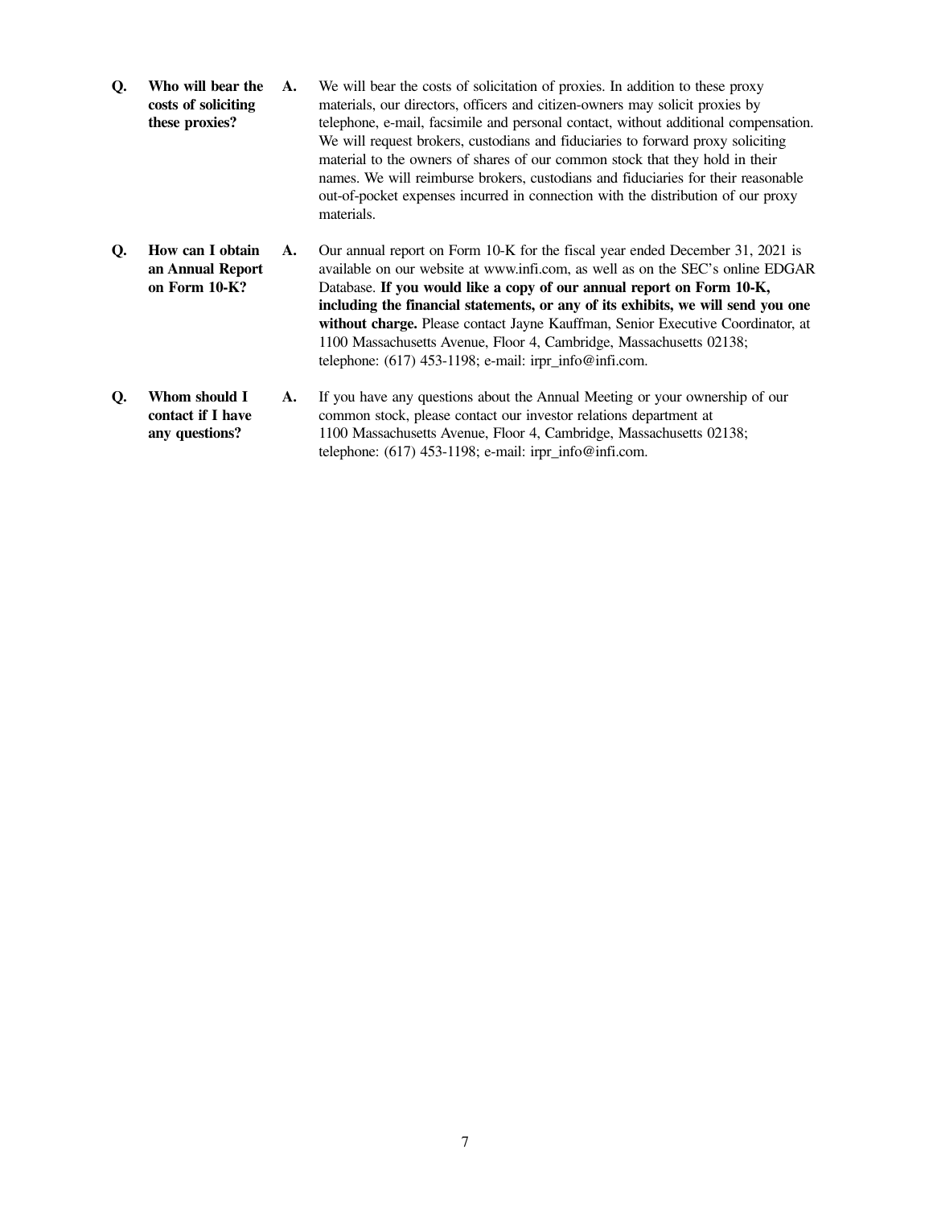**Q. Who will bear the costs of soliciting these proxies?**

**A.** We will bear the costs of solicitation of proxies. In addition to these proxy materials, our directors, officers and citizen-owners may solicit proxies by telephone, e-mail, facsimile and personal contact, without additional compensation. We will request brokers, custodians and fiduciaries to forward proxy soliciting material to the owners of shares of our common stock that they hold in their names. We will reimburse brokers, custodians and fiduciaries for their reasonable out-of-pocket expenses incurred in connection with the distribution of our proxy materials.

**Q. How can I obtain an Annual Report on Form 10-K?**

**A.** Our annual report on Form 10-K for the fiscal year ended December 31, 2021 is available on our website at www.infi.com, as well as on the SEC's online EDGAR Database. **If you would like a copy of our annual report on Form 10-K, including the financial statements, or any of its exhibits, we will send you one without charge.** Please contact Jayne Kauffman, Senior Executive Coordinator, at 1100 Massachusetts Avenue, Floor 4, Cambridge, Massachusetts 02138; telephone: (617) 453-1198; e-mail: irpr_info@infi.com.

**Q. Whom should I contact if I have any questions?**

**A.** If you have any questions about the Annual Meeting or your ownership of our common stock, please contact our investor relations department at 1100 Massachusetts Avenue, Floor 4, Cambridge, Massachusetts 02138; telephone: (617) 453-1198; e-mail: irpr_info@infi.com.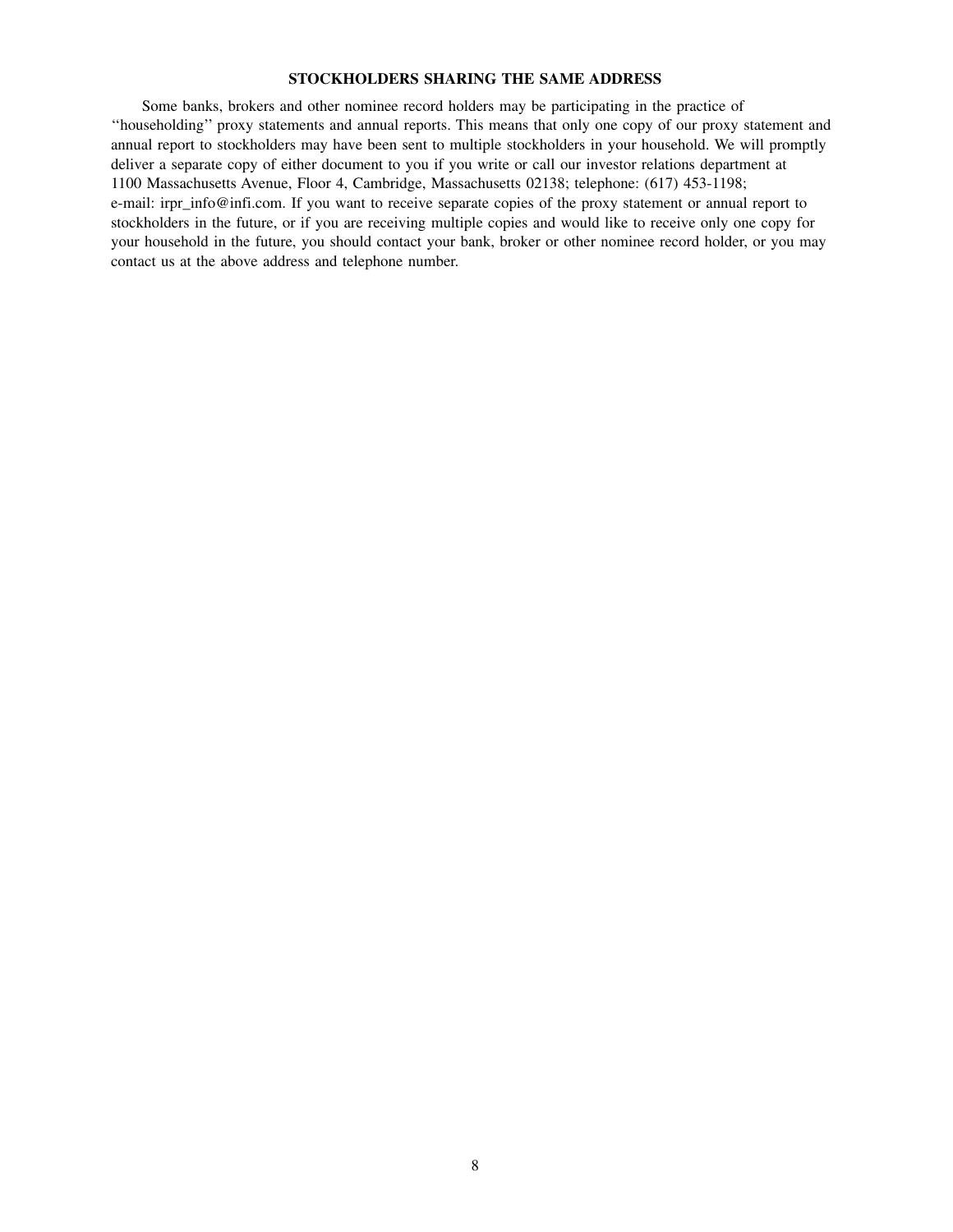## STOCKHOLDERS SHARING THE SAME ADDRESS

Some banks, brokers and other nominee record holders may be participating in the practice of "householding" proxy statements and annual reports. This means that only one copy of our proxy statement and annual report to stockholders may have been sent to multiple stockholders in your household. We will promptly deliver a separate copy of either document to you if you write or call our investor relations department at 1100 Massachusetts Avenue, Floor 4, Cambridge, Massachusetts 02138; telephone: (617) 453-1198; e-mail: irpr_info@infi.com. If you want to receive separate copies of the proxy statement or annual report to stockholders in the future, or if you are receiving multiple copies and would like to receive only one copy for your household in the future, you should contact your bank, broker or other nominee record holder, or you may contact us at the above address and telephone number.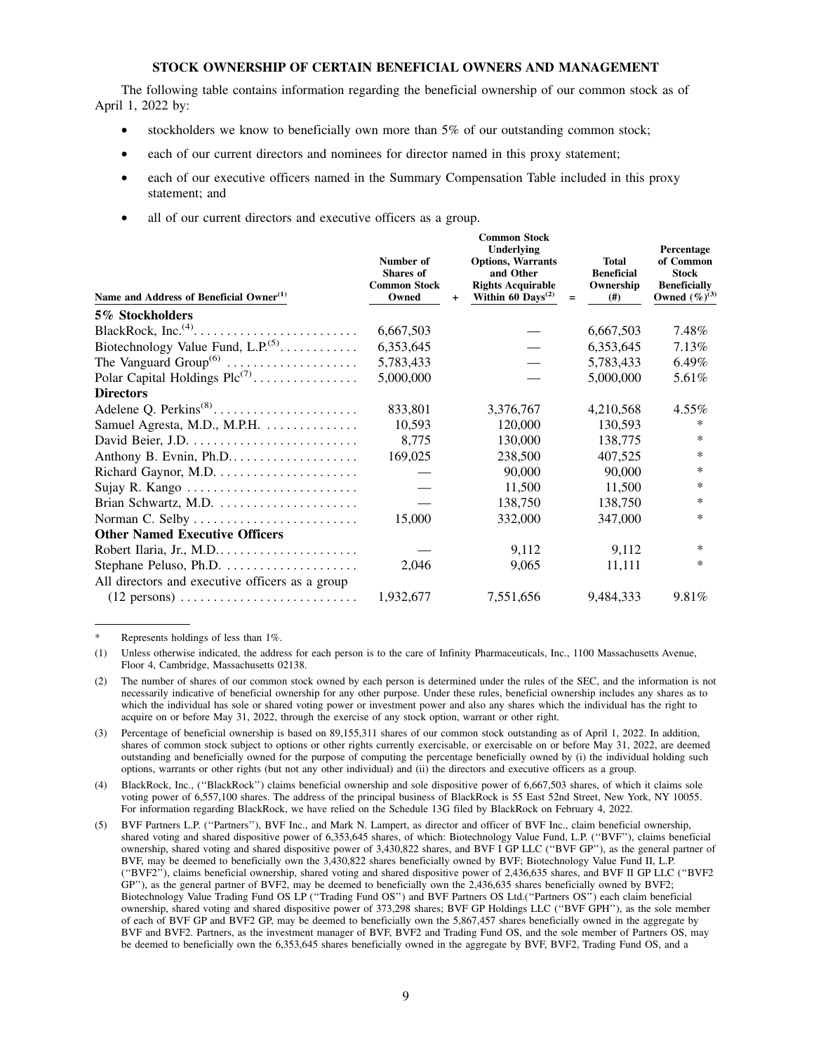## STOCK OWNERSHIP OF CERTAIN BENEFICIAL OWNERS AND MANAGEMENT

The following table contains information regarding the beneficial ownership of our common stock as of April 1, 2022 by:

- stockholders we know to beneficially own more than 5% of our outstanding common stock;
- each of our current directors and nominees for director named in this proxy statement;
- each of our executive officers named in the Summary Compensation Table included in this proxy statement; and
- all of our current directors and executive officers as a group.

| Name and Address of Beneficial Owner[1] | Number of Shares of Common Stock Owned | + | Common Stock Underlying Options, Warrants and Other Rights Acquirable Within 60 Days[2] | = | Total Beneficial Ownership (#) | Percentage of Common Stock Beneficially Owned (%)[3] |
|---|---|---|---|---|---|---|
| **5% Stockholders** | | | | | | |
| BlackRock, Inc.[4] | 6,667,503 | | — | | 6,667,503 | 7.48% |
| Biotechnology Value Fund, L.P.[5] | 6,353,645 | | — | | 6,353,645 | 7.13% |
| The Vanguard Group[6] | 5,783,433 | | — | | 5,783,433 | 6.49% |
| Polar Capital Holdings Plc[7] | 5,000,000 | | — | | 5,000,000 | 5.61% |
| **Directors** | | | | | | |
| Adelene Q. Perkins[8] | 833,801 | | 3,376,767 | | 4,210,568 | 4.55% |
| Samuel Agresta, M.D., M.P.H. | 10,593 | | 120,000 | | 130,593 | * |
| David Beier, J.D. | 8,775 | | 130,000 | | 138,775 | * |
| Anthony B. Evnin, Ph.D. | 169,025 | | 238,500 | | 407,525 | * |
| Richard Gaynor, M.D. | — | | 90,000 | | 90,000 | * |
| Sujay R. Kango | — | | 11,500 | | 11,500 | * |
| Brian Schwartz, M.D. | — | | 138,750 | | 138,750 | * |
| Norman C. Selby | 15,000 | | 332,000 | | 347,000 | * |
| **Other Named Executive Officers** | | | | | | |
| Robert Ilaria, Jr., M.D. | — | | 9,112 | | 9,112 | * |
| Stephane Peluso, Ph.D. | 2,046 | | 9,065 | | 11,111 | * |
| All directors and executive officers as a group (12 persons) | 1,932,677 | | 7,551,656 | | 9,484,333 | 9.81% |

\* Represents holdings of less than 1%.

(1) Unless otherwise indicated, the address for each person is to the care of Infinity Pharmaceuticals, Inc., 1100 Massachusetts Avenue, Floor 4, Cambridge, Massachusetts 02138.

(2) The number of shares of our common stock owned by each person is determined under the rules of the SEC, and the information is not necessarily indicative of beneficial ownership for any other purpose. Under these rules, beneficial ownership includes any shares as to which the individual has sole or shared voting power or investment power and also any shares which the individual has the right to acquire on or before May 31, 2022, through the exercise of any stock option, warrant or other right.

(3) Percentage of beneficial ownership is based on 89,155,311 shares of our common stock outstanding as of April 1, 2022. In addition, shares of common stock subject to options or other rights currently exercisable, or exercisable on or before May 31, 2022, are deemed outstanding and beneficially owned for the purpose of computing the percentage beneficially owned by (i) the individual holding such options, warrants or other rights (but not any other individual) and (ii) the directors and executive officers as a group.

(4) BlackRock, Inc., (''BlackRock'') claims beneficial ownership and sole dispositive power of 6,667,503 shares, of which it claims sole voting power of 6,557,100 shares. The address of the principal business of BlackRock is 55 East 52nd Street, New York, NY 10055. For information regarding BlackRock, we have relied on the Schedule 13G filed by BlackRock on February 4, 2022.

(5) BVF Partners L.P. (''Partners''), BVF Inc., and Mark N. Lampert, as director and officer of BVF Inc., claim beneficial ownership, shared voting and shared dispositive power of 6,353,645 shares, of which: Biotechnology Value Fund, L.P. (''BVF''), claims beneficial ownership, shared voting and shared dispositive power of 3,430,822 shares, and BVF I GP LLC (''BVF GP''), as the general partner of BVF, may be deemed to beneficially own the 3,430,822 shares beneficially owned by BVF; Biotechnology Value Fund II, L.P. (''BVF2''), claims beneficial ownership, shared voting and shared dispositive power of 2,436,635 shares, and BVF II GP LLC (''BVF2 GP''), as the general partner of BVF2, may be deemed to beneficially own the 2,436,635 shares beneficially owned by BVF2; Biotechnology Value Trading Fund OS LP (''Trading Fund OS'') and BVF Partners OS Ltd.(''Partners OS'') each claim beneficial ownership, shared voting and shared dispositive power of 373,298 shares; BVF GP Holdings LLC (''BVF GPH''), as the sole member of each of BVF GP and BVF2 GP, may be deemed to beneficially own the 5,867,457 shares beneficially owned in the aggregate by BVF and BVF2. Partners, as the investment manager of BVF, BVF2 and Trading Fund OS, and the sole member of Partners OS, may be deemed to beneficially own the 6,353,645 shares beneficially owned in the aggregate by BVF, BVF2, Trading Fund OS, and a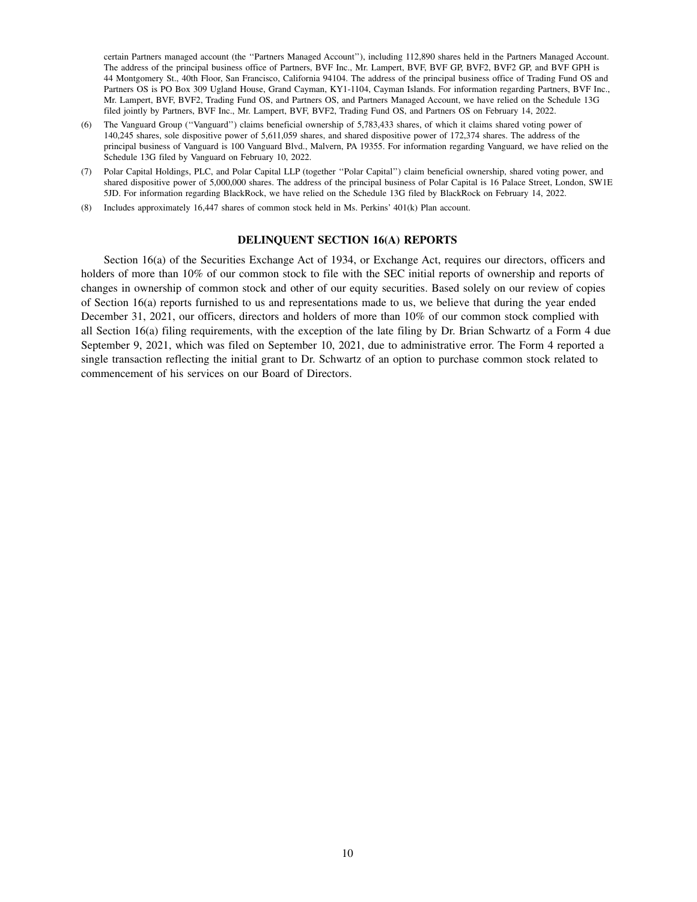certain Partners managed account (the ''Partners Managed Account''), including 112,890 shares held in the Partners Managed Account. The address of the principal business office of Partners, BVF Inc., Mr. Lampert, BVF, BVF GP, BVF2, BVF2 GP, and BVF GPH is 44 Montgomery St., 40th Floor, San Francisco, California 94104. The address of the principal business office of Trading Fund OS and Partners OS is PO Box 309 Ugland House, Grand Cayman, KY1-1104, Cayman Islands. For information regarding Partners, BVF Inc., Mr. Lampert, BVF, BVF2, Trading Fund OS, and Partners OS, and Partners Managed Account, we have relied on the Schedule 13G filed jointly by Partners, BVF Inc., Mr. Lampert, BVF, BVF2, Trading Fund OS, and Partners OS on February 14, 2022.

(6) The Vanguard Group (''Vanguard'') claims beneficial ownership of 5,783,433 shares, of which it claims shared voting power of 140,245 shares, sole dispositive power of 5,611,059 shares, and shared dispositive power of 172,374 shares. The address of the principal business of Vanguard is 100 Vanguard Blvd., Malvern, PA 19355. For information regarding Vanguard, we have relied on the Schedule 13G filed by Vanguard on February 10, 2022.

(7) Polar Capital Holdings, PLC, and Polar Capital LLP (together ''Polar Capital'') claim beneficial ownership, shared voting power, and shared dispositive power of 5,000,000 shares. The address of the principal business of Polar Capital is 16 Palace Street, London, SW1E 5JD. For information regarding BlackRock, we have relied on the Schedule 13G filed by BlackRock on February 14, 2022.

(8) Includes approximately 16,447 shares of common stock held in Ms. Perkins' 401(k) Plan account.

## DELINQUENT SECTION 16(A) REPORTS

Section 16(a) of the Securities Exchange Act of 1934, or Exchange Act, requires our directors, officers and holders of more than 10% of our common stock to file with the SEC initial reports of ownership and reports of changes in ownership of common stock and other of our equity securities. Based solely on our review of copies of Section 16(a) reports furnished to us and representations made to us, we believe that during the year ended December 31, 2021, our officers, directors and holders of more than 10% of our common stock complied with all Section 16(a) filing requirements, with the exception of the late filing by Dr. Brian Schwartz of a Form 4 due September 9, 2021, which was filed on September 10, 2021, due to administrative error. The Form 4 reported a single transaction reflecting the initial grant to Dr. Schwartz of an option to purchase common stock related to commencement of his services on our Board of Directors.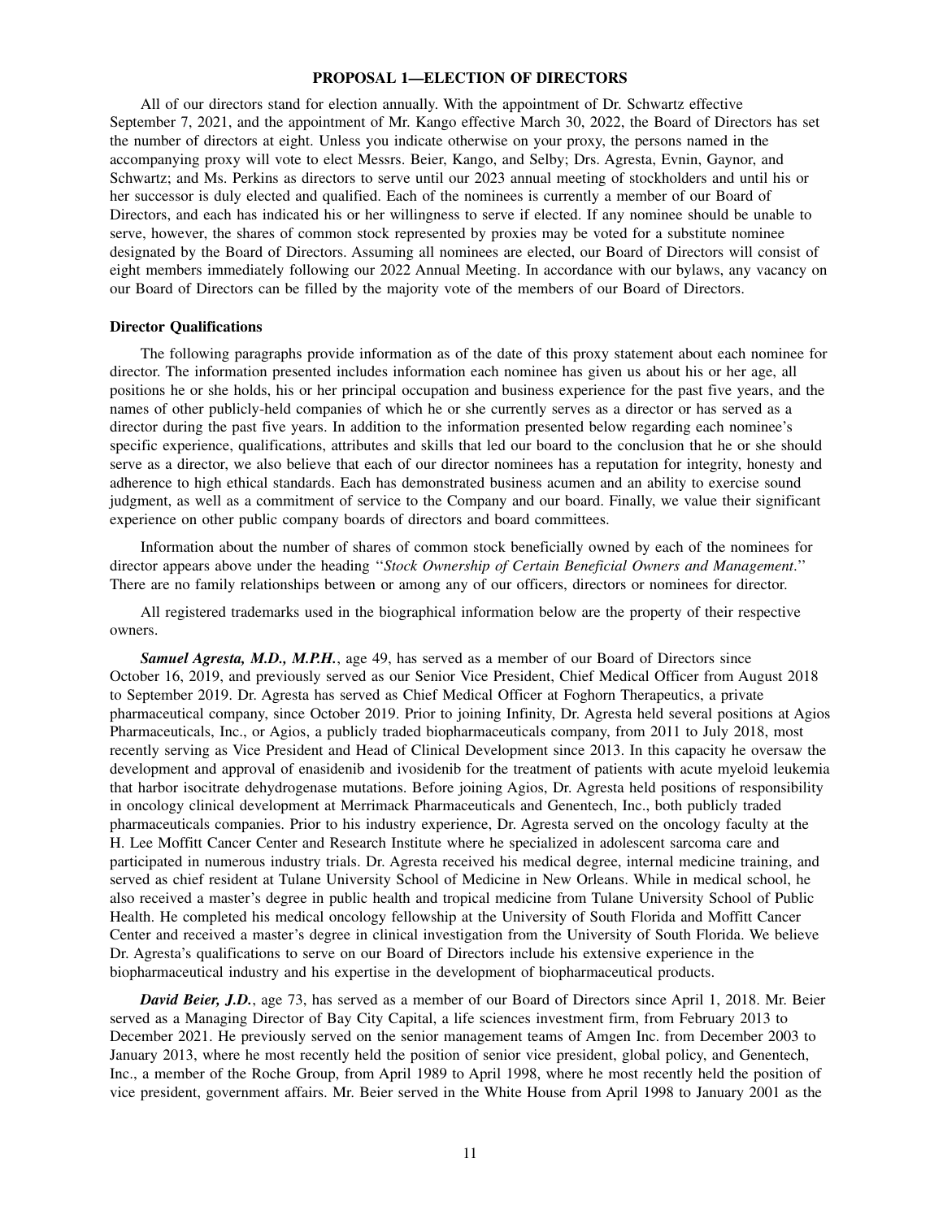## PROPOSAL 1—ELECTION OF DIRECTORS

All of our directors stand for election annually. With the appointment of Dr. Schwartz effective September 7, 2021, and the appointment of Mr. Kango effective March 30, 2022, the Board of Directors has set the number of directors at eight. Unless you indicate otherwise on your proxy, the persons named in the accompanying proxy will vote to elect Messrs. Beier, Kango, and Selby; Drs. Agresta, Evnin, Gaynor, and Schwartz; and Ms. Perkins as directors to serve until our 2023 annual meeting of stockholders and until his or her successor is duly elected and qualified. Each of the nominees is currently a member of our Board of Directors, and each has indicated his or her willingness to serve if elected. If any nominee should be unable to serve, however, the shares of common stock represented by proxies may be voted for a substitute nominee designated by the Board of Directors. Assuming all nominees are elected, our Board of Directors will consist of eight members immediately following our 2022 Annual Meeting. In accordance with our bylaws, any vacancy on our Board of Directors can be filled by the majority vote of the members of our Board of Directors.

### Director Qualifications

The following paragraphs provide information as of the date of this proxy statement about each nominee for director. The information presented includes information each nominee has given us about his or her age, all positions he or she holds, his or her principal occupation and business experience for the past five years, and the names of other publicly-held companies of which he or she currently serves as a director or has served as a director during the past five years. In addition to the information presented below regarding each nominee's specific experience, qualifications, attributes and skills that led our board to the conclusion that he or she should serve as a director, we also believe that each of our director nominees has a reputation for integrity, honesty and adherence to high ethical standards. Each has demonstrated business acumen and an ability to exercise sound judgment, as well as a commitment of service to the Company and our board. Finally, we value their significant experience on other public company boards of directors and board committees.

Information about the number of shares of common stock beneficially owned by each of the nominees for director appears above under the heading "*Stock Ownership of Certain Beneficial Owners and Management*." There are no family relationships between or among any of our officers, directors or nominees for director.

All registered trademarks used in the biographical information below are the property of their respective owners.

***Samuel Agresta, M.D., M.P.H.***, age 49, has served as a member of our Board of Directors since October 16, 2019, and previously served as our Senior Vice President, Chief Medical Officer from August 2018 to September 2019. Dr. Agresta has served as Chief Medical Officer at Foghorn Therapeutics, a private pharmaceutical company, since October 2019. Prior to joining Infinity, Dr. Agresta held several positions at Agios Pharmaceuticals, Inc., or Agios, a publicly traded biopharmaceuticals company, from 2011 to July 2018, most recently serving as Vice President and Head of Clinical Development since 2013. In this capacity he oversaw the development and approval of enasidenib and ivosidenib for the treatment of patients with acute myeloid leukemia that harbor isocitrate dehydrogenase mutations. Before joining Agios, Dr. Agresta held positions of responsibility in oncology clinical development at Merrimack Pharmaceuticals and Genentech, Inc., both publicly traded pharmaceuticals companies. Prior to his industry experience, Dr. Agresta served on the oncology faculty at the H. Lee Moffitt Cancer Center and Research Institute where he specialized in adolescent sarcoma care and participated in numerous industry trials. Dr. Agresta received his medical degree, internal medicine training, and served as chief resident at Tulane University School of Medicine in New Orleans. While in medical school, he also received a master's degree in public health and tropical medicine from Tulane University School of Public Health. He completed his medical oncology fellowship at the University of South Florida and Moffitt Cancer Center and received a master's degree in clinical investigation from the University of South Florida. We believe Dr. Agresta's qualifications to serve on our Board of Directors include his extensive experience in the biopharmaceutical industry and his expertise in the development of biopharmaceutical products.

***David Beier, J.D.***, age 73, has served as a member of our Board of Directors since April 1, 2018. Mr. Beier served as a Managing Director of Bay City Capital, a life sciences investment firm, from February 2013 to December 2021. He previously served on the senior management teams of Amgen Inc. from December 2003 to January 2013, where he most recently held the position of senior vice president, global policy, and Genentech, Inc., a member of the Roche Group, from April 1989 to April 1998, where he most recently held the position of vice president, government affairs. Mr. Beier served in the White House from April 1998 to January 2001 as the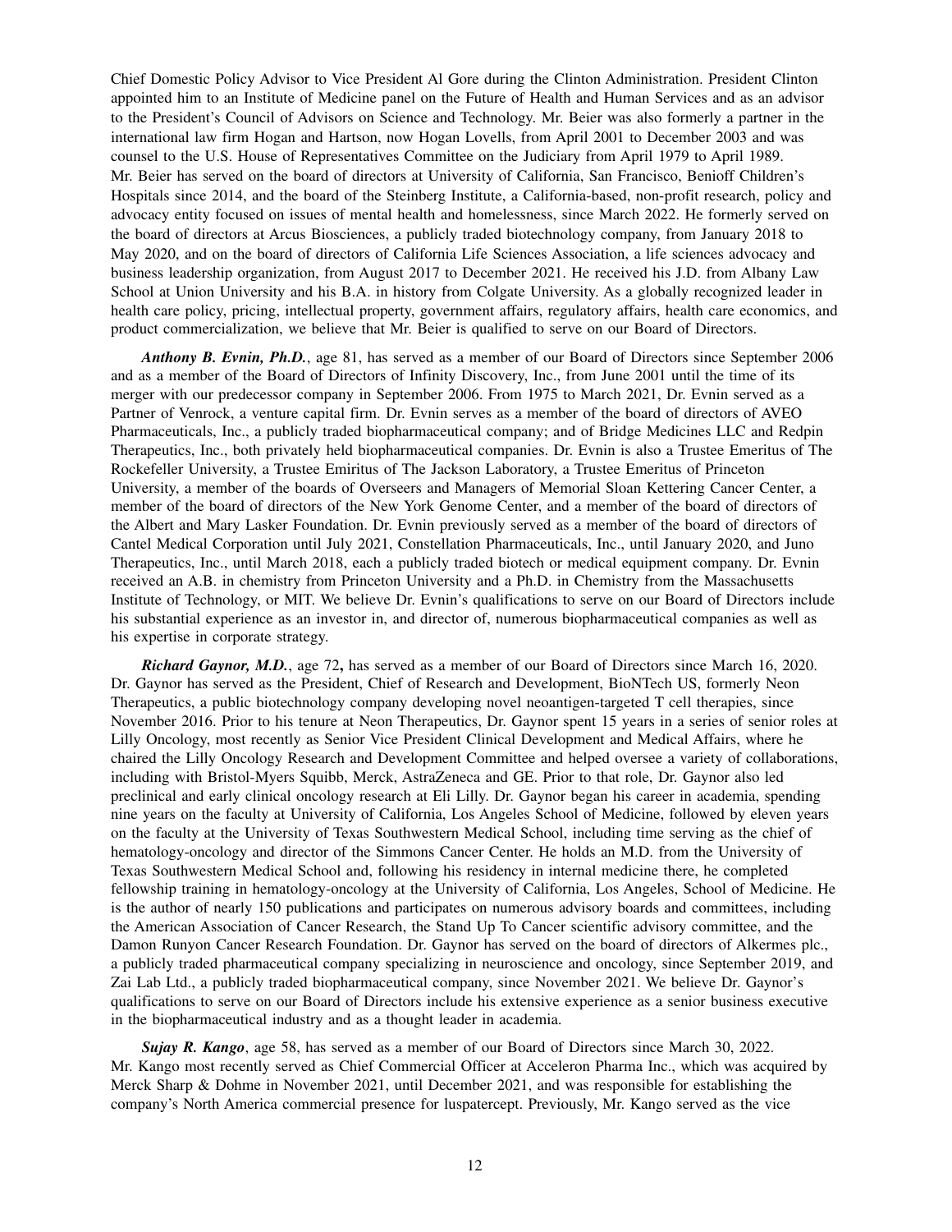Chief Domestic Policy Advisor to Vice President Al Gore during the Clinton Administration. President Clinton appointed him to an Institute of Medicine panel on the Future of Health and Human Services and as an advisor to the President's Council of Advisors on Science and Technology. Mr. Beier was also formerly a partner in the international law firm Hogan and Hartson, now Hogan Lovells, from April 2001 to December 2003 and was counsel to the U.S. House of Representatives Committee on the Judiciary from April 1979 to April 1989. Mr. Beier has served on the board of directors at University of California, San Francisco, Benioff Children's Hospitals since 2014, and the board of the Steinberg Institute, a California-based, non-profit research, policy and advocacy entity focused on issues of mental health and homelessness, since March 2022. He formerly served on the board of directors at Arcus Biosciences, a publicly traded biotechnology company, from January 2018 to May 2020, and on the board of directors of California Life Sciences Association, a life sciences advocacy and business leadership organization, from August 2017 to December 2021. He received his J.D. from Albany Law School at Union University and his B.A. in history from Colgate University. As a globally recognized leader in health care policy, pricing, intellectual property, government affairs, regulatory affairs, health care economics, and product commercialization, we believe that Mr. Beier is qualified to serve on our Board of Directors.

***Anthony B. Evnin, Ph.D.***, age 81, has served as a member of our Board of Directors since September 2006 and as a member of the Board of Directors of Infinity Discovery, Inc., from June 2001 until the time of its merger with our predecessor company in September 2006. From 1975 to March 2021, Dr. Evnin served as a Partner of Venrock, a venture capital firm. Dr. Evnin serves as a member of the board of directors of AVEO Pharmaceuticals, Inc., a publicly traded biopharmaceutical company; and of Bridge Medicines LLC and Redpin Therapeutics, Inc., both privately held biopharmaceutical companies. Dr. Evnin is also a Trustee Emeritus of The Rockefeller University, a Trustee Emiritus of The Jackson Laboratory, a Trustee Emeritus of Princeton University, a member of the boards of Overseers and Managers of Memorial Sloan Kettering Cancer Center, a member of the board of directors of the New York Genome Center, and a member of the board of directors of the Albert and Mary Lasker Foundation. Dr. Evnin previously served as a member of the board of directors of Cantel Medical Corporation until July 2021, Constellation Pharmaceuticals, Inc., until January 2020, and Juno Therapeutics, Inc., until March 2018, each a publicly traded biotech or medical equipment company. Dr. Evnin received an A.B. in chemistry from Princeton University and a Ph.D. in Chemistry from the Massachusetts Institute of Technology, or MIT. We believe Dr. Evnin's qualifications to serve on our Board of Directors include his substantial experience as an investor in, and director of, numerous biopharmaceutical companies as well as his expertise in corporate strategy.

***Richard Gaynor, M.D.***, age 72**,** has served as a member of our Board of Directors since March 16, 2020. Dr. Gaynor has served as the President, Chief of Research and Development, BioNTech US, formerly Neon Therapeutics, a public biotechnology company developing novel neoantigen-targeted T cell therapies, since November 2016. Prior to his tenure at Neon Therapeutics, Dr. Gaynor spent 15 years in a series of senior roles at Lilly Oncology, most recently as Senior Vice President Clinical Development and Medical Affairs, where he chaired the Lilly Oncology Research and Development Committee and helped oversee a variety of collaborations, including with Bristol-Myers Squibb, Merck, AstraZeneca and GE. Prior to that role, Dr. Gaynor also led preclinical and early clinical oncology research at Eli Lilly. Dr. Gaynor began his career in academia, spending nine years on the faculty at University of California, Los Angeles School of Medicine, followed by eleven years on the faculty at the University of Texas Southwestern Medical School, including time serving as the chief of hematology-oncology and director of the Simmons Cancer Center. He holds an M.D. from the University of Texas Southwestern Medical School and, following his residency in internal medicine there, he completed fellowship training in hematology-oncology at the University of California, Los Angeles, School of Medicine. He is the author of nearly 150 publications and participates on numerous advisory boards and committees, including the American Association of Cancer Research, the Stand Up To Cancer scientific advisory committee, and the Damon Runyon Cancer Research Foundation. Dr. Gaynor has served on the board of directors of Alkermes plc., a publicly traded pharmaceutical company specializing in neuroscience and oncology, since September 2019, and Zai Lab Ltd., a publicly traded biopharmaceutical company, since November 2021. We believe Dr. Gaynor's qualifications to serve on our Board of Directors include his extensive experience as a senior business executive in the biopharmaceutical industry and as a thought leader in academia.

***Sujay R. Kango***, age 58, has served as a member of our Board of Directors since March 30, 2022. Mr. Kango most recently served as Chief Commercial Officer at Acceleron Pharma Inc., which was acquired by Merck Sharp & Dohme in November 2021, until December 2021, and was responsible for establishing the company's North America commercial presence for luspatercept. Previously, Mr. Kango served as the vice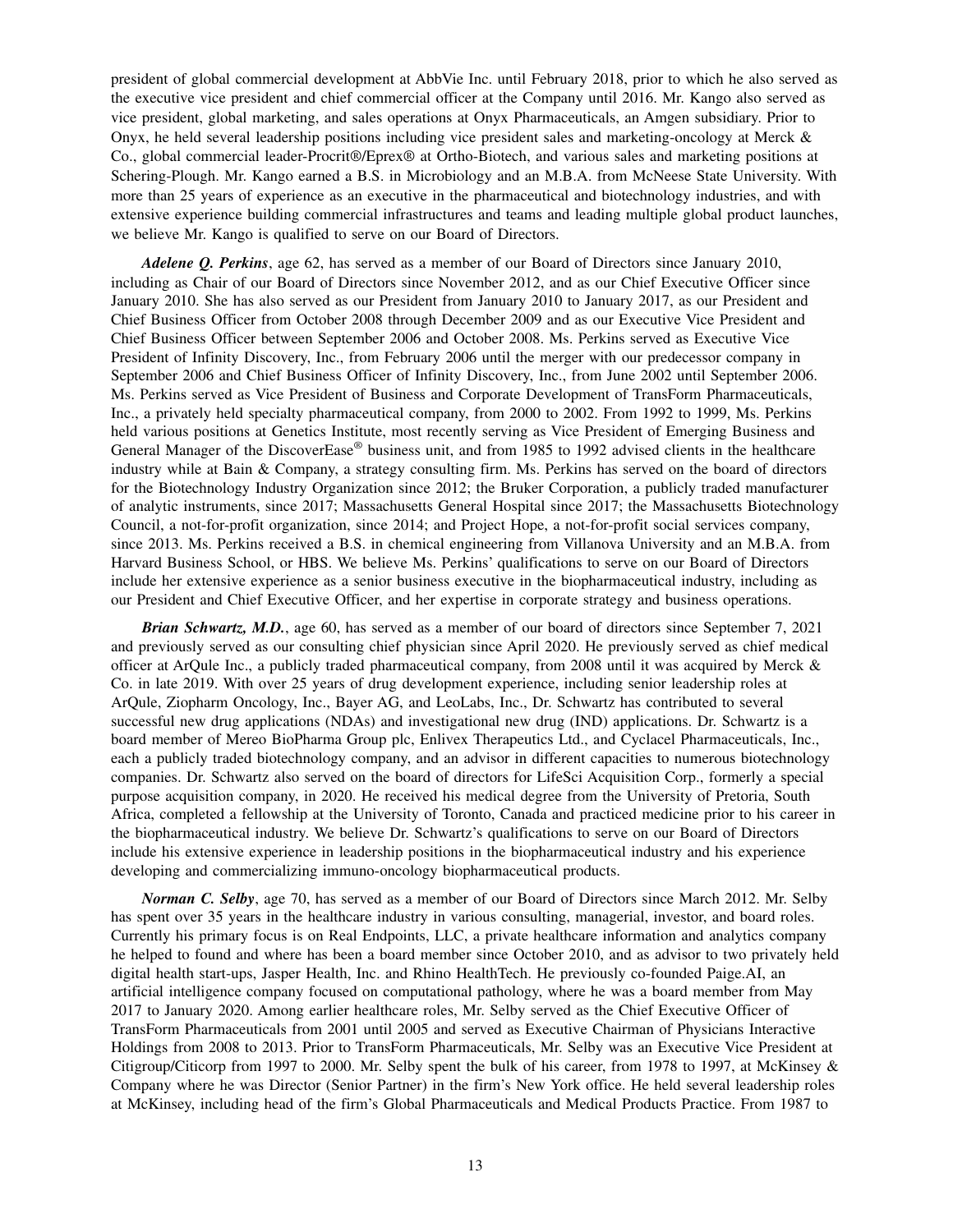president of global commercial development at AbbVie Inc. until February 2018, prior to which he also served as the executive vice president and chief commercial officer at the Company until 2016. Mr. Kango also served as vice president, global marketing, and sales operations at Onyx Pharmaceuticals, an Amgen subsidiary. Prior to Onyx, he held several leadership positions including vice president sales and marketing-oncology at Merck & Co., global commercial leader-Procrit®/Eprex® at Ortho-Biotech, and various sales and marketing positions at Schering-Plough. Mr. Kango earned a B.S. in Microbiology and an M.B.A. from McNeese State University. With more than 25 years of experience as an executive in the pharmaceutical and biotechnology industries, and with extensive experience building commercial infrastructures and teams and leading multiple global product launches, we believe Mr. Kango is qualified to serve on our Board of Directors.

***Adelene Q. Perkins***, age 62, has served as a member of our Board of Directors since January 2010, including as Chair of our Board of Directors since November 2012, and as our Chief Executive Officer since January 2010. She has also served as our President from January 2010 to January 2017, as our President and Chief Business Officer from October 2008 through December 2009 and as our Executive Vice President and Chief Business Officer between September 2006 and October 2008. Ms. Perkins served as Executive Vice President of Infinity Discovery, Inc., from February 2006 until the merger with our predecessor company in September 2006 and Chief Business Officer of Infinity Discovery, Inc., from June 2002 until September 2006. Ms. Perkins served as Vice President of Business and Corporate Development of TransForm Pharmaceuticals, Inc., a privately held specialty pharmaceutical company, from 2000 to 2002. From 1992 to 1999, Ms. Perkins held various positions at Genetics Institute, most recently serving as Vice President of Emerging Business and General Manager of the DiscoverEase® business unit, and from 1985 to 1992 advised clients in the healthcare industry while at Bain & Company, a strategy consulting firm. Ms. Perkins has served on the board of directors for the Biotechnology Industry Organization since 2012; the Bruker Corporation, a publicly traded manufacturer of analytic instruments, since 2017; Massachusetts General Hospital since 2017; the Massachusetts Biotechnology Council, a not-for-profit organization, since 2014; and Project Hope, a not-for-profit social services company, since 2013. Ms. Perkins received a B.S. in chemical engineering from Villanova University and an M.B.A. from Harvard Business School, or HBS. We believe Ms. Perkins' qualifications to serve on our Board of Directors include her extensive experience as a senior business executive in the biopharmaceutical industry, including as our President and Chief Executive Officer, and her expertise in corporate strategy and business operations.

***Brian Schwartz, M.D.***, age 60, has served as a member of our board of directors since September 7, 2021 and previously served as our consulting chief physician since April 2020. He previously served as chief medical officer at ArQule Inc., a publicly traded pharmaceutical company, from 2008 until it was acquired by Merck & Co. in late 2019. With over 25 years of drug development experience, including senior leadership roles at ArQule, Ziopharm Oncology, Inc., Bayer AG, and LeoLabs, Inc., Dr. Schwartz has contributed to several successful new drug applications (NDAs) and investigational new drug (IND) applications. Dr. Schwartz is a board member of Mereo BioPharma Group plc, Enlivex Therapeutics Ltd., and Cyclacel Pharmaceuticals, Inc., each a publicly traded biotechnology company, and an advisor in different capacities to numerous biotechnology companies. Dr. Schwartz also served on the board of directors for LifeSci Acquisition Corp., formerly a special purpose acquisition company, in 2020. He received his medical degree from the University of Pretoria, South Africa, completed a fellowship at the University of Toronto, Canada and practiced medicine prior to his career in the biopharmaceutical industry. We believe Dr. Schwartz's qualifications to serve on our Board of Directors include his extensive experience in leadership positions in the biopharmaceutical industry and his experience developing and commercializing immuno-oncology biopharmaceutical products.

***Norman C. Selby***, age 70, has served as a member of our Board of Directors since March 2012. Mr. Selby has spent over 35 years in the healthcare industry in various consulting, managerial, investor, and board roles. Currently his primary focus is on Real Endpoints, LLC, a private healthcare information and analytics company he helped to found and where has been a board member since October 2010, and as advisor to two privately held digital health start-ups, Jasper Health, Inc. and Rhino HealthTech. He previously co-founded Paige.AI, an artificial intelligence company focused on computational pathology, where he was a board member from May 2017 to January 2020. Among earlier healthcare roles, Mr. Selby served as the Chief Executive Officer of TransForm Pharmaceuticals from 2001 until 2005 and served as Executive Chairman of Physicians Interactive Holdings from 2008 to 2013. Prior to TransForm Pharmaceuticals, Mr. Selby was an Executive Vice President at Citigroup/Citicorp from 1997 to 2000. Mr. Selby spent the bulk of his career, from 1978 to 1997, at McKinsey & Company where he was Director (Senior Partner) in the firm's New York office. He held several leadership roles at McKinsey, including head of the firm's Global Pharmaceuticals and Medical Products Practice. From 1987 to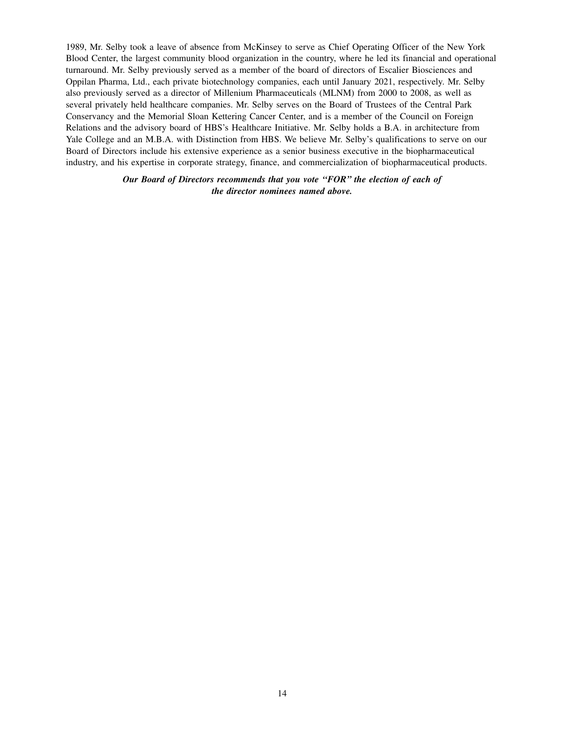1989, Mr. Selby took a leave of absence from McKinsey to serve as Chief Operating Officer of the New York Blood Center, the largest community blood organization in the country, where he led its financial and operational turnaround. Mr. Selby previously served as a member of the board of directors of Escalier Biosciences and Oppilan Pharma, Ltd., each private biotechnology companies, each until January 2021, respectively. Mr. Selby also previously served as a director of Millenium Pharmaceuticals (MLNM) from 2000 to 2008, as well as several privately held healthcare companies. Mr. Selby serves on the Board of Trustees of the Central Park Conservancy and the Memorial Sloan Kettering Cancer Center, and is a member of the Council on Foreign Relations and the advisory board of HBS's Healthcare Initiative. Mr. Selby holds a B.A. in architecture from Yale College and an M.B.A. with Distinction from HBS. We believe Mr. Selby's qualifications to serve on our Board of Directors include his extensive experience as a senior business executive in the biopharmaceutical industry, and his expertise in corporate strategy, finance, and commercialization of biopharmaceutical products.

***Our Board of Directors recommends that you vote "FOR" the election of each of the director nominees named above.***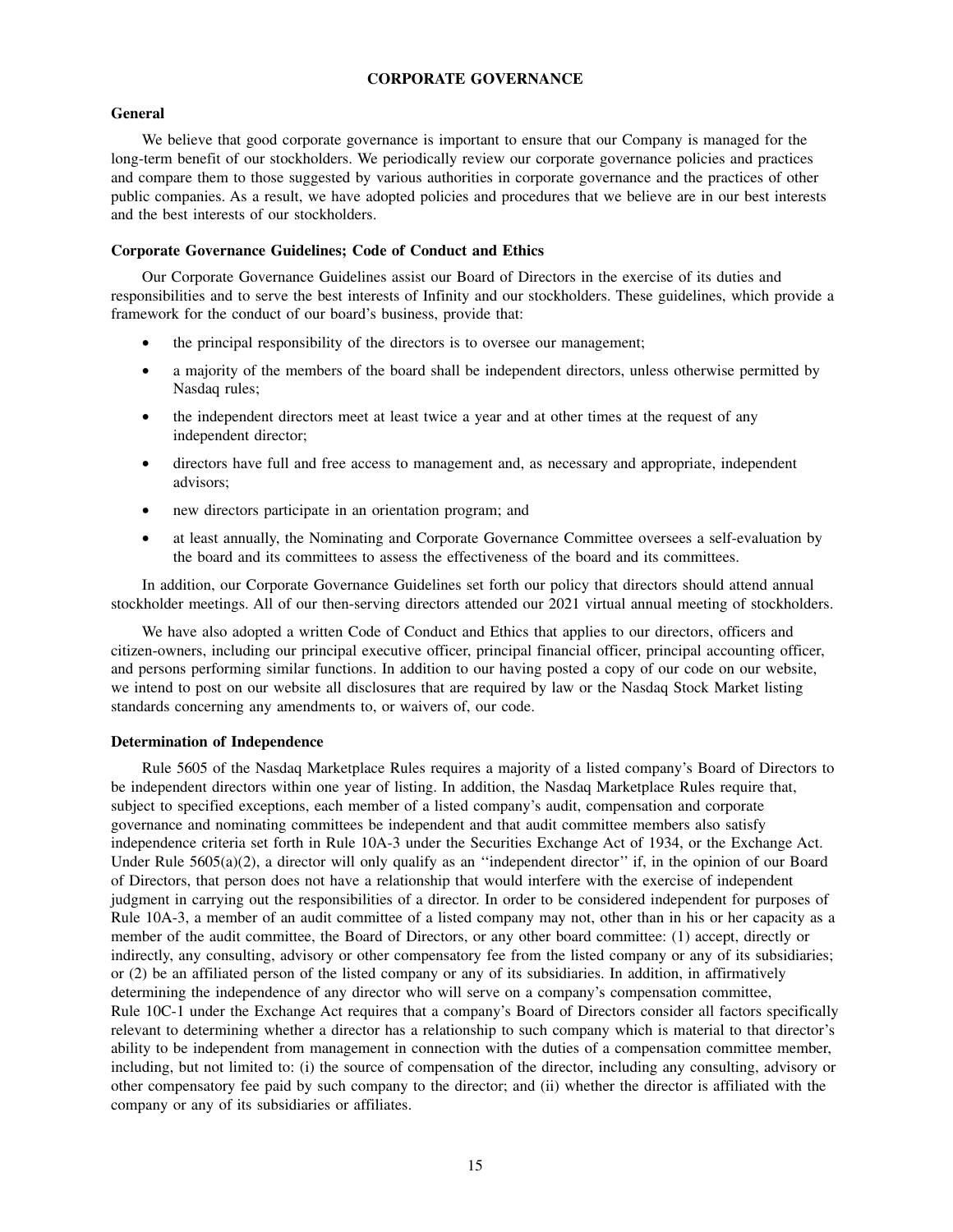# CORPORATE GOVERNANCE

## General

We believe that good corporate governance is important to ensure that our Company is managed for the long-term benefit of our stockholders. We periodically review our corporate governance policies and practices and compare them to those suggested by various authorities in corporate governance and the practices of other public companies. As a result, we have adopted policies and procedures that we believe are in our best interests and the best interests of our stockholders.

## Corporate Governance Guidelines; Code of Conduct and Ethics

Our Corporate Governance Guidelines assist our Board of Directors in the exercise of its duties and responsibilities and to serve the best interests of Infinity and our stockholders. These guidelines, which provide a framework for the conduct of our board's business, provide that:

- the principal responsibility of the directors is to oversee our management;
- a majority of the members of the board shall be independent directors, unless otherwise permitted by Nasdaq rules;
- the independent directors meet at least twice a year and at other times at the request of any independent director;
- directors have full and free access to management and, as necessary and appropriate, independent advisors;
- new directors participate in an orientation program; and
- at least annually, the Nominating and Corporate Governance Committee oversees a self-evaluation by the board and its committees to assess the effectiveness of the board and its committees.

In addition, our Corporate Governance Guidelines set forth our policy that directors should attend annual stockholder meetings. All of our then-serving directors attended our 2021 virtual annual meeting of stockholders.

We have also adopted a written Code of Conduct and Ethics that applies to our directors, officers and citizen-owners, including our principal executive officer, principal financial officer, principal accounting officer, and persons performing similar functions. In addition to our having posted a copy of our code on our website, we intend to post on our website all disclosures that are required by law or the Nasdaq Stock Market listing standards concerning any amendments to, or waivers of, our code.

## Determination of Independence

Rule 5605 of the Nasdaq Marketplace Rules requires a majority of a listed company's Board of Directors to be independent directors within one year of listing. In addition, the Nasdaq Marketplace Rules require that, subject to specified exceptions, each member of a listed company's audit, compensation and corporate governance and nominating committees be independent and that audit committee members also satisfy independence criteria set forth in Rule 10A-3 under the Securities Exchange Act of 1934, or the Exchange Act. Under Rule 5605(a)(2), a director will only qualify as an "independent director" if, in the opinion of our Board of Directors, that person does not have a relationship that would interfere with the exercise of independent judgment in carrying out the responsibilities of a director. In order to be considered independent for purposes of Rule 10A-3, a member of an audit committee of a listed company may not, other than in his or her capacity as a member of the audit committee, the Board of Directors, or any other board committee: (1) accept, directly or indirectly, any consulting, advisory or other compensatory fee from the listed company or any of its subsidiaries; or (2) be an affiliated person of the listed company or any of its subsidiaries. In addition, in affirmatively determining the independence of any director who will serve on a company's compensation committee, Rule 10C-1 under the Exchange Act requires that a company's Board of Directors consider all factors specifically relevant to determining whether a director has a relationship to such company which is material to that director's ability to be independent from management in connection with the duties of a compensation committee member, including, but not limited to: (i) the source of compensation of the director, including any consulting, advisory or other compensatory fee paid by such company to the director; and (ii) whether the director is affiliated with the company or any of its subsidiaries or affiliates.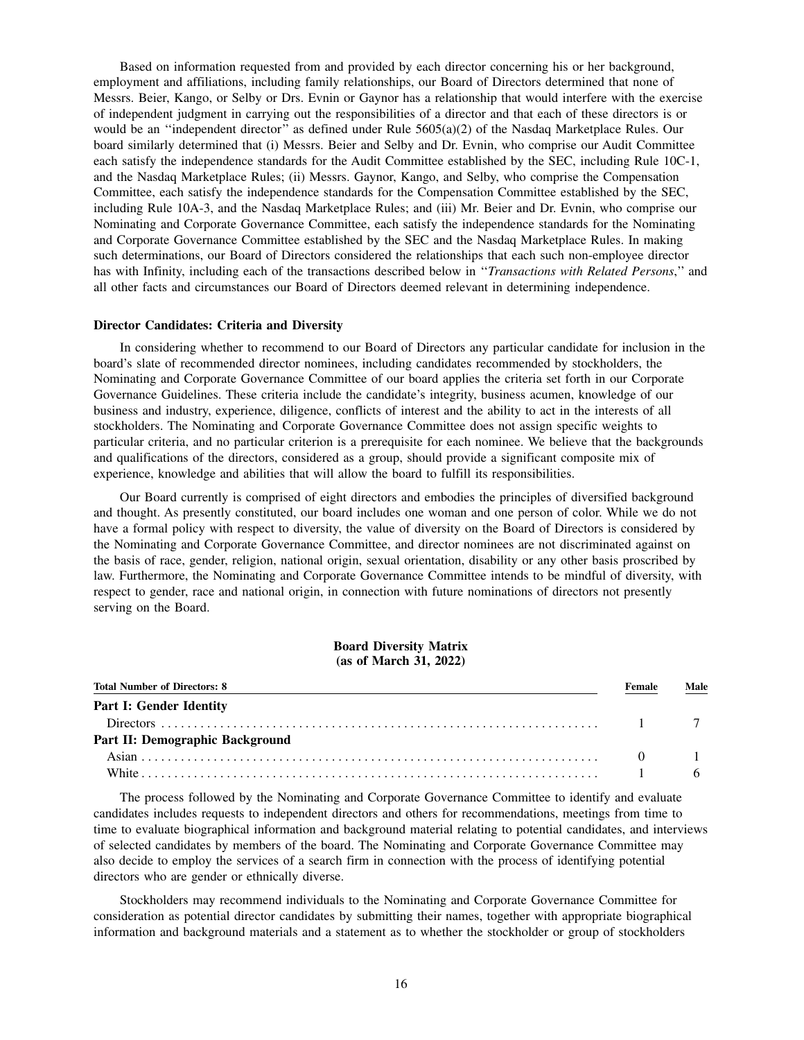Based on information requested from and provided by each director concerning his or her background, employment and affiliations, including family relationships, our Board of Directors determined that none of Messrs. Beier, Kango, or Selby or Drs. Evnin or Gaynor has a relationship that would interfere with the exercise of independent judgment in carrying out the responsibilities of a director and that each of these directors is or would be an ''independent director'' as defined under Rule 5605(a)(2) of the Nasdaq Marketplace Rules. Our board similarly determined that (i) Messrs. Beier and Selby and Dr. Evnin, who comprise our Audit Committee each satisfy the independence standards for the Audit Committee established by the SEC, including Rule 10C-1, and the Nasdaq Marketplace Rules; (ii) Messrs. Gaynor, Kango, and Selby, who comprise the Compensation Committee, each satisfy the independence standards for the Compensation Committee established by the SEC, including Rule 10A-3, and the Nasdaq Marketplace Rules; and (iii) Mr. Beier and Dr. Evnin, who comprise our Nominating and Corporate Governance Committee, each satisfy the independence standards for the Nominating and Corporate Governance Committee established by the SEC and the Nasdaq Marketplace Rules. In making such determinations, our Board of Directors considered the relationships that each such non-employee director has with Infinity, including each of the transactions described below in ''*Transactions with Related Persons*,'' and all other facts and circumstances our Board of Directors deemed relevant in determining independence.

**Director Candidates: Criteria and Diversity**

In considering whether to recommend to our Board of Directors any particular candidate for inclusion in the board's slate of recommended director nominees, including candidates recommended by stockholders, the Nominating and Corporate Governance Committee of our board applies the criteria set forth in our Corporate Governance Guidelines. These criteria include the candidate's integrity, business acumen, knowledge of our business and industry, experience, diligence, conflicts of interest and the ability to act in the interests of all stockholders. The Nominating and Corporate Governance Committee does not assign specific weights to particular criteria, and no particular criterion is a prerequisite for each nominee. We believe that the backgrounds and qualifications of the directors, considered as a group, should provide a significant composite mix of experience, knowledge and abilities that will allow the board to fulfill its responsibilities.

Our Board currently is comprised of eight directors and embodies the principles of diversified background and thought. As presently constituted, our board includes one woman and one person of color. While we do not have a formal policy with respect to diversity, the value of diversity on the Board of Directors is considered by the Nominating and Corporate Governance Committee, and director nominees are not discriminated against on the basis of race, gender, religion, national origin, sexual orientation, disability or any other basis proscribed by law. Furthermore, the Nominating and Corporate Governance Committee intends to be mindful of diversity, with respect to gender, race and national origin, in connection with future nominations of directors not presently serving on the Board.

**Board Diversity Matrix**
**(as of March 31, 2022)**

| Total Number of Directors: 8 | Female | Male |
|---|---|---|
| **Part I: Gender Identity** | | |
| Directors | 1 | 7 |
| **Part II: Demographic Background** | | |
| Asian | 0 | 1 |
| White | 1 | 6 |

The process followed by the Nominating and Corporate Governance Committee to identify and evaluate candidates includes requests to independent directors and others for recommendations, meetings from time to time to evaluate biographical information and background material relating to potential candidates, and interviews of selected candidates by members of the board. The Nominating and Corporate Governance Committee may also decide to employ the services of a search firm in connection with the process of identifying potential directors who are gender or ethnically diverse.

Stockholders may recommend individuals to the Nominating and Corporate Governance Committee for consideration as potential director candidates by submitting their names, together with appropriate biographical information and background materials and a statement as to whether the stockholder or group of stockholders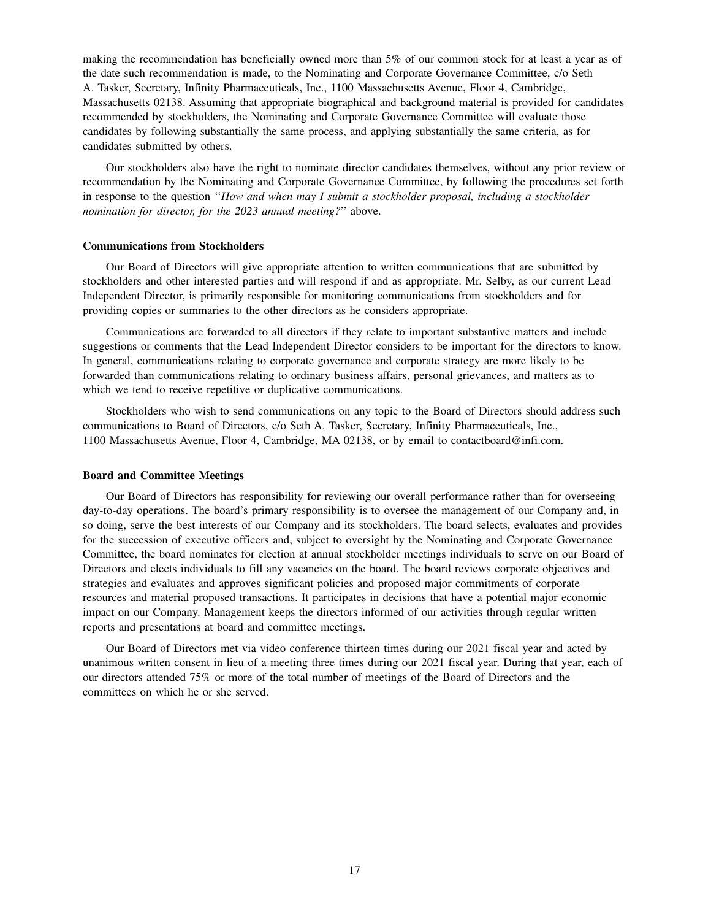making the recommendation has beneficially owned more than 5% of our common stock for at least a year as of the date such recommendation is made, to the Nominating and Corporate Governance Committee, c/o Seth A. Tasker, Secretary, Infinity Pharmaceuticals, Inc., 1100 Massachusetts Avenue, Floor 4, Cambridge, Massachusetts 02138. Assuming that appropriate biographical and background material is provided for candidates recommended by stockholders, the Nominating and Corporate Governance Committee will evaluate those candidates by following substantially the same process, and applying substantially the same criteria, as for candidates submitted by others.

Our stockholders also have the right to nominate director candidates themselves, without any prior review or recommendation by the Nominating and Corporate Governance Committee, by following the procedures set forth in response to the question "*How and when may I submit a stockholder proposal, including a stockholder nomination for director, for the 2023 annual meeting?*" above.

**Communications from Stockholders**

Our Board of Directors will give appropriate attention to written communications that are submitted by stockholders and other interested parties and will respond if and as appropriate. Mr. Selby, as our current Lead Independent Director, is primarily responsible for monitoring communications from stockholders and for providing copies or summaries to the other directors as he considers appropriate.

Communications are forwarded to all directors if they relate to important substantive matters and include suggestions or comments that the Lead Independent Director considers to be important for the directors to know. In general, communications relating to corporate governance and corporate strategy are more likely to be forwarded than communications relating to ordinary business affairs, personal grievances, and matters as to which we tend to receive repetitive or duplicative communications.

Stockholders who wish to send communications on any topic to the Board of Directors should address such communications to Board of Directors, c/o Seth A. Tasker, Secretary, Infinity Pharmaceuticals, Inc., 1100 Massachusetts Avenue, Floor 4, Cambridge, MA 02138, or by email to contactboard@infi.com.

**Board and Committee Meetings**

Our Board of Directors has responsibility for reviewing our overall performance rather than for overseeing day-to-day operations. The board's primary responsibility is to oversee the management of our Company and, in so doing, serve the best interests of our Company and its stockholders. The board selects, evaluates and provides for the succession of executive officers and, subject to oversight by the Nominating and Corporate Governance Committee, the board nominates for election at annual stockholder meetings individuals to serve on our Board of Directors and elects individuals to fill any vacancies on the board. The board reviews corporate objectives and strategies and evaluates and approves significant policies and proposed major commitments of corporate resources and material proposed transactions. It participates in decisions that have a potential major economic impact on our Company. Management keeps the directors informed of our activities through regular written reports and presentations at board and committee meetings.

Our Board of Directors met via video conference thirteen times during our 2021 fiscal year and acted by unanimous written consent in lieu of a meeting three times during our 2021 fiscal year. During that year, each of our directors attended 75% or more of the total number of meetings of the Board of Directors and the committees on which he or she served.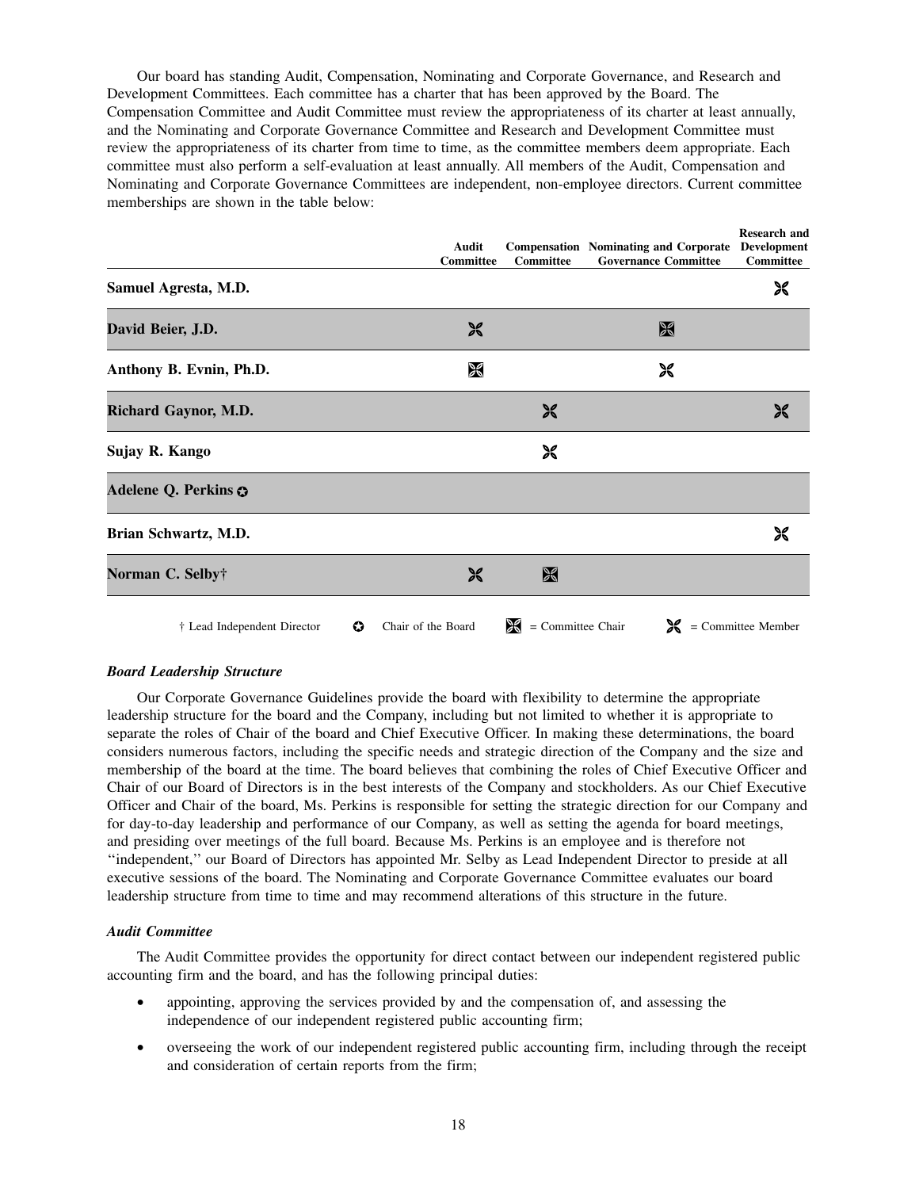Our board has standing Audit, Compensation, Nominating and Corporate Governance, and Research and Development Committees. Each committee has a charter that has been approved by the Board. The Compensation Committee and Audit Committee must review the appropriateness of its charter at least annually, and the Nominating and Corporate Governance Committee and Research and Development Committee must review the appropriateness of its charter from time to time, as the committee members deem appropriate. Each committee must also perform a self-evaluation at least annually. All members of the Audit, Compensation and Nominating and Corporate Governance Committees are independent, non-employee directors. Current committee memberships are shown in the table below:

| | Audit Committee | Compensation Committee | Nominating and Corporate Governance Committee | Research and Development Committee |
|---|---|---|---|---|
| **Samuel Agresta, M.D.** | | | | Member |
| **David Beier, J.D.** | Member | | Chair | |
| **Anthony B. Evnin, Ph.D.** | Chair | | Member | |
| **Richard Gaynor, M.D.** | | Member | | Member |
| **Sujay R. Kango** | | Member | | |
| **Adelene Q. Perkins** ✪ | | | | |
| **Brian Schwartz, M.D.** | | | | Member |
| **Norman C. Selby†** | Member | Chair | | |

† Lead Independent Director ✪ Chair of the Board Chair = Committee Chair Member = Committee Member

### *Board Leadership Structure*

Our Corporate Governance Guidelines provide the board with flexibility to determine the appropriate leadership structure for the board and the Company, including but not limited to whether it is appropriate to separate the roles of Chair of the board and Chief Executive Officer. In making these determinations, the board considers numerous factors, including the specific needs and strategic direction of the Company and the size and membership of the board at the time. The board believes that combining the roles of Chief Executive Officer and Chair of our Board of Directors is in the best interests of the Company and stockholders. As our Chief Executive Officer and Chair of the board, Ms. Perkins is responsible for setting the strategic direction for our Company and for day-to-day leadership and performance of our Company, as well as setting the agenda for board meetings, and presiding over meetings of the full board. Because Ms. Perkins is an employee and is therefore not ''independent,'' our Board of Directors has appointed Mr. Selby as Lead Independent Director to preside at all executive sessions of the board. The Nominating and Corporate Governance Committee evaluates our board leadership structure from time to time and may recommend alterations of this structure in the future.

### *Audit Committee*

The Audit Committee provides the opportunity for direct contact between our independent registered public accounting firm and the board, and has the following principal duties:

- appointing, approving the services provided by and the compensation of, and assessing the independence of our independent registered public accounting firm;
- overseeing the work of our independent registered public accounting firm, including through the receipt and consideration of certain reports from the firm;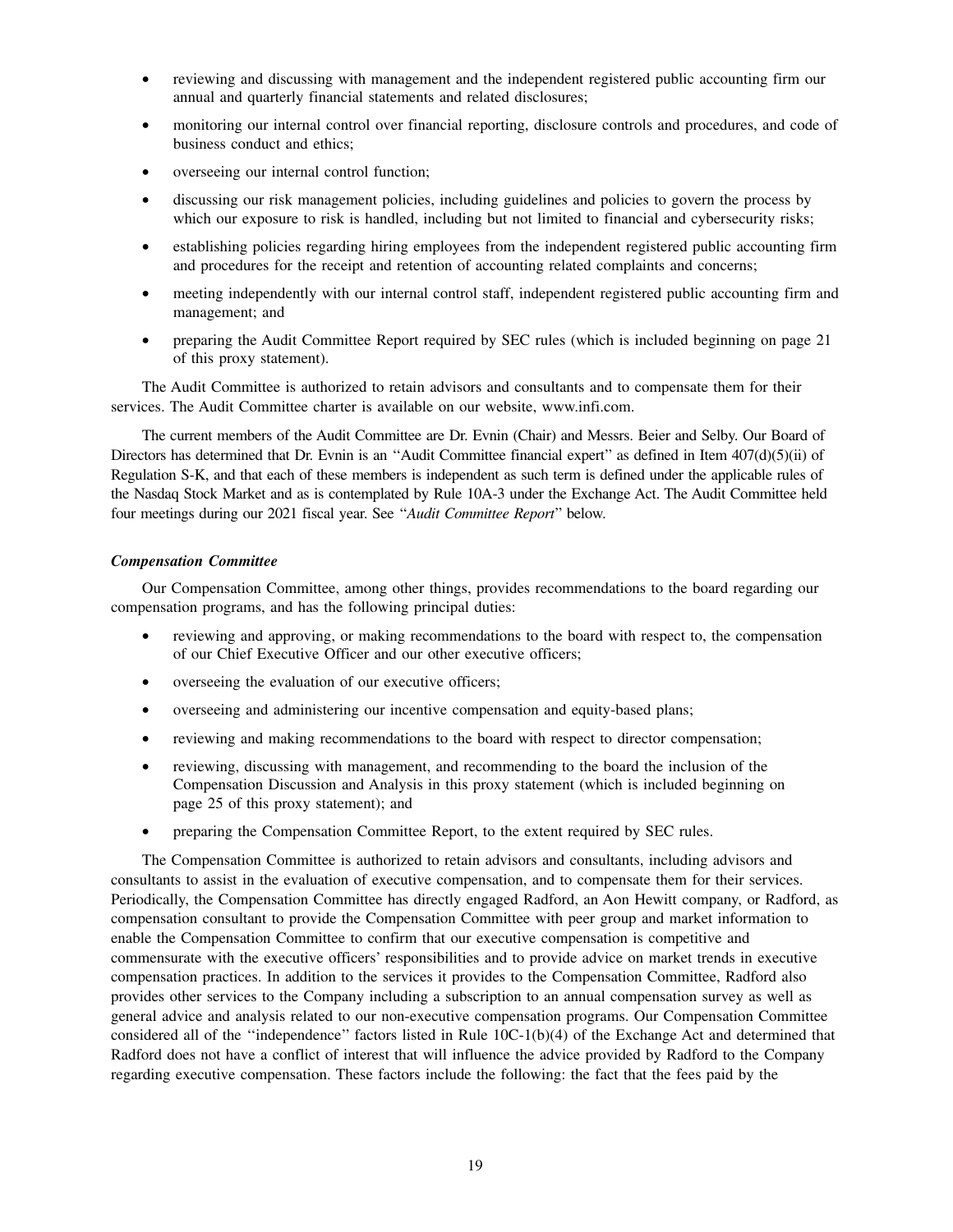- reviewing and discussing with management and the independent registered public accounting firm our annual and quarterly financial statements and related disclosures;
- monitoring our internal control over financial reporting, disclosure controls and procedures, and code of business conduct and ethics;
- overseeing our internal control function;
- discussing our risk management policies, including guidelines and policies to govern the process by which our exposure to risk is handled, including but not limited to financial and cybersecurity risks;
- establishing policies regarding hiring employees from the independent registered public accounting firm and procedures for the receipt and retention of accounting related complaints and concerns;
- meeting independently with our internal control staff, independent registered public accounting firm and management; and
- preparing the Audit Committee Report required by SEC rules (which is included beginning on page 21 of this proxy statement).

The Audit Committee is authorized to retain advisors and consultants and to compensate them for their services. The Audit Committee charter is available on our website, www.infi.com.

The current members of the Audit Committee are Dr. Evnin (Chair) and Messrs. Beier and Selby. Our Board of Directors has determined that Dr. Evnin is an ''Audit Committee financial expert'' as defined in Item 407(d)(5)(ii) of Regulation S-K, and that each of these members is independent as such term is defined under the applicable rules of the Nasdaq Stock Market and as is contemplated by Rule 10A-3 under the Exchange Act. The Audit Committee held four meetings during our 2021 fiscal year. See ''*Audit Committee Report*'' below.

***Compensation Committee***

Our Compensation Committee, among other things, provides recommendations to the board regarding our compensation programs, and has the following principal duties:

- reviewing and approving, or making recommendations to the board with respect to, the compensation of our Chief Executive Officer and our other executive officers;
- overseeing the evaluation of our executive officers;
- overseeing and administering our incentive compensation and equity-based plans;
- reviewing and making recommendations to the board with respect to director compensation;
- reviewing, discussing with management, and recommending to the board the inclusion of the Compensation Discussion and Analysis in this proxy statement (which is included beginning on page 25 of this proxy statement); and
- preparing the Compensation Committee Report, to the extent required by SEC rules.

The Compensation Committee is authorized to retain advisors and consultants, including advisors and consultants to assist in the evaluation of executive compensation, and to compensate them for their services. Periodically, the Compensation Committee has directly engaged Radford, an Aon Hewitt company, or Radford, as compensation consultant to provide the Compensation Committee with peer group and market information to enable the Compensation Committee to confirm that our executive compensation is competitive and commensurate with the executive officers' responsibilities and to provide advice on market trends in executive compensation practices. In addition to the services it provides to the Compensation Committee, Radford also provides other services to the Company including a subscription to an annual compensation survey as well as general advice and analysis related to our non-executive compensation programs. Our Compensation Committee considered all of the ''independence'' factors listed in Rule 10C-1(b)(4) of the Exchange Act and determined that Radford does not have a conflict of interest that will influence the advice provided by Radford to the Company regarding executive compensation. These factors include the following: the fact that the fees paid by the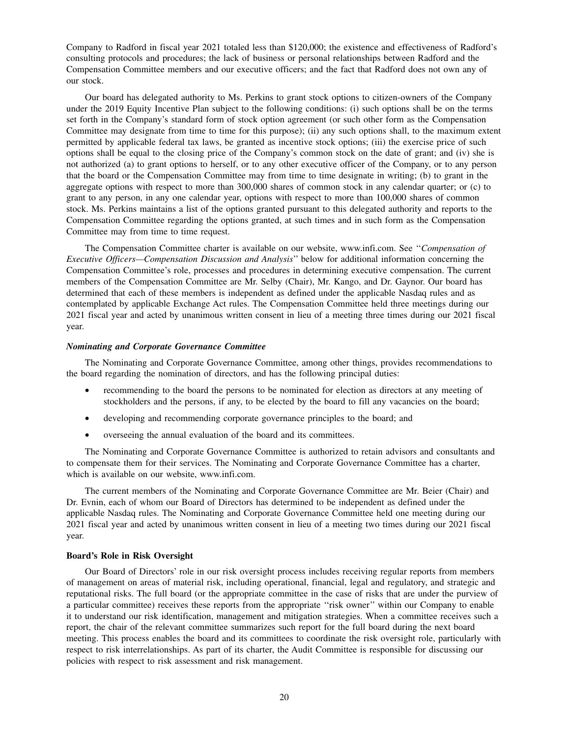Company to Radford in fiscal year 2021 totaled less than $120,000; the existence and effectiveness of Radford's consulting protocols and procedures; the lack of business or personal relationships between Radford and the Compensation Committee members and our executive officers; and the fact that Radford does not own any of our stock.

Our board has delegated authority to Ms. Perkins to grant stock options to citizen-owners of the Company under the 2019 Equity Incentive Plan subject to the following conditions: (i) such options shall be on the terms set forth in the Company's standard form of stock option agreement (or such other form as the Compensation Committee may designate from time to time for this purpose); (ii) any such options shall, to the maximum extent permitted by applicable federal tax laws, be granted as incentive stock options; (iii) the exercise price of such options shall be equal to the closing price of the Company's common stock on the date of grant; and (iv) she is not authorized (a) to grant options to herself, or to any other executive officer of the Company, or to any person that the board or the Compensation Committee may from time to time designate in writing; (b) to grant in the aggregate options with respect to more than 300,000 shares of common stock in any calendar quarter; or (c) to grant to any person, in any one calendar year, options with respect to more than 100,000 shares of common stock. Ms. Perkins maintains a list of the options granted pursuant to this delegated authority and reports to the Compensation Committee regarding the options granted, at such times and in such form as the Compensation Committee may from time to time request.

The Compensation Committee charter is available on our website, www.infi.com. See "*Compensation of Executive Officers—Compensation Discussion and Analysis*" below for additional information concerning the Compensation Committee's role, processes and procedures in determining executive compensation. The current members of the Compensation Committee are Mr. Selby (Chair), Mr. Kango, and Dr. Gaynor. Our board has determined that each of these members is independent as defined under the applicable Nasdaq rules and as contemplated by applicable Exchange Act rules. The Compensation Committee held three meetings during our 2021 fiscal year and acted by unanimous written consent in lieu of a meeting three times during our 2021 fiscal year.

***Nominating and Corporate Governance Committee***

The Nominating and Corporate Governance Committee, among other things, provides recommendations to the board regarding the nomination of directors, and has the following principal duties:

- recommending to the board the persons to be nominated for election as directors at any meeting of stockholders and the persons, if any, to be elected by the board to fill any vacancies on the board;
- developing and recommending corporate governance principles to the board; and
- overseeing the annual evaluation of the board and its committees.

The Nominating and Corporate Governance Committee is authorized to retain advisors and consultants and to compensate them for their services. The Nominating and Corporate Governance Committee has a charter, which is available on our website, www.infi.com.

The current members of the Nominating and Corporate Governance Committee are Mr. Beier (Chair) and Dr. Evnin, each of whom our Board of Directors has determined to be independent as defined under the applicable Nasdaq rules. The Nominating and Corporate Governance Committee held one meeting during our 2021 fiscal year and acted by unanimous written consent in lieu of a meeting two times during our 2021 fiscal year.

**Board's Role in Risk Oversight**

Our Board of Directors' role in our risk oversight process includes receiving regular reports from members of management on areas of material risk, including operational, financial, legal and regulatory, and strategic and reputational risks. The full board (or the appropriate committee in the case of risks that are under the purview of a particular committee) receives these reports from the appropriate "risk owner" within our Company to enable it to understand our risk identification, management and mitigation strategies. When a committee receives such a report, the chair of the relevant committee summarizes such report for the full board during the next board meeting. This process enables the board and its committees to coordinate the risk oversight role, particularly with respect to risk interrelationships. As part of its charter, the Audit Committee is responsible for discussing our policies with respect to risk assessment and risk management.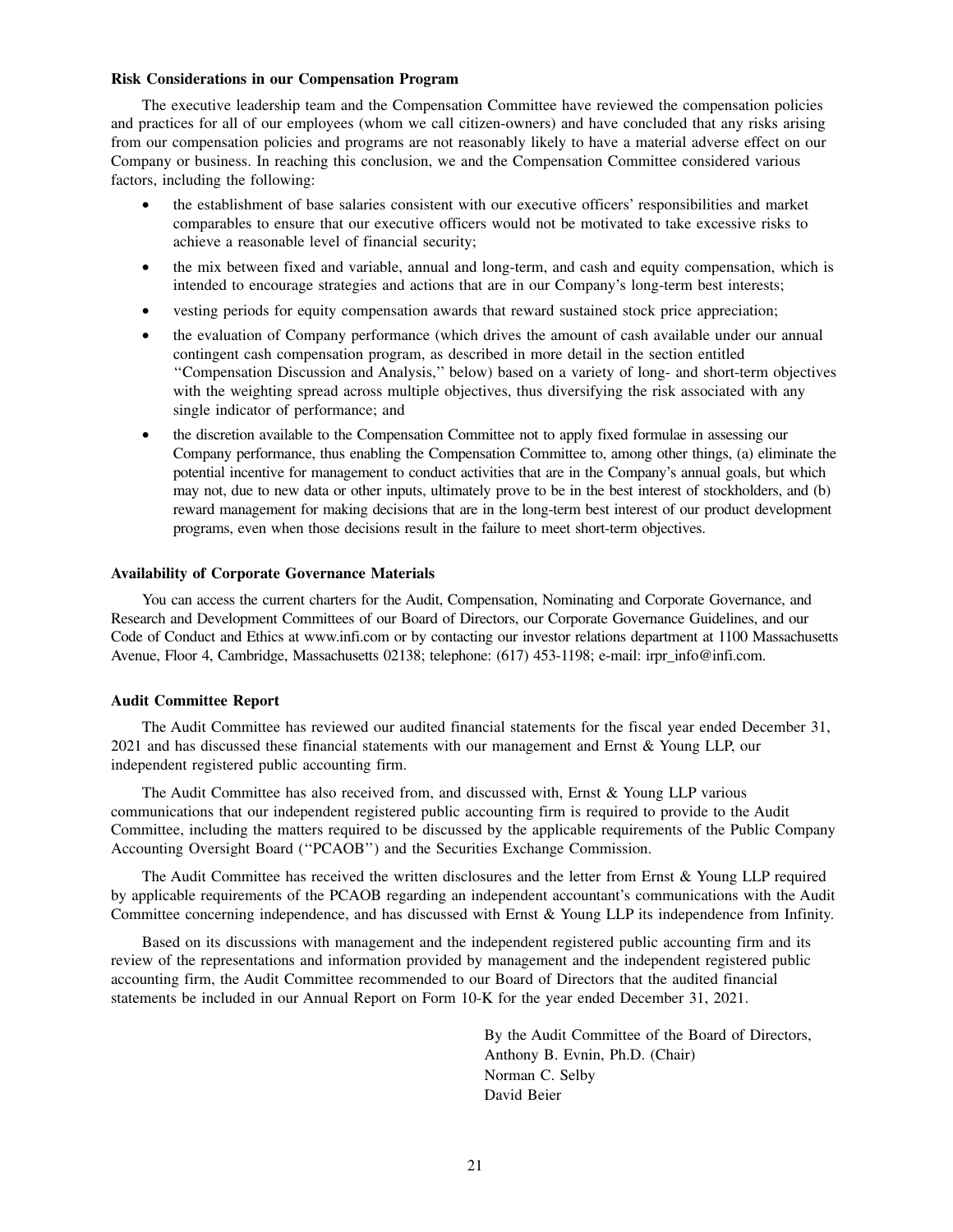**Risk Considerations in our Compensation Program**

The executive leadership team and the Compensation Committee have reviewed the compensation policies and practices for all of our employees (whom we call citizen-owners) and have concluded that any risks arising from our compensation policies and programs are not reasonably likely to have a material adverse effect on our Company or business. In reaching this conclusion, we and the Compensation Committee considered various factors, including the following:

- the establishment of base salaries consistent with our executive officers' responsibilities and market comparables to ensure that our executive officers would not be motivated to take excessive risks to achieve a reasonable level of financial security;
- the mix between fixed and variable, annual and long-term, and cash and equity compensation, which is intended to encourage strategies and actions that are in our Company's long-term best interests;
- vesting periods for equity compensation awards that reward sustained stock price appreciation;
- the evaluation of Company performance (which drives the amount of cash available under our annual contingent cash compensation program, as described in more detail in the section entitled ''Compensation Discussion and Analysis,'' below) based on a variety of long- and short-term objectives with the weighting spread across multiple objectives, thus diversifying the risk associated with any single indicator of performance; and
- the discretion available to the Compensation Committee not to apply fixed formulae in assessing our Company performance, thus enabling the Compensation Committee to, among other things, (a) eliminate the potential incentive for management to conduct activities that are in the Company's annual goals, but which may not, due to new data or other inputs, ultimately prove to be in the best interest of stockholders, and (b) reward management for making decisions that are in the long-term best interest of our product development programs, even when those decisions result in the failure to meet short-term objectives.

**Availability of Corporate Governance Materials**

You can access the current charters for the Audit, Compensation, Nominating and Corporate Governance, and Research and Development Committees of our Board of Directors, our Corporate Governance Guidelines, and our Code of Conduct and Ethics at www.infi.com or by contacting our investor relations department at 1100 Massachusetts Avenue, Floor 4, Cambridge, Massachusetts 02138; telephone: (617) 453-1198; e-mail: irpr_info@infi.com.

**Audit Committee Report**

The Audit Committee has reviewed our audited financial statements for the fiscal year ended December 31, 2021 and has discussed these financial statements with our management and Ernst & Young LLP, our independent registered public accounting firm.

The Audit Committee has also received from, and discussed with, Ernst & Young LLP various communications that our independent registered public accounting firm is required to provide to the Audit Committee, including the matters required to be discussed by the applicable requirements of the Public Company Accounting Oversight Board (''PCAOB'') and the Securities Exchange Commission.

The Audit Committee has received the written disclosures and the letter from Ernst & Young LLP required by applicable requirements of the PCAOB regarding an independent accountant's communications with the Audit Committee concerning independence, and has discussed with Ernst & Young LLP its independence from Infinity.

Based on its discussions with management and the independent registered public accounting firm and its review of the representations and information provided by management and the independent registered public accounting firm, the Audit Committee recommended to our Board of Directors that the audited financial statements be included in our Annual Report on Form 10-K for the year ended December 31, 2021.

By the Audit Committee of the Board of Directors,
Anthony B. Evnin, Ph.D. (Chair)
Norman C. Selby
David Beier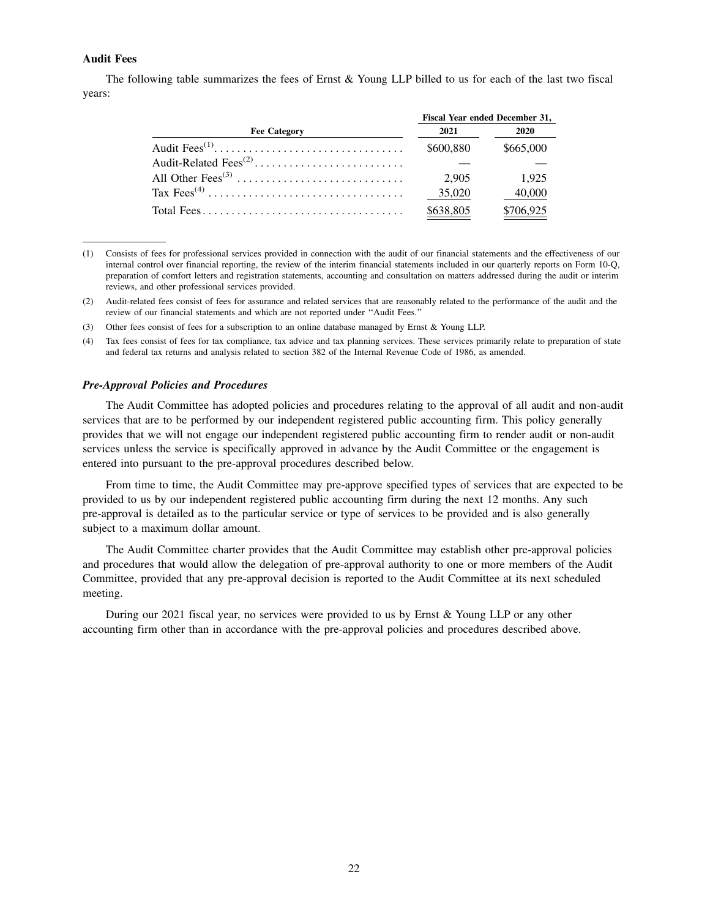### Audit Fees

The following table summarizes the fees of Ernst & Young LLP billed to us for each of the last two fiscal years:

| Fee Category | Fiscal Year ended December 31, 2021 | Fiscal Year ended December 31, 2020 |
|---|---|---|
| Audit Fees[(1)] | $600,880 | $665,000 |
| Audit-Related Fees[(2)] | — | — |
| All Other Fees[(3)] | 2,905 | 1,925 |
| Tax Fees[(4)] | 35,020 | 40,000 |
| Total Fees | $638,805 | $706,925 |

(1) Consists of fees for professional services provided in connection with the audit of our financial statements and the effectiveness of our internal control over financial reporting, the review of the interim financial statements included in our quarterly reports on Form 10-Q, preparation of comfort letters and registration statements, accounting and consultation on matters addressed during the audit or interim reviews, and other professional services provided.

(2) Audit-related fees consist of fees for assurance and related services that are reasonably related to the performance of the audit and the review of our financial statements and which are not reported under "Audit Fees."

(3) Other fees consist of fees for a subscription to an online database managed by Ernst & Young LLP.

(4) Tax fees consist of fees for tax compliance, tax advice and tax planning services. These services primarily relate to preparation of state and federal tax returns and analysis related to section 382 of the Internal Revenue Code of 1986, as amended.

#### *Pre-Approval Policies and Procedures*

The Audit Committee has adopted policies and procedures relating to the approval of all audit and non-audit services that are to be performed by our independent registered public accounting firm. This policy generally provides that we will not engage our independent registered public accounting firm to render audit or non-audit services unless the service is specifically approved in advance by the Audit Committee or the engagement is entered into pursuant to the pre-approval procedures described below.

From time to time, the Audit Committee may pre-approve specified types of services that are expected to be provided to us by our independent registered public accounting firm during the next 12 months. Any such pre-approval is detailed as to the particular service or type of services to be provided and is also generally subject to a maximum dollar amount.

The Audit Committee charter provides that the Audit Committee may establish other pre-approval policies and procedures that would allow the delegation of pre-approval authority to one or more members of the Audit Committee, provided that any pre-approval decision is reported to the Audit Committee at its next scheduled meeting.

During our 2021 fiscal year, no services were provided to us by Ernst & Young LLP or any other accounting firm other than in accordance with the pre-approval policies and procedures described above.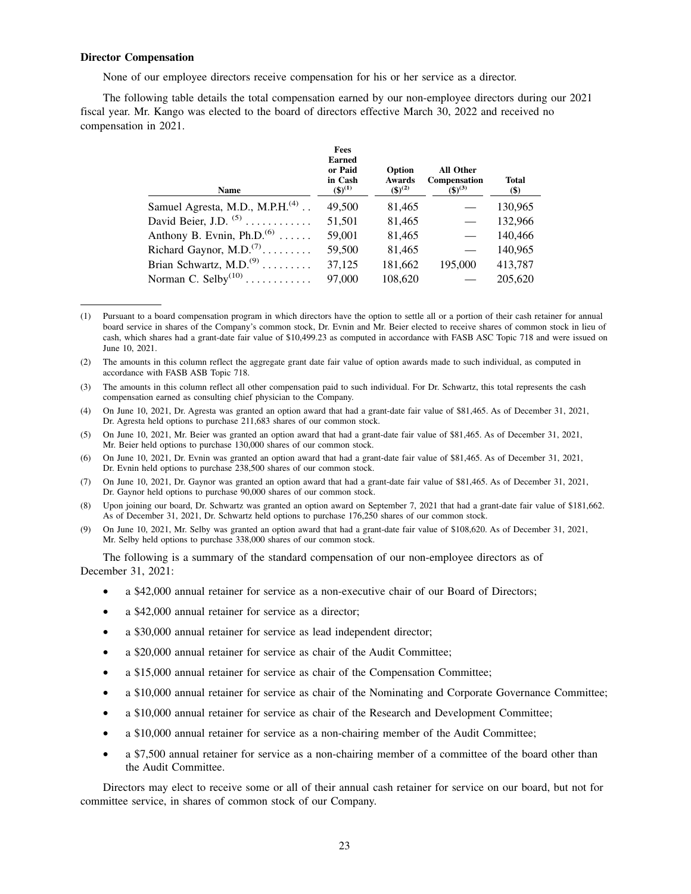**Director Compensation**

None of our employee directors receive compensation for his or her service as a director.

The following table details the total compensation earned by our non-employee directors during our 2021 fiscal year. Mr. Kango was elected to the board of directors effective March 30, 2022 and received no compensation in 2021.

| Name | Fees Earned or Paid in Cash ($)[(1)] | Option Awards ($)[(2)] | All Other Compensation ($)[(3)] | Total ($) |
|---|---|---|---|---|
| Samuel Agresta, M.D., M.P.H.[(4)] | 49,500 | 81,465 | — | 130,965 |
| David Beier, J.D. [(5)] | 51,501 | 81,465 | — | 132,966 |
| Anthony B. Evnin, Ph.D.[(6)] | 59,001 | 81,465 | — | 140,466 |
| Richard Gaynor, M.D.[(7)] | 59,500 | 81,465 | — | 140,965 |
| Brian Schwartz, M.D.[(9)] | 37,125 | 181,662 | 195,000 | 413,787 |
| Norman C. Selby[(10)] | 97,000 | 108,620 | — | 205,620 |

(1) Pursuant to a board compensation program in which directors have the option to settle all or a portion of their cash retainer for annual board service in shares of the Company's common stock, Dr. Evnin and Mr. Beier elected to receive shares of common stock in lieu of cash, which shares had a grant-date fair value of $10,499.23 as computed in accordance with FASB ASC Topic 718 and were issued on June 10, 2021.

(2) The amounts in this column reflect the aggregate grant date fair value of option awards made to such individual, as computed in accordance with FASB ASB Topic 718.

(3) The amounts in this column reflect all other compensation paid to such individual. For Dr. Schwartz, this total represents the cash compensation earned as consulting chief physician to the Company.

(4) On June 10, 2021, Dr. Agresta was granted an option award that had a grant-date fair value of $81,465. As of December 31, 2021, Dr. Agresta held options to purchase 211,683 shares of our common stock.

(5) On June 10, 2021, Mr. Beier was granted an option award that had a grant-date fair value of $81,465. As of December 31, 2021, Mr. Beier held options to purchase 130,000 shares of our common stock.

(6) On June 10, 2021, Dr. Evnin was granted an option award that had a grant-date fair value of $81,465. As of December 31, 2021, Dr. Evnin held options to purchase 238,500 shares of our common stock.

(7) On June 10, 2021, Dr. Gaynor was granted an option award that had a grant-date fair value of $81,465. As of December 31, 2021, Dr. Gaynor held options to purchase 90,000 shares of our common stock.

(8) Upon joining our board, Dr. Schwartz was granted an option award on September 7, 2021 that had a grant-date fair value of $181,662. As of December 31, 2021, Dr. Schwartz held options to purchase 176,250 shares of our common stock.

(9) On June 10, 2021, Mr. Selby was granted an option award that had a grant-date fair value of $108,620. As of December 31, 2021, Mr. Selby held options to purchase 338,000 shares of our common stock.

The following is a summary of the standard compensation of our non-employee directors as of December 31, 2021:

- a $42,000 annual retainer for service as a non-executive chair of our Board of Directors;
- a $42,000 annual retainer for service as a director;
- a $30,000 annual retainer for service as lead independent director;
- a $20,000 annual retainer for service as chair of the Audit Committee;
- a $15,000 annual retainer for service as chair of the Compensation Committee;
- a $10,000 annual retainer for service as chair of the Nominating and Corporate Governance Committee;
- a $10,000 annual retainer for service as chair of the Research and Development Committee;
- a $10,000 annual retainer for service as a non-chairing member of the Audit Committee;
- a $7,500 annual retainer for service as a non-chairing member of a committee of the board other than the Audit Committee.

Directors may elect to receive some or all of their annual cash retainer for service on our board, but not for committee service, in shares of common stock of our Company.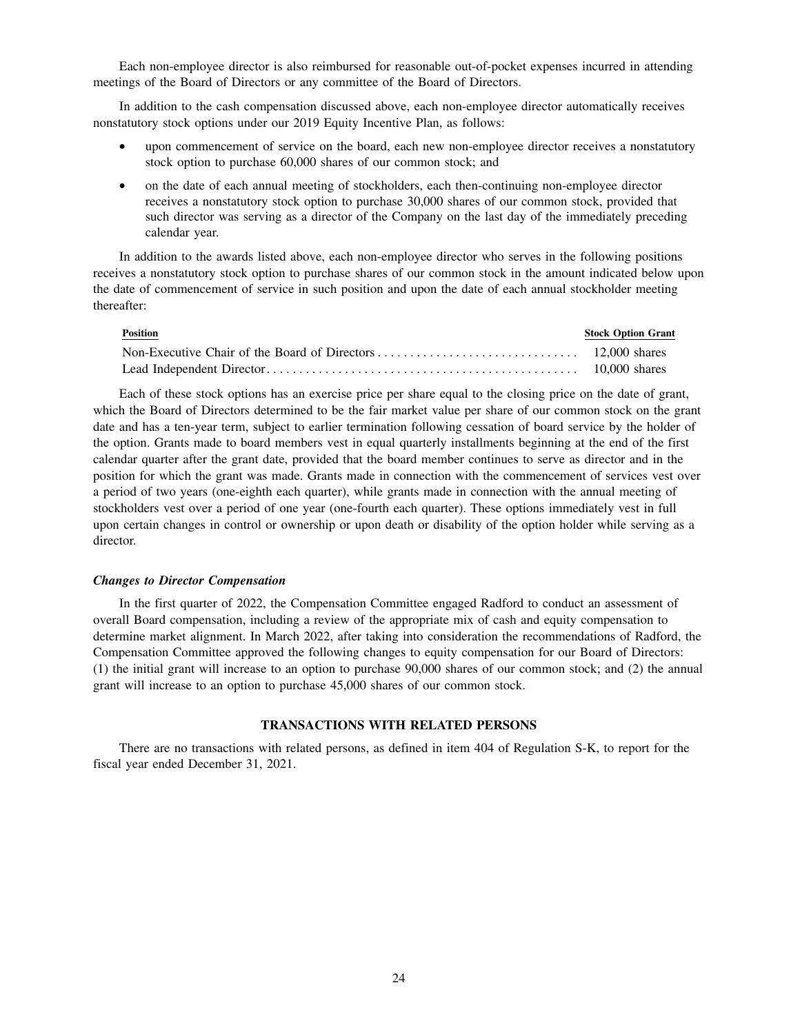Each non-employee director is also reimbursed for reasonable out-of-pocket expenses incurred in attending meetings of the Board of Directors or any committee of the Board of Directors.

In addition to the cash compensation discussed above, each non-employee director automatically receives nonstatutory stock options under our 2019 Equity Incentive Plan, as follows:

- upon commencement of service on the board, each new non-employee director receives a nonstatutory stock option to purchase 60,000 shares of our common stock; and
- on the date of each annual meeting of stockholders, each then-continuing non-employee director receives a nonstatutory stock option to purchase 30,000 shares of our common stock, provided that such director was serving as a director of the Company on the last day of the immediately preceding calendar year.

In addition to the awards listed above, each non-employee director who serves in the following positions receives a nonstatutory stock option to purchase shares of our common stock in the amount indicated below upon the date of commencement of service in such position and upon the date of each annual stockholder meeting thereafter:

| Position | Stock Option Grant |
|---|---|
| Non-Executive Chair of the Board of Directors | 12,000 shares |
| Lead Independent Director | 10,000 shares |

Each of these stock options has an exercise price per share equal to the closing price on the date of grant, which the Board of Directors determined to be the fair market value per share of our common stock on the grant date and has a ten-year term, subject to earlier termination following cessation of board service by the holder of the option. Grants made to board members vest in equal quarterly installments beginning at the end of the first calendar quarter after the grant date, provided that the board member continues to serve as director and in the position for which the grant was made. Grants made in connection with the commencement of services vest over a period of two years (one-eighth each quarter), while grants made in connection with the annual meeting of stockholders vest over a period of one year (one-fourth each quarter). These options immediately vest in full upon certain changes in control or ownership or upon death or disability of the option holder while serving as a director.

***Changes to Director Compensation***

In the first quarter of 2022, the Compensation Committee engaged Radford to conduct an assessment of overall Board compensation, including a review of the appropriate mix of cash and equity compensation to determine market alignment. In March 2022, after taking into consideration the recommendations of Radford, the Compensation Committee approved the following changes to equity compensation for our Board of Directors: (1) the initial grant will increase to an option to purchase 90,000 shares of our common stock; and (2) the annual grant will increase to an option to purchase 45,000 shares of our common stock.

## TRANSACTIONS WITH RELATED PERSONS

There are no transactions with related persons, as defined in item 404 of Regulation S-K, to report for the fiscal year ended December 31, 2021.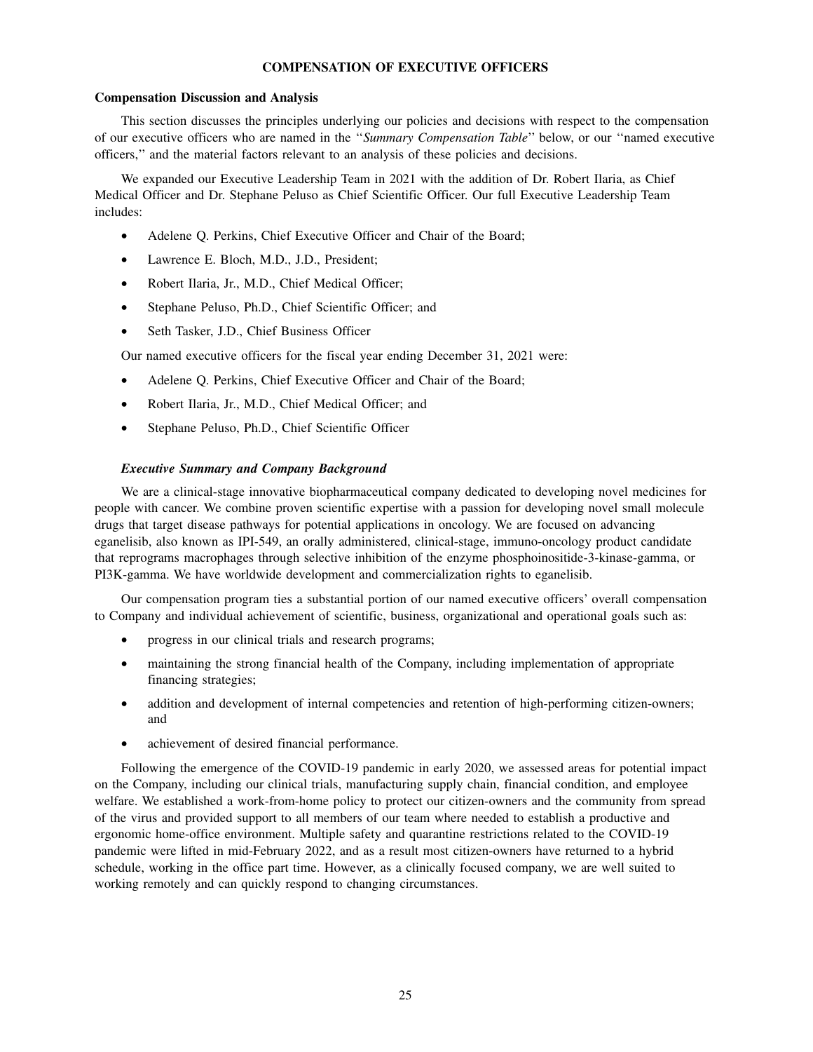## COMPENSATION OF EXECUTIVE OFFICERS

### Compensation Discussion and Analysis

This section discusses the principles underlying our policies and decisions with respect to the compensation of our executive officers who are named in the "*Summary Compensation Table*" below, or our "named executive officers," and the material factors relevant to an analysis of these policies and decisions.

We expanded our Executive Leadership Team in 2021 with the addition of Dr. Robert Ilaria, as Chief Medical Officer and Dr. Stephane Peluso as Chief Scientific Officer. Our full Executive Leadership Team includes:

- Adelene Q. Perkins, Chief Executive Officer and Chair of the Board;
- Lawrence E. Bloch, M.D., J.D., President;
- Robert Ilaria, Jr., M.D., Chief Medical Officer;
- Stephane Peluso, Ph.D., Chief Scientific Officer; and
- Seth Tasker, J.D., Chief Business Officer

Our named executive officers for the fiscal year ending December 31, 2021 were:

- Adelene Q. Perkins, Chief Executive Officer and Chair of the Board;
- Robert Ilaria, Jr., M.D., Chief Medical Officer; and
- Stephane Peluso, Ph.D., Chief Scientific Officer

#### *Executive Summary and Company Background*

We are a clinical-stage innovative biopharmaceutical company dedicated to developing novel medicines for people with cancer. We combine proven scientific expertise with a passion for developing novel small molecule drugs that target disease pathways for potential applications in oncology. We are focused on advancing eganelisib, also known as IPI-549, an orally administered, clinical-stage, immuno-oncology product candidate that reprograms macrophages through selective inhibition of the enzyme phosphoinositide-3-kinase-gamma, or PI3K-gamma. We have worldwide development and commercialization rights to eganelisib.

Our compensation program ties a substantial portion of our named executive officers' overall compensation to Company and individual achievement of scientific, business, organizational and operational goals such as:

- progress in our clinical trials and research programs;
- maintaining the strong financial health of the Company, including implementation of appropriate financing strategies;
- addition and development of internal competencies and retention of high-performing citizen-owners; and
- achievement of desired financial performance.

Following the emergence of the COVID-19 pandemic in early 2020, we assessed areas for potential impact on the Company, including our clinical trials, manufacturing supply chain, financial condition, and employee welfare. We established a work-from-home policy to protect our citizen-owners and the community from spread of the virus and provided support to all members of our team where needed to establish a productive and ergonomic home-office environment. Multiple safety and quarantine restrictions related to the COVID-19 pandemic were lifted in mid-February 2022, and as a result most citizen-owners have returned to a hybrid schedule, working in the office part time. However, as a clinically focused company, we are well suited to working remotely and can quickly respond to changing circumstances.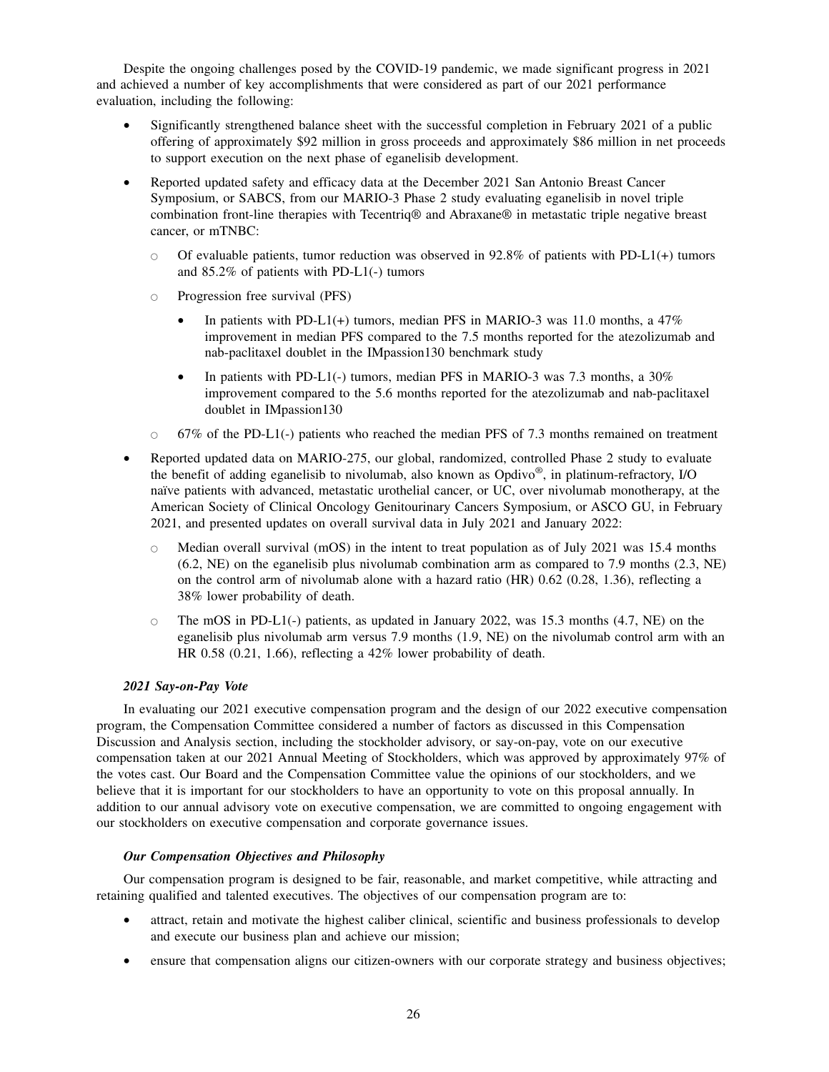Despite the ongoing challenges posed by the COVID-19 pandemic, we made significant progress in 2021 and achieved a number of key accomplishments that were considered as part of our 2021 performance evaluation, including the following:

- Significantly strengthened balance sheet with the successful completion in February 2021 of a public offering of approximately $92 million in gross proceeds and approximately $86 million in net proceeds to support execution on the next phase of eganelisib development.
- Reported updated safety and efficacy data at the December 2021 San Antonio Breast Cancer Symposium, or SABCS, from our MARIO-3 Phase 2 study evaluating eganelisib in novel triple combination front-line therapies with Tecentriq® and Abraxane® in metastatic triple negative breast cancer, or mTNBC:
  - Of evaluable patients, tumor reduction was observed in 92.8% of patients with PD-L1(+) tumors and 85.2% of patients with PD-L1(-) tumors
  - Progression free survival (PFS)
    - In patients with PD-L1(+) tumors, median PFS in MARIO-3 was 11.0 months, a 47% improvement in median PFS compared to the 7.5 months reported for the atezolizumab and nab-paclitaxel doublet in the IMpassion130 benchmark study
    - In patients with PD-L1(-) tumors, median PFS in MARIO-3 was 7.3 months, a 30% improvement compared to the 5.6 months reported for the atezolizumab and nab-paclitaxel doublet in IMpassion130
  - 67% of the PD-L1(-) patients who reached the median PFS of 7.3 months remained on treatment
- Reported updated data on MARIO-275, our global, randomized, controlled Phase 2 study to evaluate the benefit of adding eganelisib to nivolumab, also known as Opdivo®, in platinum-refractory, I/O naïve patients with advanced, metastatic urothelial cancer, or UC, over nivolumab monotherapy, at the American Society of Clinical Oncology Genitourinary Cancers Symposium, or ASCO GU, in February 2021, and presented updates on overall survival data in July 2021 and January 2022:
  - Median overall survival (mOS) in the intent to treat population as of July 2021 was 15.4 months (6.2, NE) on the eganelisib plus nivolumab combination arm as compared to 7.9 months (2.3, NE) on the control arm of nivolumab alone with a hazard ratio (HR) 0.62 (0.28, 1.36), reflecting a 38% lower probability of death.
  - The mOS in PD-L1(-) patients, as updated in January 2022, was 15.3 months (4.7, NE) on the eganelisib plus nivolumab arm versus 7.9 months (1.9, NE) on the nivolumab control arm with an HR 0.58 (0.21, 1.66), reflecting a 42% lower probability of death.

### *2021 Say-on-Pay Vote*

In evaluating our 2021 executive compensation program and the design of our 2022 executive compensation program, the Compensation Committee considered a number of factors as discussed in this Compensation Discussion and Analysis section, including the stockholder advisory, or say-on-pay, vote on our executive compensation taken at our 2021 Annual Meeting of Stockholders, which was approved by approximately 97% of the votes cast. Our Board and the Compensation Committee value the opinions of our stockholders, and we believe that it is important for our stockholders to have an opportunity to vote on this proposal annually. In addition to our annual advisory vote on executive compensation, we are committed to ongoing engagement with our stockholders on executive compensation and corporate governance issues.

### *Our Compensation Objectives and Philosophy*

Our compensation program is designed to be fair, reasonable, and market competitive, while attracting and retaining qualified and talented executives. The objectives of our compensation program are to:

- attract, retain and motivate the highest caliber clinical, scientific and business professionals to develop and execute our business plan and achieve our mission;
- ensure that compensation aligns our citizen-owners with our corporate strategy and business objectives;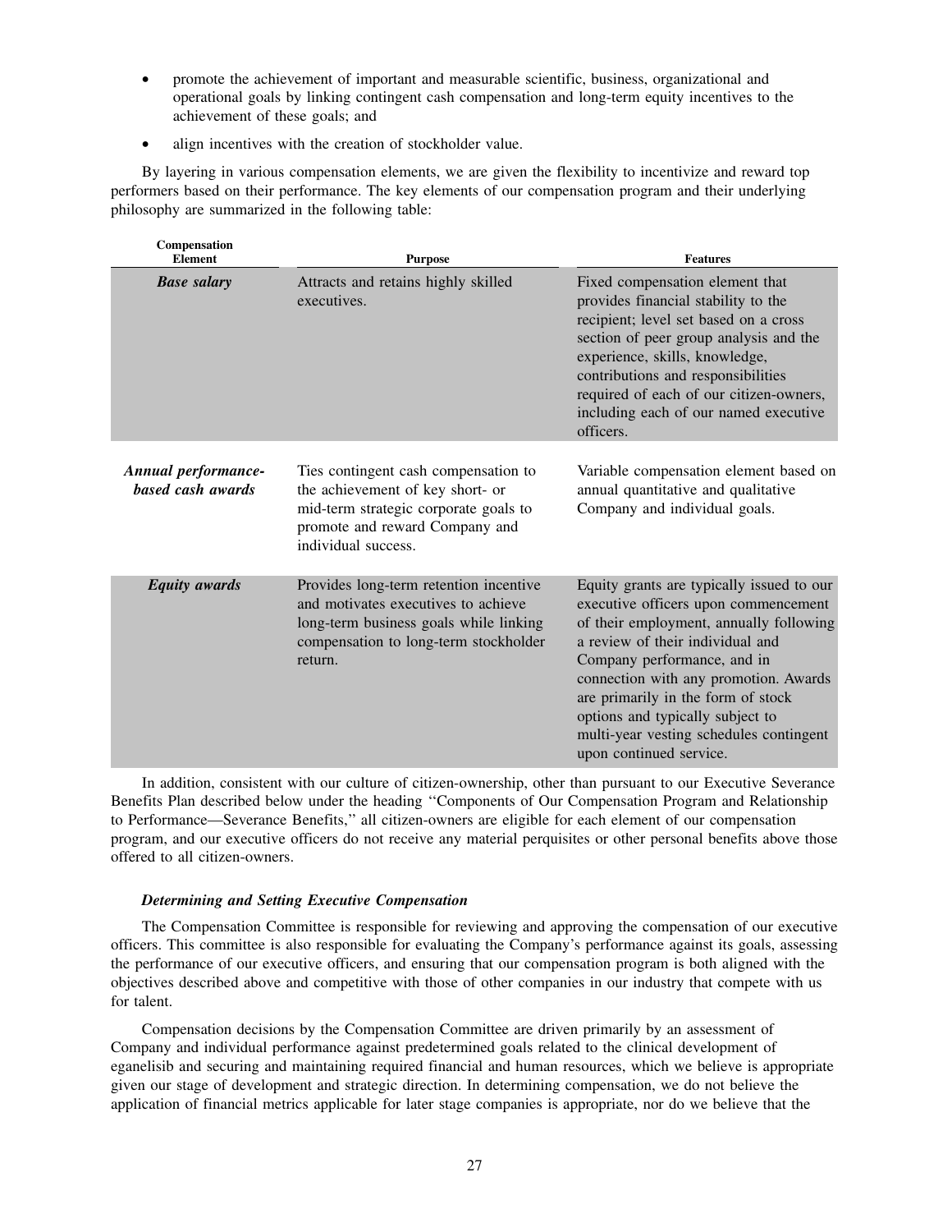- promote the achievement of important and measurable scientific, business, organizational and operational goals by linking contingent cash compensation and long-term equity incentives to the achievement of these goals; and
- align incentives with the creation of stockholder value.

By layering in various compensation elements, we are given the flexibility to incentivize and reward top performers based on their performance. The key elements of our compensation program and their underlying philosophy are summarized in the following table:

| Compensation Element | Purpose | Features |
| --- | --- | --- |
| ***Base salary*** | Attracts and retains highly skilled executives. | Fixed compensation element that provides financial stability to the recipient; level set based on a cross section of peer group analysis and the experience, skills, knowledge, contributions and responsibilities required of each of our citizen-owners, including each of our named executive officers. |
| ***Annual performance-based cash awards*** | Ties contingent cash compensation to the achievement of key short- or mid-term strategic corporate goals to promote and reward Company and individual success. | Variable compensation element based on annual quantitative and qualitative Company and individual goals. |
| ***Equity awards*** | Provides long-term retention incentive and motivates executives to achieve long-term business goals while linking compensation to long-term stockholder return. | Equity grants are typically issued to our executive officers upon commencement of their employment, annually following a review of their individual and Company performance, and in connection with any promotion. Awards are primarily in the form of stock options and typically subject to multi-year vesting schedules contingent upon continued service. |

In addition, consistent with our culture of citizen-ownership, other than pursuant to our Executive Severance Benefits Plan described below under the heading "Components of Our Compensation Program and Relationship to Performance—Severance Benefits," all citizen-owners are eligible for each element of our compensation program, and our executive officers do not receive any material perquisites or other personal benefits above those offered to all citizen-owners.

***Determining and Setting Executive Compensation***

The Compensation Committee is responsible for reviewing and approving the compensation of our executive officers. This committee is also responsible for evaluating the Company's performance against its goals, assessing the performance of our executive officers, and ensuring that our compensation program is both aligned with the objectives described above and competitive with those of other companies in our industry that compete with us for talent.

Compensation decisions by the Compensation Committee are driven primarily by an assessment of Company and individual performance against predetermined goals related to the clinical development of eganelisib and securing and maintaining required financial and human resources, which we believe is appropriate given our stage of development and strategic direction. In determining compensation, we do not believe the application of financial metrics applicable for later stage companies is appropriate, nor do we believe that the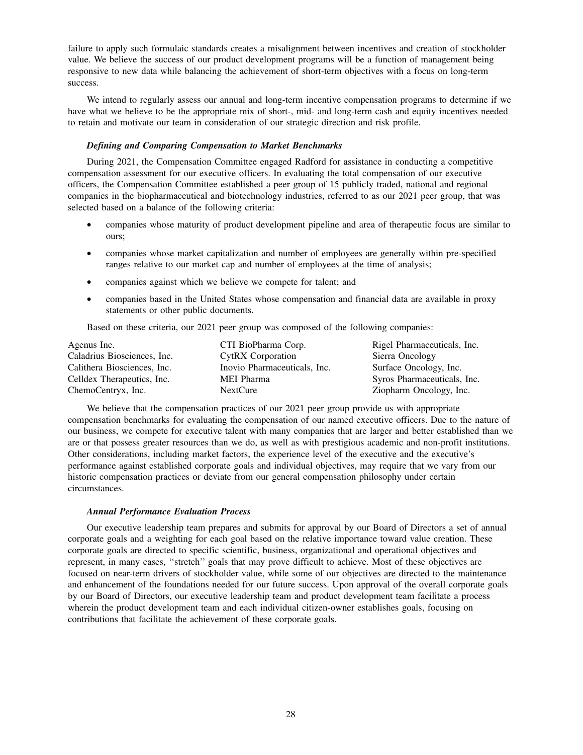failure to apply such formulaic standards creates a misalignment between incentives and creation of stockholder value. We believe the success of our product development programs will be a function of management being responsive to new data while balancing the achievement of short-term objectives with a focus on long-term success.

We intend to regularly assess our annual and long-term incentive compensation programs to determine if we have what we believe to be the appropriate mix of short-, mid- and long-term cash and equity incentives needed to retain and motivate our team in consideration of our strategic direction and risk profile.

***Defining and Comparing Compensation to Market Benchmarks***

During 2021, the Compensation Committee engaged Radford for assistance in conducting a competitive compensation assessment for our executive officers. In evaluating the total compensation of our executive officers, the Compensation Committee established a peer group of 15 publicly traded, national and regional companies in the biopharmaceutical and biotechnology industries, referred to as our 2021 peer group, that was selected based on a balance of the following criteria:

- companies whose maturity of product development pipeline and area of therapeutic focus are similar to ours;
- companies whose market capitalization and number of employees are generally within pre-specified ranges relative to our market cap and number of employees at the time of analysis;
- companies against which we believe we compete for talent; and
- companies based in the United States whose compensation and financial data are available in proxy statements or other public documents.

Based on these criteria, our 2021 peer group was composed of the following companies:

| | | |
|---|---|---|
| Agenus Inc. | CTI BioPharma Corp. | Rigel Pharmaceuticals, Inc. |
| Caladrius Biosciences, Inc. | CytRX Corporation | Sierra Oncology |
| Calithera Biosciences, Inc. | Inovio Pharmaceuticals, Inc. | Surface Oncology, Inc. |
| Celldex Therapeutics, Inc. | MEI Pharma | Syros Pharmaceuticals, Inc. |
| ChemoCentryx, Inc. | NextCure | Ziopharm Oncology, Inc. |

We believe that the compensation practices of our 2021 peer group provide us with appropriate compensation benchmarks for evaluating the compensation of our named executive officers. Due to the nature of our business, we compete for executive talent with many companies that are larger and better established than we are or that possess greater resources than we do, as well as with prestigious academic and non-profit institutions. Other considerations, including market factors, the experience level of the executive and the executive's performance against established corporate goals and individual objectives, may require that we vary from our historic compensation practices or deviate from our general compensation philosophy under certain circumstances.

***Annual Performance Evaluation Process***

Our executive leadership team prepares and submits for approval by our Board of Directors a set of annual corporate goals and a weighting for each goal based on the relative importance toward value creation. These corporate goals are directed to specific scientific, business, organizational and operational objectives and represent, in many cases, ''stretch'' goals that may prove difficult to achieve. Most of these objectives are focused on near-term drivers of stockholder value, while some of our objectives are directed to the maintenance and enhancement of the foundations needed for our future success. Upon approval of the overall corporate goals by our Board of Directors, our executive leadership team and product development team facilitate a process wherein the product development team and each individual citizen-owner establishes goals, focusing on contributions that facilitate the achievement of these corporate goals.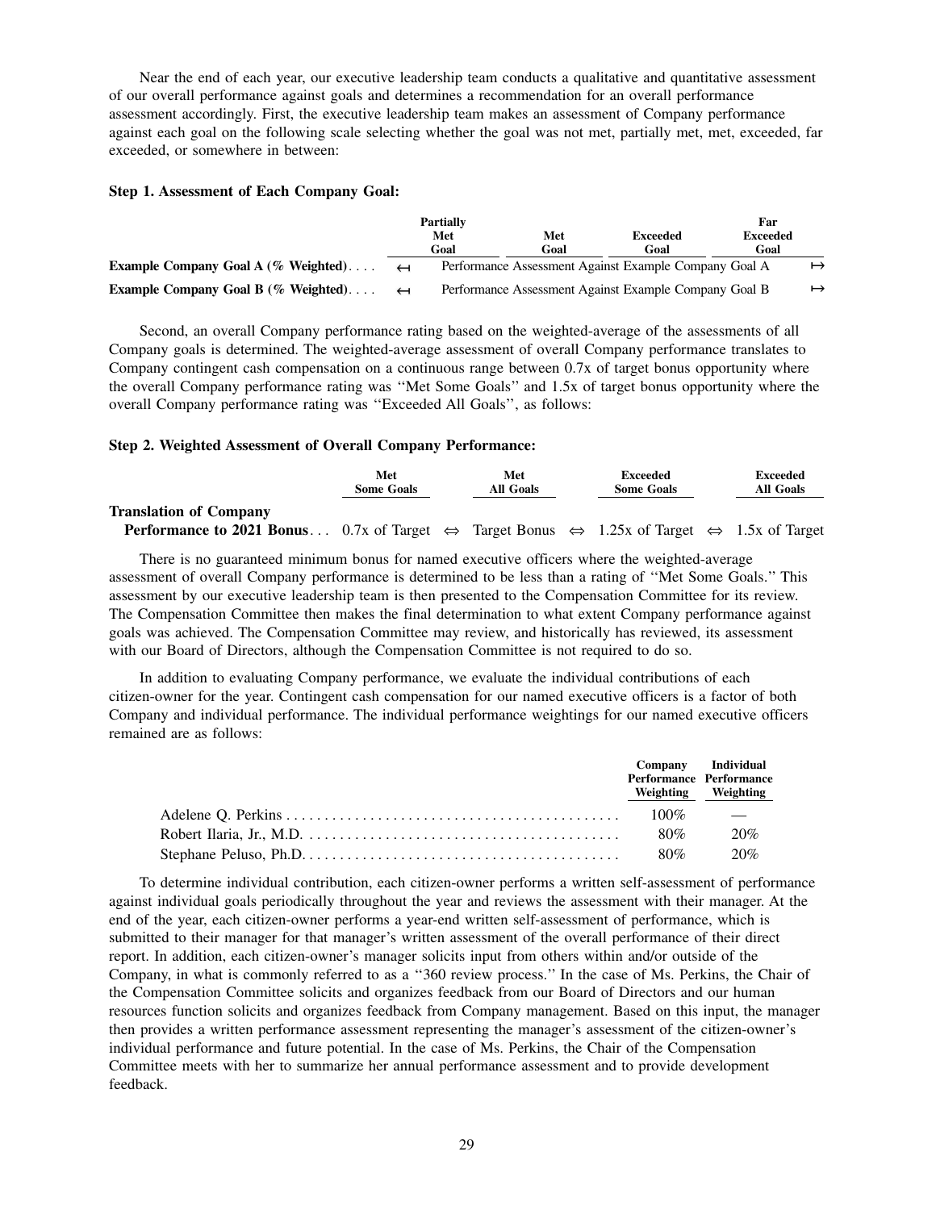Near the end of each year, our executive leadership team conducts a qualitative and quantitative assessment of our overall performance against goals and determines a recommendation for an overall performance assessment accordingly. First, the executive leadership team makes an assessment of Company performance against each goal on the following scale selecting whether the goal was not met, partially met, met, exceeded, far exceeded, or somewhere in between:

**Step 1. Assessment of Each Company Goal:**

| | Partially Met Goal | Met Goal | Exceeded Goal | Far Exceeded Goal |
|---|---|---|---|---|
| **Example Company Goal A (% Weighted)** | ↤ Performance Assessment Against Example Company Goal A ↦ | | | |
| **Example Company Goal B (% Weighted)** | ↤ Performance Assessment Against Example Company Goal B ↦ | | | |

Second, an overall Company performance rating based on the weighted-average of the assessments of all Company goals is determined. The weighted-average assessment of overall Company performance translates to Company contingent cash compensation on a continuous range between 0.7x of target bonus opportunity where the overall Company performance rating was ''Met Some Goals'' and 1.5x of target bonus opportunity where the overall Company performance rating was ''Exceeded All Goals'', as follows:

**Step 2. Weighted Assessment of Overall Company Performance:**

| | Met Some Goals | | Met All Goals | | Exceeded Some Goals | | Exceeded All Goals |
|---|---|---|---|---|---|---|---|
| **Translation of Company Performance to 2021 Bonus** | 0.7x of Target | ⇔ | Target Bonus | ⇔ | 1.25x of Target | ⇔ | 1.5x of Target |

There is no guaranteed minimum bonus for named executive officers where the weighted-average assessment of overall Company performance is determined to be less than a rating of ''Met Some Goals.'' This assessment by our executive leadership team is then presented to the Compensation Committee for its review. The Compensation Committee then makes the final determination to what extent Company performance against goals was achieved. The Compensation Committee may review, and historically has reviewed, its assessment with our Board of Directors, although the Compensation Committee is not required to do so.

In addition to evaluating Company performance, we evaluate the individual contributions of each citizen-owner for the year. Contingent cash compensation for our named executive officers is a factor of both Company and individual performance. The individual performance weightings for our named executive officers remained are as follows:

| | Company Performance Weighting | Individual Performance Weighting |
|---|---|---|
| Adelene Q. Perkins | 100% | — |
| Robert Ilaria, Jr., M.D. | 80% | 20% |
| Stephane Peluso, Ph.D. | 80% | 20% |

To determine individual contribution, each citizen-owner performs a written self-assessment of performance against individual goals periodically throughout the year and reviews the assessment with their manager. At the end of the year, each citizen-owner performs a year-end written self-assessment of performance, which is submitted to their manager for that manager's written assessment of the overall performance of their direct report. In addition, each citizen-owner's manager solicits input from others within and/or outside of the Company, in what is commonly referred to as a ''360 review process.'' In the case of Ms. Perkins, the Chair of the Compensation Committee solicits and organizes feedback from our Board of Directors and our human resources function solicits and organizes feedback from Company management. Based on this input, the manager then provides a written performance assessment representing the manager's assessment of the citizen-owner's individual performance and future potential. In the case of Ms. Perkins, the Chair of the Compensation Committee meets with her to summarize her annual performance assessment and to provide development feedback.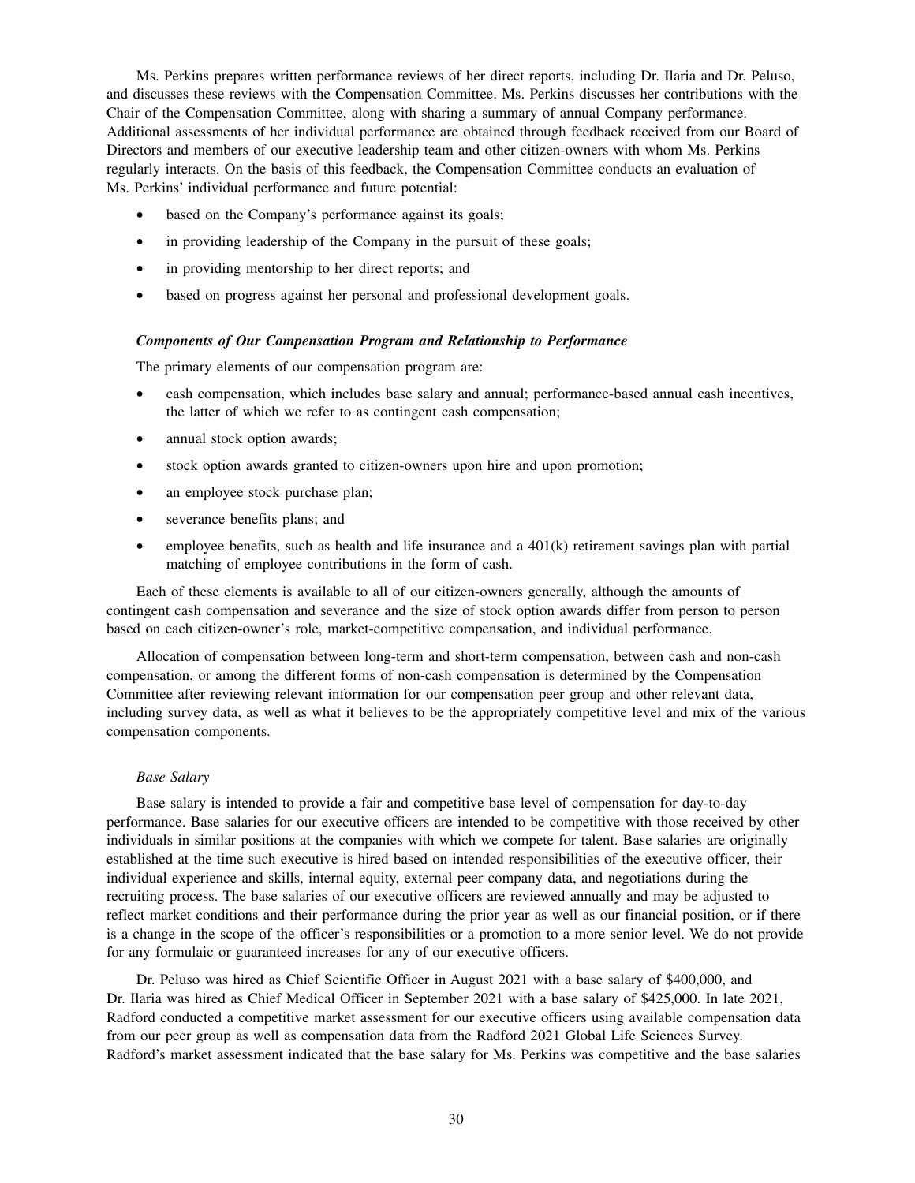Ms. Perkins prepares written performance reviews of her direct reports, including Dr. Ilaria and Dr. Peluso, and discusses these reviews with the Compensation Committee. Ms. Perkins discusses her contributions with the Chair of the Compensation Committee, along with sharing a summary of annual Company performance. Additional assessments of her individual performance are obtained through feedback received from our Board of Directors and members of our executive leadership team and other citizen-owners with whom Ms. Perkins regularly interacts. On the basis of this feedback, the Compensation Committee conducts an evaluation of Ms. Perkins' individual performance and future potential:

- based on the Company's performance against its goals;
- in providing leadership of the Company in the pursuit of these goals;
- in providing mentorship to her direct reports; and
- based on progress against her personal and professional development goals.

***Components of Our Compensation Program and Relationship to Performance***

The primary elements of our compensation program are:

- cash compensation, which includes base salary and annual; performance-based annual cash incentives, the latter of which we refer to as contingent cash compensation;
- annual stock option awards;
- stock option awards granted to citizen-owners upon hire and upon promotion;
- an employee stock purchase plan;
- severance benefits plans; and
- employee benefits, such as health and life insurance and a 401(k) retirement savings plan with partial matching of employee contributions in the form of cash.

Each of these elements is available to all of our citizen-owners generally, although the amounts of contingent cash compensation and severance and the size of stock option awards differ from person to person based on each citizen-owner's role, market-competitive compensation, and individual performance.

Allocation of compensation between long-term and short-term compensation, between cash and non-cash compensation, or among the different forms of non-cash compensation is determined by the Compensation Committee after reviewing relevant information for our compensation peer group and other relevant data, including survey data, as well as what it believes to be the appropriately competitive level and mix of the various compensation components.

*Base Salary*

Base salary is intended to provide a fair and competitive base level of compensation for day-to-day performance. Base salaries for our executive officers are intended to be competitive with those received by other individuals in similar positions at the companies with which we compete for talent. Base salaries are originally established at the time such executive is hired based on intended responsibilities of the executive officer, their individual experience and skills, internal equity, external peer company data, and negotiations during the recruiting process. The base salaries of our executive officers are reviewed annually and may be adjusted to reflect market conditions and their performance during the prior year as well as our financial position, or if there is a change in the scope of the officer's responsibilities or a promotion to a more senior level. We do not provide for any formulaic or guaranteed increases for any of our executive officers.

Dr. Peluso was hired as Chief Scientific Officer in August 2021 with a base salary of $400,000, and Dr. Ilaria was hired as Chief Medical Officer in September 2021 with a base salary of $425,000. In late 2021, Radford conducted a competitive market assessment for our executive officers using available compensation data from our peer group as well as compensation data from the Radford 2021 Global Life Sciences Survey. Radford's market assessment indicated that the base salary for Ms. Perkins was competitive and the base salaries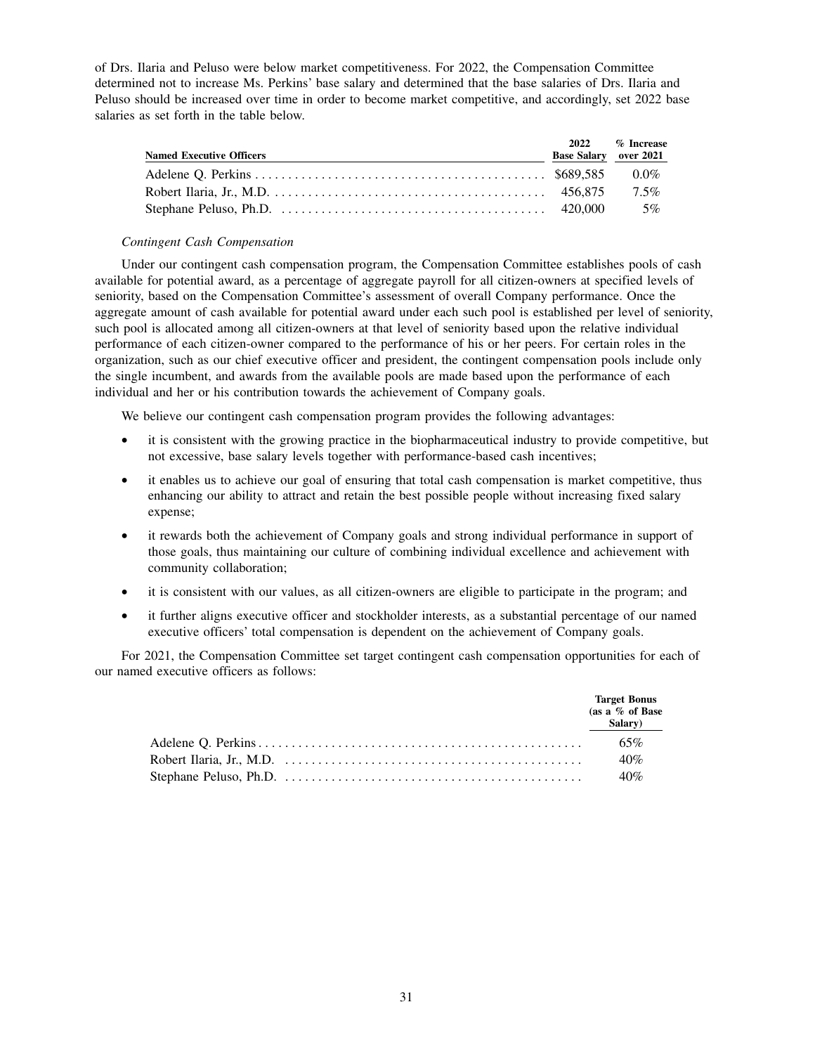of Drs. Ilaria and Peluso were below market competitiveness. For 2022, the Compensation Committee determined not to increase Ms. Perkins' base salary and determined that the base salaries of Drs. Ilaria and Peluso should be increased over time in order to become market competitive, and accordingly, set 2022 base salaries as set forth in the table below.

| Named Executive Officers | 2022 Base Salary | % Increase over 2021 |
|---|---|---|
| Adelene Q. Perkins | $689,585 | 0.0% |
| Robert Ilaria, Jr., M.D. | 456,875 | 7.5% |
| Stephane Peluso, Ph.D. | 420,000 | 5% |

*Contingent Cash Compensation*

Under our contingent cash compensation program, the Compensation Committee establishes pools of cash available for potential award, as a percentage of aggregate payroll for all citizen-owners at specified levels of seniority, based on the Compensation Committee's assessment of overall Company performance. Once the aggregate amount of cash available for potential award under each such pool is established per level of seniority, such pool is allocated among all citizen-owners at that level of seniority based upon the relative individual performance of each citizen-owner compared to the performance of his or her peers. For certain roles in the organization, such as our chief executive officer and president, the contingent compensation pools include only the single incumbent, and awards from the available pools are made based upon the performance of each individual and her or his contribution towards the achievement of Company goals.

We believe our contingent cash compensation program provides the following advantages:

- it is consistent with the growing practice in the biopharmaceutical industry to provide competitive, but not excessive, base salary levels together with performance-based cash incentives;
- it enables us to achieve our goal of ensuring that total cash compensation is market competitive, thus enhancing our ability to attract and retain the best possible people without increasing fixed salary expense;
- it rewards both the achievement of Company goals and strong individual performance in support of those goals, thus maintaining our culture of combining individual excellence and achievement with community collaboration;
- it is consistent with our values, as all citizen-owners are eligible to participate in the program; and
- it further aligns executive officer and stockholder interests, as a substantial percentage of our named executive officers' total compensation is dependent on the achievement of Company goals.

For 2021, the Compensation Committee set target contingent cash compensation opportunities for each of our named executive officers as follows:

| | Target Bonus (as a % of Base Salary) |
|---|---|
| Adelene Q. Perkins | 65% |
| Robert Ilaria, Jr., M.D. | 40% |
| Stephane Peluso, Ph.D. | 40% |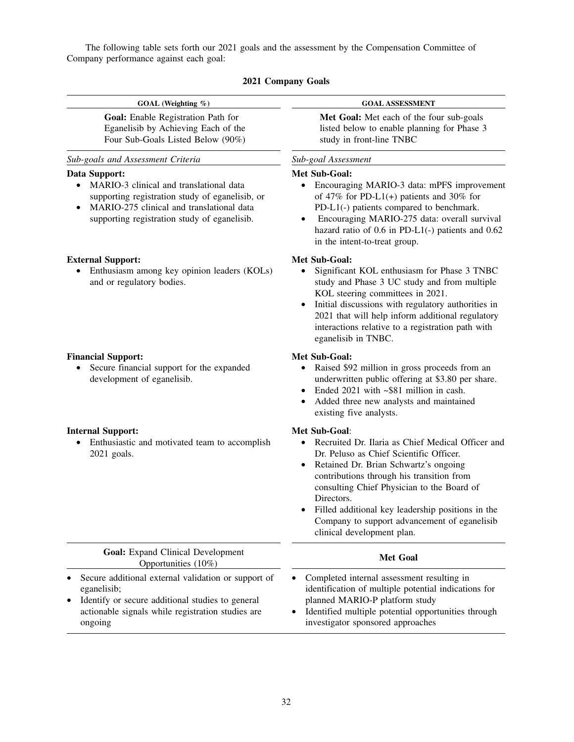The following table sets forth our 2021 goals and the assessment by the Compensation Committee of Company performance against each goal:

**2021 Company Goals**

| GOAL (Weighting %) | GOAL ASSESSMENT |
|---|---|
| **Goal:** Enable Registration Path for Eganelisib by Achieving Each of the Four Sub-Goals Listed Below (90%) | **Met Goal:** Met each of the four sub-goals listed below to enable planning for Phase 3 study in front-line TNBC |
| *Sub-goals and Assessment Criteria* | *Sub-goal Assessment* |
| **Data Support:**<br>• MARIO-3 clinical and translational data supporting registration study of eganelisib, or<br>• MARIO-275 clinical and translational data supporting registration study of eganelisib. | **Met Sub-Goal:**<br>• Encouraging MARIO-3 data: mPFS improvement of 47% for PD-L1(+) patients and 30% for PD-L1(-) patients compared to benchmark.<br>• Encouraging MARIO-275 data: overall survival hazard ratio of 0.6 in PD-L1(-) patients and 0.62 in the intent-to-treat group. |
| **External Support:**<br>• Enthusiasm among key opinion leaders (KOLs) and or regulatory bodies. | **Met Sub-Goal:**<br>• Significant KOL enthusiasm for Phase 3 TNBC study and Phase 3 UC study and from multiple KOL steering committees in 2021.<br>• Initial discussions with regulatory authorities in 2021 that will help inform additional regulatory interactions relative to a registration path with eganelisib in TNBC. |
| **Financial Support:**<br>• Secure financial support for the expanded development of eganelisib. | **Met Sub-Goal:**<br>• Raised $92 million in gross proceeds from an underwritten public offering at $3.80 per share.<br>• Ended 2021 with ~$81 million in cash.<br>• Added three new analysts and maintained existing five analysts. |
| **Internal Support:**<br>• Enthusiastic and motivated team to accomplish 2021 goals. | **Met Sub-Goal**:<br>• Recruited Dr. Ilaria as Chief Medical Officer and Dr. Peluso as Chief Scientific Officer.<br>• Retained Dr. Brian Schwartz's ongoing contributions through his transition from consulting Chief Physician to the Board of Directors.<br>• Filled additional key leadership positions in the Company to support advancement of eganelisib clinical development plan. |
| **Goal:** Expand Clinical Development Opportunities (10%) | **Met Goal** |
| • Secure additional external validation or support of eganelisib;<br>• Identify or secure additional studies to general actionable signals while registration studies are ongoing | • Completed internal assessment resulting in identification of multiple potential indications for planned MARIO-P platform study<br>• Identified multiple potential opportunities through investigator sponsored approaches |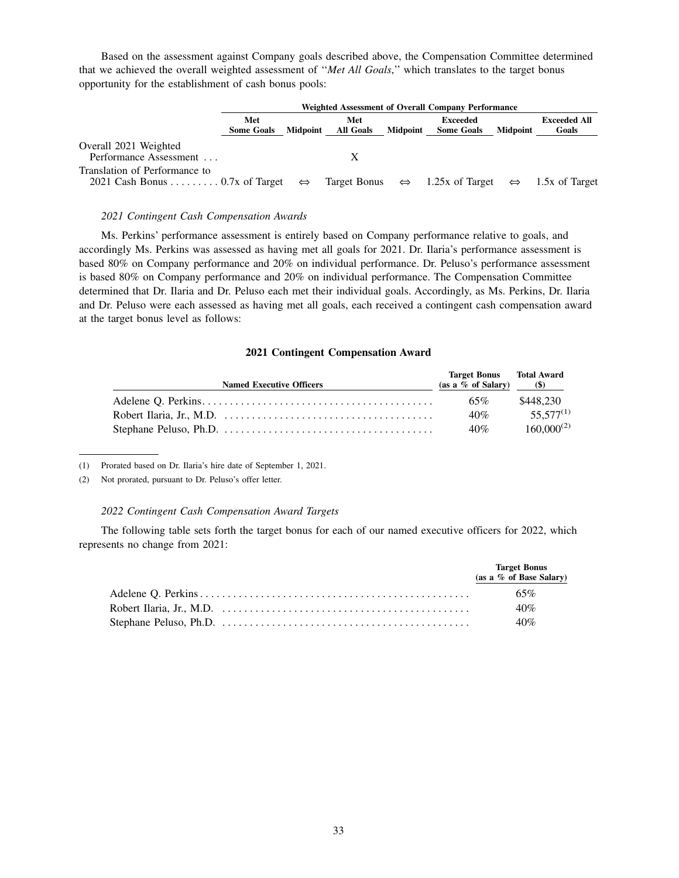Based on the assessment against Company goals described above, the Compensation Committee determined that we achieved the overall weighted assessment of "*Met All Goals*," which translates to the target bonus opportunity for the establishment of cash bonus pools:

| | Weighted Assessment of Overall Company Performance | | | | | | |
|---|---|---|---|---|---|---|---|
| | Met Some Goals | Midpoint | Met All Goals | Midpoint | Exceeded Some Goals | Midpoint | Exceeded All Goals |
| Overall 2021 Weighted Performance Assessment . . . | | | X | | | | |
| Translation of Performance to 2021 Cash Bonus . . . . . . . . . | 0.7x of Target | ⇔ | Target Bonus | ⇔ | 1.25x of Target | ⇔ | 1.5x of Target |

*2021 Contingent Cash Compensation Awards*

Ms. Perkins' performance assessment is entirely based on Company performance relative to goals, and accordingly Ms. Perkins was assessed as having met all goals for 2021. Dr. Ilaria's performance assessment is based 80% on Company performance and 20% on individual performance. Dr. Peluso's performance assessment is based 80% on Company performance and 20% on individual performance. The Compensation Committee determined that Dr. Ilaria and Dr. Peluso each met their individual goals. Accordingly, as Ms. Perkins, Dr. Ilaria and Dr. Peluso were each assessed as having met all goals, each received a contingent cash compensation award at the target bonus level as follows:

**2021 Contingent Compensation Award**

| Named Executive Officers | Target Bonus (as a % of Salary) | Total Award ($) |
|---|---|---|
| Adelene Q. Perkins | 65% | $448,230 |
| Robert Ilaria, Jr., M.D. | 40% | 55,577[(1)] |
| Stephane Peluso, Ph.D. | 40% | 160,000[(2)] |

(1) Prorated based on Dr. Ilaria's hire date of September 1, 2021.

(2) Not prorated, pursuant to Dr. Peluso's offer letter.

*2022 Contingent Cash Compensation Award Targets*

The following table sets forth the target bonus for each of our named executive officers for 2022, which represents no change from 2021:

| | Target Bonus (as a % of Base Salary) |
|---|---|
| Adelene Q. Perkins | 65% |
| Robert Ilaria, Jr., M.D. | 40% |
| Stephane Peluso, Ph.D. | 40% |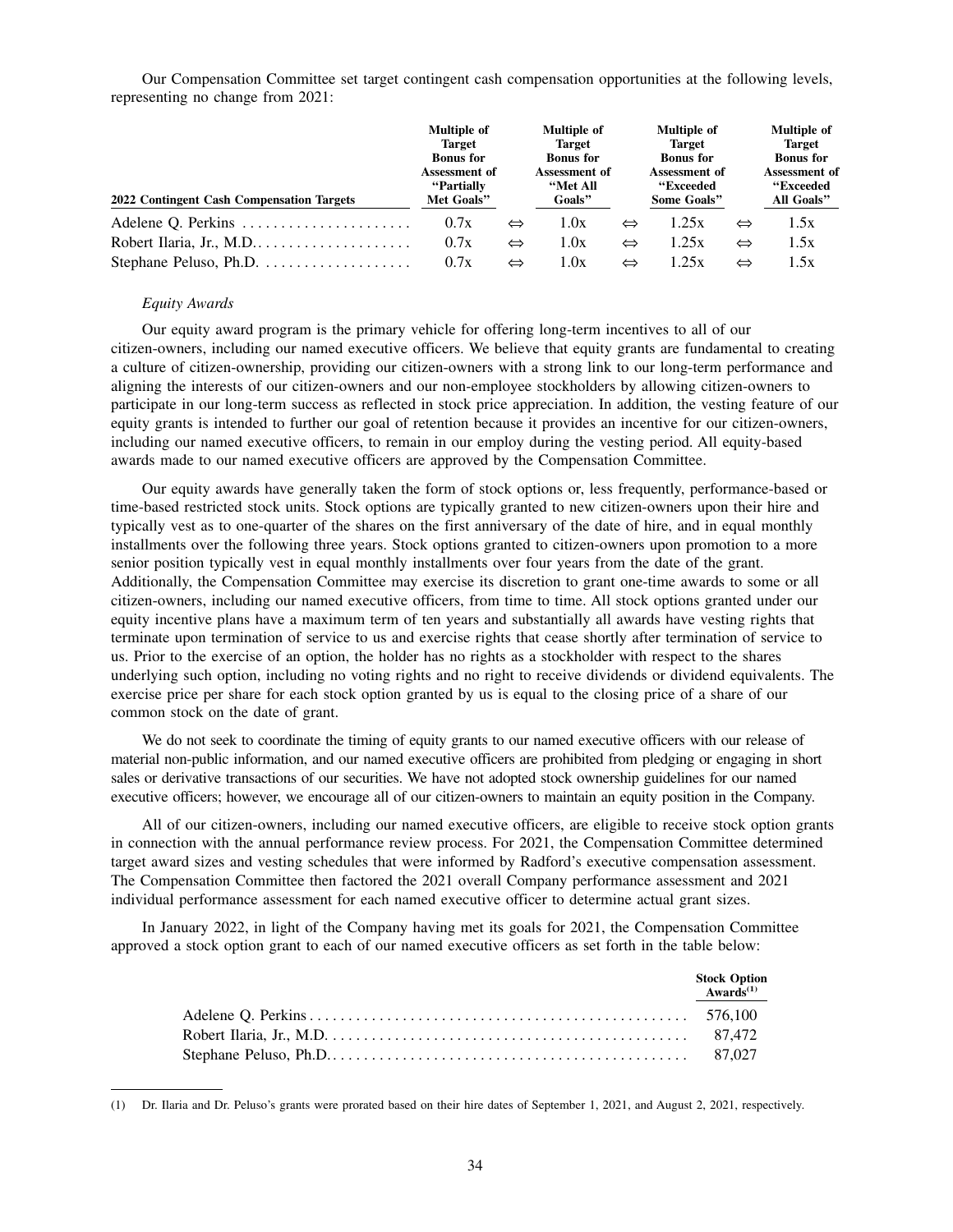Our Compensation Committee set target contingent cash compensation opportunities at the following levels, representing no change from 2021:

| 2022 Contingent Cash Compensation Targets | Multiple of Target Bonus for Assessment of "Partially Met Goals" | | Multiple of Target Bonus for Assessment of "Met All Goals" | | Multiple of Target Bonus for Assessment of "Exceeded Some Goals" | | Multiple of Target Bonus for Assessment of "Exceeded All Goals" |
|---|---|---|---|---|---|---|---|
| Adelene Q. Perkins | 0.7x | ⇔ | 1.0x | ⇔ | 1.25x | ⇔ | 1.5x |
| Robert Ilaria, Jr., M.D. | 0.7x | ⇔ | 1.0x | ⇔ | 1.25x | ⇔ | 1.5x |
| Stephane Peluso, Ph.D. | 0.7x | ⇔ | 1.0x | ⇔ | 1.25x | ⇔ | 1.5x |

*Equity Awards*

Our equity award program is the primary vehicle for offering long-term incentives to all of our citizen-owners, including our named executive officers. We believe that equity grants are fundamental to creating a culture of citizen-ownership, providing our citizen-owners with a strong link to our long-term performance and aligning the interests of our citizen-owners and our non-employee stockholders by allowing citizen-owners to participate in our long-term success as reflected in stock price appreciation. In addition, the vesting feature of our equity grants is intended to further our goal of retention because it provides an incentive for our citizen-owners, including our named executive officers, to remain in our employ during the vesting period. All equity-based awards made to our named executive officers are approved by the Compensation Committee.

Our equity awards have generally taken the form of stock options or, less frequently, performance-based or time-based restricted stock units. Stock options are typically granted to new citizen-owners upon their hire and typically vest as to one-quarter of the shares on the first anniversary of the date of hire, and in equal monthly installments over the following three years. Stock options granted to citizen-owners upon promotion to a more senior position typically vest in equal monthly installments over four years from the date of the grant. Additionally, the Compensation Committee may exercise its discretion to grant one-time awards to some or all citizen-owners, including our named executive officers, from time to time. All stock options granted under our equity incentive plans have a maximum term of ten years and substantially all awards have vesting rights that terminate upon termination of service to us and exercise rights that cease shortly after termination of service to us. Prior to the exercise of an option, the holder has no rights as a stockholder with respect to the shares underlying such option, including no voting rights and no right to receive dividends or dividend equivalents. The exercise price per share for each stock option granted by us is equal to the closing price of a share of our common stock on the date of grant.

We do not seek to coordinate the timing of equity grants to our named executive officers with our release of material non-public information, and our named executive officers are prohibited from pledging or engaging in short sales or derivative transactions of our securities. We have not adopted stock ownership guidelines for our named executive officers; however, we encourage all of our citizen-owners to maintain an equity position in the Company.

All of our citizen-owners, including our named executive officers, are eligible to receive stock option grants in connection with the annual performance review process. For 2021, the Compensation Committee determined target award sizes and vesting schedules that were informed by Radford's executive compensation assessment. The Compensation Committee then factored the 2021 overall Company performance assessment and 2021 individual performance assessment for each named executive officer to determine actual grant sizes.

In January 2022, in light of the Company having met its goals for 2021, the Compensation Committee approved a stock option grant to each of our named executive officers as set forth in the table below:

| | Stock Option Awards[1] |
|---|---|
| Adelene Q. Perkins | 576,100 |
| Robert Ilaria, Jr., M.D. | 87,472 |
| Stephane Peluso, Ph.D. | 87,027 |

(1) Dr. Ilaria and Dr. Peluso's grants were prorated based on their hire dates of September 1, 2021, and August 2, 2021, respectively.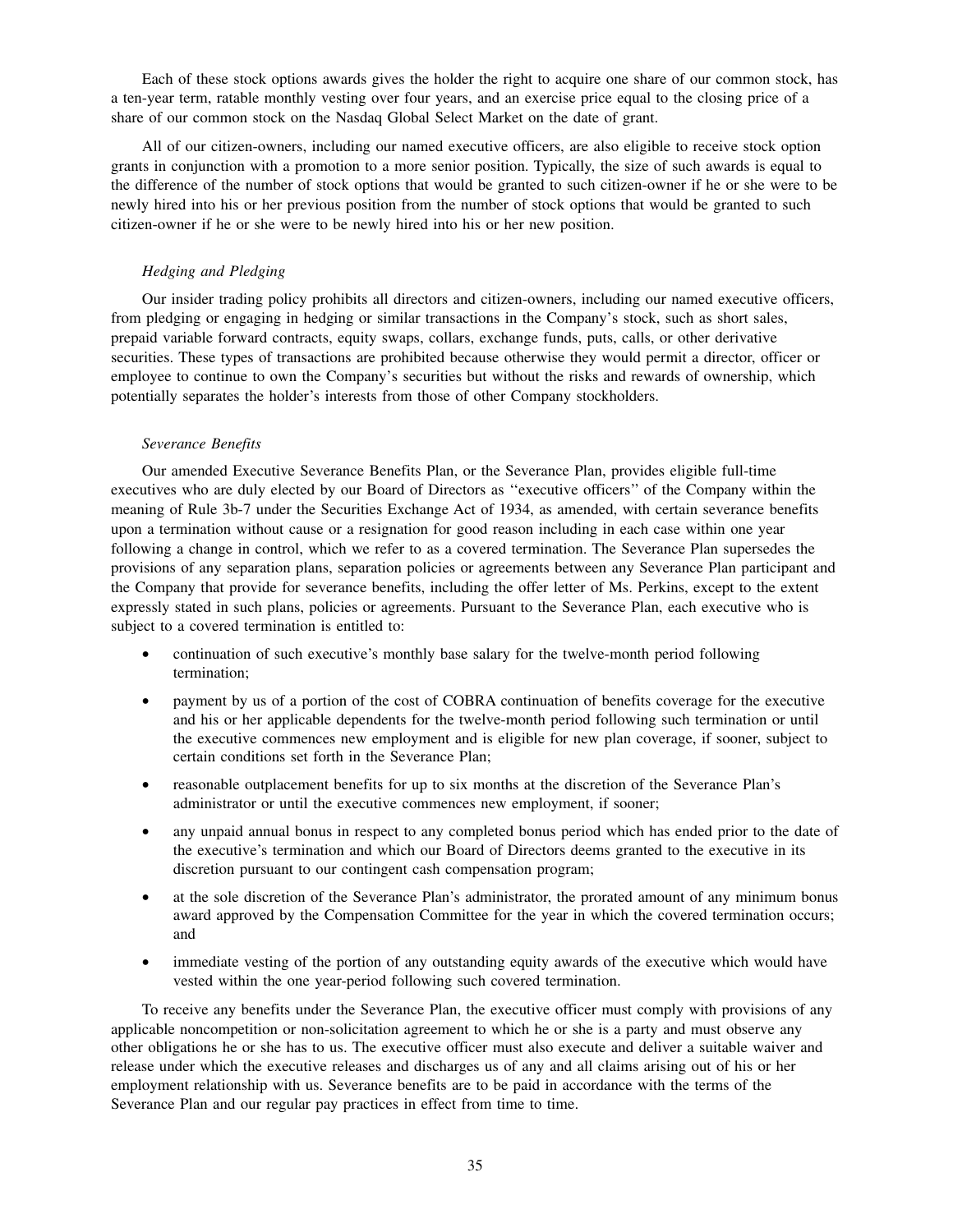Each of these stock options awards gives the holder the right to acquire one share of our common stock, has a ten-year term, ratable monthly vesting over four years, and an exercise price equal to the closing price of a share of our common stock on the Nasdaq Global Select Market on the date of grant.

All of our citizen-owners, including our named executive officers, are also eligible to receive stock option grants in conjunction with a promotion to a more senior position. Typically, the size of such awards is equal to the difference of the number of stock options that would be granted to such citizen-owner if he or she were to be newly hired into his or her previous position from the number of stock options that would be granted to such citizen-owner if he or she were to be newly hired into his or her new position.

*Hedging and Pledging*

Our insider trading policy prohibits all directors and citizen-owners, including our named executive officers, from pledging or engaging in hedging or similar transactions in the Company's stock, such as short sales, prepaid variable forward contracts, equity swaps, collars, exchange funds, puts, calls, or other derivative securities. These types of transactions are prohibited because otherwise they would permit a director, officer or employee to continue to own the Company's securities but without the risks and rewards of ownership, which potentially separates the holder's interests from those of other Company stockholders.

*Severance Benefits*

Our amended Executive Severance Benefits Plan, or the Severance Plan, provides eligible full-time executives who are duly elected by our Board of Directors as "executive officers" of the Company within the meaning of Rule 3b-7 under the Securities Exchange Act of 1934, as amended, with certain severance benefits upon a termination without cause or a resignation for good reason including in each case within one year following a change in control, which we refer to as a covered termination. The Severance Plan supersedes the provisions of any separation plans, separation policies or agreements between any Severance Plan participant and the Company that provide for severance benefits, including the offer letter of Ms. Perkins, except to the extent expressly stated in such plans, policies or agreements. Pursuant to the Severance Plan, each executive who is subject to a covered termination is entitled to:

- continuation of such executive's monthly base salary for the twelve-month period following termination;
- payment by us of a portion of the cost of COBRA continuation of benefits coverage for the executive and his or her applicable dependents for the twelve-month period following such termination or until the executive commences new employment and is eligible for new plan coverage, if sooner, subject to certain conditions set forth in the Severance Plan;
- reasonable outplacement benefits for up to six months at the discretion of the Severance Plan's administrator or until the executive commences new employment, if sooner;
- any unpaid annual bonus in respect to any completed bonus period which has ended prior to the date of the executive's termination and which our Board of Directors deems granted to the executive in its discretion pursuant to our contingent cash compensation program;
- at the sole discretion of the Severance Plan's administrator, the prorated amount of any minimum bonus award approved by the Compensation Committee for the year in which the covered termination occurs; and
- immediate vesting of the portion of any outstanding equity awards of the executive which would have vested within the one year-period following such covered termination.

To receive any benefits under the Severance Plan, the executive officer must comply with provisions of any applicable noncompetition or non-solicitation agreement to which he or she is a party and must observe any other obligations he or she has to us. The executive officer must also execute and deliver a suitable waiver and release under which the executive releases and discharges us of any and all claims arising out of his or her employment relationship with us. Severance benefits are to be paid in accordance with the terms of the Severance Plan and our regular pay practices in effect from time to time.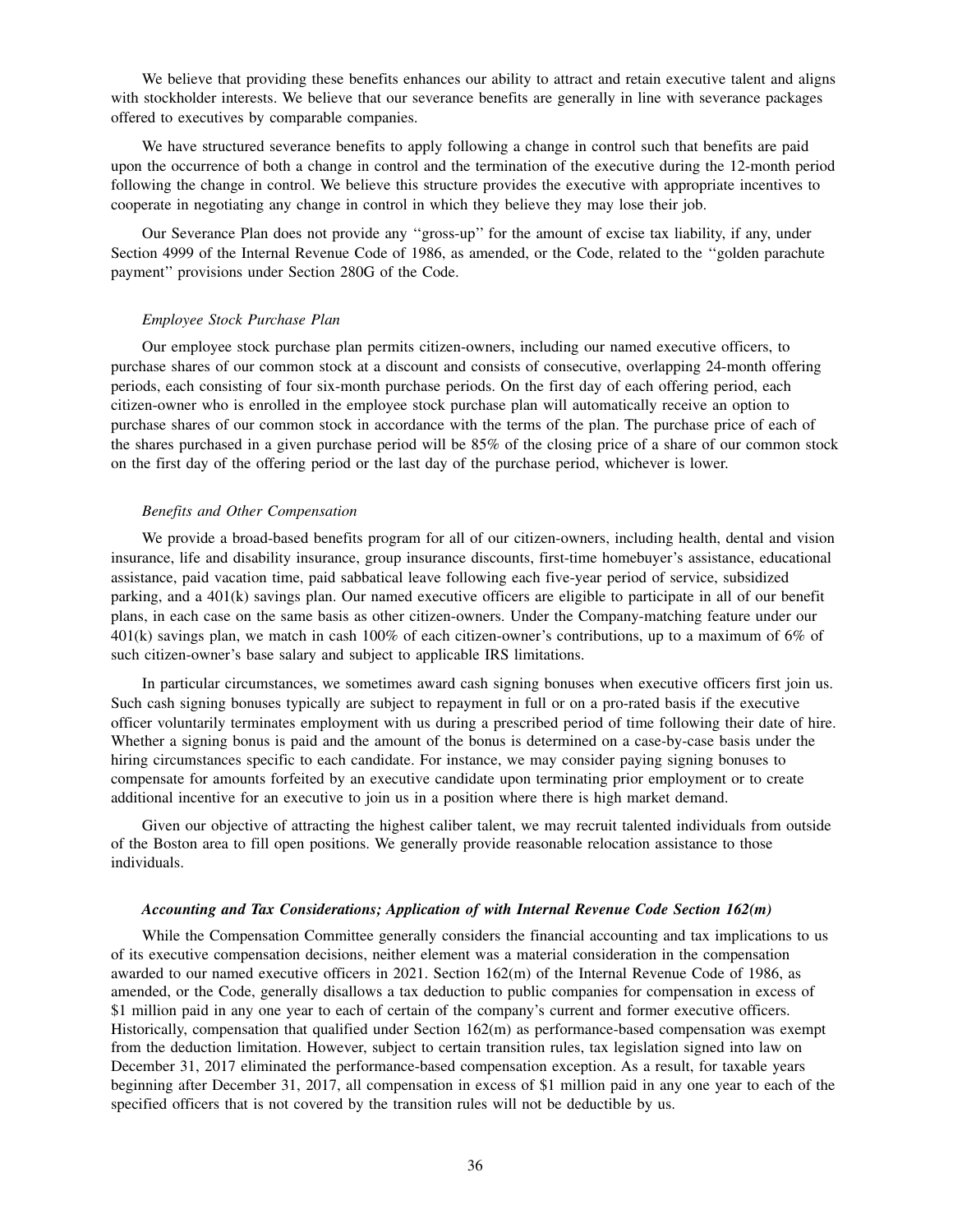We believe that providing these benefits enhances our ability to attract and retain executive talent and aligns with stockholder interests. We believe that our severance benefits are generally in line with severance packages offered to executives by comparable companies.

We have structured severance benefits to apply following a change in control such that benefits are paid upon the occurrence of both a change in control and the termination of the executive during the 12-month period following the change in control. We believe this structure provides the executive with appropriate incentives to cooperate in negotiating any change in control in which they believe they may lose their job.

Our Severance Plan does not provide any ''gross-up'' for the amount of excise tax liability, if any, under Section 4999 of the Internal Revenue Code of 1986, as amended, or the Code, related to the ''golden parachute payment'' provisions under Section 280G of the Code.

*Employee Stock Purchase Plan*

Our employee stock purchase plan permits citizen-owners, including our named executive officers, to purchase shares of our common stock at a discount and consists of consecutive, overlapping 24-month offering periods, each consisting of four six-month purchase periods. On the first day of each offering period, each citizen-owner who is enrolled in the employee stock purchase plan will automatically receive an option to purchase shares of our common stock in accordance with the terms of the plan. The purchase price of each of the shares purchased in a given purchase period will be 85% of the closing price of a share of our common stock on the first day of the offering period or the last day of the purchase period, whichever is lower.

*Benefits and Other Compensation*

We provide a broad-based benefits program for all of our citizen-owners, including health, dental and vision insurance, life and disability insurance, group insurance discounts, first-time homebuyer's assistance, educational assistance, paid vacation time, paid sabbatical leave following each five-year period of service, subsidized parking, and a 401(k) savings plan. Our named executive officers are eligible to participate in all of our benefit plans, in each case on the same basis as other citizen-owners. Under the Company-matching feature under our 401(k) savings plan, we match in cash 100% of each citizen-owner's contributions, up to a maximum of 6% of such citizen-owner's base salary and subject to applicable IRS limitations.

In particular circumstances, we sometimes award cash signing bonuses when executive officers first join us. Such cash signing bonuses typically are subject to repayment in full or on a pro-rated basis if the executive officer voluntarily terminates employment with us during a prescribed period of time following their date of hire. Whether a signing bonus is paid and the amount of the bonus is determined on a case-by-case basis under the hiring circumstances specific to each candidate. For instance, we may consider paying signing bonuses to compensate for amounts forfeited by an executive candidate upon terminating prior employment or to create additional incentive for an executive to join us in a position where there is high market demand.

Given our objective of attracting the highest caliber talent, we may recruit talented individuals from outside of the Boston area to fill open positions. We generally provide reasonable relocation assistance to those individuals.

***Accounting and Tax Considerations; Application of with Internal Revenue Code Section 162(m)***

While the Compensation Committee generally considers the financial accounting and tax implications to us of its executive compensation decisions, neither element was a material consideration in the compensation awarded to our named executive officers in 2021. Section 162(m) of the Internal Revenue Code of 1986, as amended, or the Code, generally disallows a tax deduction to public companies for compensation in excess of $1 million paid in any one year to each of certain of the company's current and former executive officers. Historically, compensation that qualified under Section 162(m) as performance-based compensation was exempt from the deduction limitation. However, subject to certain transition rules, tax legislation signed into law on December 31, 2017 eliminated the performance-based compensation exception. As a result, for taxable years beginning after December 31, 2017, all compensation in excess of $1 million paid in any one year to each of the specified officers that is not covered by the transition rules will not be deductible by us.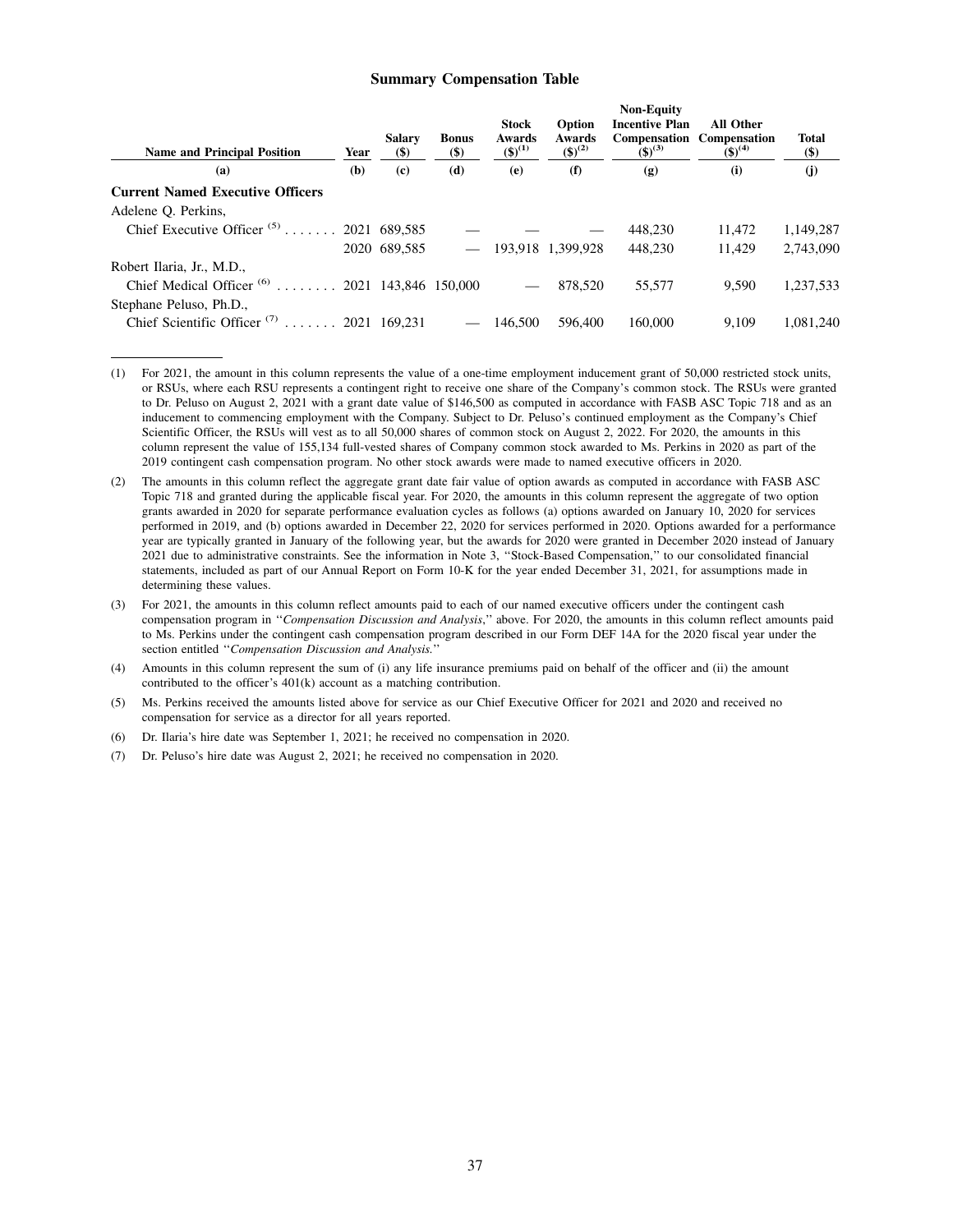### Summary Compensation Table

| Name and Principal Position | Year | Salary ($) | Bonus ($) | Stock Awards ($)[(1)] | Option Awards ($)[(2)] | Non-Equity Incentive Plan Compensation ($)[(3)] | All Other Compensation ($)[(4)] | Total ($) |
|---|---|---|---|---|---|---|---|---|
| (a) | (b) | (c) | (d) | (e) | (f) | (g) | (i) | (j) |
| **Current Named Executive Officers** | | | | | | | | |
| Adelene Q. Perkins, | | | | | | | | |
| Chief Executive Officer [(5)] | 2021 | 689,585 | — | — | — | 448,230 | 11,472 | 1,149,287 |
| | 2020 | 689,585 | — | 193,918 | 1,399,928 | 448,230 | 11,429 | 2,743,090 |
| Robert Ilaria, Jr., M.D., | | | | | | | | |
| Chief Medical Officer [(6)] | 2021 | 143,846 | 150,000 | — | 878,520 | 55,577 | 9,590 | 1,237,533 |
| Stephane Peluso, Ph.D., | | | | | | | | |
| Chief Scientific Officer [(7)] | 2021 | 169,231 | — | 146,500 | 596,400 | 160,000 | 9,109 | 1,081,240 |

(1) For 2021, the amount in this column represents the value of a one-time employment inducement grant of 50,000 restricted stock units, or RSUs, where each RSU represents a contingent right to receive one share of the Company's common stock. The RSUs were granted to Dr. Peluso on August 2, 2021 with a grant date value of $146,500 as computed in accordance with FASB ASC Topic 718 and as an inducement to commencing employment with the Company. Subject to Dr. Peluso's continued employment as the Company's Chief Scientific Officer, the RSUs will vest as to all 50,000 shares of common stock on August 2, 2022. For 2020, the amounts in this column represent the value of 155,134 full-vested shares of Company common stock awarded to Ms. Perkins in 2020 as part of the 2019 contingent cash compensation program. No other stock awards were made to named executive officers in 2020.

(2) The amounts in this column reflect the aggregate grant date fair value of option awards as computed in accordance with FASB ASC Topic 718 and granted during the applicable fiscal year. For 2020, the amounts in this column represent the aggregate of two option grants awarded in 2020 for separate performance evaluation cycles as follows (a) options awarded on January 10, 2020 for services performed in 2019, and (b) options awarded in December 22, 2020 for services performed in 2020. Options awarded for a performance year are typically granted in January of the following year, but the awards for 2020 were granted in December 2020 instead of January 2021 due to administrative constraints. See the information in Note 3, ''Stock-Based Compensation,'' to our consolidated financial statements, included as part of our Annual Report on Form 10-K for the year ended December 31, 2021, for assumptions made in determining these values.

(3) For 2021, the amounts in this column reflect amounts paid to each of our named executive officers under the contingent cash compensation program in ''*Compensation Discussion and Analysis*,'' above. For 2020, the amounts in this column reflect amounts paid to Ms. Perkins under the contingent cash compensation program described in our Form DEF 14A for the 2020 fiscal year under the section entitled ''*Compensation Discussion and Analysis.*''

(4) Amounts in this column represent the sum of (i) any life insurance premiums paid on behalf of the officer and (ii) the amount contributed to the officer's 401(k) account as a matching contribution.

(5) Ms. Perkins received the amounts listed above for service as our Chief Executive Officer for 2021 and 2020 and received no compensation for service as a director for all years reported.

(6) Dr. Ilaria's hire date was September 1, 2021; he received no compensation in 2020.

(7) Dr. Peluso's hire date was August 2, 2021; he received no compensation in 2020.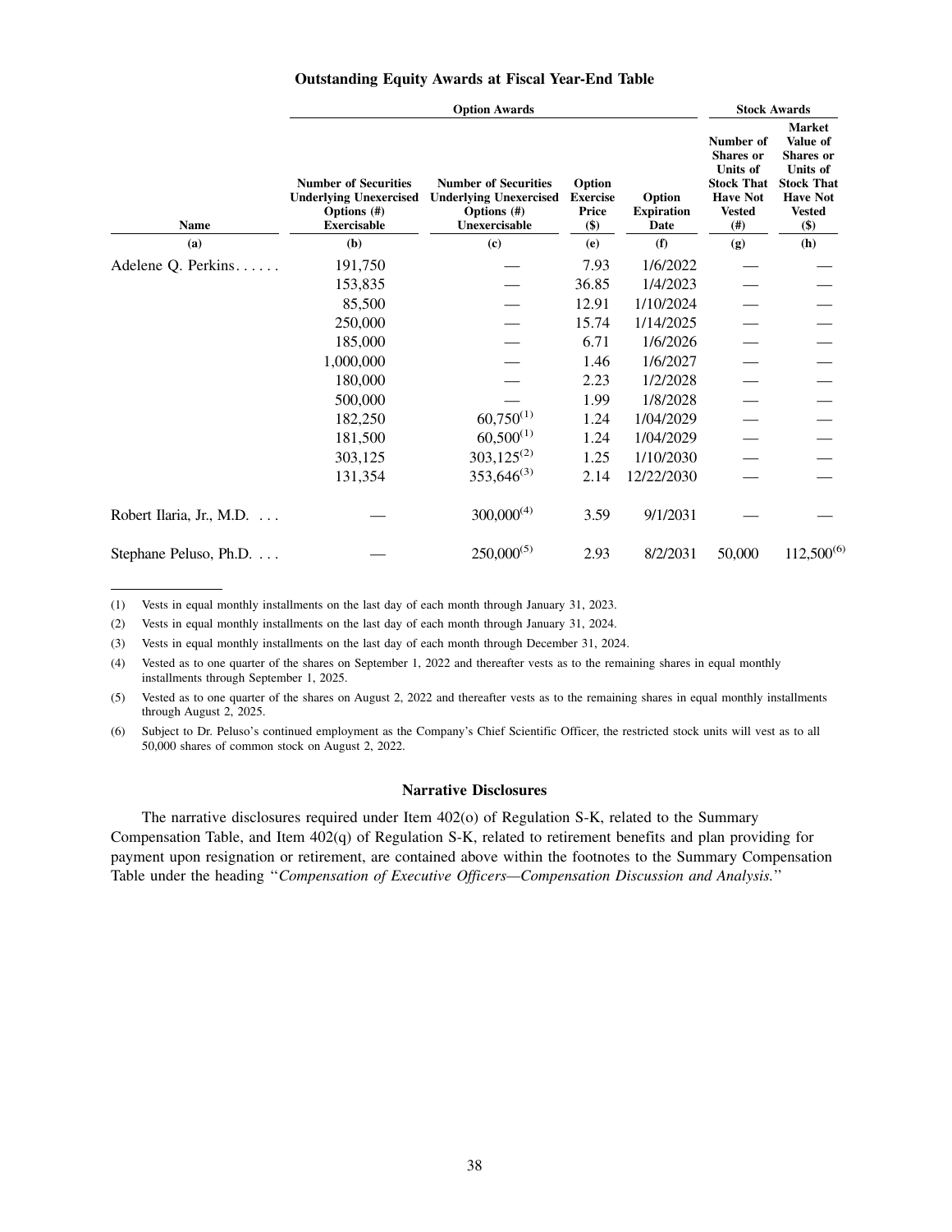**Outstanding Equity Awards at Fiscal Year-End Table**

| | Option Awards | | | | Stock Awards | |
|---|---|---|---|---|---|---|
| Name | Number of Securities Underlying Unexercised Options (#) Exercisable | Number of Securities Underlying Unexercised Options (#) Unexercisable | Option Exercise Price ($) | Option Expiration Date | Number of Shares or Units of Stock That Have Not Vested (#) | Market Value of Shares or Units of Stock That Have Not Vested ($) |
| (a) | (b) | (c) | (e) | (f) | (g) | (h) |
| Adelene Q. Perkins. . . . . . | 191,750 | — | 7.93 | 1/6/2022 | — | — |
| | 153,835 | — | 36.85 | 1/4/2023 | — | — |
| | 85,500 | — | 12.91 | 1/10/2024 | — | — |
| | 250,000 | — | 15.74 | 1/14/2025 | — | — |
| | 185,000 | — | 6.71 | 1/6/2026 | — | — |
| | 1,000,000 | — | 1.46 | 1/6/2027 | — | — |
| | 180,000 | — | 2.23 | 1/2/2028 | — | — |
| | 500,000 | — | 1.99 | 1/8/2028 | — | — |
| | 182,250 | 60,750(1) | 1.24 | 1/04/2029 | — | — |
| | 181,500 | 60,500(1) | 1.24 | 1/04/2029 | — | — |
| | 303,125 | 303,125(2) | 1.25 | 1/10/2030 | — | — |
| | 131,354 | 353,646(3) | 2.14 | 12/22/2030 | — | — |
| Robert Ilaria, Jr., M.D. . . . | — | 300,000(4) | 3.59 | 9/1/2031 | — | — |
| Stephane Peluso, Ph.D. . . . | — | 250,000(5) | 2.93 | 8/2/2031 | 50,000 | 112,500(6) |

(1) Vests in equal monthly installments on the last day of each month through January 31, 2023.

(2) Vests in equal monthly installments on the last day of each month through January 31, 2024.

(3) Vests in equal monthly installments on the last day of each month through December 31, 2024.

(4) Vested as to one quarter of the shares on September 1, 2022 and thereafter vests as to the remaining shares in equal monthly installments through September 1, 2025.

(5) Vested as to one quarter of the shares on August 2, 2022 and thereafter vests as to the remaining shares in equal monthly installments through August 2, 2025.

(6) Subject to Dr. Peluso's continued employment as the Company's Chief Scientific Officer, the restricted stock units will vest as to all 50,000 shares of common stock on August 2, 2022.

**Narrative Disclosures**

The narrative disclosures required under Item 402(o) of Regulation S-K, related to the Summary Compensation Table, and Item 402(q) of Regulation S-K, related to retirement benefits and plan providing for payment upon resignation or retirement, are contained above within the footnotes to the Summary Compensation Table under the heading "*Compensation of Executive Officers—Compensation Discussion and Analysis.*"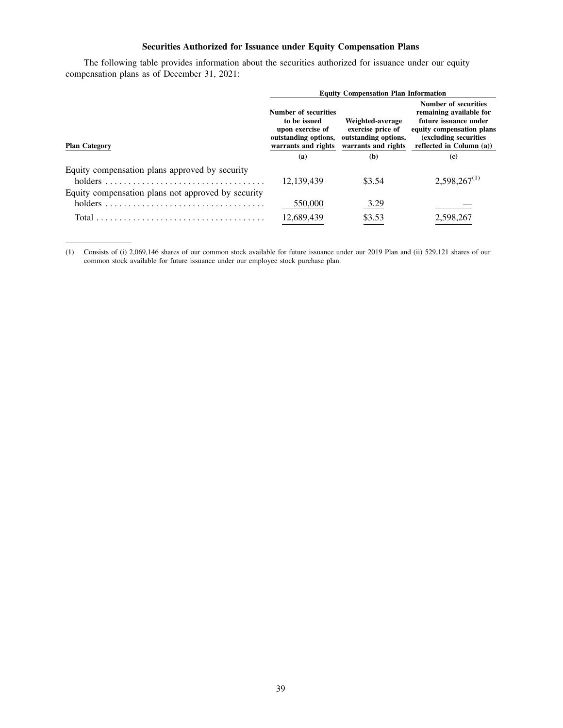### Securities Authorized for Issuance under Equity Compensation Plans

The following table provides information about the securities authorized for issuance under our equity compensation plans as of December 31, 2021:

| Plan Category | Equity Compensation Plan Information | | |
|---|---|---|---|
| | Number of securities to be issued upon exercise of outstanding options, warrants and rights | Weighted-average exercise price of outstanding options, warrants and rights | Number of securities remaining available for future issuance under equity compensation plans (excluding securities reflected in Column (a)) |
| | (a) | (b) | (c) |
| Equity compensation plans approved by security holders | 12,139,439 | $3.54 | 2,598,267[(1)] |
| Equity compensation plans not approved by security holders | 550,000 | 3.29 | — |
| Total | 12,689,439 | $3.53 | 2,598,267 |

(1) Consists of (i) 2,069,146 shares of our common stock available for future issuance under our 2019 Plan and (ii) 529,121 shares of our common stock available for future issuance under our employee stock purchase plan.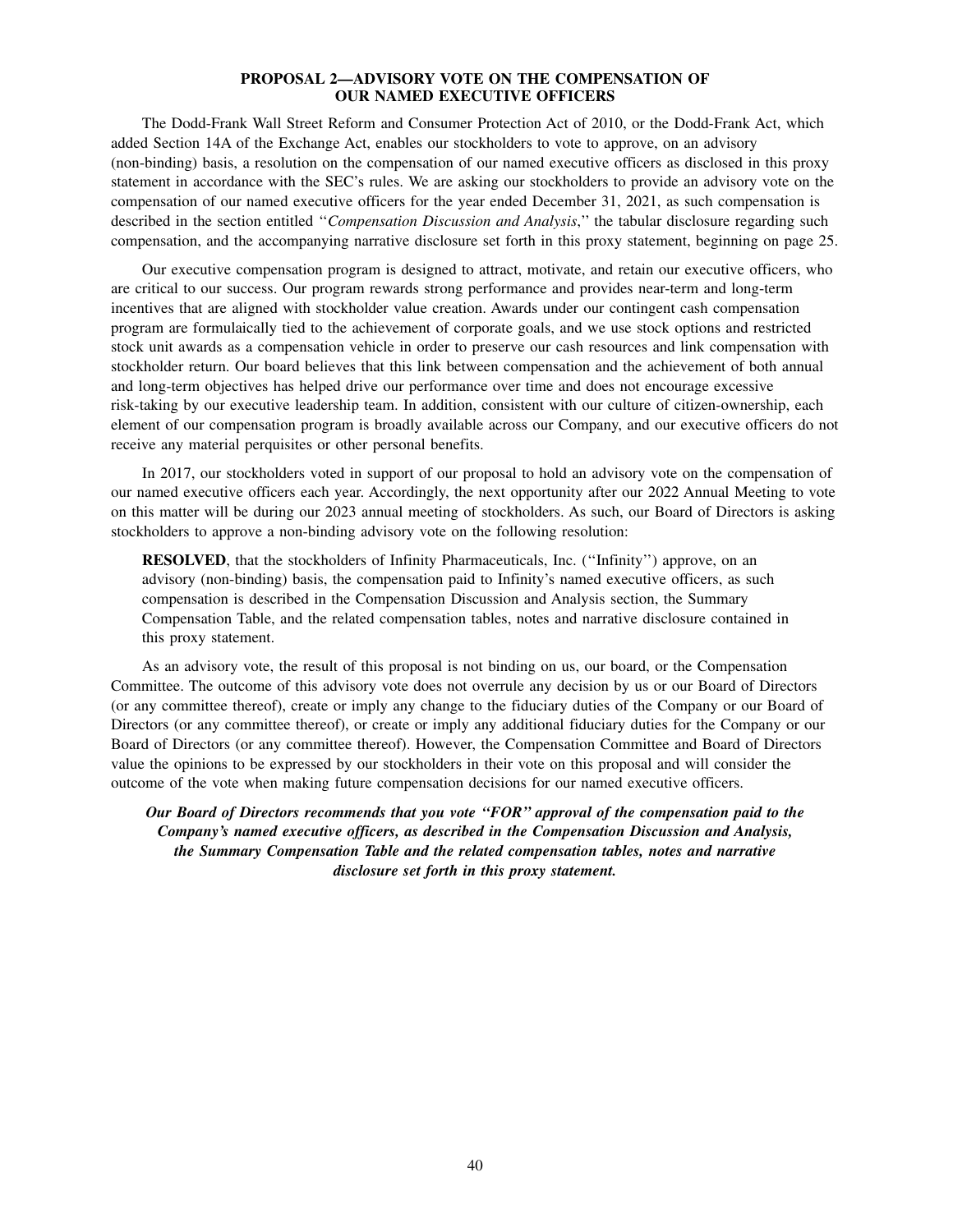## PROPOSAL 2—ADVISORY VOTE ON THE COMPENSATION OF OUR NAMED EXECUTIVE OFFICERS

The Dodd-Frank Wall Street Reform and Consumer Protection Act of 2010, or the Dodd-Frank Act, which added Section 14A of the Exchange Act, enables our stockholders to vote to approve, on an advisory (non-binding) basis, a resolution on the compensation of our named executive officers as disclosed in this proxy statement in accordance with the SEC's rules. We are asking our stockholders to provide an advisory vote on the compensation of our named executive officers for the year ended December 31, 2021, as such compensation is described in the section entitled "*Compensation Discussion and Analysis*," the tabular disclosure regarding such compensation, and the accompanying narrative disclosure set forth in this proxy statement, beginning on page 25.

Our executive compensation program is designed to attract, motivate, and retain our executive officers, who are critical to our success. Our program rewards strong performance and provides near-term and long-term incentives that are aligned with stockholder value creation. Awards under our contingent cash compensation program are formulaically tied to the achievement of corporate goals, and we use stock options and restricted stock unit awards as a compensation vehicle in order to preserve our cash resources and link compensation with stockholder return. Our board believes that this link between compensation and the achievement of both annual and long-term objectives has helped drive our performance over time and does not encourage excessive risk-taking by our executive leadership team. In addition, consistent with our culture of citizen-ownership, each element of our compensation program is broadly available across our Company, and our executive officers do not receive any material perquisites or other personal benefits.

In 2017, our stockholders voted in support of our proposal to hold an advisory vote on the compensation of our named executive officers each year. Accordingly, the next opportunity after our 2022 Annual Meeting to vote on this matter will be during our 2023 annual meeting of stockholders. As such, our Board of Directors is asking stockholders to approve a non-binding advisory vote on the following resolution:

> **RESOLVED**, that the stockholders of Infinity Pharmaceuticals, Inc. ("Infinity") approve, on an advisory (non-binding) basis, the compensation paid to Infinity's named executive officers, as such compensation is described in the Compensation Discussion and Analysis section, the Summary Compensation Table, and the related compensation tables, notes and narrative disclosure contained in this proxy statement.

As an advisory vote, the result of this proposal is not binding on us, our board, or the Compensation Committee. The outcome of this advisory vote does not overrule any decision by us or our Board of Directors (or any committee thereof), create or imply any change to the fiduciary duties of the Company or our Board of Directors (or any committee thereof), or create or imply any additional fiduciary duties for the Company or our Board of Directors (or any committee thereof). However, the Compensation Committee and Board of Directors value the opinions to be expressed by our stockholders in their vote on this proposal and will consider the outcome of the vote when making future compensation decisions for our named executive officers.

***Our Board of Directors recommends that you vote "FOR" approval of the compensation paid to the Company's named executive officers, as described in the Compensation Discussion and Analysis, the Summary Compensation Table and the related compensation tables, notes and narrative disclosure set forth in this proxy statement.***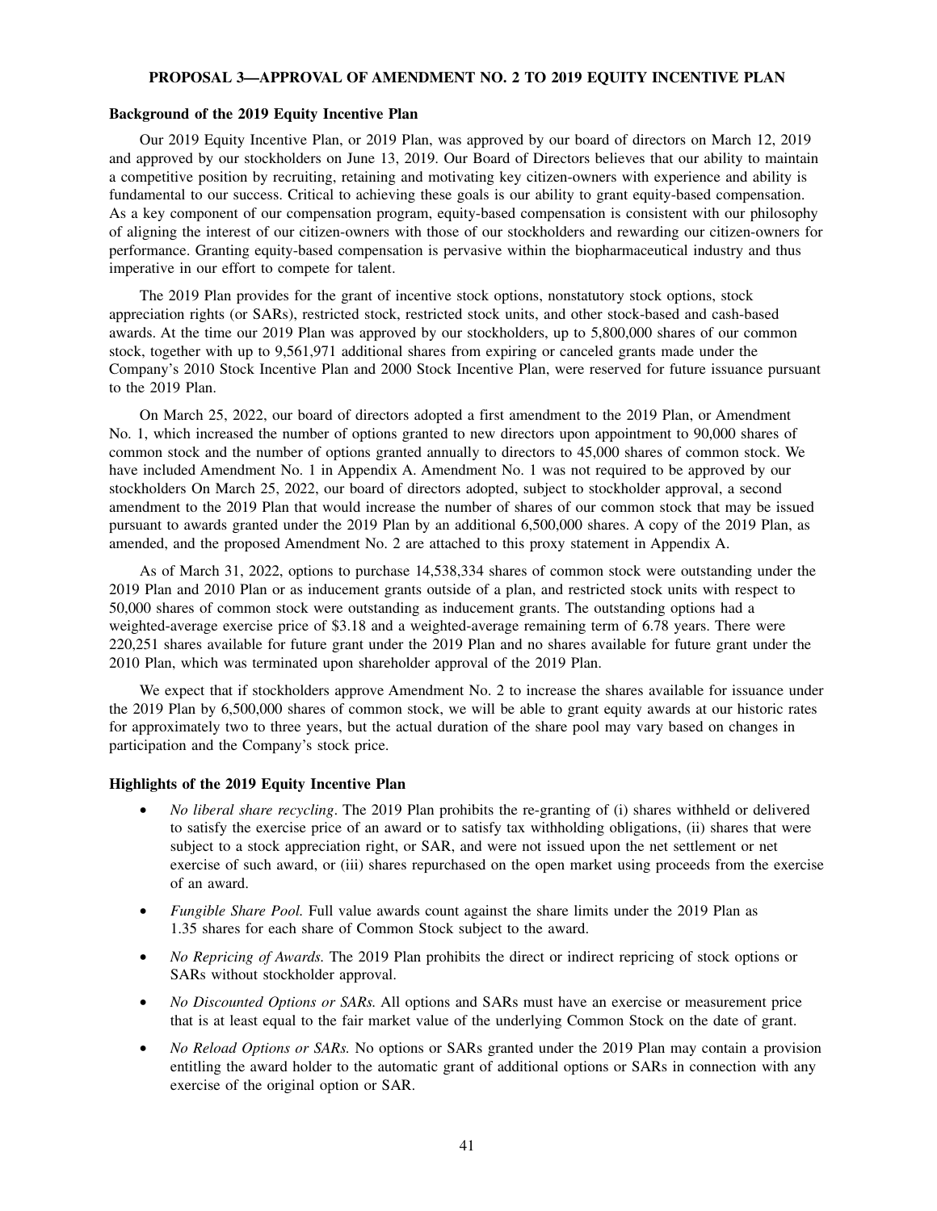## PROPOSAL 3—APPROVAL OF AMENDMENT NO. 2 TO 2019 EQUITY INCENTIVE PLAN

### Background of the 2019 Equity Incentive Plan

Our 2019 Equity Incentive Plan, or 2019 Plan, was approved by our board of directors on March 12, 2019 and approved by our stockholders on June 13, 2019. Our Board of Directors believes that our ability to maintain a competitive position by recruiting, retaining and motivating key citizen-owners with experience and ability is fundamental to our success. Critical to achieving these goals is our ability to grant equity-based compensation. As a key component of our compensation program, equity-based compensation is consistent with our philosophy of aligning the interest of our citizen-owners with those of our stockholders and rewarding our citizen-owners for performance. Granting equity-based compensation is pervasive within the biopharmaceutical industry and thus imperative in our effort to compete for talent.

The 2019 Plan provides for the grant of incentive stock options, nonstatutory stock options, stock appreciation rights (or SARs), restricted stock, restricted stock units, and other stock-based and cash-based awards. At the time our 2019 Plan was approved by our stockholders, up to 5,800,000 shares of our common stock, together with up to 9,561,971 additional shares from expiring or canceled grants made under the Company's 2010 Stock Incentive Plan and 2000 Stock Incentive Plan, were reserved for future issuance pursuant to the 2019 Plan.

On March 25, 2022, our board of directors adopted a first amendment to the 2019 Plan, or Amendment No. 1, which increased the number of options granted to new directors upon appointment to 90,000 shares of common stock and the number of options granted annually to directors to 45,000 shares of common stock. We have included Amendment No. 1 in Appendix A. Amendment No. 1 was not required to be approved by our stockholders On March 25, 2022, our board of directors adopted, subject to stockholder approval, a second amendment to the 2019 Plan that would increase the number of shares of our common stock that may be issued pursuant to awards granted under the 2019 Plan by an additional 6,500,000 shares. A copy of the 2019 Plan, as amended, and the proposed Amendment No. 2 are attached to this proxy statement in Appendix A.

As of March 31, 2022, options to purchase 14,538,334 shares of common stock were outstanding under the 2019 Plan and 2010 Plan or as inducement grants outside of a plan, and restricted stock units with respect to 50,000 shares of common stock were outstanding as inducement grants. The outstanding options had a weighted-average exercise price of $3.18 and a weighted-average remaining term of 6.78 years. There were 220,251 shares available for future grant under the 2019 Plan and no shares available for future grant under the 2010 Plan, which was terminated upon shareholder approval of the 2019 Plan.

We expect that if stockholders approve Amendment No. 2 to increase the shares available for issuance under the 2019 Plan by 6,500,000 shares of common stock, we will be able to grant equity awards at our historic rates for approximately two to three years, but the actual duration of the share pool may vary based on changes in participation and the Company's stock price.

### Highlights of the 2019 Equity Incentive Plan

- *No liberal share recycling*. The 2019 Plan prohibits the re-granting of (i) shares withheld or delivered to satisfy the exercise price of an award or to satisfy tax withholding obligations, (ii) shares that were subject to a stock appreciation right, or SAR, and were not issued upon the net settlement or net exercise of such award, or (iii) shares repurchased on the open market using proceeds from the exercise of an award.
- *Fungible Share Pool.* Full value awards count against the share limits under the 2019 Plan as 1.35 shares for each share of Common Stock subject to the award.
- *No Repricing of Awards.* The 2019 Plan prohibits the direct or indirect repricing of stock options or SARs without stockholder approval.
- *No Discounted Options or SARs.* All options and SARs must have an exercise or measurement price that is at least equal to the fair market value of the underlying Common Stock on the date of grant.
- *No Reload Options or SARs.* No options or SARs granted under the 2019 Plan may contain a provision entitling the award holder to the automatic grant of additional options or SARs in connection with any exercise of the original option or SAR.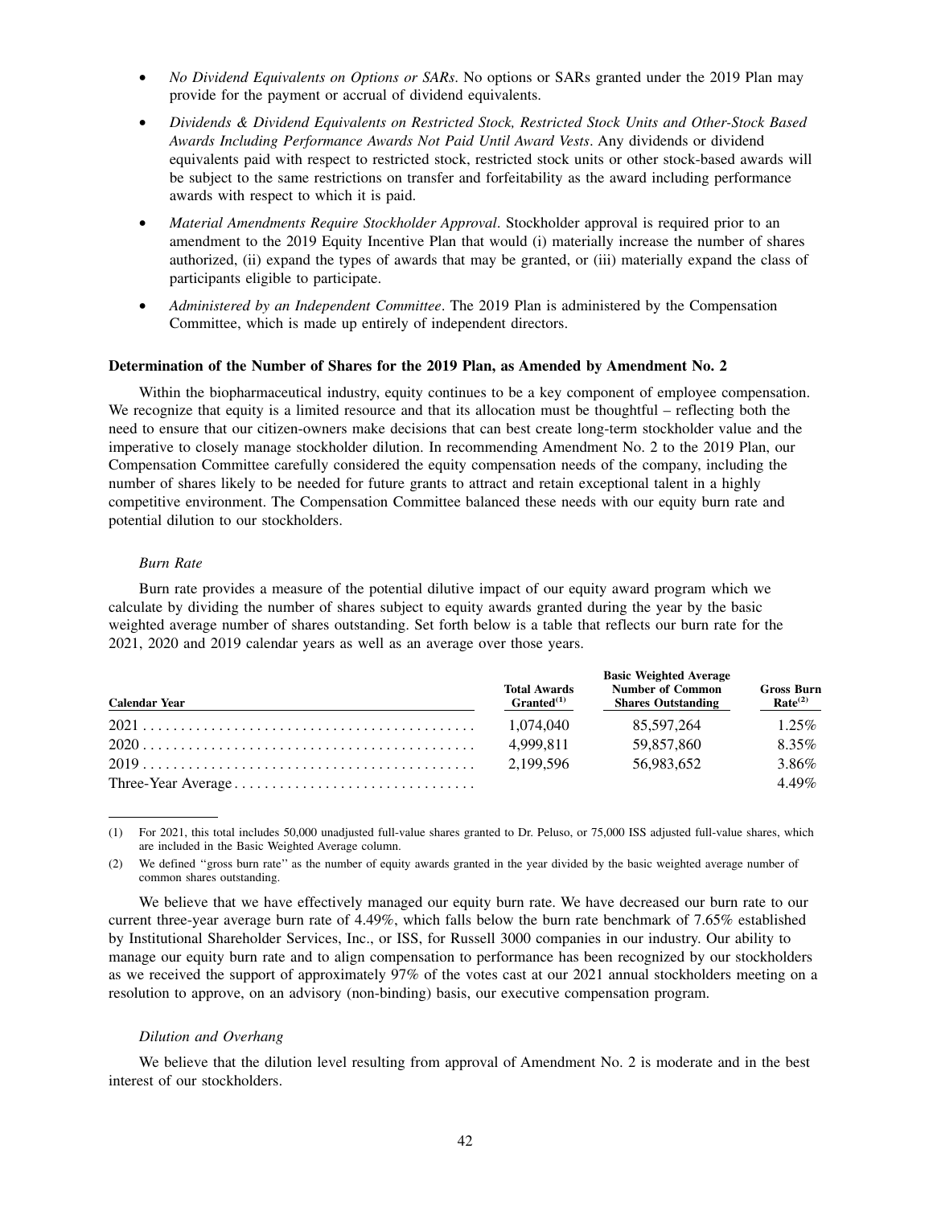- *No Dividend Equivalents on Options or SARs*. No options or SARs granted under the 2019 Plan may provide for the payment or accrual of dividend equivalents.
- *Dividends & Dividend Equivalents on Restricted Stock, Restricted Stock Units and Other-Stock Based Awards Including Performance Awards Not Paid Until Award Vests*. Any dividends or dividend equivalents paid with respect to restricted stock, restricted stock units or other stock-based awards will be subject to the same restrictions on transfer and forfeitability as the award including performance awards with respect to which it is paid.
- *Material Amendments Require Stockholder Approval*. Stockholder approval is required prior to an amendment to the 2019 Equity Incentive Plan that would (i) materially increase the number of shares authorized, (ii) expand the types of awards that may be granted, or (iii) materially expand the class of participants eligible to participate.
- *Administered by an Independent Committee*. The 2019 Plan is administered by the Compensation Committee, which is made up entirely of independent directors.

**Determination of the Number of Shares for the 2019 Plan, as Amended by Amendment No. 2**

Within the biopharmaceutical industry, equity continues to be a key component of employee compensation. We recognize that equity is a limited resource and that its allocation must be thoughtful – reflecting both the need to ensure that our citizen-owners make decisions that can best create long-term stockholder value and the imperative to closely manage stockholder dilution. In recommending Amendment No. 2 to the 2019 Plan, our Compensation Committee carefully considered the equity compensation needs of the company, including the number of shares likely to be needed for future grants to attract and retain exceptional talent in a highly competitive environment. The Compensation Committee balanced these needs with our equity burn rate and potential dilution to our stockholders.

*Burn Rate*

Burn rate provides a measure of the potential dilutive impact of our equity award program which we calculate by dividing the number of shares subject to equity awards granted during the year by the basic weighted average number of shares outstanding. Set forth below is a table that reflects our burn rate for the 2021, 2020 and 2019 calendar years as well as an average over those years.

| Calendar Year | Total Awards Granted[(1)] | Basic Weighted Average Number of Common Shares Outstanding | Gross Burn Rate[(2)] |
|---|---|---|---|
| 2021 | 1,074,040 | 85,597,264 | 1.25% |
| 2020 | 4,999,811 | 59,857,860 | 8.35% |
| 2019 | 2,199,596 | 56,983,652 | 3.86% |
| Three-Year Average | | | 4.49% |

(1) For 2021, this total includes 50,000 unadjusted full-value shares granted to Dr. Peluso, or 75,000 ISS adjusted full-value shares, which are included in the Basic Weighted Average column.

(2) We defined "gross burn rate" as the number of equity awards granted in the year divided by the basic weighted average number of common shares outstanding.

We believe that we have effectively managed our equity burn rate. We have decreased our burn rate to our current three-year average burn rate of 4.49%, which falls below the burn rate benchmark of 7.65% established by Institutional Shareholder Services, Inc., or ISS, for Russell 3000 companies in our industry. Our ability to manage our equity burn rate and to align compensation to performance has been recognized by our stockholders as we received the support of approximately 97% of the votes cast at our 2021 annual stockholders meeting on a resolution to approve, on an advisory (non-binding) basis, our executive compensation program.

*Dilution and Overhang*

We believe that the dilution level resulting from approval of Amendment No. 2 is moderate and in the best interest of our stockholders.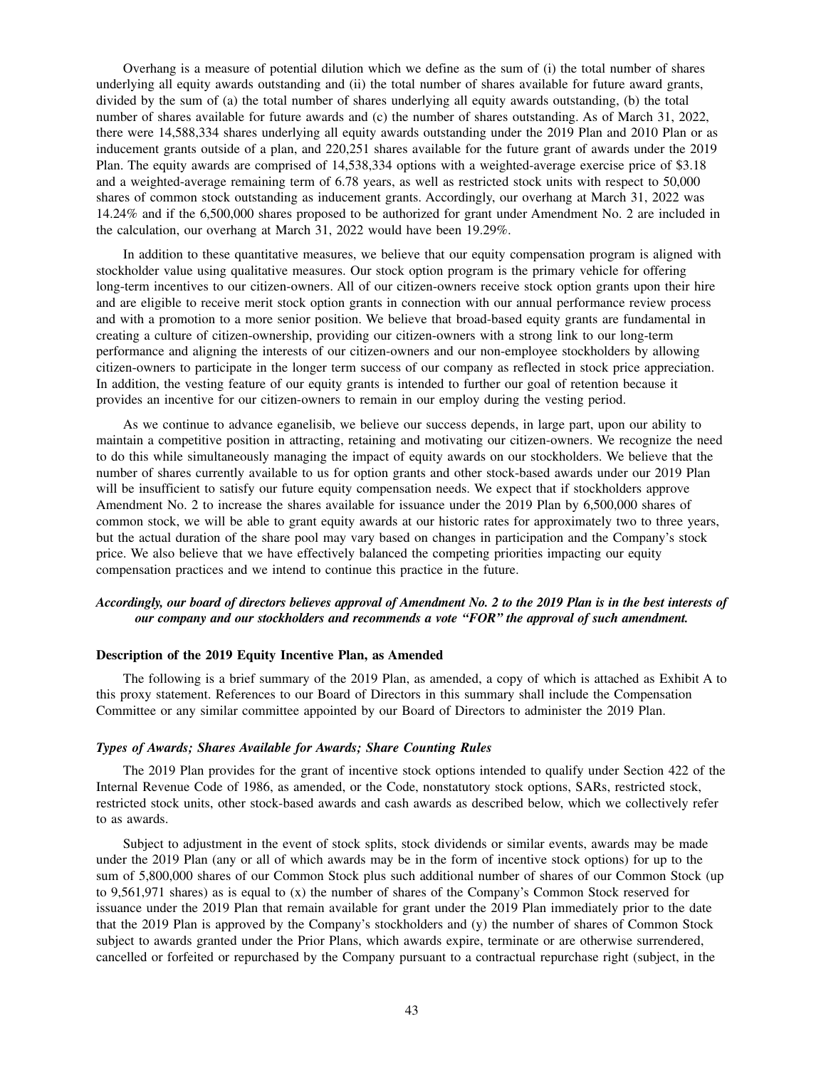Overhang is a measure of potential dilution which we define as the sum of (i) the total number of shares underlying all equity awards outstanding and (ii) the total number of shares available for future award grants, divided by the sum of (a) the total number of shares underlying all equity awards outstanding, (b) the total number of shares available for future awards and (c) the number of shares outstanding. As of March 31, 2022, there were 14,588,334 shares underlying all equity awards outstanding under the 2019 Plan and 2010 Plan or as inducement grants outside of a plan, and 220,251 shares available for the future grant of awards under the 2019 Plan. The equity awards are comprised of 14,538,334 options with a weighted-average exercise price of $3.18 and a weighted-average remaining term of 6.78 years, as well as restricted stock units with respect to 50,000 shares of common stock outstanding as inducement grants. Accordingly, our overhang at March 31, 2022 was 14.24% and if the 6,500,000 shares proposed to be authorized for grant under Amendment No. 2 are included in the calculation, our overhang at March 31, 2022 would have been 19.29%.

In addition to these quantitative measures, we believe that our equity compensation program is aligned with stockholder value using qualitative measures. Our stock option program is the primary vehicle for offering long-term incentives to our citizen-owners. All of our citizen-owners receive stock option grants upon their hire and are eligible to receive merit stock option grants in connection with our annual performance review process and with a promotion to a more senior position. We believe that broad-based equity grants are fundamental in creating a culture of citizen-ownership, providing our citizen-owners with a strong link to our long-term performance and aligning the interests of our citizen-owners and our non-employee stockholders by allowing citizen-owners to participate in the longer term success of our company as reflected in stock price appreciation. In addition, the vesting feature of our equity grants is intended to further our goal of retention because it provides an incentive for our citizen-owners to remain in our employ during the vesting period.

As we continue to advance eganelisib, we believe our success depends, in large part, upon our ability to maintain a competitive position in attracting, retaining and motivating our citizen-owners. We recognize the need to do this while simultaneously managing the impact of equity awards on our stockholders. We believe that the number of shares currently available to us for option grants and other stock-based awards under our 2019 Plan will be insufficient to satisfy our future equity compensation needs. We expect that if stockholders approve Amendment No. 2 to increase the shares available for issuance under the 2019 Plan by 6,500,000 shares of common stock, we will be able to grant equity awards at our historic rates for approximately two to three years, but the actual duration of the share pool may vary based on changes in participation and the Company's stock price. We also believe that we have effectively balanced the competing priorities impacting our equity compensation practices and we intend to continue this practice in the future.

***Accordingly, our board of directors believes approval of Amendment No. 2 to the 2019 Plan is in the best interests of our company and our stockholders and recommends a vote "FOR" the approval of such amendment.***

### Description of the 2019 Equity Incentive Plan, as Amended

The following is a brief summary of the 2019 Plan, as amended, a copy of which is attached as Exhibit A to this proxy statement. References to our Board of Directors in this summary shall include the Compensation Committee or any similar committee appointed by our Board of Directors to administer the 2019 Plan.

#### *Types of Awards; Shares Available for Awards; Share Counting Rules*

The 2019 Plan provides for the grant of incentive stock options intended to qualify under Section 422 of the Internal Revenue Code of 1986, as amended, or the Code, nonstatutory stock options, SARs, restricted stock, restricted stock units, other stock-based awards and cash awards as described below, which we collectively refer to as awards.

Subject to adjustment in the event of stock splits, stock dividends or similar events, awards may be made under the 2019 Plan (any or all of which awards may be in the form of incentive stock options) for up to the sum of 5,800,000 shares of our Common Stock plus such additional number of shares of our Common Stock (up to 9,561,971 shares) as is equal to (x) the number of shares of the Company's Common Stock reserved for issuance under the 2019 Plan that remain available for grant under the 2019 Plan immediately prior to the date that the 2019 Plan is approved by the Company's stockholders and (y) the number of shares of Common Stock subject to awards granted under the Prior Plans, which awards expire, terminate or are otherwise surrendered, cancelled or forfeited or repurchased by the Company pursuant to a contractual repurchase right (subject, in the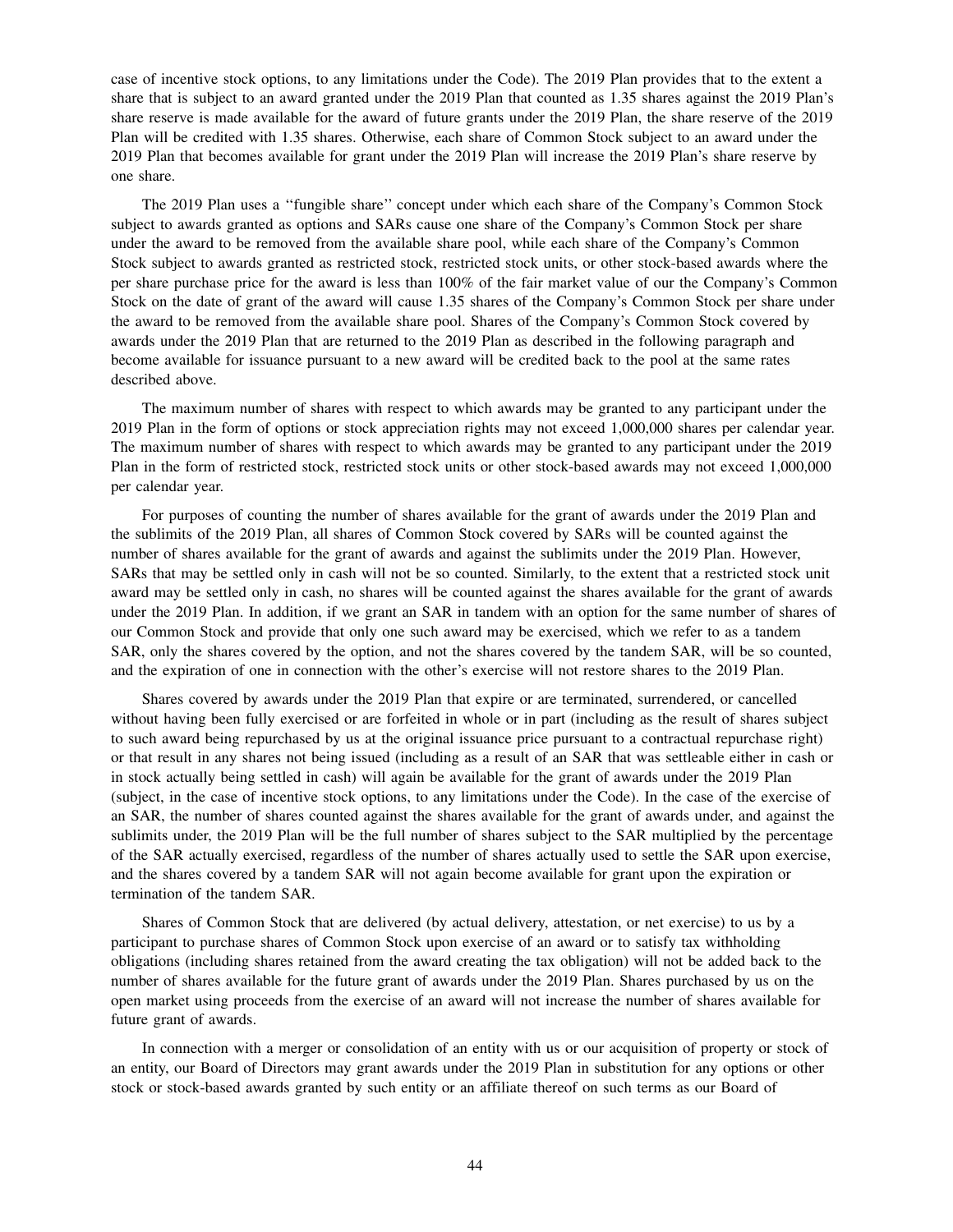case of incentive stock options, to any limitations under the Code). The 2019 Plan provides that to the extent a share that is subject to an award granted under the 2019 Plan that counted as 1.35 shares against the 2019 Plan's share reserve is made available for the award of future grants under the 2019 Plan, the share reserve of the 2019 Plan will be credited with 1.35 shares. Otherwise, each share of Common Stock subject to an award under the 2019 Plan that becomes available for grant under the 2019 Plan will increase the 2019 Plan's share reserve by one share.

The 2019 Plan uses a ''fungible share'' concept under which each share of the Company's Common Stock subject to awards granted as options and SARs cause one share of the Company's Common Stock per share under the award to be removed from the available share pool, while each share of the Company's Common Stock subject to awards granted as restricted stock, restricted stock units, or other stock-based awards where the per share purchase price for the award is less than 100% of the fair market value of our the Company's Common Stock on the date of grant of the award will cause 1.35 shares of the Company's Common Stock per share under the award to be removed from the available share pool. Shares of the Company's Common Stock covered by awards under the 2019 Plan that are returned to the 2019 Plan as described in the following paragraph and become available for issuance pursuant to a new award will be credited back to the pool at the same rates described above.

The maximum number of shares with respect to which awards may be granted to any participant under the 2019 Plan in the form of options or stock appreciation rights may not exceed 1,000,000 shares per calendar year. The maximum number of shares with respect to which awards may be granted to any participant under the 2019 Plan in the form of restricted stock, restricted stock units or other stock-based awards may not exceed 1,000,000 per calendar year.

For purposes of counting the number of shares available for the grant of awards under the 2019 Plan and the sublimits of the 2019 Plan, all shares of Common Stock covered by SARs will be counted against the number of shares available for the grant of awards and against the sublimits under the 2019 Plan. However, SARs that may be settled only in cash will not be so counted. Similarly, to the extent that a restricted stock unit award may be settled only in cash, no shares will be counted against the shares available for the grant of awards under the 2019 Plan. In addition, if we grant an SAR in tandem with an option for the same number of shares of our Common Stock and provide that only one such award may be exercised, which we refer to as a tandem SAR, only the shares covered by the option, and not the shares covered by the tandem SAR, will be so counted, and the expiration of one in connection with the other's exercise will not restore shares to the 2019 Plan.

Shares covered by awards under the 2019 Plan that expire or are terminated, surrendered, or cancelled without having been fully exercised or are forfeited in whole or in part (including as the result of shares subject to such award being repurchased by us at the original issuance price pursuant to a contractual repurchase right) or that result in any shares not being issued (including as a result of an SAR that was settleable either in cash or in stock actually being settled in cash) will again be available for the grant of awards under the 2019 Plan (subject, in the case of incentive stock options, to any limitations under the Code). In the case of the exercise of an SAR, the number of shares counted against the shares available for the grant of awards under, and against the sublimits under, the 2019 Plan will be the full number of shares subject to the SAR multiplied by the percentage of the SAR actually exercised, regardless of the number of shares actually used to settle the SAR upon exercise, and the shares covered by a tandem SAR will not again become available for grant upon the expiration or termination of the tandem SAR.

Shares of Common Stock that are delivered (by actual delivery, attestation, or net exercise) to us by a participant to purchase shares of Common Stock upon exercise of an award or to satisfy tax withholding obligations (including shares retained from the award creating the tax obligation) will not be added back to the number of shares available for the future grant of awards under the 2019 Plan. Shares purchased by us on the open market using proceeds from the exercise of an award will not increase the number of shares available for future grant of awards.

In connection with a merger or consolidation of an entity with us or our acquisition of property or stock of an entity, our Board of Directors may grant awards under the 2019 Plan in substitution for any options or other stock or stock-based awards granted by such entity or an affiliate thereof on such terms as our Board of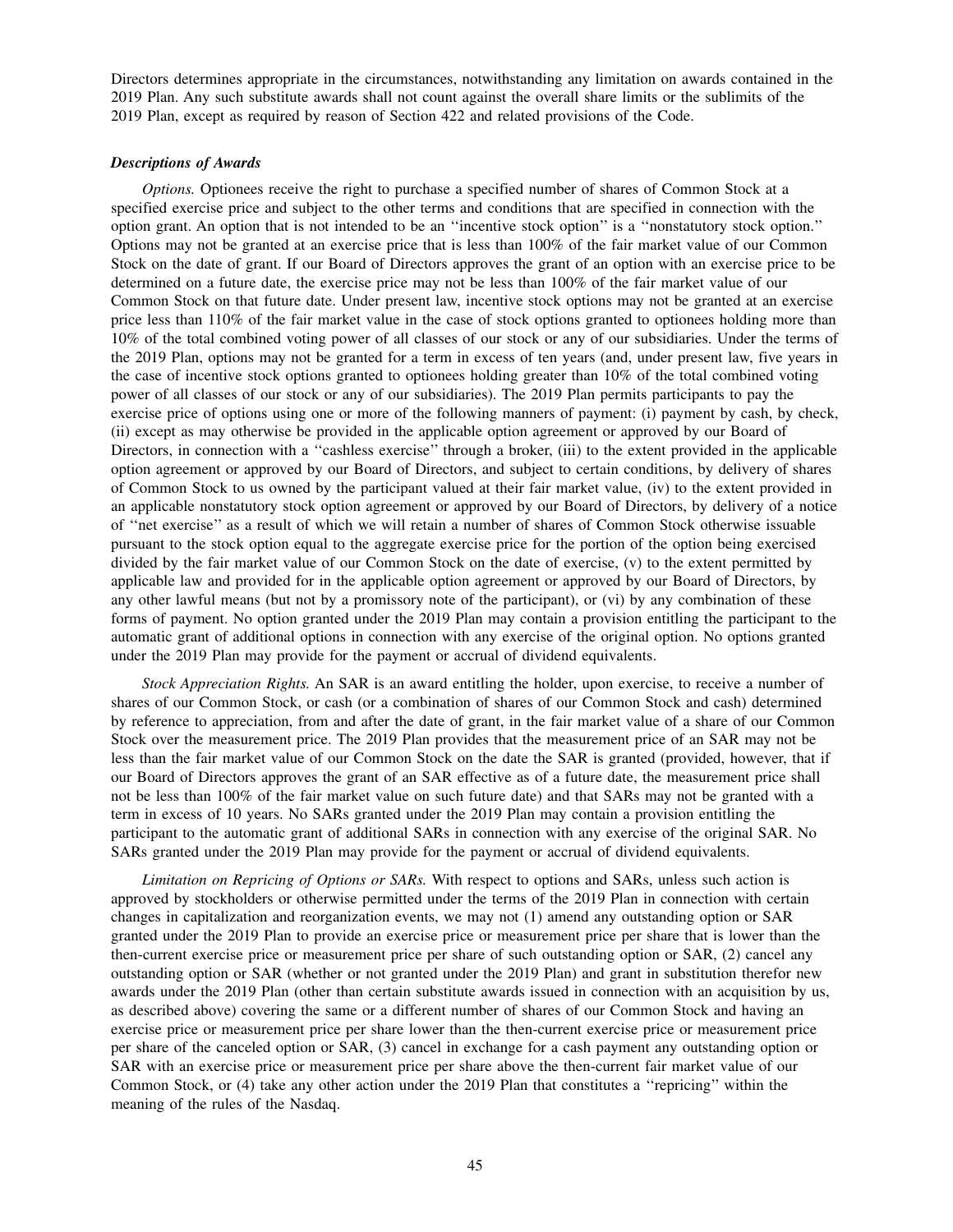Directors determines appropriate in the circumstances, notwithstanding any limitation on awards contained in the 2019 Plan. Any such substitute awards shall not count against the overall share limits or the sublimits of the 2019 Plan, except as required by reason of Section 422 and related provisions of the Code.

### *Descriptions of Awards*

*Options.* Optionees receive the right to purchase a specified number of shares of Common Stock at a specified exercise price and subject to the other terms and conditions that are specified in connection with the option grant. An option that is not intended to be an ''incentive stock option'' is a ''nonstatutory stock option.'' Options may not be granted at an exercise price that is less than 100% of the fair market value of our Common Stock on the date of grant. If our Board of Directors approves the grant of an option with an exercise price to be determined on a future date, the exercise price may not be less than 100% of the fair market value of our Common Stock on that future date. Under present law, incentive stock options may not be granted at an exercise price less than 110% of the fair market value in the case of stock options granted to optionees holding more than 10% of the total combined voting power of all classes of our stock or any of our subsidiaries. Under the terms of the 2019 Plan, options may not be granted for a term in excess of ten years (and, under present law, five years in the case of incentive stock options granted to optionees holding greater than 10% of the total combined voting power of all classes of our stock or any of our subsidiaries). The 2019 Plan permits participants to pay the exercise price of options using one or more of the following manners of payment: (i) payment by cash, by check, (ii) except as may otherwise be provided in the applicable option agreement or approved by our Board of Directors, in connection with a ''cashless exercise'' through a broker, (iii) to the extent provided in the applicable option agreement or approved by our Board of Directors, and subject to certain conditions, by delivery of shares of Common Stock to us owned by the participant valued at their fair market value, (iv) to the extent provided in an applicable nonstatutory stock option agreement or approved by our Board of Directors, by delivery of a notice of ''net exercise'' as a result of which we will retain a number of shares of Common Stock otherwise issuable pursuant to the stock option equal to the aggregate exercise price for the portion of the option being exercised divided by the fair market value of our Common Stock on the date of exercise, (v) to the extent permitted by applicable law and provided for in the applicable option agreement or approved by our Board of Directors, by any other lawful means (but not by a promissory note of the participant), or (vi) by any combination of these forms of payment. No option granted under the 2019 Plan may contain a provision entitling the participant to the automatic grant of additional options in connection with any exercise of the original option. No options granted under the 2019 Plan may provide for the payment or accrual of dividend equivalents.

*Stock Appreciation Rights.* An SAR is an award entitling the holder, upon exercise, to receive a number of shares of our Common Stock, or cash (or a combination of shares of our Common Stock and cash) determined by reference to appreciation, from and after the date of grant, in the fair market value of a share of our Common Stock over the measurement price. The 2019 Plan provides that the measurement price of an SAR may not be less than the fair market value of our Common Stock on the date the SAR is granted (provided, however, that if our Board of Directors approves the grant of an SAR effective as of a future date, the measurement price shall not be less than 100% of the fair market value on such future date) and that SARs may not be granted with a term in excess of 10 years. No SARs granted under the 2019 Plan may contain a provision entitling the participant to the automatic grant of additional SARs in connection with any exercise of the original SAR. No SARs granted under the 2019 Plan may provide for the payment or accrual of dividend equivalents.

*Limitation on Repricing of Options or SARs.* With respect to options and SARs, unless such action is approved by stockholders or otherwise permitted under the terms of the 2019 Plan in connection with certain changes in capitalization and reorganization events, we may not (1) amend any outstanding option or SAR granted under the 2019 Plan to provide an exercise price or measurement price per share that is lower than the then-current exercise price or measurement price per share of such outstanding option or SAR, (2) cancel any outstanding option or SAR (whether or not granted under the 2019 Plan) and grant in substitution therefor new awards under the 2019 Plan (other than certain substitute awards issued in connection with an acquisition by us, as described above) covering the same or a different number of shares of our Common Stock and having an exercise price or measurement price per share lower than the then-current exercise price or measurement price per share of the canceled option or SAR, (3) cancel in exchange for a cash payment any outstanding option or SAR with an exercise price or measurement price per share above the then-current fair market value of our Common Stock, or (4) take any other action under the 2019 Plan that constitutes a ''repricing'' within the meaning of the rules of the Nasdaq.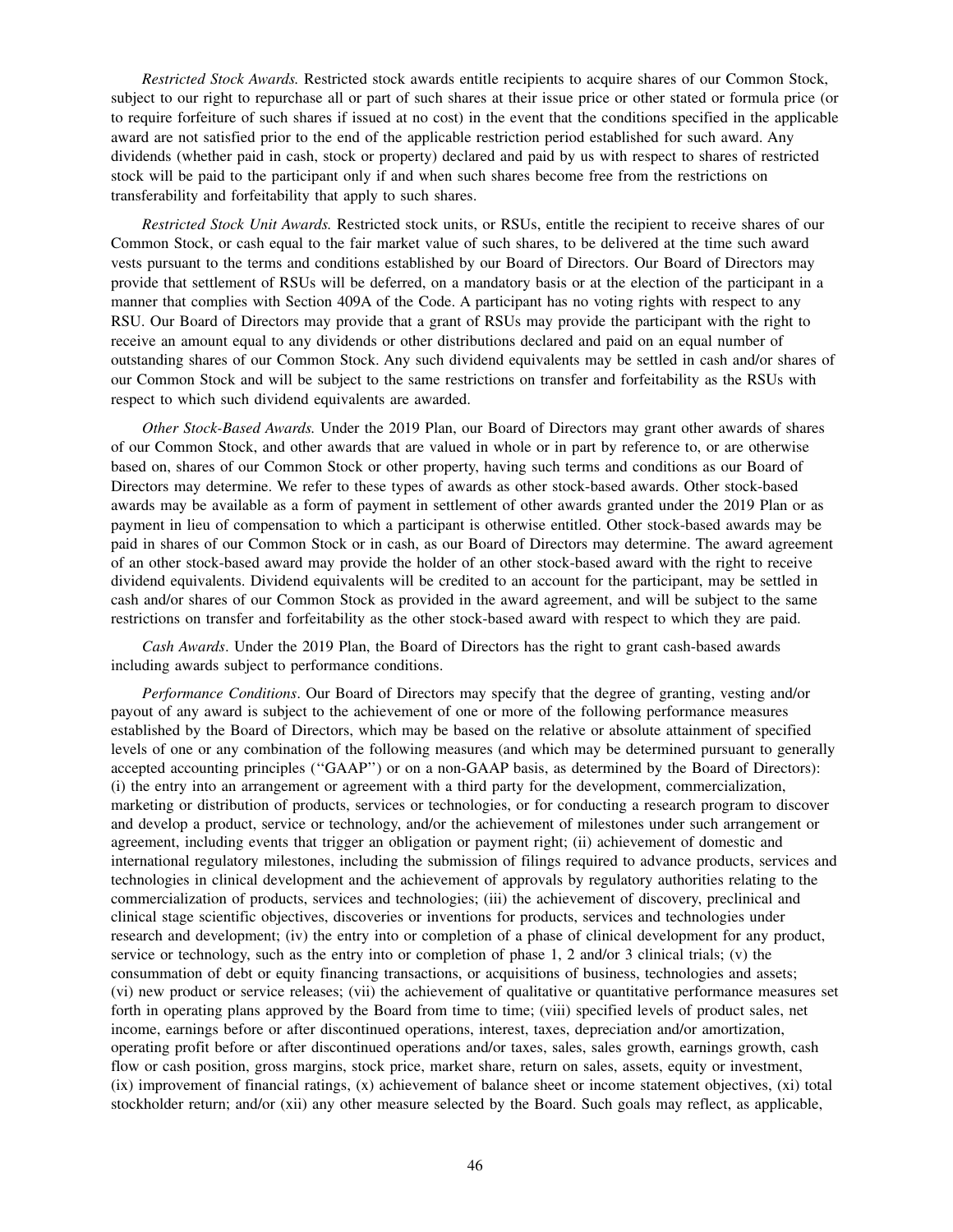*Restricted Stock Awards.* Restricted stock awards entitle recipients to acquire shares of our Common Stock, subject to our right to repurchase all or part of such shares at their issue price or other stated or formula price (or to require forfeiture of such shares if issued at no cost) in the event that the conditions specified in the applicable award are not satisfied prior to the end of the applicable restriction period established for such award. Any dividends (whether paid in cash, stock or property) declared and paid by us with respect to shares of restricted stock will be paid to the participant only if and when such shares become free from the restrictions on transferability and forfeitability that apply to such shares.

*Restricted Stock Unit Awards.* Restricted stock units, or RSUs, entitle the recipient to receive shares of our Common Stock, or cash equal to the fair market value of such shares, to be delivered at the time such award vests pursuant to the terms and conditions established by our Board of Directors. Our Board of Directors may provide that settlement of RSUs will be deferred, on a mandatory basis or at the election of the participant in a manner that complies with Section 409A of the Code. A participant has no voting rights with respect to any RSU. Our Board of Directors may provide that a grant of RSUs may provide the participant with the right to receive an amount equal to any dividends or other distributions declared and paid on an equal number of outstanding shares of our Common Stock. Any such dividend equivalents may be settled in cash and/or shares of our Common Stock and will be subject to the same restrictions on transfer and forfeitability as the RSUs with respect to which such dividend equivalents are awarded.

*Other Stock-Based Awards.* Under the 2019 Plan, our Board of Directors may grant other awards of shares of our Common Stock, and other awards that are valued in whole or in part by reference to, or are otherwise based on, shares of our Common Stock or other property, having such terms and conditions as our Board of Directors may determine. We refer to these types of awards as other stock-based awards. Other stock-based awards may be available as a form of payment in settlement of other awards granted under the 2019 Plan or as payment in lieu of compensation to which a participant is otherwise entitled. Other stock-based awards may be paid in shares of our Common Stock or in cash, as our Board of Directors may determine. The award agreement of an other stock-based award may provide the holder of an other stock-based award with the right to receive dividend equivalents. Dividend equivalents will be credited to an account for the participant, may be settled in cash and/or shares of our Common Stock as provided in the award agreement, and will be subject to the same restrictions on transfer and forfeitability as the other stock-based award with respect to which they are paid.

*Cash Awards*. Under the 2019 Plan, the Board of Directors has the right to grant cash-based awards including awards subject to performance conditions.

*Performance Conditions*. Our Board of Directors may specify that the degree of granting, vesting and/or payout of any award is subject to the achievement of one or more of the following performance measures established by the Board of Directors, which may be based on the relative or absolute attainment of specified levels of one or any combination of the following measures (and which may be determined pursuant to generally accepted accounting principles ("GAAP") or on a non-GAAP basis, as determined by the Board of Directors): (i) the entry into an arrangement or agreement with a third party for the development, commercialization, marketing or distribution of products, services or technologies, or for conducting a research program to discover and develop a product, service or technology, and/or the achievement of milestones under such arrangement or agreement, including events that trigger an obligation or payment right; (ii) achievement of domestic and international regulatory milestones, including the submission of filings required to advance products, services and technologies in clinical development and the achievement of approvals by regulatory authorities relating to the commercialization of products, services and technologies; (iii) the achievement of discovery, preclinical and clinical stage scientific objectives, discoveries or inventions for products, services and technologies under research and development; (iv) the entry into or completion of a phase of clinical development for any product, service or technology, such as the entry into or completion of phase 1, 2 and/or 3 clinical trials; (v) the consummation of debt or equity financing transactions, or acquisitions of business, technologies and assets; (vi) new product or service releases; (vii) the achievement of qualitative or quantitative performance measures set forth in operating plans approved by the Board from time to time; (viii) specified levels of product sales, net income, earnings before or after discontinued operations, interest, taxes, depreciation and/or amortization, operating profit before or after discontinued operations and/or taxes, sales, sales growth, earnings growth, cash flow or cash position, gross margins, stock price, market share, return on sales, assets, equity or investment, (ix) improvement of financial ratings, (x) achievement of balance sheet or income statement objectives, (xi) total stockholder return; and/or (xii) any other measure selected by the Board. Such goals may reflect, as applicable,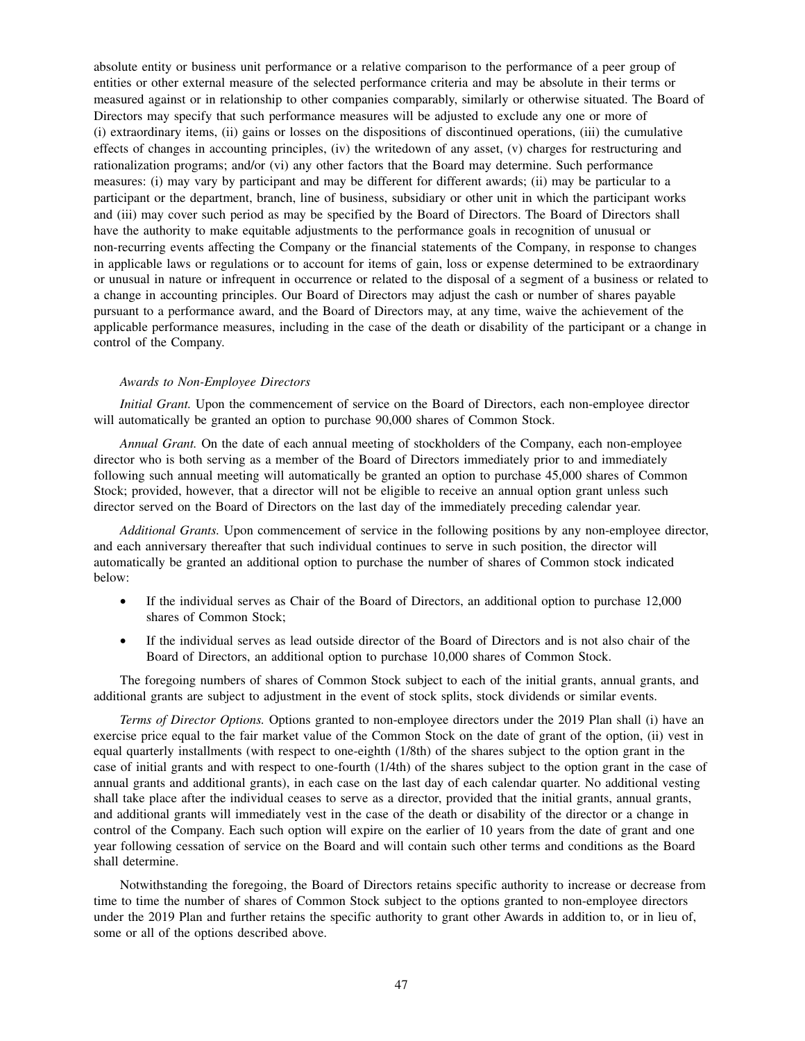absolute entity or business unit performance or a relative comparison to the performance of a peer group of entities or other external measure of the selected performance criteria and may be absolute in their terms or measured against or in relationship to other companies comparably, similarly or otherwise situated. The Board of Directors may specify that such performance measures will be adjusted to exclude any one or more of (i) extraordinary items, (ii) gains or losses on the dispositions of discontinued operations, (iii) the cumulative effects of changes in accounting principles, (iv) the writedown of any asset, (v) charges for restructuring and rationalization programs; and/or (vi) any other factors that the Board may determine. Such performance measures: (i) may vary by participant and may be different for different awards; (ii) may be particular to a participant or the department, branch, line of business, subsidiary or other unit in which the participant works and (iii) may cover such period as may be specified by the Board of Directors. The Board of Directors shall have the authority to make equitable adjustments to the performance goals in recognition of unusual or non-recurring events affecting the Company or the financial statements of the Company, in response to changes in applicable laws or regulations or to account for items of gain, loss or expense determined to be extraordinary or unusual in nature or infrequent in occurrence or related to the disposal of a segment of a business or related to a change in accounting principles. Our Board of Directors may adjust the cash or number of shares payable pursuant to a performance award, and the Board of Directors may, at any time, waive the achievement of the applicable performance measures, including in the case of the death or disability of the participant or a change in control of the Company.

*Awards to Non-Employee Directors*

*Initial Grant.* Upon the commencement of service on the Board of Directors, each non-employee director will automatically be granted an option to purchase 90,000 shares of Common Stock.

*Annual Grant.* On the date of each annual meeting of stockholders of the Company, each non-employee director who is both serving as a member of the Board of Directors immediately prior to and immediately following such annual meeting will automatically be granted an option to purchase 45,000 shares of Common Stock; provided, however, that a director will not be eligible to receive an annual option grant unless such director served on the Board of Directors on the last day of the immediately preceding calendar year.

*Additional Grants.* Upon commencement of service in the following positions by any non-employee director, and each anniversary thereafter that such individual continues to serve in such position, the director will automatically be granted an additional option to purchase the number of shares of Common stock indicated below:

- If the individual serves as Chair of the Board of Directors, an additional option to purchase 12,000 shares of Common Stock;
- If the individual serves as lead outside director of the Board of Directors and is not also chair of the Board of Directors, an additional option to purchase 10,000 shares of Common Stock.

The foregoing numbers of shares of Common Stock subject to each of the initial grants, annual grants, and additional grants are subject to adjustment in the event of stock splits, stock dividends or similar events.

*Terms of Director Options.* Options granted to non-employee directors under the 2019 Plan shall (i) have an exercise price equal to the fair market value of the Common Stock on the date of grant of the option, (ii) vest in equal quarterly installments (with respect to one-eighth (1/8th) of the shares subject to the option grant in the case of initial grants and with respect to one-fourth (1/4th) of the shares subject to the option grant in the case of annual grants and additional grants), in each case on the last day of each calendar quarter. No additional vesting shall take place after the individual ceases to serve as a director, provided that the initial grants, annual grants, and additional grants will immediately vest in the case of the death or disability of the director or a change in control of the Company. Each such option will expire on the earlier of 10 years from the date of grant and one year following cessation of service on the Board and will contain such other terms and conditions as the Board shall determine.

Notwithstanding the foregoing, the Board of Directors retains specific authority to increase or decrease from time to time the number of shares of Common Stock subject to the options granted to non-employee directors under the 2019 Plan and further retains the specific authority to grant other Awards in addition to, or in lieu of, some or all of the options described above.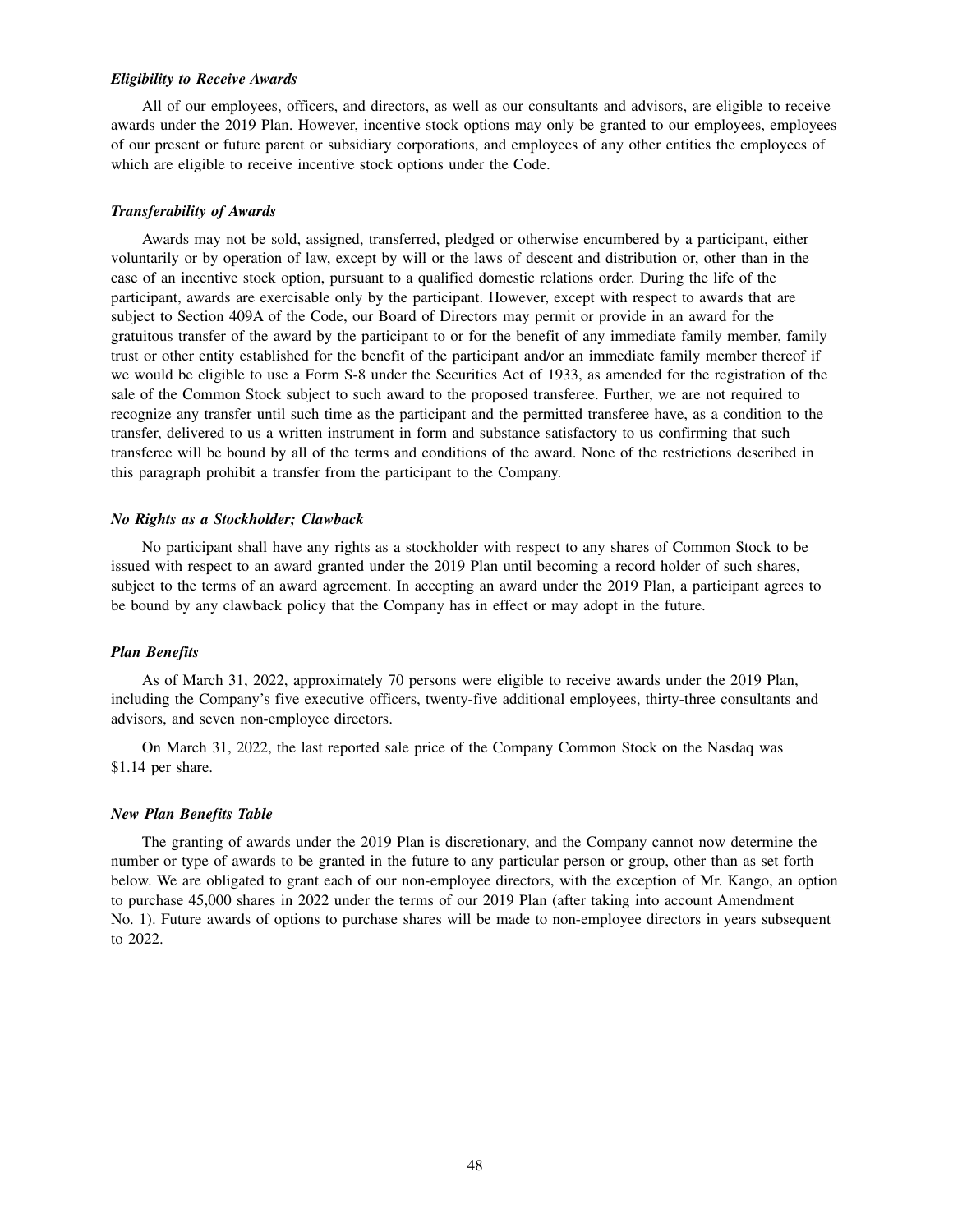### *Eligibility to Receive Awards*

All of our employees, officers, and directors, as well as our consultants and advisors, are eligible to receive awards under the 2019 Plan. However, incentive stock options may only be granted to our employees, employees of our present or future parent or subsidiary corporations, and employees of any other entities the employees of which are eligible to receive incentive stock options under the Code.

### *Transferability of Awards*

Awards may not be sold, assigned, transferred, pledged or otherwise encumbered by a participant, either voluntarily or by operation of law, except by will or the laws of descent and distribution or, other than in the case of an incentive stock option, pursuant to a qualified domestic relations order. During the life of the participant, awards are exercisable only by the participant. However, except with respect to awards that are subject to Section 409A of the Code, our Board of Directors may permit or provide in an award for the gratuitous transfer of the award by the participant to or for the benefit of any immediate family member, family trust or other entity established for the benefit of the participant and/or an immediate family member thereof if we would be eligible to use a Form S-8 under the Securities Act of 1933, as amended for the registration of the sale of the Common Stock subject to such award to the proposed transferee. Further, we are not required to recognize any transfer until such time as the participant and the permitted transferee have, as a condition to the transfer, delivered to us a written instrument in form and substance satisfactory to us confirming that such transferee will be bound by all of the terms and conditions of the award. None of the restrictions described in this paragraph prohibit a transfer from the participant to the Company.

### *No Rights as a Stockholder; Clawback*

No participant shall have any rights as a stockholder with respect to any shares of Common Stock to be issued with respect to an award granted under the 2019 Plan until becoming a record holder of such shares, subject to the terms of an award agreement. In accepting an award under the 2019 Plan, a participant agrees to be bound by any clawback policy that the Company has in effect or may adopt in the future.

### *Plan Benefits*

As of March 31, 2022, approximately 70 persons were eligible to receive awards under the 2019 Plan, including the Company's five executive officers, twenty-five additional employees, thirty-three consultants and advisors, and seven non-employee directors.

On March 31, 2022, the last reported sale price of the Company Common Stock on the Nasdaq was $1.14 per share.

### *New Plan Benefits Table*

The granting of awards under the 2019 Plan is discretionary, and the Company cannot now determine the number or type of awards to be granted in the future to any particular person or group, other than as set forth below. We are obligated to grant each of our non-employee directors, with the exception of Mr. Kango, an option to purchase 45,000 shares in 2022 under the terms of our 2019 Plan (after taking into account Amendment No. 1). Future awards of options to purchase shares will be made to non-employee directors in years subsequent to 2022.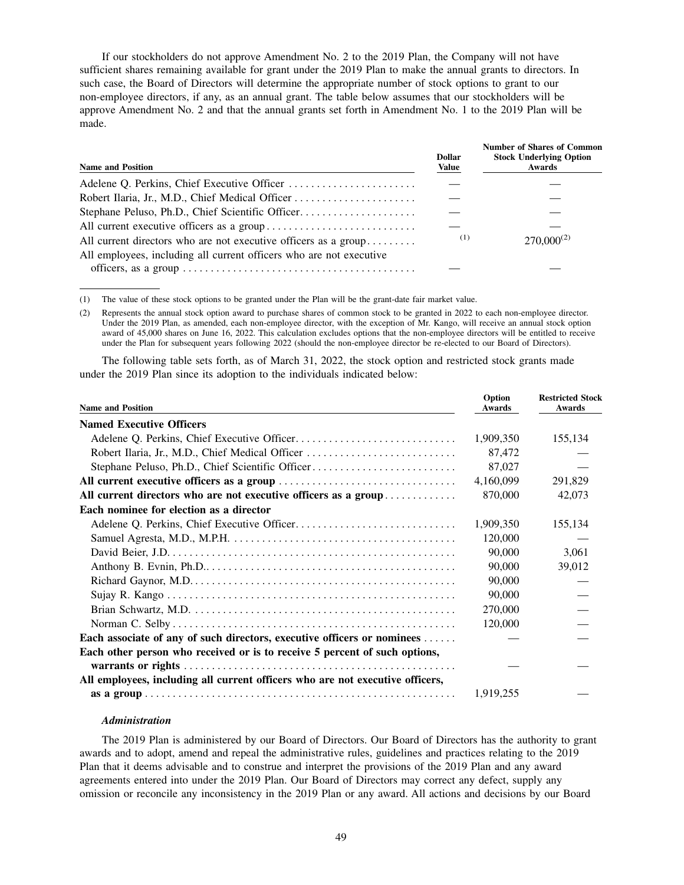If our stockholders do not approve Amendment No. 2 to the 2019 Plan, the Company will not have sufficient shares remaining available for grant under the 2019 Plan to make the annual grants to directors. In such case, the Board of Directors will determine the appropriate number of stock options to grant to our non-employee directors, if any, as an annual grant. The table below assumes that our stockholders will be approve Amendment No. 2 and that the annual grants set forth in Amendment No. 1 to the 2019 Plan will be made.

| Name and Position | Dollar Value | Number of Shares of Common Stock Underlying Option Awards |
|---|---|---|
| Adelene Q. Perkins, Chief Executive Officer | — | — |
| Robert Ilaria, Jr., M.D., Chief Medical Officer | — | — |
| Stephane Peluso, Ph.D., Chief Scientific Officer | — | — |
| All current executive officers as a group | — | — |
| All current directors who are not executive officers as a group | (1) | 270,000(2) |
| All employees, including all current officers who are not executive officers, as a group | — | — |

(1) The value of these stock options to be granted under the Plan will be the grant-date fair market value.

(2) Represents the annual stock option award to purchase shares of common stock to be granted in 2022 to each non-employee director. Under the 2019 Plan, as amended, each non-employee director, with the exception of Mr. Kango, will receive an annual stock option award of 45,000 shares on June 16, 2022. This calculation excludes options that the non-employee directors will be entitled to receive under the Plan for subsequent years following 2022 (should the non-employee director be re-elected to our Board of Directors).

The following table sets forth, as of March 31, 2022, the stock option and restricted stock grants made under the 2019 Plan since its adoption to the individuals indicated below:

| Name and Position | Option Awards | Restricted Stock Awards |
|---|---|---|
| **Named Executive Officers** | | |
| Adelene Q. Perkins, Chief Executive Officer | 1,909,350 | 155,134 |
| Robert Ilaria, Jr., M.D., Chief Medical Officer | 87,472 | — |
| Stephane Peluso, Ph.D., Chief Scientific Officer | 87,027 | — |
| **All current executive officers as a group** | 4,160,099 | 291,829 |
| **All current directors who are not executive officers as a group** | 870,000 | 42,073 |
| **Each nominee for election as a director** | | |
| Adelene Q. Perkins, Chief Executive Officer | 1,909,350 | 155,134 |
| Samuel Agresta, M.D., M.P.H. | 120,000 | — |
| David Beier, J.D. | 90,000 | 3,061 |
| Anthony B. Evnin, Ph.D. | 90,000 | 39,012 |
| Richard Gaynor, M.D. | 90,000 | — |
| Sujay R. Kango | 90,000 | — |
| Brian Schwartz, M.D. | 270,000 | — |
| Norman C. Selby | 120,000 | — |
| **Each associate of any of such directors, executive officers or nominees** | — | — |
| **Each other person who received or is to receive 5 percent of such options, warrants or rights** | — | — |
| **All employees, including all current officers who are not executive officers, as a group** | 1,919,255 | — |

#### *Administration*

The 2019 Plan is administered by our Board of Directors. Our Board of Directors has the authority to grant awards and to adopt, amend and repeal the administrative rules, guidelines and practices relating to the 2019 Plan that it deems advisable and to construe and interpret the provisions of the 2019 Plan and any award agreements entered into under the 2019 Plan. Our Board of Directors may correct any defect, supply any omission or reconcile any inconsistency in the 2019 Plan or any award. All actions and decisions by our Board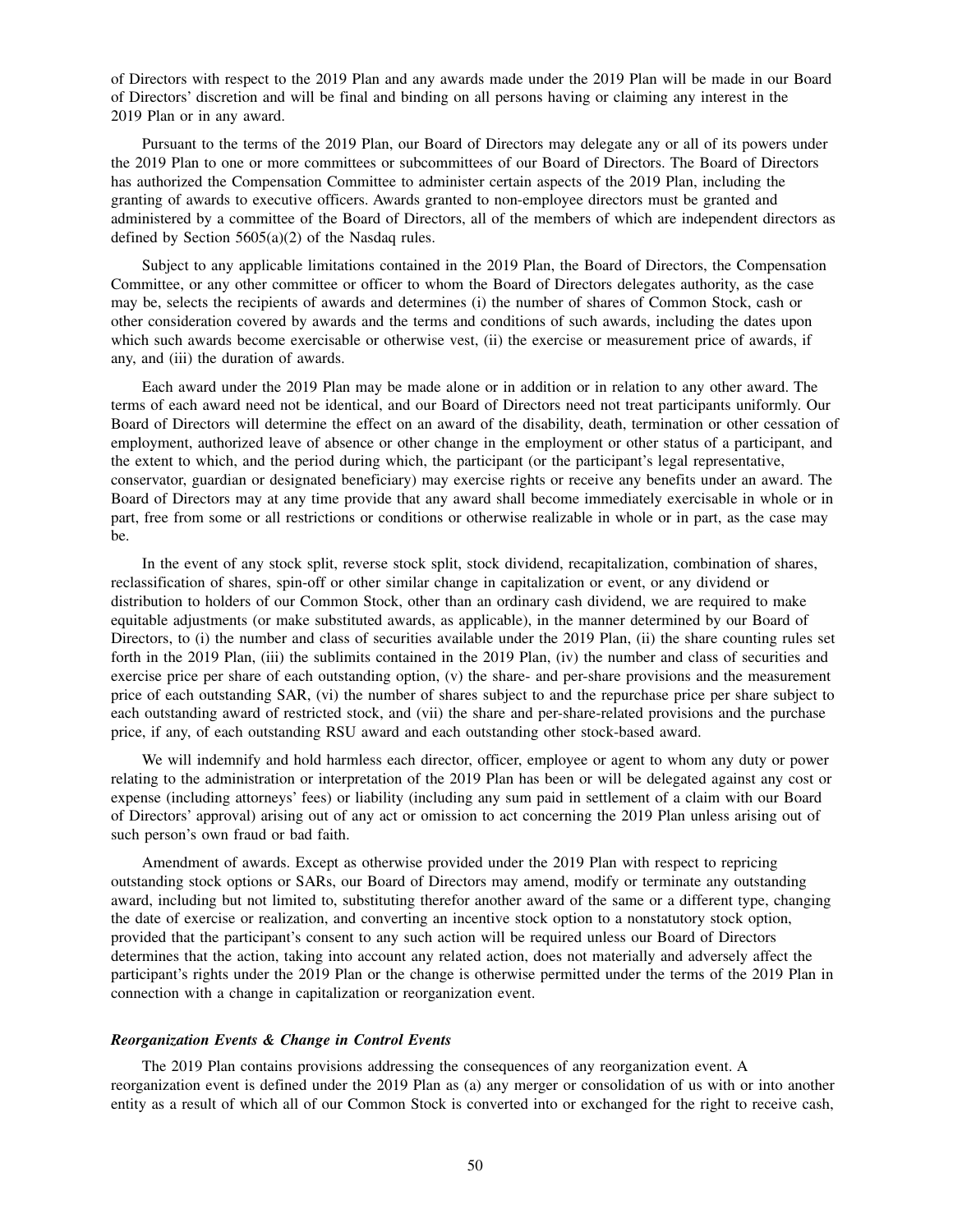of Directors with respect to the 2019 Plan and any awards made under the 2019 Plan will be made in our Board of Directors' discretion and will be final and binding on all persons having or claiming any interest in the 2019 Plan or in any award.

Pursuant to the terms of the 2019 Plan, our Board of Directors may delegate any or all of its powers under the 2019 Plan to one or more committees or subcommittees of our Board of Directors. The Board of Directors has authorized the Compensation Committee to administer certain aspects of the 2019 Plan, including the granting of awards to executive officers. Awards granted to non-employee directors must be granted and administered by a committee of the Board of Directors, all of the members of which are independent directors as defined by Section 5605(a)(2) of the Nasdaq rules.

Subject to any applicable limitations contained in the 2019 Plan, the Board of Directors, the Compensation Committee, or any other committee or officer to whom the Board of Directors delegates authority, as the case may be, selects the recipients of awards and determines (i) the number of shares of Common Stock, cash or other consideration covered by awards and the terms and conditions of such awards, including the dates upon which such awards become exercisable or otherwise vest, (ii) the exercise or measurement price of awards, if any, and (iii) the duration of awards.

Each award under the 2019 Plan may be made alone or in addition or in relation to any other award. The terms of each award need not be identical, and our Board of Directors need not treat participants uniformly. Our Board of Directors will determine the effect on an award of the disability, death, termination or other cessation of employment, authorized leave of absence or other change in the employment or other status of a participant, and the extent to which, and the period during which, the participant (or the participant's legal representative, conservator, guardian or designated beneficiary) may exercise rights or receive any benefits under an award. The Board of Directors may at any time provide that any award shall become immediately exercisable in whole or in part, free from some or all restrictions or conditions or otherwise realizable in whole or in part, as the case may be.

In the event of any stock split, reverse stock split, stock dividend, recapitalization, combination of shares, reclassification of shares, spin-off or other similar change in capitalization or event, or any dividend or distribution to holders of our Common Stock, other than an ordinary cash dividend, we are required to make equitable adjustments (or make substituted awards, as applicable), in the manner determined by our Board of Directors, to (i) the number and class of securities available under the 2019 Plan, (ii) the share counting rules set forth in the 2019 Plan, (iii) the sublimits contained in the 2019 Plan, (iv) the number and class of securities and exercise price per share of each outstanding option, (v) the share- and per-share provisions and the measurement price of each outstanding SAR, (vi) the number of shares subject to and the repurchase price per share subject to each outstanding award of restricted stock, and (vii) the share and per-share-related provisions and the purchase price, if any, of each outstanding RSU award and each outstanding other stock-based award.

We will indemnify and hold harmless each director, officer, employee or agent to whom any duty or power relating to the administration or interpretation of the 2019 Plan has been or will be delegated against any cost or expense (including attorneys' fees) or liability (including any sum paid in settlement of a claim with our Board of Directors' approval) arising out of any act or omission to act concerning the 2019 Plan unless arising out of such person's own fraud or bad faith.

Amendment of awards. Except as otherwise provided under the 2019 Plan with respect to repricing outstanding stock options or SARs, our Board of Directors may amend, modify or terminate any outstanding award, including but not limited to, substituting therefor another award of the same or a different type, changing the date of exercise or realization, and converting an incentive stock option to a nonstatutory stock option, provided that the participant's consent to any such action will be required unless our Board of Directors determines that the action, taking into account any related action, does not materially and adversely affect the participant's rights under the 2019 Plan or the change is otherwise permitted under the terms of the 2019 Plan in connection with a change in capitalization or reorganization event.

***Reorganization Events & Change in Control Events***

The 2019 Plan contains provisions addressing the consequences of any reorganization event. A reorganization event is defined under the 2019 Plan as (a) any merger or consolidation of us with or into another entity as a result of which all of our Common Stock is converted into or exchanged for the right to receive cash,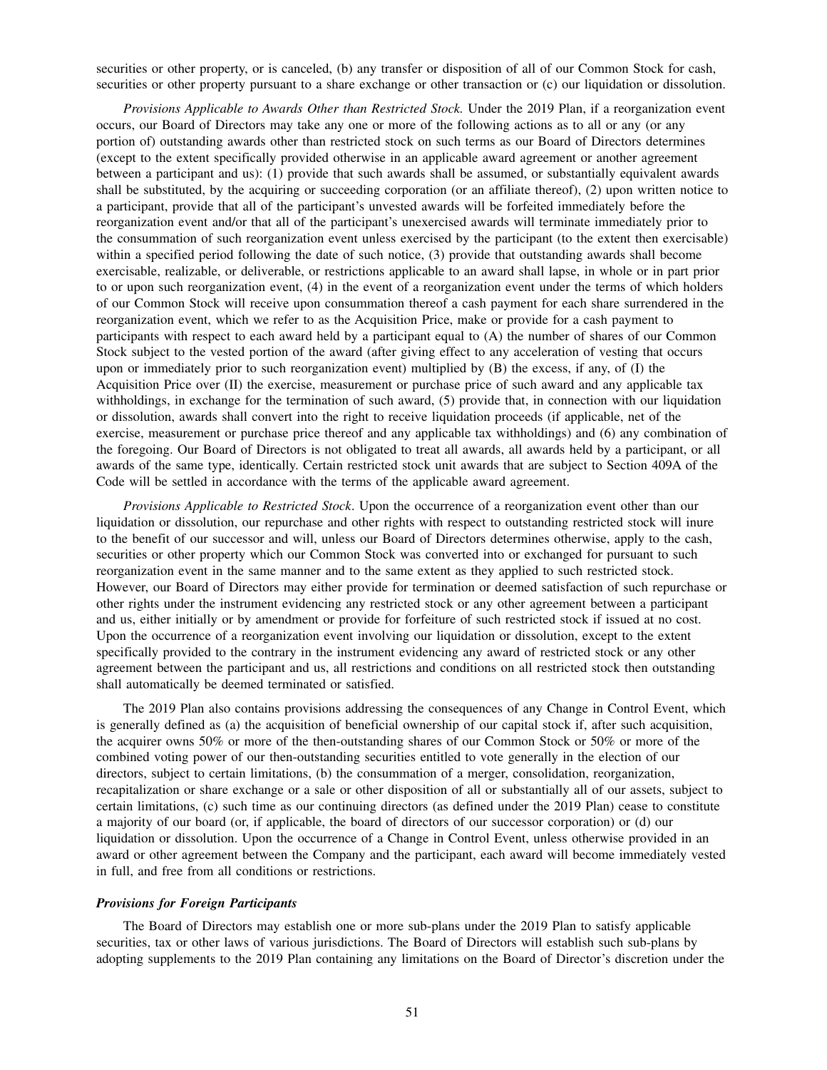securities or other property, or is canceled, (b) any transfer or disposition of all of our Common Stock for cash, securities or other property pursuant to a share exchange or other transaction or (c) our liquidation or dissolution.

*Provisions Applicable to Awards Other than Restricted Stock.* Under the 2019 Plan, if a reorganization event occurs, our Board of Directors may take any one or more of the following actions as to all or any (or any portion of) outstanding awards other than restricted stock on such terms as our Board of Directors determines (except to the extent specifically provided otherwise in an applicable award agreement or another agreement between a participant and us): (1) provide that such awards shall be assumed, or substantially equivalent awards shall be substituted, by the acquiring or succeeding corporation (or an affiliate thereof), (2) upon written notice to a participant, provide that all of the participant's unvested awards will be forfeited immediately before the reorganization event and/or that all of the participant's unexercised awards will terminate immediately prior to the consummation of such reorganization event unless exercised by the participant (to the extent then exercisable) within a specified period following the date of such notice, (3) provide that outstanding awards shall become exercisable, realizable, or deliverable, or restrictions applicable to an award shall lapse, in whole or in part prior to or upon such reorganization event, (4) in the event of a reorganization event under the terms of which holders of our Common Stock will receive upon consummation thereof a cash payment for each share surrendered in the reorganization event, which we refer to as the Acquisition Price, make or provide for a cash payment to participants with respect to each award held by a participant equal to (A) the number of shares of our Common Stock subject to the vested portion of the award (after giving effect to any acceleration of vesting that occurs upon or immediately prior to such reorganization event) multiplied by (B) the excess, if any, of (I) the Acquisition Price over (II) the exercise, measurement or purchase price of such award and any applicable tax withholdings, in exchange for the termination of such award, (5) provide that, in connection with our liquidation or dissolution, awards shall convert into the right to receive liquidation proceeds (if applicable, net of the exercise, measurement or purchase price thereof and any applicable tax withholdings) and (6) any combination of the foregoing. Our Board of Directors is not obligated to treat all awards, all awards held by a participant, or all awards of the same type, identically. Certain restricted stock unit awards that are subject to Section 409A of the Code will be settled in accordance with the terms of the applicable award agreement.

*Provisions Applicable to Restricted Stock*. Upon the occurrence of a reorganization event other than our liquidation or dissolution, our repurchase and other rights with respect to outstanding restricted stock will inure to the benefit of our successor and will, unless our Board of Directors determines otherwise, apply to the cash, securities or other property which our Common Stock was converted into or exchanged for pursuant to such reorganization event in the same manner and to the same extent as they applied to such restricted stock. However, our Board of Directors may either provide for termination or deemed satisfaction of such repurchase or other rights under the instrument evidencing any restricted stock or any other agreement between a participant and us, either initially or by amendment or provide for forfeiture of such restricted stock if issued at no cost. Upon the occurrence of a reorganization event involving our liquidation or dissolution, except to the extent specifically provided to the contrary in the instrument evidencing any award of restricted stock or any other agreement between the participant and us, all restrictions and conditions on all restricted stock then outstanding shall automatically be deemed terminated or satisfied.

The 2019 Plan also contains provisions addressing the consequences of any Change in Control Event, which is generally defined as (a) the acquisition of beneficial ownership of our capital stock if, after such acquisition, the acquirer owns 50% or more of the then-outstanding shares of our Common Stock or 50% or more of the combined voting power of our then-outstanding securities entitled to vote generally in the election of our directors, subject to certain limitations, (b) the consummation of a merger, consolidation, reorganization, recapitalization or share exchange or a sale or other disposition of all or substantially all of our assets, subject to certain limitations, (c) such time as our continuing directors (as defined under the 2019 Plan) cease to constitute a majority of our board (or, if applicable, the board of directors of our successor corporation) or (d) our liquidation or dissolution. Upon the occurrence of a Change in Control Event, unless otherwise provided in an award or other agreement between the Company and the participant, each award will become immediately vested in full, and free from all conditions or restrictions.

***Provisions for Foreign Participants***

The Board of Directors may establish one or more sub-plans under the 2019 Plan to satisfy applicable securities, tax or other laws of various jurisdictions. The Board of Directors will establish such sub-plans by adopting supplements to the 2019 Plan containing any limitations on the Board of Director's discretion under the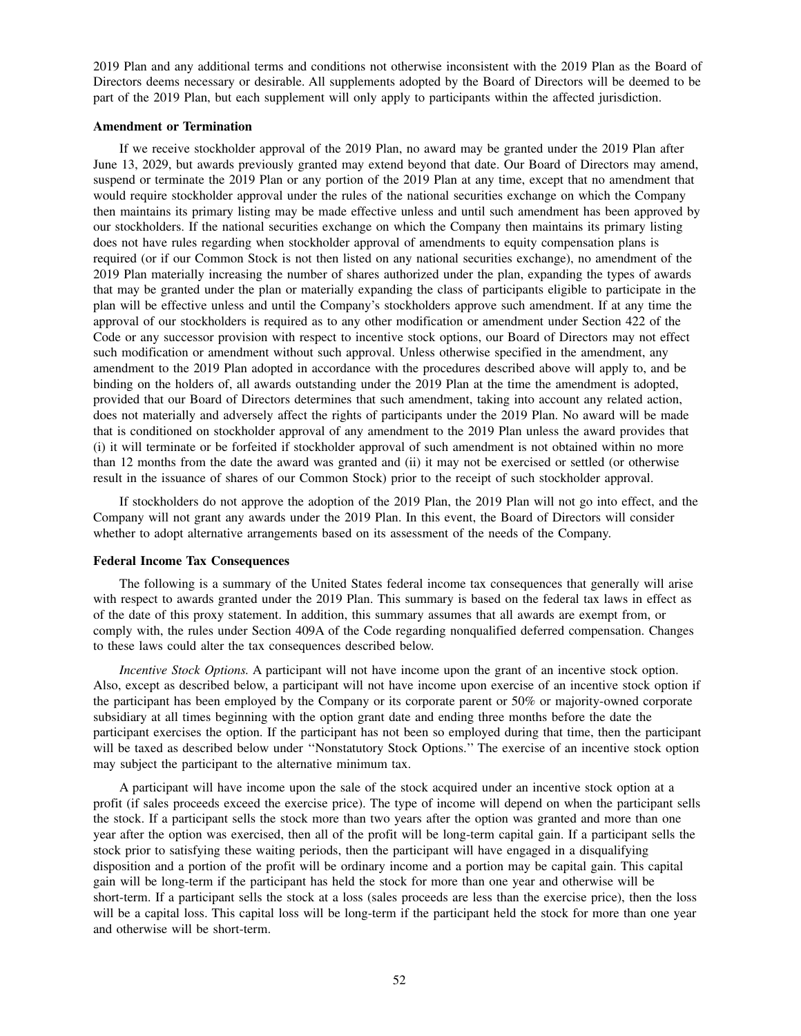2019 Plan and any additional terms and conditions not otherwise inconsistent with the 2019 Plan as the Board of Directors deems necessary or desirable. All supplements adopted by the Board of Directors will be deemed to be part of the 2019 Plan, but each supplement will only apply to participants within the affected jurisdiction.

**Amendment or Termination**

If we receive stockholder approval of the 2019 Plan, no award may be granted under the 2019 Plan after June 13, 2029, but awards previously granted may extend beyond that date. Our Board of Directors may amend, suspend or terminate the 2019 Plan or any portion of the 2019 Plan at any time, except that no amendment that would require stockholder approval under the rules of the national securities exchange on which the Company then maintains its primary listing may be made effective unless and until such amendment has been approved by our stockholders. If the national securities exchange on which the Company then maintains its primary listing does not have rules regarding when stockholder approval of amendments to equity compensation plans is required (or if our Common Stock is not then listed on any national securities exchange), no amendment of the 2019 Plan materially increasing the number of shares authorized under the plan, expanding the types of awards that may be granted under the plan or materially expanding the class of participants eligible to participate in the plan will be effective unless and until the Company's stockholders approve such amendment. If at any time the approval of our stockholders is required as to any other modification or amendment under Section 422 of the Code or any successor provision with respect to incentive stock options, our Board of Directors may not effect such modification or amendment without such approval. Unless otherwise specified in the amendment, any amendment to the 2019 Plan adopted in accordance with the procedures described above will apply to, and be binding on the holders of, all awards outstanding under the 2019 Plan at the time the amendment is adopted, provided that our Board of Directors determines that such amendment, taking into account any related action, does not materially and adversely affect the rights of participants under the 2019 Plan. No award will be made that is conditioned on stockholder approval of any amendment to the 2019 Plan unless the award provides that (i) it will terminate or be forfeited if stockholder approval of such amendment is not obtained within no more than 12 months from the date the award was granted and (ii) it may not be exercised or settled (or otherwise result in the issuance of shares of our Common Stock) prior to the receipt of such stockholder approval.

If stockholders do not approve the adoption of the 2019 Plan, the 2019 Plan will not go into effect, and the Company will not grant any awards under the 2019 Plan. In this event, the Board of Directors will consider whether to adopt alternative arrangements based on its assessment of the needs of the Company.

**Federal Income Tax Consequences**

The following is a summary of the United States federal income tax consequences that generally will arise with respect to awards granted under the 2019 Plan. This summary is based on the federal tax laws in effect as of the date of this proxy statement. In addition, this summary assumes that all awards are exempt from, or comply with, the rules under Section 409A of the Code regarding nonqualified deferred compensation. Changes to these laws could alter the tax consequences described below.

*Incentive Stock Options.* A participant will not have income upon the grant of an incentive stock option. Also, except as described below, a participant will not have income upon exercise of an incentive stock option if the participant has been employed by the Company or its corporate parent or 50% or majority-owned corporate subsidiary at all times beginning with the option grant date and ending three months before the date the participant exercises the option. If the participant has not been so employed during that time, then the participant will be taxed as described below under "Nonstatutory Stock Options." The exercise of an incentive stock option may subject the participant to the alternative minimum tax.

A participant will have income upon the sale of the stock acquired under an incentive stock option at a profit (if sales proceeds exceed the exercise price). The type of income will depend on when the participant sells the stock. If a participant sells the stock more than two years after the option was granted and more than one year after the option was exercised, then all of the profit will be long-term capital gain. If a participant sells the stock prior to satisfying these waiting periods, then the participant will have engaged in a disqualifying disposition and a portion of the profit will be ordinary income and a portion may be capital gain. This capital gain will be long-term if the participant has held the stock for more than one year and otherwise will be short-term. If a participant sells the stock at a loss (sales proceeds are less than the exercise price), then the loss will be a capital loss. This capital loss will be long-term if the participant held the stock for more than one year and otherwise will be short-term.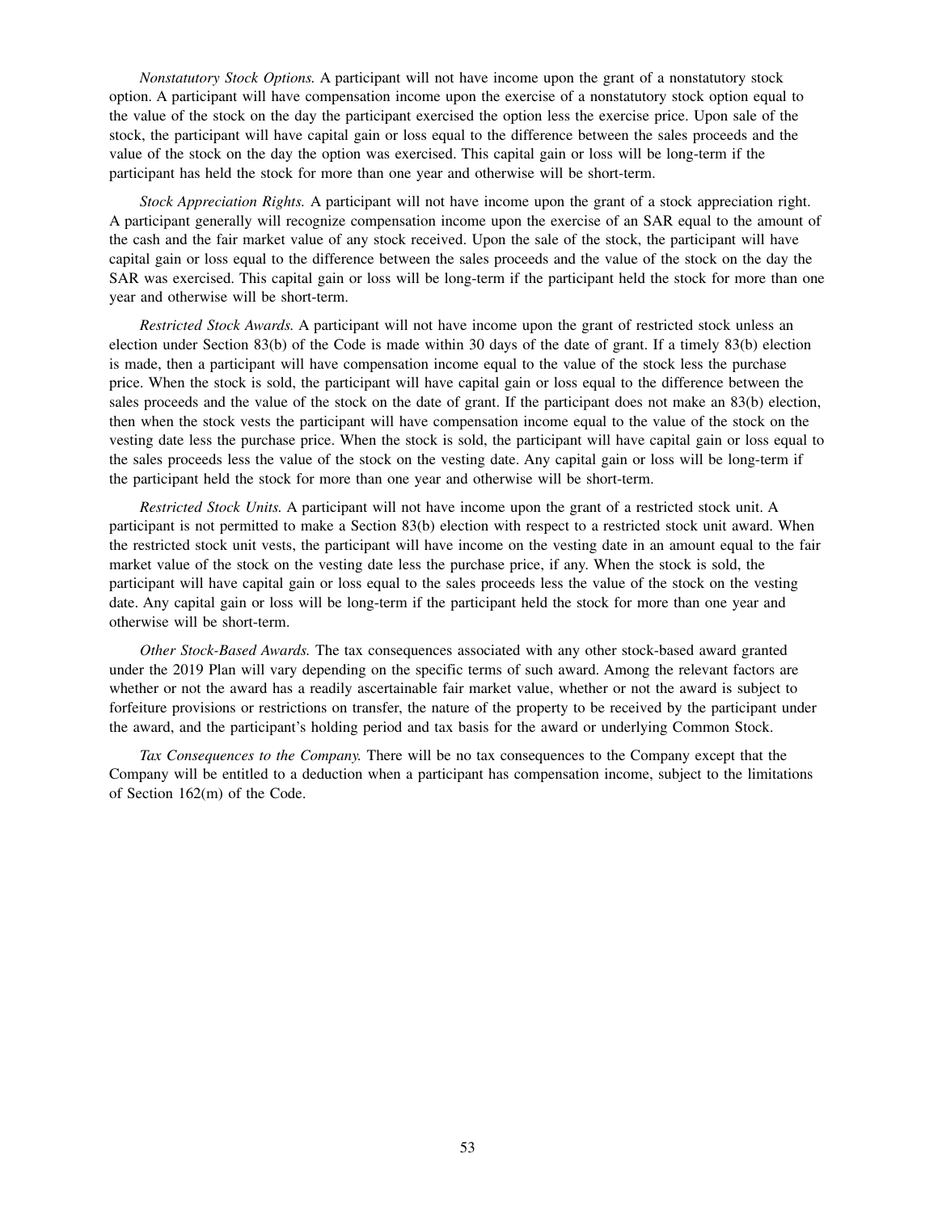*Nonstatutory Stock Options.* A participant will not have income upon the grant of a nonstatutory stock option. A participant will have compensation income upon the exercise of a nonstatutory stock option equal to the value of the stock on the day the participant exercised the option less the exercise price. Upon sale of the stock, the participant will have capital gain or loss equal to the difference between the sales proceeds and the value of the stock on the day the option was exercised. This capital gain or loss will be long-term if the participant has held the stock for more than one year and otherwise will be short-term.

*Stock Appreciation Rights.* A participant will not have income upon the grant of a stock appreciation right. A participant generally will recognize compensation income upon the exercise of an SAR equal to the amount of the cash and the fair market value of any stock received. Upon the sale of the stock, the participant will have capital gain or loss equal to the difference between the sales proceeds and the value of the stock on the day the SAR was exercised. This capital gain or loss will be long-term if the participant held the stock for more than one year and otherwise will be short-term.

*Restricted Stock Awards.* A participant will not have income upon the grant of restricted stock unless an election under Section 83(b) of the Code is made within 30 days of the date of grant. If a timely 83(b) election is made, then a participant will have compensation income equal to the value of the stock less the purchase price. When the stock is sold, the participant will have capital gain or loss equal to the difference between the sales proceeds and the value of the stock on the date of grant. If the participant does not make an 83(b) election, then when the stock vests the participant will have compensation income equal to the value of the stock on the vesting date less the purchase price. When the stock is sold, the participant will have capital gain or loss equal to the sales proceeds less the value of the stock on the vesting date. Any capital gain or loss will be long-term if the participant held the stock for more than one year and otherwise will be short-term.

*Restricted Stock Units.* A participant will not have income upon the grant of a restricted stock unit. A participant is not permitted to make a Section 83(b) election with respect to a restricted stock unit award. When the restricted stock unit vests, the participant will have income on the vesting date in an amount equal to the fair market value of the stock on the vesting date less the purchase price, if any. When the stock is sold, the participant will have capital gain or loss equal to the sales proceeds less the value of the stock on the vesting date. Any capital gain or loss will be long-term if the participant held the stock for more than one year and otherwise will be short-term.

*Other Stock-Based Awards.* The tax consequences associated with any other stock-based award granted under the 2019 Plan will vary depending on the specific terms of such award. Among the relevant factors are whether or not the award has a readily ascertainable fair market value, whether or not the award is subject to forfeiture provisions or restrictions on transfer, the nature of the property to be received by the participant under the award, and the participant's holding period and tax basis for the award or underlying Common Stock.

*Tax Consequences to the Company.* There will be no tax consequences to the Company except that the Company will be entitled to a deduction when a participant has compensation income, subject to the limitations of Section 162(m) of the Code.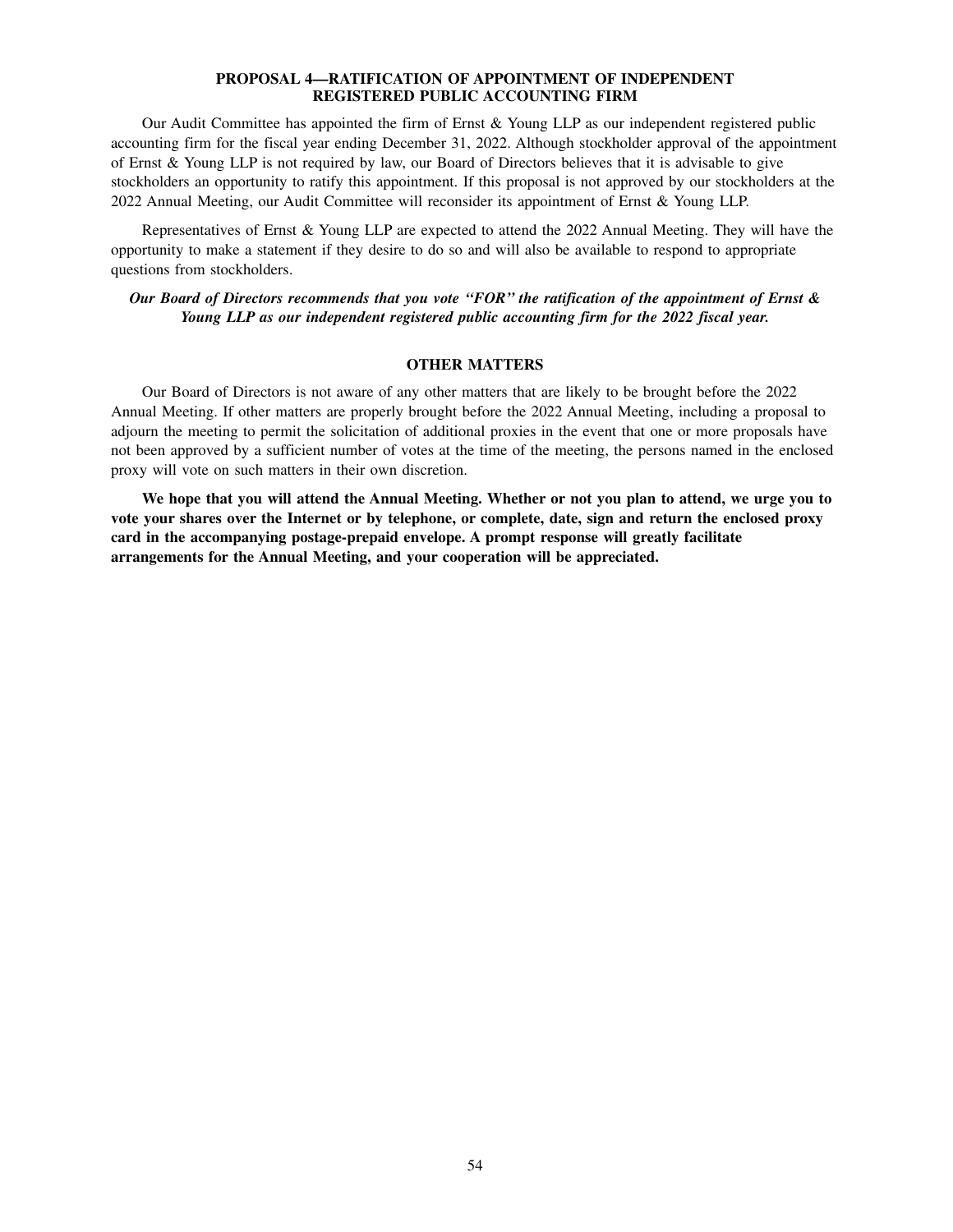## PROPOSAL 4—RATIFICATION OF APPOINTMENT OF INDEPENDENT REGISTERED PUBLIC ACCOUNTING FIRM

Our Audit Committee has appointed the firm of Ernst & Young LLP as our independent registered public accounting firm for the fiscal year ending December 31, 2022. Although stockholder approval of the appointment of Ernst & Young LLP is not required by law, our Board of Directors believes that it is advisable to give stockholders an opportunity to ratify this appointment. If this proposal is not approved by our stockholders at the 2022 Annual Meeting, our Audit Committee will reconsider its appointment of Ernst & Young LLP.

Representatives of Ernst & Young LLP are expected to attend the 2022 Annual Meeting. They will have the opportunity to make a statement if they desire to do so and will also be available to respond to appropriate questions from stockholders.

***Our Board of Directors recommends that you vote "FOR" the ratification of the appointment of Ernst & Young LLP as our independent registered public accounting firm for the 2022 fiscal year.***

## OTHER MATTERS

Our Board of Directors is not aware of any other matters that are likely to be brought before the 2022 Annual Meeting. If other matters are properly brought before the 2022 Annual Meeting, including a proposal to adjourn the meeting to permit the solicitation of additional proxies in the event that one or more proposals have not been approved by a sufficient number of votes at the time of the meeting, the persons named in the enclosed proxy will vote on such matters in their own discretion.

**We hope that you will attend the Annual Meeting. Whether or not you plan to attend, we urge you to vote your shares over the Internet or by telephone, or complete, date, sign and return the enclosed proxy card in the accompanying postage-prepaid envelope. A prompt response will greatly facilitate arrangements for the Annual Meeting, and your cooperation will be appreciated.**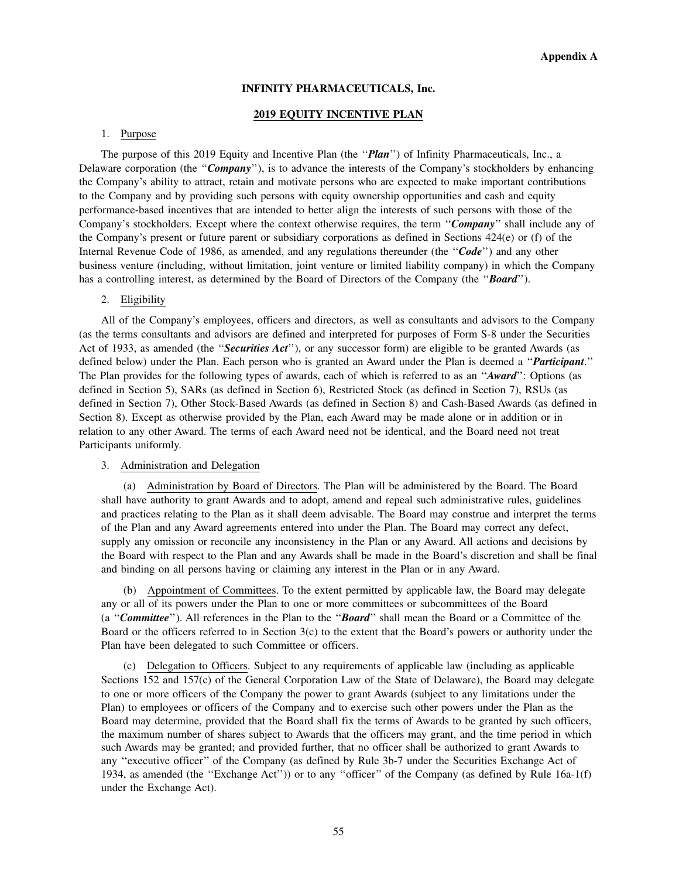**Appendix A**

# INFINITY PHARMACEUTICALS, Inc.

## 2019 EQUITY INCENTIVE PLAN

1. Purpose

The purpose of this 2019 Equity and Incentive Plan (the ''***Plan***'') of Infinity Pharmaceuticals, Inc., a Delaware corporation (the ''***Company***''), is to advance the interests of the Company's stockholders by enhancing the Company's ability to attract, retain and motivate persons who are expected to make important contributions to the Company and by providing such persons with equity ownership opportunities and cash and equity performance-based incentives that are intended to better align the interests of such persons with those of the Company's stockholders. Except where the context otherwise requires, the term ''***Company***'' shall include any of the Company's present or future parent or subsidiary corporations as defined in Sections 424(e) or (f) of the Internal Revenue Code of 1986, as amended, and any regulations thereunder (the ''***Code***'') and any other business venture (including, without limitation, joint venture or limited liability company) in which the Company has a controlling interest, as determined by the Board of Directors of the Company (the ''***Board***'').

2. Eligibility

All of the Company's employees, officers and directors, as well as consultants and advisors to the Company (as the terms consultants and advisors are defined and interpreted for purposes of Form S-8 under the Securities Act of 1933, as amended (the ''***Securities Act***''), or any successor form) are eligible to be granted Awards (as defined below) under the Plan. Each person who is granted an Award under the Plan is deemed a ''***Participant***.'' The Plan provides for the following types of awards, each of which is referred to as an ''***Award***'': Options (as defined in Section 5), SARs (as defined in Section 6), Restricted Stock (as defined in Section 7), RSUs (as defined in Section 7), Other Stock-Based Awards (as defined in Section 8) and Cash-Based Awards (as defined in Section 8). Except as otherwise provided by the Plan, each Award may be made alone or in addition or in relation to any other Award. The terms of each Award need not be identical, and the Board need not treat Participants uniformly.

3. Administration and Delegation

(a) Administration by Board of Directors. The Plan will be administered by the Board. The Board shall have authority to grant Awards and to adopt, amend and repeal such administrative rules, guidelines and practices relating to the Plan as it shall deem advisable. The Board may construe and interpret the terms of the Plan and any Award agreements entered into under the Plan. The Board may correct any defect, supply any omission or reconcile any inconsistency in the Plan or any Award. All actions and decisions by the Board with respect to the Plan and any Awards shall be made in the Board's discretion and shall be final and binding on all persons having or claiming any interest in the Plan or in any Award.

(b) Appointment of Committees. To the extent permitted by applicable law, the Board may delegate any or all of its powers under the Plan to one or more committees or subcommittees of the Board (a ''***Committee***''). All references in the Plan to the ''***Board***'' shall mean the Board or a Committee of the Board or the officers referred to in Section 3(c) to the extent that the Board's powers or authority under the Plan have been delegated to such Committee or officers.

(c) Delegation to Officers. Subject to any requirements of applicable law (including as applicable Sections 152 and 157(c) of the General Corporation Law of the State of Delaware), the Board may delegate to one or more officers of the Company the power to grant Awards (subject to any limitations under the Plan) to employees or officers of the Company and to exercise such other powers under the Plan as the Board may determine, provided that the Board shall fix the terms of Awards to be granted by such officers, the maximum number of shares subject to Awards that the officers may grant, and the time period in which such Awards may be granted; and provided further, that no officer shall be authorized to grant Awards to any ''executive officer'' of the Company (as defined by Rule 3b-7 under the Securities Exchange Act of 1934, as amended (the ''Exchange Act'')) or to any ''officer'' of the Company (as defined by Rule 16a-1(f) under the Exchange Act).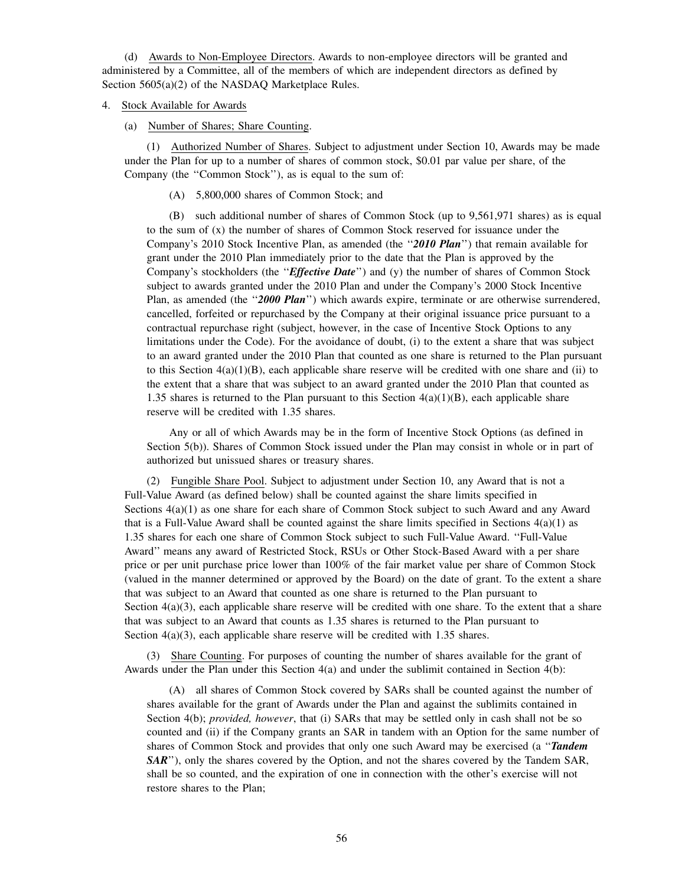(d) Awards to Non-Employee Directors. Awards to non-employee directors will be granted and administered by a Committee, all of the members of which are independent directors as defined by Section 5605(a)(2) of the NASDAQ Marketplace Rules.

4. Stock Available for Awards

(a) Number of Shares; Share Counting.

(1) Authorized Number of Shares. Subject to adjustment under Section 10, Awards may be made under the Plan for up to a number of shares of common stock, $0.01 par value per share, of the Company (the ''Common Stock''), as is equal to the sum of:

(A) 5,800,000 shares of Common Stock; and

(B) such additional number of shares of Common Stock (up to 9,561,971 shares) as is equal to the sum of (x) the number of shares of Common Stock reserved for issuance under the Company's 2010 Stock Incentive Plan, as amended (the ''***2010 Plan***'') that remain available for grant under the 2010 Plan immediately prior to the date that the Plan is approved by the Company's stockholders (the ''***Effective Date***'') and (y) the number of shares of Common Stock subject to awards granted under the 2010 Plan and under the Company's 2000 Stock Incentive Plan, as amended (the ''***2000 Plan***'') which awards expire, terminate or are otherwise surrendered, cancelled, forfeited or repurchased by the Company at their original issuance price pursuant to a contractual repurchase right (subject, however, in the case of Incentive Stock Options to any limitations under the Code). For the avoidance of doubt, (i) to the extent a share that was subject to an award granted under the 2010 Plan that counted as one share is returned to the Plan pursuant to this Section 4(a)(1)(B), each applicable share reserve will be credited with one share and (ii) to the extent that a share that was subject to an award granted under the 2010 Plan that counted as 1.35 shares is returned to the Plan pursuant to this Section 4(a)(1)(B), each applicable share reserve will be credited with 1.35 shares.

Any or all of which Awards may be in the form of Incentive Stock Options (as defined in Section 5(b)). Shares of Common Stock issued under the Plan may consist in whole or in part of authorized but unissued shares or treasury shares.

(2) Fungible Share Pool. Subject to adjustment under Section 10, any Award that is not a Full-Value Award (as defined below) shall be counted against the share limits specified in Sections 4(a)(1) as one share for each share of Common Stock subject to such Award and any Award that is a Full-Value Award shall be counted against the share limits specified in Sections 4(a)(1) as 1.35 shares for each one share of Common Stock subject to such Full-Value Award. ''Full-Value Award'' means any award of Restricted Stock, RSUs or Other Stock-Based Award with a per share price or per unit purchase price lower than 100% of the fair market value per share of Common Stock (valued in the manner determined or approved by the Board) on the date of grant. To the extent a share that was subject to an Award that counted as one share is returned to the Plan pursuant to Section 4(a)(3), each applicable share reserve will be credited with one share. To the extent that a share that was subject to an Award that counts as 1.35 shares is returned to the Plan pursuant to Section 4(a)(3), each applicable share reserve will be credited with 1.35 shares.

(3) Share Counting. For purposes of counting the number of shares available for the grant of Awards under the Plan under this Section 4(a) and under the sublimit contained in Section 4(b):

(A) all shares of Common Stock covered by SARs shall be counted against the number of shares available for the grant of Awards under the Plan and against the sublimits contained in Section 4(b); *provided, however*, that (i) SARs that may be settled only in cash shall not be so counted and (ii) if the Company grants an SAR in tandem with an Option for the same number of shares of Common Stock and provides that only one such Award may be exercised (a ''***Tandem SAR***''), only the shares covered by the Option, and not the shares covered by the Tandem SAR, shall be so counted, and the expiration of one in connection with the other's exercise will not restore shares to the Plan;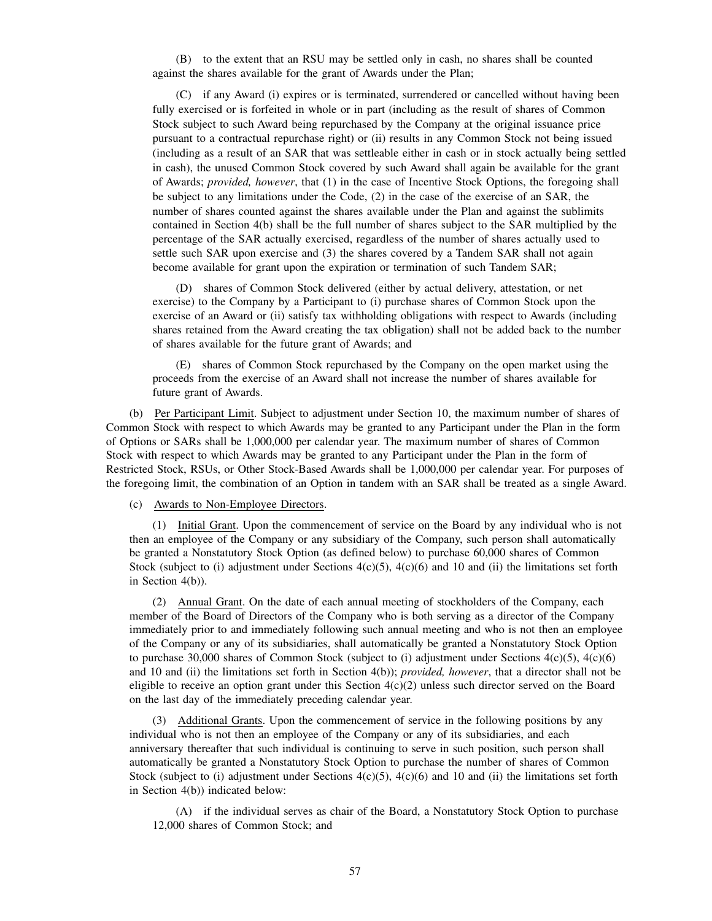(B) to the extent that an RSU may be settled only in cash, no shares shall be counted against the shares available for the grant of Awards under the Plan;

(C) if any Award (i) expires or is terminated, surrendered or cancelled without having been fully exercised or is forfeited in whole or in part (including as the result of shares of Common Stock subject to such Award being repurchased by the Company at the original issuance price pursuant to a contractual repurchase right) or (ii) results in any Common Stock not being issued (including as a result of an SAR that was settleable either in cash or in stock actually being settled in cash), the unused Common Stock covered by such Award shall again be available for the grant of Awards; *provided, however*, that (1) in the case of Incentive Stock Options, the foregoing shall be subject to any limitations under the Code, (2) in the case of the exercise of an SAR, the number of shares counted against the shares available under the Plan and against the sublimits contained in Section 4(b) shall be the full number of shares subject to the SAR multiplied by the percentage of the SAR actually exercised, regardless of the number of shares actually used to settle such SAR upon exercise and (3) the shares covered by a Tandem SAR shall not again become available for grant upon the expiration or termination of such Tandem SAR;

(D) shares of Common Stock delivered (either by actual delivery, attestation, or net exercise) to the Company by a Participant to (i) purchase shares of Common Stock upon the exercise of an Award or (ii) satisfy tax withholding obligations with respect to Awards (including shares retained from the Award creating the tax obligation) shall not be added back to the number of shares available for the future grant of Awards; and

(E) shares of Common Stock repurchased by the Company on the open market using the proceeds from the exercise of an Award shall not increase the number of shares available for future grant of Awards.

(b) Per Participant Limit. Subject to adjustment under Section 10, the maximum number of shares of Common Stock with respect to which Awards may be granted to any Participant under the Plan in the form of Options or SARs shall be 1,000,000 per calendar year. The maximum number of shares of Common Stock with respect to which Awards may be granted to any Participant under the Plan in the form of Restricted Stock, RSUs, or Other Stock-Based Awards shall be 1,000,000 per calendar year. For purposes of the foregoing limit, the combination of an Option in tandem with an SAR shall be treated as a single Award.

(c) Awards to Non-Employee Directors.

(1) Initial Grant. Upon the commencement of service on the Board by any individual who is not then an employee of the Company or any subsidiary of the Company, such person shall automatically be granted a Nonstatutory Stock Option (as defined below) to purchase 60,000 shares of Common Stock (subject to (i) adjustment under Sections 4(c)(5), 4(c)(6) and 10 and (ii) the limitations set forth in Section 4(b)).

(2) Annual Grant. On the date of each annual meeting of stockholders of the Company, each member of the Board of Directors of the Company who is both serving as a director of the Company immediately prior to and immediately following such annual meeting and who is not then an employee of the Company or any of its subsidiaries, shall automatically be granted a Nonstatutory Stock Option to purchase 30,000 shares of Common Stock (subject to (i) adjustment under Sections 4(c)(5), 4(c)(6) and 10 and (ii) the limitations set forth in Section 4(b)); *provided, however*, that a director shall not be eligible to receive an option grant under this Section 4(c)(2) unless such director served on the Board on the last day of the immediately preceding calendar year.

(3) Additional Grants. Upon the commencement of service in the following positions by any individual who is not then an employee of the Company or any of its subsidiaries, and each anniversary thereafter that such individual is continuing to serve in such position, such person shall automatically be granted a Nonstatutory Stock Option to purchase the number of shares of Common Stock (subject to (i) adjustment under Sections 4(c)(5), 4(c)(6) and 10 and (ii) the limitations set forth in Section 4(b)) indicated below:

(A) if the individual serves as chair of the Board, a Nonstatutory Stock Option to purchase 12,000 shares of Common Stock; and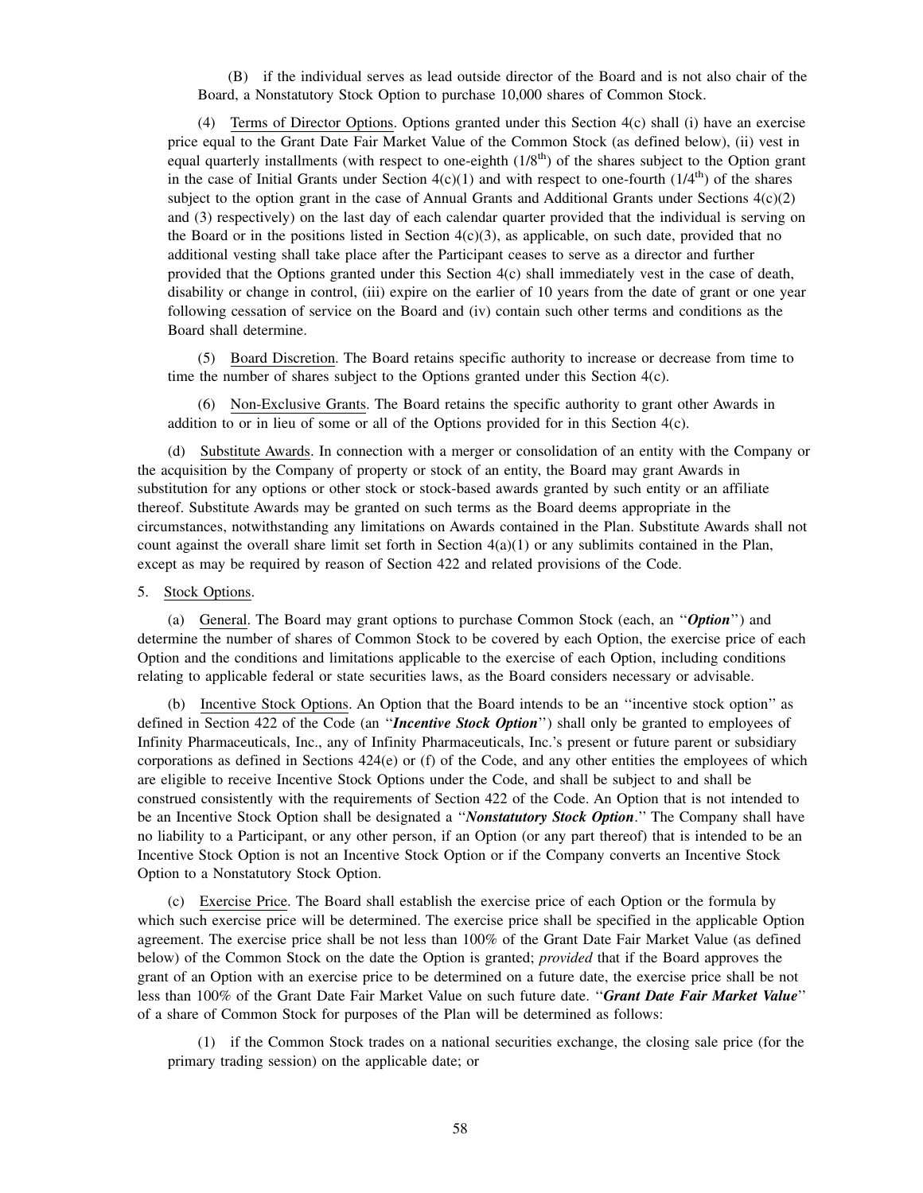(B) if the individual serves as lead outside director of the Board and is not also chair of the Board, a Nonstatutory Stock Option to purchase 10,000 shares of Common Stock.

(4) Terms of Director Options. Options granted under this Section 4(c) shall (i) have an exercise price equal to the Grant Date Fair Market Value of the Common Stock (as defined below), (ii) vest in equal quarterly installments (with respect to one-eighth (1/8th) of the shares subject to the Option grant in the case of Initial Grants under Section 4(c)(1) and with respect to one-fourth (1/4th) of the shares subject to the option grant in the case of Annual Grants and Additional Grants under Sections 4(c)(2) and (3) respectively) on the last day of each calendar quarter provided that the individual is serving on the Board or in the positions listed in Section 4(c)(3), as applicable, on such date, provided that no additional vesting shall take place after the Participant ceases to serve as a director and further provided that the Options granted under this Section 4(c) shall immediately vest in the case of death, disability or change in control, (iii) expire on the earlier of 10 years from the date of grant or one year following cessation of service on the Board and (iv) contain such other terms and conditions as the Board shall determine.

(5) Board Discretion. The Board retains specific authority to increase or decrease from time to time the number of shares subject to the Options granted under this Section 4(c).

(6) Non-Exclusive Grants. The Board retains the specific authority to grant other Awards in addition to or in lieu of some or all of the Options provided for in this Section 4(c).

(d) Substitute Awards. In connection with a merger or consolidation of an entity with the Company or the acquisition by the Company of property or stock of an entity, the Board may grant Awards in substitution for any options or other stock or stock-based awards granted by such entity or an affiliate thereof. Substitute Awards may be granted on such terms as the Board deems appropriate in the circumstances, notwithstanding any limitations on Awards contained in the Plan. Substitute Awards shall not count against the overall share limit set forth in Section 4(a)(1) or any sublimits contained in the Plan, except as may be required by reason of Section 422 and related provisions of the Code.

5. Stock Options.

(a) General. The Board may grant options to purchase Common Stock (each, an "***Option***") and determine the number of shares of Common Stock to be covered by each Option, the exercise price of each Option and the conditions and limitations applicable to the exercise of each Option, including conditions relating to applicable federal or state securities laws, as the Board considers necessary or advisable.

(b) Incentive Stock Options. An Option that the Board intends to be an "incentive stock option" as defined in Section 422 of the Code (an "***Incentive Stock Option***") shall only be granted to employees of Infinity Pharmaceuticals, Inc., any of Infinity Pharmaceuticals, Inc.'s present or future parent or subsidiary corporations as defined in Sections 424(e) or (f) of the Code, and any other entities the employees of which are eligible to receive Incentive Stock Options under the Code, and shall be subject to and shall be construed consistently with the requirements of Section 422 of the Code. An Option that is not intended to be an Incentive Stock Option shall be designated a "***Nonstatutory Stock Option***." The Company shall have no liability to a Participant, or any other person, if an Option (or any part thereof) that is intended to be an Incentive Stock Option is not an Incentive Stock Option or if the Company converts an Incentive Stock Option to a Nonstatutory Stock Option.

(c) Exercise Price. The Board shall establish the exercise price of each Option or the formula by which such exercise price will be determined. The exercise price shall be specified in the applicable Option agreement. The exercise price shall be not less than 100% of the Grant Date Fair Market Value (as defined below) of the Common Stock on the date the Option is granted; *provided* that if the Board approves the grant of an Option with an exercise price to be determined on a future date, the exercise price shall be not less than 100% of the Grant Date Fair Market Value on such future date. "***Grant Date Fair Market Value***" of a share of Common Stock for purposes of the Plan will be determined as follows:

(1) if the Common Stock trades on a national securities exchange, the closing sale price (for the primary trading session) on the applicable date; or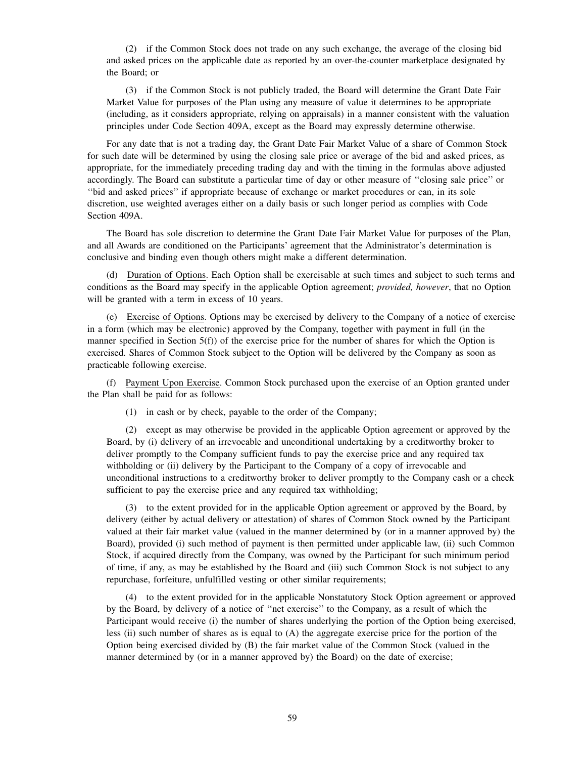(2) if the Common Stock does not trade on any such exchange, the average of the closing bid and asked prices on the applicable date as reported by an over-the-counter marketplace designated by the Board; or

(3) if the Common Stock is not publicly traded, the Board will determine the Grant Date Fair Market Value for purposes of the Plan using any measure of value it determines to be appropriate (including, as it considers appropriate, relying on appraisals) in a manner consistent with the valuation principles under Code Section 409A, except as the Board may expressly determine otherwise.

For any date that is not a trading day, the Grant Date Fair Market Value of a share of Common Stock for such date will be determined by using the closing sale price or average of the bid and asked prices, as appropriate, for the immediately preceding trading day and with the timing in the formulas above adjusted accordingly. The Board can substitute a particular time of day or other measure of "closing sale price" or "bid and asked prices" if appropriate because of exchange or market procedures or can, in its sole discretion, use weighted averages either on a daily basis or such longer period as complies with Code Section 409A.

The Board has sole discretion to determine the Grant Date Fair Market Value for purposes of the Plan, and all Awards are conditioned on the Participants' agreement that the Administrator's determination is conclusive and binding even though others might make a different determination.

(d) Duration of Options. Each Option shall be exercisable at such times and subject to such terms and conditions as the Board may specify in the applicable Option agreement; *provided, however*, that no Option will be granted with a term in excess of 10 years.

(e) Exercise of Options. Options may be exercised by delivery to the Company of a notice of exercise in a form (which may be electronic) approved by the Company, together with payment in full (in the manner specified in Section 5(f)) of the exercise price for the number of shares for which the Option is exercised. Shares of Common Stock subject to the Option will be delivered by the Company as soon as practicable following exercise.

(f) Payment Upon Exercise. Common Stock purchased upon the exercise of an Option granted under the Plan shall be paid for as follows:

(1) in cash or by check, payable to the order of the Company;

(2) except as may otherwise be provided in the applicable Option agreement or approved by the Board, by (i) delivery of an irrevocable and unconditional undertaking by a creditworthy broker to deliver promptly to the Company sufficient funds to pay the exercise price and any required tax withholding or (ii) delivery by the Participant to the Company of a copy of irrevocable and unconditional instructions to a creditworthy broker to deliver promptly to the Company cash or a check sufficient to pay the exercise price and any required tax withholding;

(3) to the extent provided for in the applicable Option agreement or approved by the Board, by delivery (either by actual delivery or attestation) of shares of Common Stock owned by the Participant valued at their fair market value (valued in the manner determined by (or in a manner approved by) the Board), provided (i) such method of payment is then permitted under applicable law, (ii) such Common Stock, if acquired directly from the Company, was owned by the Participant for such minimum period of time, if any, as may be established by the Board and (iii) such Common Stock is not subject to any repurchase, forfeiture, unfulfilled vesting or other similar requirements;

(4) to the extent provided for in the applicable Nonstatutory Stock Option agreement or approved by the Board, by delivery of a notice of "net exercise" to the Company, as a result of which the Participant would receive (i) the number of shares underlying the portion of the Option being exercised, less (ii) such number of shares as is equal to (A) the aggregate exercise price for the portion of the Option being exercised divided by (B) the fair market value of the Common Stock (valued in the manner determined by (or in a manner approved by) the Board) on the date of exercise;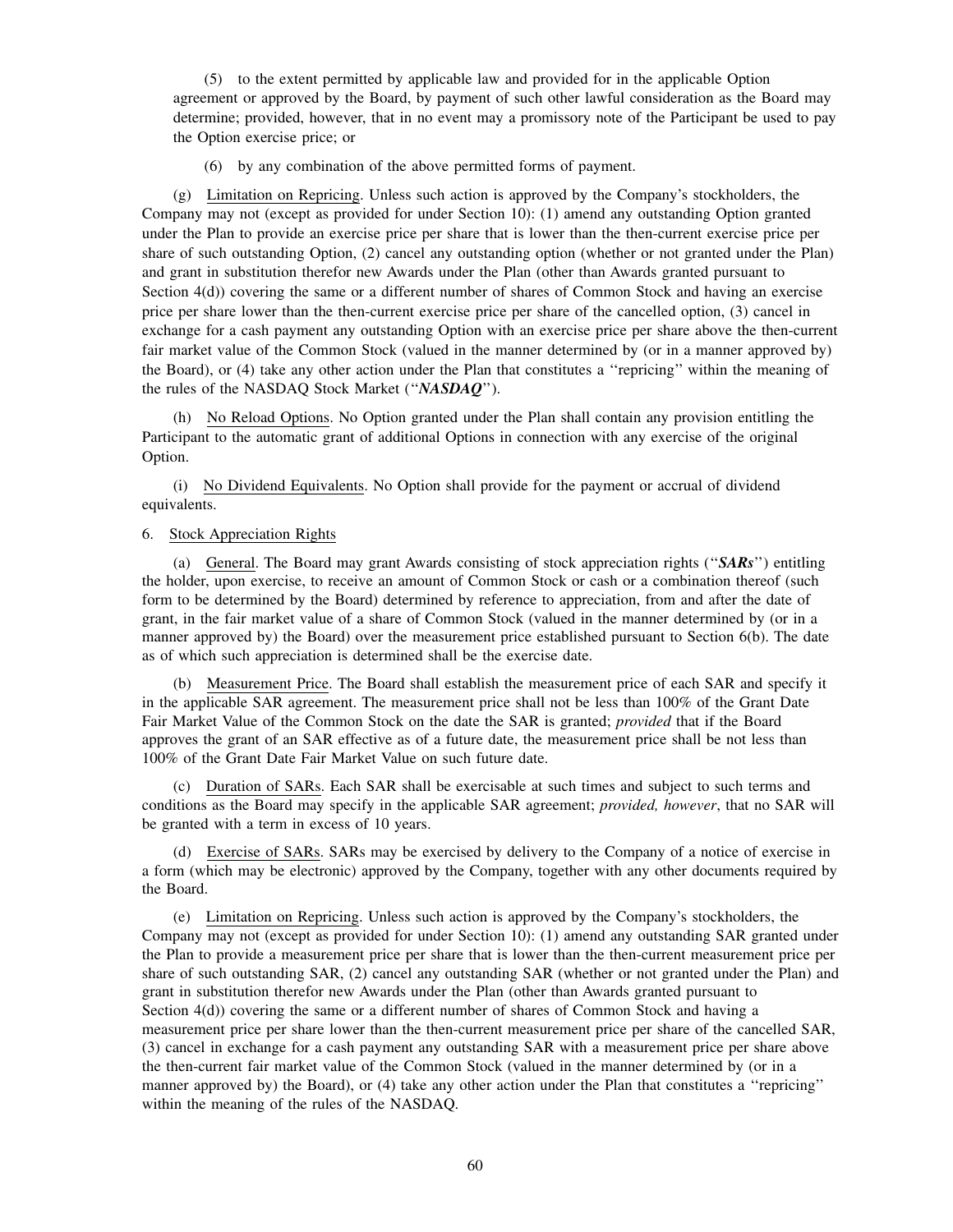(5) to the extent permitted by applicable law and provided for in the applicable Option agreement or approved by the Board, by payment of such other lawful consideration as the Board may determine; provided, however, that in no event may a promissory note of the Participant be used to pay the Option exercise price; or

(6) by any combination of the above permitted forms of payment.

(g) Limitation on Repricing. Unless such action is approved by the Company's stockholders, the Company may not (except as provided for under Section 10): (1) amend any outstanding Option granted under the Plan to provide an exercise price per share that is lower than the then-current exercise price per share of such outstanding Option, (2) cancel any outstanding option (whether or not granted under the Plan) and grant in substitution therefor new Awards under the Plan (other than Awards granted pursuant to Section 4(d)) covering the same or a different number of shares of Common Stock and having an exercise price per share lower than the then-current exercise price per share of the cancelled option, (3) cancel in exchange for a cash payment any outstanding Option with an exercise price per share above the then-current fair market value of the Common Stock (valued in the manner determined by (or in a manner approved by) the Board), or (4) take any other action under the Plan that constitutes a ''repricing'' within the meaning of the rules of the NASDAQ Stock Market (''***NASDAQ***'').

(h) No Reload Options. No Option granted under the Plan shall contain any provision entitling the Participant to the automatic grant of additional Options in connection with any exercise of the original Option.

(i) No Dividend Equivalents. No Option shall provide for the payment or accrual of dividend equivalents.

6. Stock Appreciation Rights

(a) General. The Board may grant Awards consisting of stock appreciation rights (''***SARs***'') entitling the holder, upon exercise, to receive an amount of Common Stock or cash or a combination thereof (such form to be determined by the Board) determined by reference to appreciation, from and after the date of grant, in the fair market value of a share of Common Stock (valued in the manner determined by (or in a manner approved by) the Board) over the measurement price established pursuant to Section 6(b). The date as of which such appreciation is determined shall be the exercise date.

(b) Measurement Price. The Board shall establish the measurement price of each SAR and specify it in the applicable SAR agreement. The measurement price shall not be less than 100% of the Grant Date Fair Market Value of the Common Stock on the date the SAR is granted; *provided* that if the Board approves the grant of an SAR effective as of a future date, the measurement price shall be not less than 100% of the Grant Date Fair Market Value on such future date.

(c) Duration of SARs. Each SAR shall be exercisable at such times and subject to such terms and conditions as the Board may specify in the applicable SAR agreement; *provided, however*, that no SAR will be granted with a term in excess of 10 years.

(d) Exercise of SARs. SARs may be exercised by delivery to the Company of a notice of exercise in a form (which may be electronic) approved by the Company, together with any other documents required by the Board.

(e) Limitation on Repricing. Unless such action is approved by the Company's stockholders, the Company may not (except as provided for under Section 10): (1) amend any outstanding SAR granted under the Plan to provide a measurement price per share that is lower than the then-current measurement price per share of such outstanding SAR, (2) cancel any outstanding SAR (whether or not granted under the Plan) and grant in substitution therefor new Awards under the Plan (other than Awards granted pursuant to Section 4(d)) covering the same or a different number of shares of Common Stock and having a measurement price per share lower than the then-current measurement price per share of the cancelled SAR, (3) cancel in exchange for a cash payment any outstanding SAR with a measurement price per share above the then-current fair market value of the Common Stock (valued in the manner determined by (or in a manner approved by) the Board), or (4) take any other action under the Plan that constitutes a ''repricing'' within the meaning of the rules of the NASDAQ.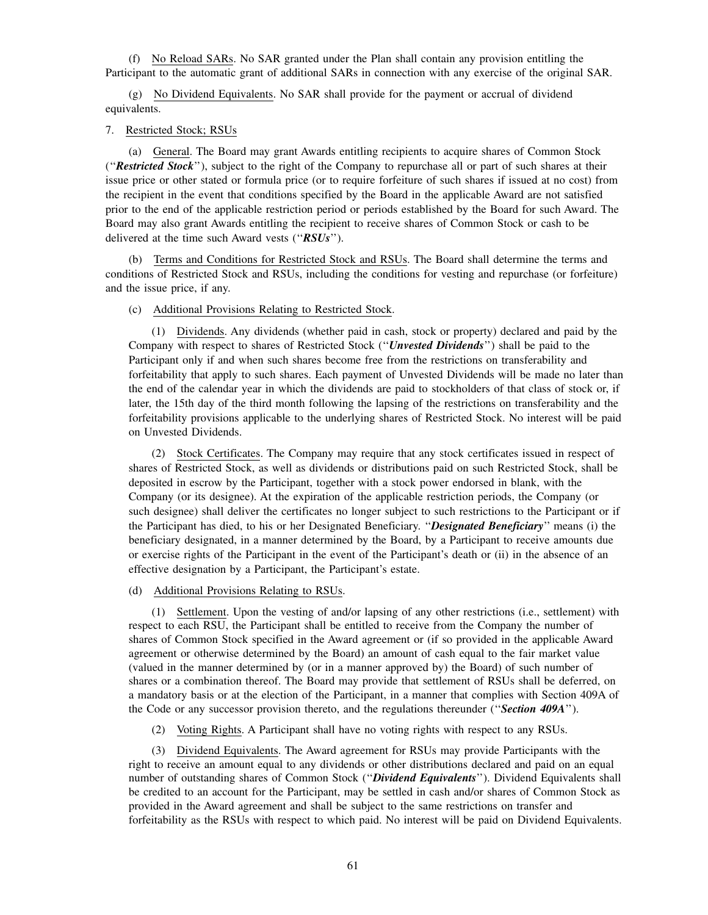(f) No Reload SARs. No SAR granted under the Plan shall contain any provision entitling the Participant to the automatic grant of additional SARs in connection with any exercise of the original SAR.

(g) No Dividend Equivalents. No SAR shall provide for the payment or accrual of dividend equivalents.

7. Restricted Stock; RSUs

(a) General. The Board may grant Awards entitling recipients to acquire shares of Common Stock (''***Restricted Stock***''), subject to the right of the Company to repurchase all or part of such shares at their issue price or other stated or formula price (or to require forfeiture of such shares if issued at no cost) from the recipient in the event that conditions specified by the Board in the applicable Award are not satisfied prior to the end of the applicable restriction period or periods established by the Board for such Award. The Board may also grant Awards entitling the recipient to receive shares of Common Stock or cash to be delivered at the time such Award vests (''***RSUs***'').

(b) Terms and Conditions for Restricted Stock and RSUs. The Board shall determine the terms and conditions of Restricted Stock and RSUs, including the conditions for vesting and repurchase (or forfeiture) and the issue price, if any.

(c) Additional Provisions Relating to Restricted Stock.

(1) Dividends. Any dividends (whether paid in cash, stock or property) declared and paid by the Company with respect to shares of Restricted Stock (''***Unvested Dividends***'') shall be paid to the Participant only if and when such shares become free from the restrictions on transferability and forfeitability that apply to such shares. Each payment of Unvested Dividends will be made no later than the end of the calendar year in which the dividends are paid to stockholders of that class of stock or, if later, the 15th day of the third month following the lapsing of the restrictions on transferability and the forfeitability provisions applicable to the underlying shares of Restricted Stock. No interest will be paid on Unvested Dividends.

(2) Stock Certificates. The Company may require that any stock certificates issued in respect of shares of Restricted Stock, as well as dividends or distributions paid on such Restricted Stock, shall be deposited in escrow by the Participant, together with a stock power endorsed in blank, with the Company (or its designee). At the expiration of the applicable restriction periods, the Company (or such designee) shall deliver the certificates no longer subject to such restrictions to the Participant or if the Participant has died, to his or her Designated Beneficiary. ''***Designated Beneficiary***'' means (i) the beneficiary designated, in a manner determined by the Board, by a Participant to receive amounts due or exercise rights of the Participant in the event of the Participant's death or (ii) in the absence of an effective designation by a Participant, the Participant's estate.

(d) Additional Provisions Relating to RSUs.

(1) Settlement. Upon the vesting of and/or lapsing of any other restrictions (i.e., settlement) with respect to each RSU, the Participant shall be entitled to receive from the Company the number of shares of Common Stock specified in the Award agreement or (if so provided in the applicable Award agreement or otherwise determined by the Board) an amount of cash equal to the fair market value (valued in the manner determined by (or in a manner approved by) the Board) of such number of shares or a combination thereof. The Board may provide that settlement of RSUs shall be deferred, on a mandatory basis or at the election of the Participant, in a manner that complies with Section 409A of the Code or any successor provision thereto, and the regulations thereunder (''***Section 409A***'').

(2) Voting Rights. A Participant shall have no voting rights with respect to any RSUs.

(3) Dividend Equivalents. The Award agreement for RSUs may provide Participants with the right to receive an amount equal to any dividends or other distributions declared and paid on an equal number of outstanding shares of Common Stock (''***Dividend Equivalents***''). Dividend Equivalents shall be credited to an account for the Participant, may be settled in cash and/or shares of Common Stock as provided in the Award agreement and shall be subject to the same restrictions on transfer and forfeitability as the RSUs with respect to which paid. No interest will be paid on Dividend Equivalents.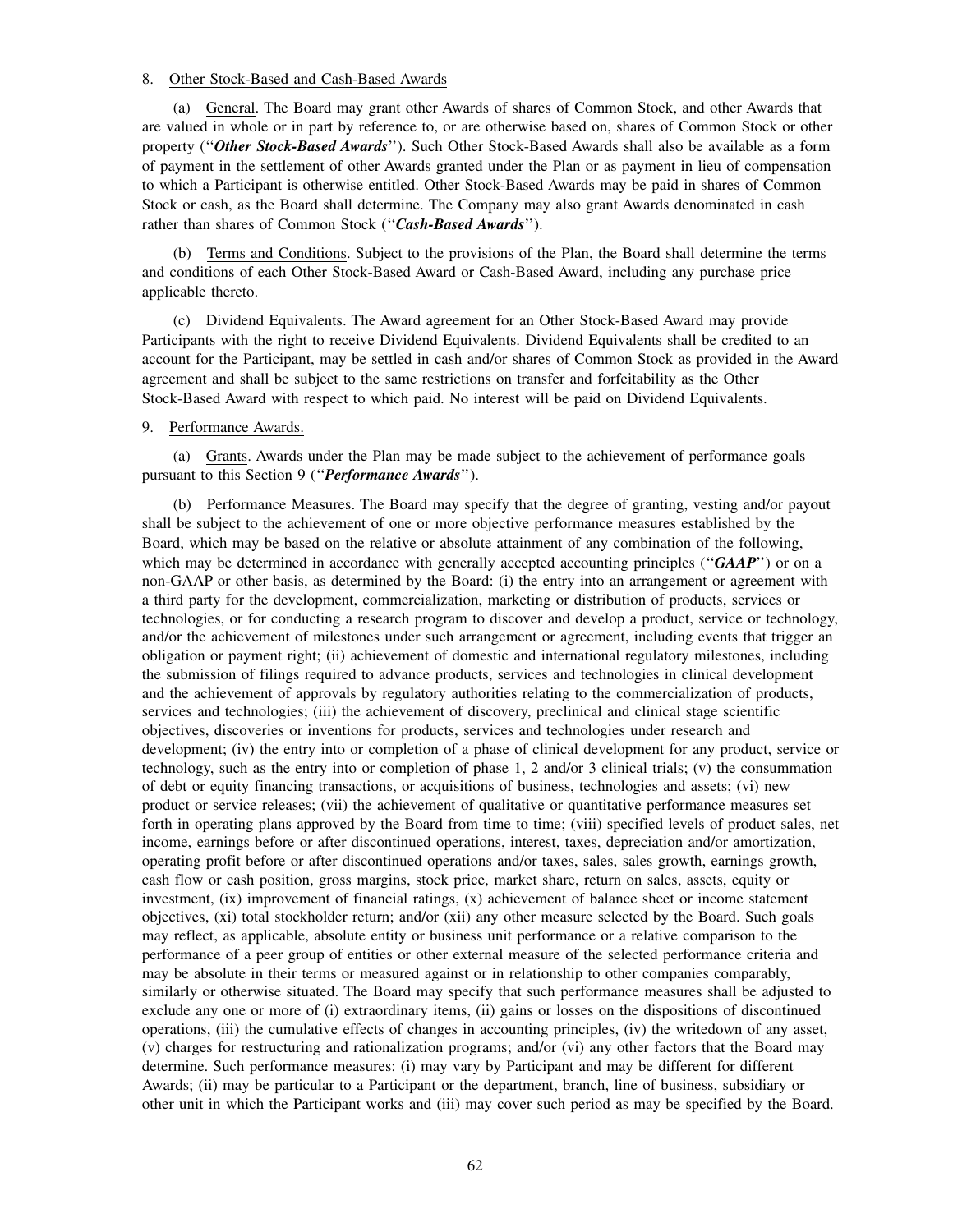8. Other Stock-Based and Cash-Based Awards

(a) General. The Board may grant other Awards of shares of Common Stock, and other Awards that are valued in whole or in part by reference to, or are otherwise based on, shares of Common Stock or other property (''***Other Stock-Based Awards***''). Such Other Stock-Based Awards shall also be available as a form of payment in the settlement of other Awards granted under the Plan or as payment in lieu of compensation to which a Participant is otherwise entitled. Other Stock-Based Awards may be paid in shares of Common Stock or cash, as the Board shall determine. The Company may also grant Awards denominated in cash rather than shares of Common Stock (''***Cash-Based Awards***'').

(b) Terms and Conditions. Subject to the provisions of the Plan, the Board shall determine the terms and conditions of each Other Stock-Based Award or Cash-Based Award, including any purchase price applicable thereto.

(c) Dividend Equivalents. The Award agreement for an Other Stock-Based Award may provide Participants with the right to receive Dividend Equivalents. Dividend Equivalents shall be credited to an account for the Participant, may be settled in cash and/or shares of Common Stock as provided in the Award agreement and shall be subject to the same restrictions on transfer and forfeitability as the Other Stock-Based Award with respect to which paid. No interest will be paid on Dividend Equivalents.

9. Performance Awards.

(a) Grants. Awards under the Plan may be made subject to the achievement of performance goals pursuant to this Section 9 (''***Performance Awards***'').

(b) Performance Measures. The Board may specify that the degree of granting, vesting and/or payout shall be subject to the achievement of one or more objective performance measures established by the Board, which may be based on the relative or absolute attainment of any combination of the following, which may be determined in accordance with generally accepted accounting principles (''***GAAP***'') or on a non-GAAP or other basis, as determined by the Board: (i) the entry into an arrangement or agreement with a third party for the development, commercialization, marketing or distribution of products, services or technologies, or for conducting a research program to discover and develop a product, service or technology, and/or the achievement of milestones under such arrangement or agreement, including events that trigger an obligation or payment right; (ii) achievement of domestic and international regulatory milestones, including the submission of filings required to advance products, services and technologies in clinical development and the achievement of approvals by regulatory authorities relating to the commercialization of products, services and technologies; (iii) the achievement of discovery, preclinical and clinical stage scientific objectives, discoveries or inventions for products, services and technologies under research and development; (iv) the entry into or completion of a phase of clinical development for any product, service or technology, such as the entry into or completion of phase 1, 2 and/or 3 clinical trials; (v) the consummation of debt or equity financing transactions, or acquisitions of business, technologies and assets; (vi) new product or service releases; (vii) the achievement of qualitative or quantitative performance measures set forth in operating plans approved by the Board from time to time; (viii) specified levels of product sales, net income, earnings before or after discontinued operations, interest, taxes, depreciation and/or amortization, operating profit before or after discontinued operations and/or taxes, sales, sales growth, earnings growth, cash flow or cash position, gross margins, stock price, market share, return on sales, assets, equity or investment, (ix) improvement of financial ratings, (x) achievement of balance sheet or income statement objectives, (xi) total stockholder return; and/or (xii) any other measure selected by the Board. Such goals may reflect, as applicable, absolute entity or business unit performance or a relative comparison to the performance of a peer group of entities or other external measure of the selected performance criteria and may be absolute in their terms or measured against or in relationship to other companies comparably, similarly or otherwise situated. The Board may specify that such performance measures shall be adjusted to exclude any one or more of (i) extraordinary items, (ii) gains or losses on the dispositions of discontinued operations, (iii) the cumulative effects of changes in accounting principles, (iv) the writedown of any asset, (v) charges for restructuring and rationalization programs; and/or (vi) any other factors that the Board may determine. Such performance measures: (i) may vary by Participant and may be different for different Awards; (ii) may be particular to a Participant or the department, branch, line of business, subsidiary or other unit in which the Participant works and (iii) may cover such period as may be specified by the Board.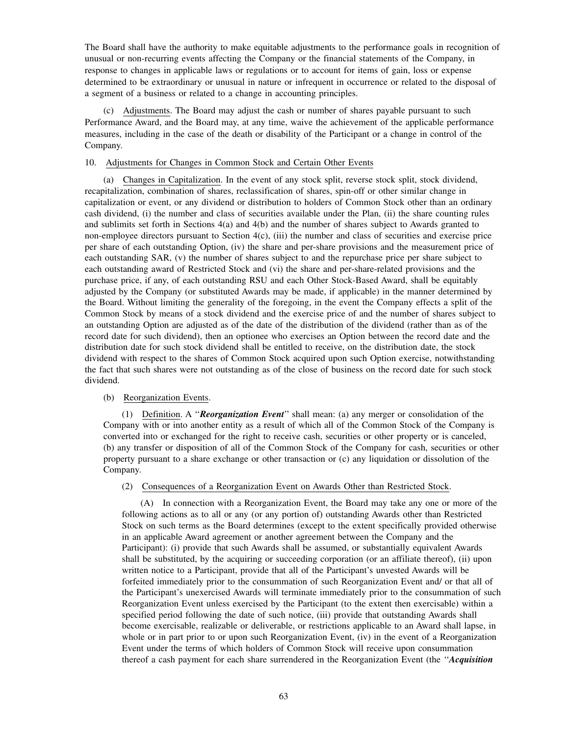The Board shall have the authority to make equitable adjustments to the performance goals in recognition of unusual or non-recurring events affecting the Company or the financial statements of the Company, in response to changes in applicable laws or regulations or to account for items of gain, loss or expense determined to be extraordinary or unusual in nature or infrequent in occurrence or related to the disposal of a segment of a business or related to a change in accounting principles.

(c) Adjustments. The Board may adjust the cash or number of shares payable pursuant to such Performance Award, and the Board may, at any time, waive the achievement of the applicable performance measures, including in the case of the death or disability of the Participant or a change in control of the Company.

10. Adjustments for Changes in Common Stock and Certain Other Events

(a) Changes in Capitalization. In the event of any stock split, reverse stock split, stock dividend, recapitalization, combination of shares, reclassification of shares, spin-off or other similar change in capitalization or event, or any dividend or distribution to holders of Common Stock other than an ordinary cash dividend, (i) the number and class of securities available under the Plan, (ii) the share counting rules and sublimits set forth in Sections 4(a) and 4(b) and the number of shares subject to Awards granted to non-employee directors pursuant to Section 4(c), (iii) the number and class of securities and exercise price per share of each outstanding Option, (iv) the share and per-share provisions and the measurement price of each outstanding SAR, (v) the number of shares subject to and the repurchase price per share subject to each outstanding award of Restricted Stock and (vi) the share and per-share-related provisions and the purchase price, if any, of each outstanding RSU and each Other Stock-Based Award, shall be equitably adjusted by the Company (or substituted Awards may be made, if applicable) in the manner determined by the Board. Without limiting the generality of the foregoing, in the event the Company effects a split of the Common Stock by means of a stock dividend and the exercise price of and the number of shares subject to an outstanding Option are adjusted as of the date of the distribution of the dividend (rather than as of the record date for such dividend), then an optionee who exercises an Option between the record date and the distribution date for such stock dividend shall be entitled to receive, on the distribution date, the stock dividend with respect to the shares of Common Stock acquired upon such Option exercise, notwithstanding the fact that such shares were not outstanding as of the close of business on the record date for such stock dividend.

(b) Reorganization Events.

(1) Definition. A "***Reorganization Event***" shall mean: (a) any merger or consolidation of the Company with or into another entity as a result of which all of the Common Stock of the Company is converted into or exchanged for the right to receive cash, securities or other property or is canceled, (b) any transfer or disposition of all of the Common Stock of the Company for cash, securities or other property pursuant to a share exchange or other transaction or (c) any liquidation or dissolution of the Company.

(2) Consequences of a Reorganization Event on Awards Other than Restricted Stock.

(A) In connection with a Reorganization Event, the Board may take any one or more of the following actions as to all or any (or any portion of) outstanding Awards other than Restricted Stock on such terms as the Board determines (except to the extent specifically provided otherwise in an applicable Award agreement or another agreement between the Company and the Participant): (i) provide that such Awards shall be assumed, or substantially equivalent Awards shall be substituted, by the acquiring or succeeding corporation (or an affiliate thereof), (ii) upon written notice to a Participant, provide that all of the Participant's unvested Awards will be forfeited immediately prior to the consummation of such Reorganization Event and/ or that all of the Participant's unexercised Awards will terminate immediately prior to the consummation of such Reorganization Event unless exercised by the Participant (to the extent then exercisable) within a specified period following the date of such notice, (iii) provide that outstanding Awards shall become exercisable, realizable or deliverable, or restrictions applicable to an Award shall lapse, in whole or in part prior to or upon such Reorganization Event, (iv) in the event of a Reorganization Event under the terms of which holders of Common Stock will receive upon consummation thereof a cash payment for each share surrendered in the Reorganization Event (the "***Acquisition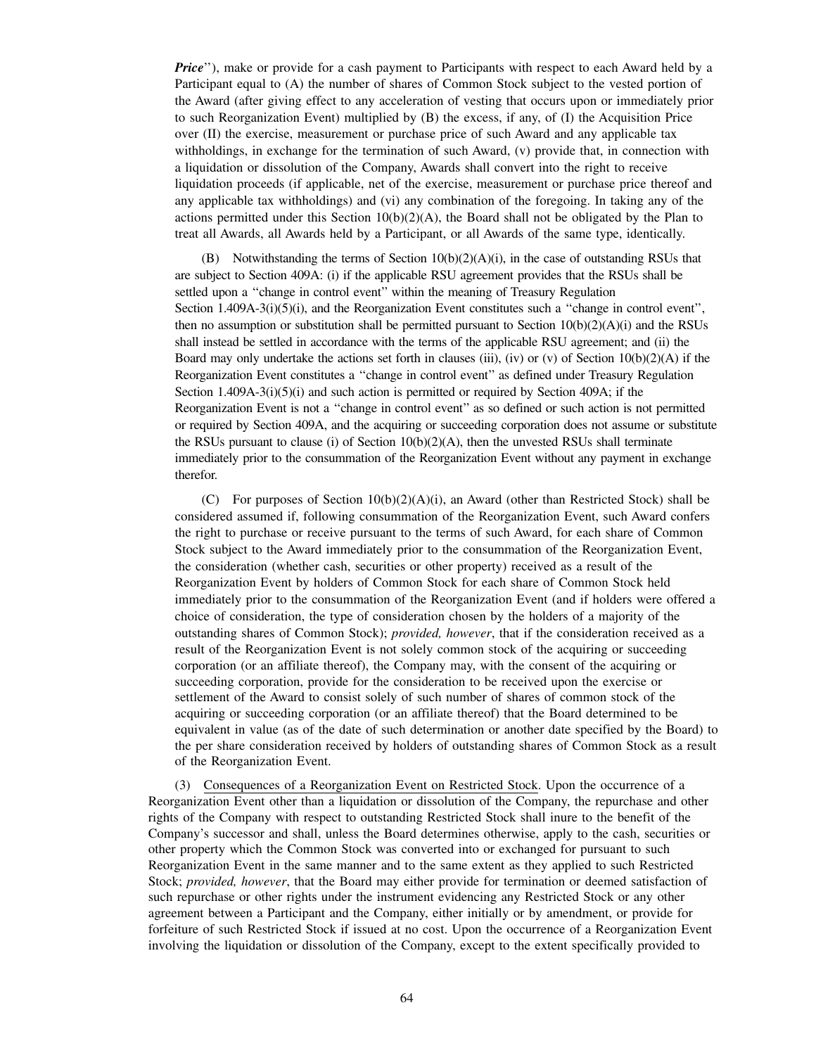*Price*''), make or provide for a cash payment to Participants with respect to each Award held by a Participant equal to (A) the number of shares of Common Stock subject to the vested portion of the Award (after giving effect to any acceleration of vesting that occurs upon or immediately prior to such Reorganization Event) multiplied by (B) the excess, if any, of (I) the Acquisition Price over (II) the exercise, measurement or purchase price of such Award and any applicable tax withholdings, in exchange for the termination of such Award, (v) provide that, in connection with a liquidation or dissolution of the Company, Awards shall convert into the right to receive liquidation proceeds (if applicable, net of the exercise, measurement or purchase price thereof and any applicable tax withholdings) and (vi) any combination of the foregoing. In taking any of the actions permitted under this Section 10(b)(2)(A), the Board shall not be obligated by the Plan to treat all Awards, all Awards held by a Participant, or all Awards of the same type, identically.

(B) Notwithstanding the terms of Section 10(b)(2)(A)(i), in the case of outstanding RSUs that are subject to Section 409A: (i) if the applicable RSU agreement provides that the RSUs shall be settled upon a ''change in control event'' within the meaning of Treasury Regulation Section 1.409A-3(i)(5)(i), and the Reorganization Event constitutes such a ''change in control event'', then no assumption or substitution shall be permitted pursuant to Section 10(b)(2)(A)(i) and the RSUs shall instead be settled in accordance with the terms of the applicable RSU agreement; and (ii) the Board may only undertake the actions set forth in clauses (iii), (iv) or (v) of Section 10(b)(2)(A) if the Reorganization Event constitutes a ''change in control event'' as defined under Treasury Regulation Section 1.409A-3(i)(5)(i) and such action is permitted or required by Section 409A; if the Reorganization Event is not a ''change in control event'' as so defined or such action is not permitted or required by Section 409A, and the acquiring or succeeding corporation does not assume or substitute the RSUs pursuant to clause (i) of Section 10(b)(2)(A), then the unvested RSUs shall terminate immediately prior to the consummation of the Reorganization Event without any payment in exchange therefor.

(C) For purposes of Section 10(b)(2)(A)(i), an Award (other than Restricted Stock) shall be considered assumed if, following consummation of the Reorganization Event, such Award confers the right to purchase or receive pursuant to the terms of such Award, for each share of Common Stock subject to the Award immediately prior to the consummation of the Reorganization Event, the consideration (whether cash, securities or other property) received as a result of the Reorganization Event by holders of Common Stock for each share of Common Stock held immediately prior to the consummation of the Reorganization Event (and if holders were offered a choice of consideration, the type of consideration chosen by the holders of a majority of the outstanding shares of Common Stock); *provided, however*, that if the consideration received as a result of the Reorganization Event is not solely common stock of the acquiring or succeeding corporation (or an affiliate thereof), the Company may, with the consent of the acquiring or succeeding corporation, provide for the consideration to be received upon the exercise or settlement of the Award to consist solely of such number of shares of common stock of the acquiring or succeeding corporation (or an affiliate thereof) that the Board determined to be equivalent in value (as of the date of such determination or another date specified by the Board) to the per share consideration received by holders of outstanding shares of Common Stock as a result of the Reorganization Event.

(3) Consequences of a Reorganization Event on Restricted Stock. Upon the occurrence of a Reorganization Event other than a liquidation or dissolution of the Company, the repurchase and other rights of the Company with respect to outstanding Restricted Stock shall inure to the benefit of the Company's successor and shall, unless the Board determines otherwise, apply to the cash, securities or other property which the Common Stock was converted into or exchanged for pursuant to such Reorganization Event in the same manner and to the same extent as they applied to such Restricted Stock; *provided, however*, that the Board may either provide for termination or deemed satisfaction of such repurchase or other rights under the instrument evidencing any Restricted Stock or any other agreement between a Participant and the Company, either initially or by amendment, or provide for forfeiture of such Restricted Stock if issued at no cost. Upon the occurrence of a Reorganization Event involving the liquidation or dissolution of the Company, except to the extent specifically provided to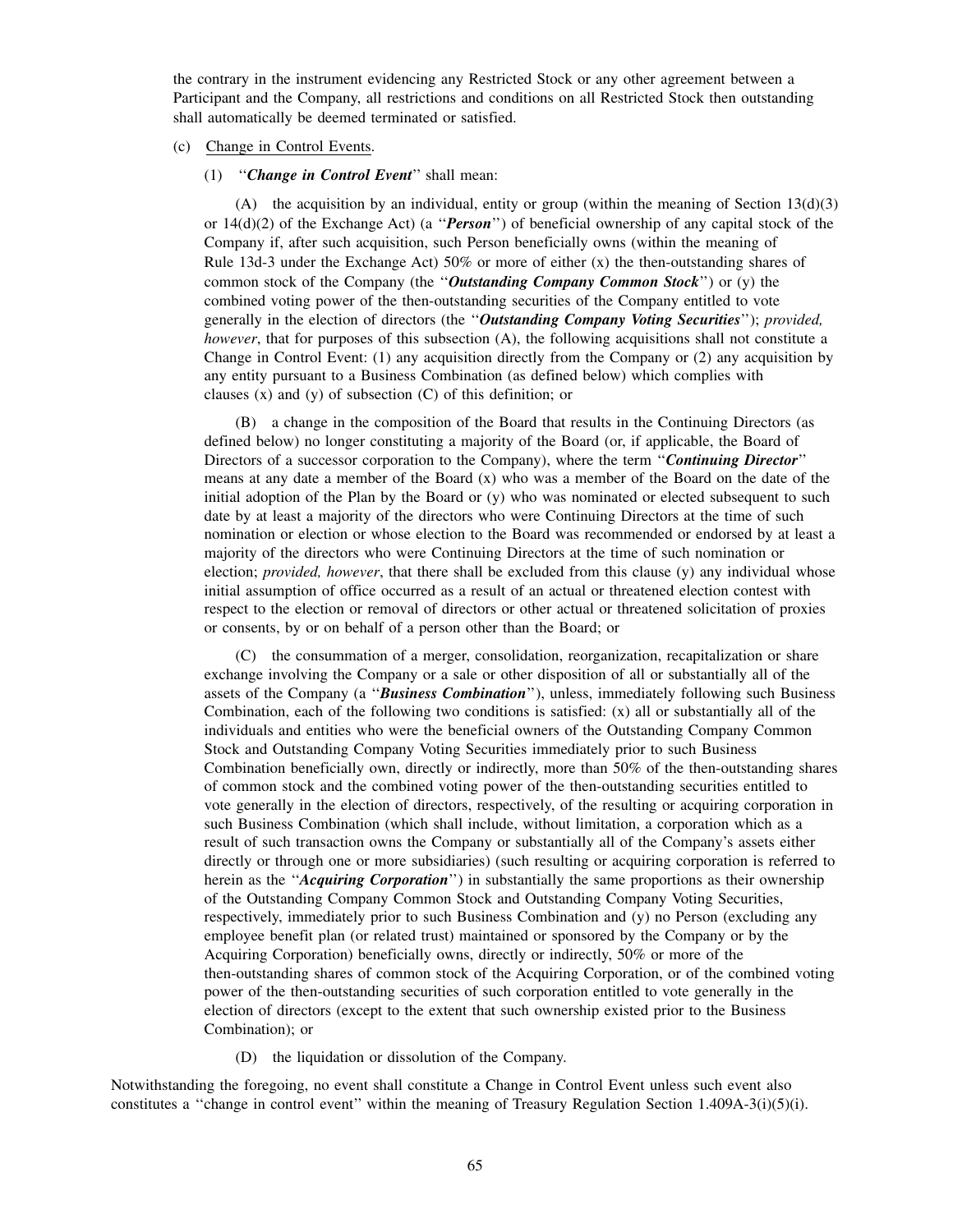the contrary in the instrument evidencing any Restricted Stock or any other agreement between a Participant and the Company, all restrictions and conditions on all Restricted Stock then outstanding shall automatically be deemed terminated or satisfied.

(c) Change in Control Events.

(1) ''***Change in Control Event***'' shall mean:

(A) the acquisition by an individual, entity or group (within the meaning of Section 13(d)(3) or 14(d)(2) of the Exchange Act) (a ''***Person***'') of beneficial ownership of any capital stock of the Company if, after such acquisition, such Person beneficially owns (within the meaning of Rule 13d-3 under the Exchange Act) 50% or more of either (x) the then-outstanding shares of common stock of the Company (the ''***Outstanding Company Common Stock***'') or (y) the combined voting power of the then-outstanding securities of the Company entitled to vote generally in the election of directors (the ''***Outstanding Company Voting Securities***''); *provided, however*, that for purposes of this subsection (A), the following acquisitions shall not constitute a Change in Control Event: (1) any acquisition directly from the Company or (2) any acquisition by any entity pursuant to a Business Combination (as defined below) which complies with clauses (x) and (y) of subsection (C) of this definition; or

(B) a change in the composition of the Board that results in the Continuing Directors (as defined below) no longer constituting a majority of the Board (or, if applicable, the Board of Directors of a successor corporation to the Company), where the term ''***Continuing Director***'' means at any date a member of the Board (x) who was a member of the Board on the date of the initial adoption of the Plan by the Board or (y) who was nominated or elected subsequent to such date by at least a majority of the directors who were Continuing Directors at the time of such nomination or election or whose election to the Board was recommended or endorsed by at least a majority of the directors who were Continuing Directors at the time of such nomination or election; *provided, however*, that there shall be excluded from this clause (y) any individual whose initial assumption of office occurred as a result of an actual or threatened election contest with respect to the election or removal of directors or other actual or threatened solicitation of proxies or consents, by or on behalf of a person other than the Board; or

(C) the consummation of a merger, consolidation, reorganization, recapitalization or share exchange involving the Company or a sale or other disposition of all or substantially all of the assets of the Company (a ''***Business Combination***''), unless, immediately following such Business Combination, each of the following two conditions is satisfied: (x) all or substantially all of the individuals and entities who were the beneficial owners of the Outstanding Company Common Stock and Outstanding Company Voting Securities immediately prior to such Business Combination beneficially own, directly or indirectly, more than 50% of the then-outstanding shares of common stock and the combined voting power of the then-outstanding securities entitled to vote generally in the election of directors, respectively, of the resulting or acquiring corporation in such Business Combination (which shall include, without limitation, a corporation which as a result of such transaction owns the Company or substantially all of the Company's assets either directly or through one or more subsidiaries) (such resulting or acquiring corporation is referred to herein as the ''***Acquiring Corporation***'') in substantially the same proportions as their ownership of the Outstanding Company Common Stock and Outstanding Company Voting Securities, respectively, immediately prior to such Business Combination and (y) no Person (excluding any employee benefit plan (or related trust) maintained or sponsored by the Company or by the Acquiring Corporation) beneficially owns, directly or indirectly, 50% or more of the then-outstanding shares of common stock of the Acquiring Corporation, or of the combined voting power of the then-outstanding securities of such corporation entitled to vote generally in the election of directors (except to the extent that such ownership existed prior to the Business Combination); or

(D) the liquidation or dissolution of the Company.

Notwithstanding the foregoing, no event shall constitute a Change in Control Event unless such event also constitutes a ''change in control event'' within the meaning of Treasury Regulation Section 1.409A-3(i)(5)(i).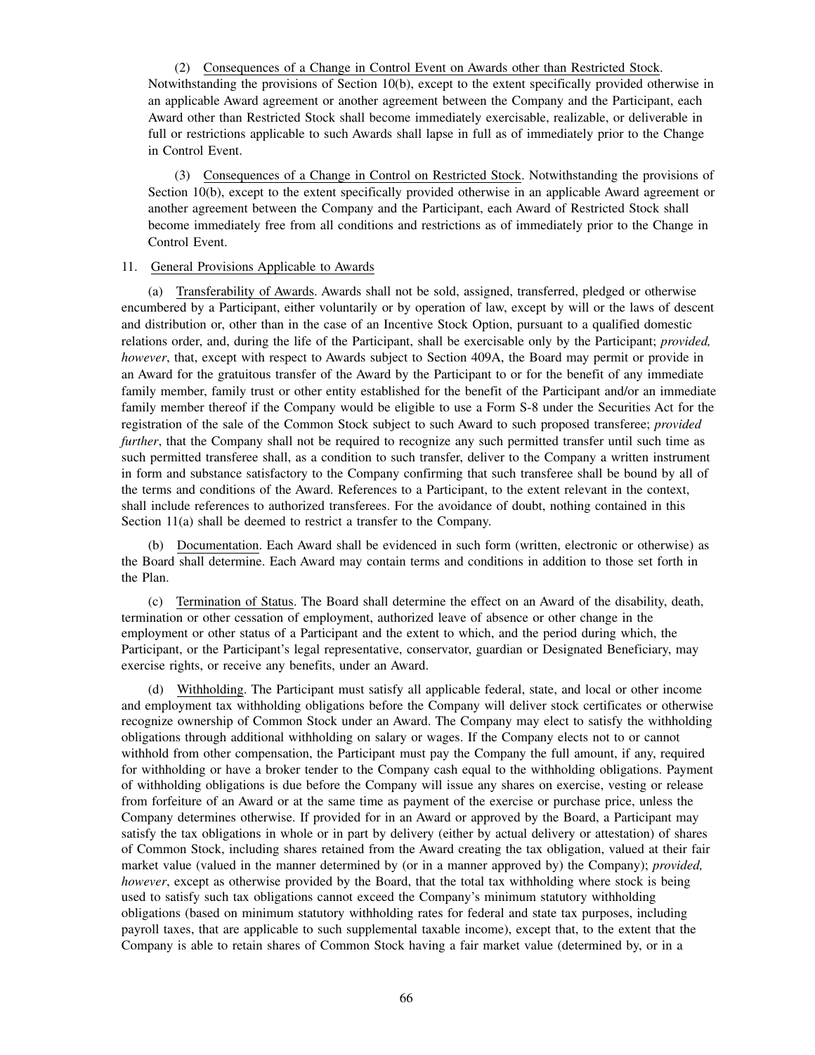(2) Consequences of a Change in Control Event on Awards other than Restricted Stock. Notwithstanding the provisions of Section 10(b), except to the extent specifically provided otherwise in an applicable Award agreement or another agreement between the Company and the Participant, each Award other than Restricted Stock shall become immediately exercisable, realizable, or deliverable in full or restrictions applicable to such Awards shall lapse in full as of immediately prior to the Change in Control Event.

(3) Consequences of a Change in Control on Restricted Stock. Notwithstanding the provisions of Section 10(b), except to the extent specifically provided otherwise in an applicable Award agreement or another agreement between the Company and the Participant, each Award of Restricted Stock shall become immediately free from all conditions and restrictions as of immediately prior to the Change in Control Event.

11. General Provisions Applicable to Awards

(a) Transferability of Awards. Awards shall not be sold, assigned, transferred, pledged or otherwise encumbered by a Participant, either voluntarily or by operation of law, except by will or the laws of descent and distribution or, other than in the case of an Incentive Stock Option, pursuant to a qualified domestic relations order, and, during the life of the Participant, shall be exercisable only by the Participant; *provided, however*, that, except with respect to Awards subject to Section 409A, the Board may permit or provide in an Award for the gratuitous transfer of the Award by the Participant to or for the benefit of any immediate family member, family trust or other entity established for the benefit of the Participant and/or an immediate family member thereof if the Company would be eligible to use a Form S-8 under the Securities Act for the registration of the sale of the Common Stock subject to such Award to such proposed transferee; *provided further*, that the Company shall not be required to recognize any such permitted transfer until such time as such permitted transferee shall, as a condition to such transfer, deliver to the Company a written instrument in form and substance satisfactory to the Company confirming that such transferee shall be bound by all of the terms and conditions of the Award. References to a Participant, to the extent relevant in the context, shall include references to authorized transferees. For the avoidance of doubt, nothing contained in this Section 11(a) shall be deemed to restrict a transfer to the Company.

(b) Documentation. Each Award shall be evidenced in such form (written, electronic or otherwise) as the Board shall determine. Each Award may contain terms and conditions in addition to those set forth in the Plan.

(c) Termination of Status. The Board shall determine the effect on an Award of the disability, death, termination or other cessation of employment, authorized leave of absence or other change in the employment or other status of a Participant and the extent to which, and the period during which, the Participant, or the Participant's legal representative, conservator, guardian or Designated Beneficiary, may exercise rights, or receive any benefits, under an Award.

(d) Withholding. The Participant must satisfy all applicable federal, state, and local or other income and employment tax withholding obligations before the Company will deliver stock certificates or otherwise recognize ownership of Common Stock under an Award. The Company may elect to satisfy the withholding obligations through additional withholding on salary or wages. If the Company elects not to or cannot withhold from other compensation, the Participant must pay the Company the full amount, if any, required for withholding or have a broker tender to the Company cash equal to the withholding obligations. Payment of withholding obligations is due before the Company will issue any shares on exercise, vesting or release from forfeiture of an Award or at the same time as payment of the exercise or purchase price, unless the Company determines otherwise. If provided for in an Award or approved by the Board, a Participant may satisfy the tax obligations in whole or in part by delivery (either by actual delivery or attestation) of shares of Common Stock, including shares retained from the Award creating the tax obligation, valued at their fair market value (valued in the manner determined by (or in a manner approved by) the Company); *provided, however*, except as otherwise provided by the Board, that the total tax withholding where stock is being used to satisfy such tax obligations cannot exceed the Company's minimum statutory withholding obligations (based on minimum statutory withholding rates for federal and state tax purposes, including payroll taxes, that are applicable to such supplemental taxable income), except that, to the extent that the Company is able to retain shares of Common Stock having a fair market value (determined by, or in a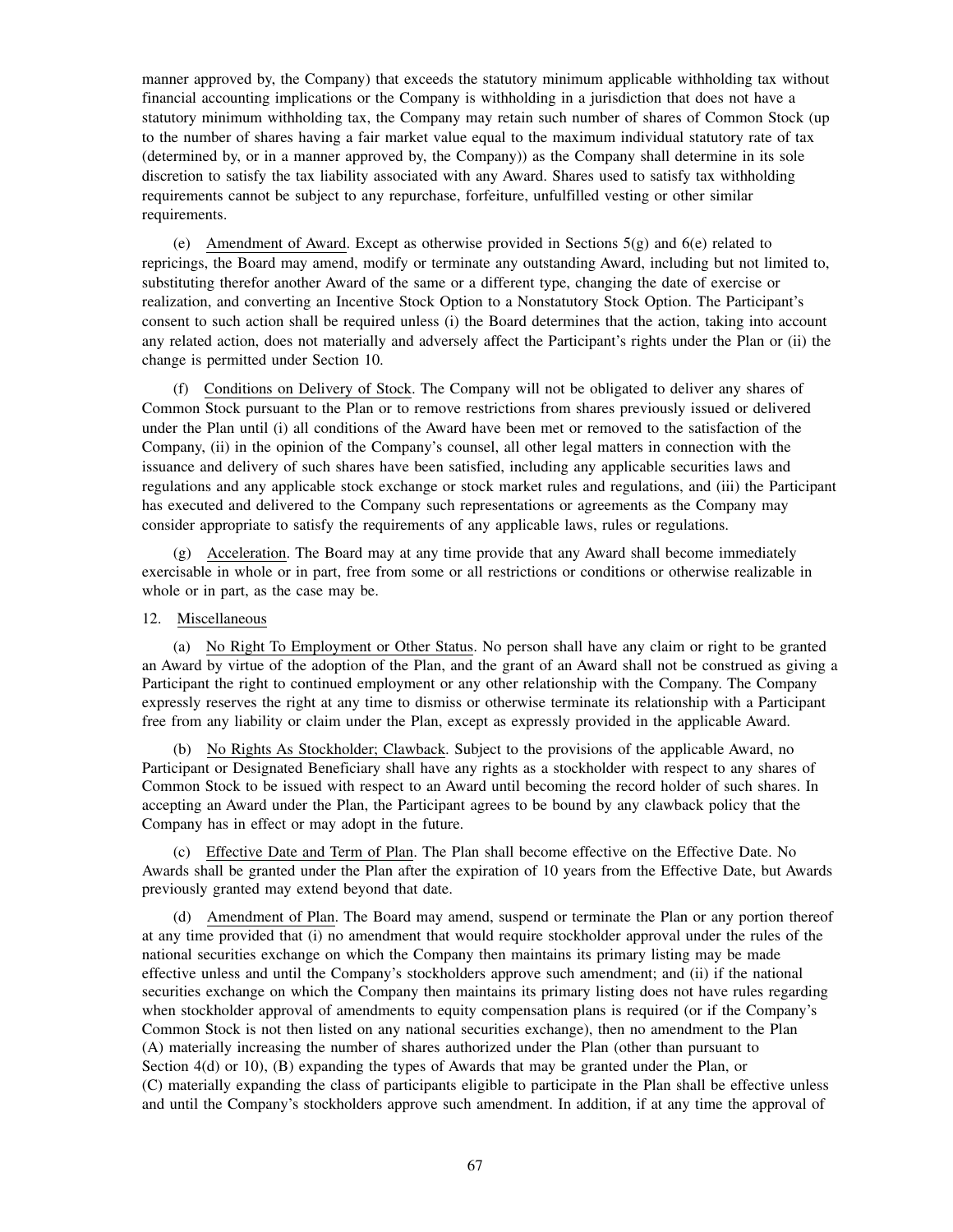manner approved by, the Company) that exceeds the statutory minimum applicable withholding tax without financial accounting implications or the Company is withholding in a jurisdiction that does not have a statutory minimum withholding tax, the Company may retain such number of shares of Common Stock (up to the number of shares having a fair market value equal to the maximum individual statutory rate of tax (determined by, or in a manner approved by, the Company)) as the Company shall determine in its sole discretion to satisfy the tax liability associated with any Award. Shares used to satisfy tax withholding requirements cannot be subject to any repurchase, forfeiture, unfulfilled vesting or other similar requirements.

(e) Amendment of Award. Except as otherwise provided in Sections 5(g) and 6(e) related to repricings, the Board may amend, modify or terminate any outstanding Award, including but not limited to, substituting therefor another Award of the same or a different type, changing the date of exercise or realization, and converting an Incentive Stock Option to a Nonstatutory Stock Option. The Participant's consent to such action shall be required unless (i) the Board determines that the action, taking into account any related action, does not materially and adversely affect the Participant's rights under the Plan or (ii) the change is permitted under Section 10.

(f) Conditions on Delivery of Stock. The Company will not be obligated to deliver any shares of Common Stock pursuant to the Plan or to remove restrictions from shares previously issued or delivered under the Plan until (i) all conditions of the Award have been met or removed to the satisfaction of the Company, (ii) in the opinion of the Company's counsel, all other legal matters in connection with the issuance and delivery of such shares have been satisfied, including any applicable securities laws and regulations and any applicable stock exchange or stock market rules and regulations, and (iii) the Participant has executed and delivered to the Company such representations or agreements as the Company may consider appropriate to satisfy the requirements of any applicable laws, rules or regulations.

(g) Acceleration. The Board may at any time provide that any Award shall become immediately exercisable in whole or in part, free from some or all restrictions or conditions or otherwise realizable in whole or in part, as the case may be.

12. Miscellaneous

(a) No Right To Employment or Other Status. No person shall have any claim or right to be granted an Award by virtue of the adoption of the Plan, and the grant of an Award shall not be construed as giving a Participant the right to continued employment or any other relationship with the Company. The Company expressly reserves the right at any time to dismiss or otherwise terminate its relationship with a Participant free from any liability or claim under the Plan, except as expressly provided in the applicable Award.

(b) No Rights As Stockholder; Clawback. Subject to the provisions of the applicable Award, no Participant or Designated Beneficiary shall have any rights as a stockholder with respect to any shares of Common Stock to be issued with respect to an Award until becoming the record holder of such shares. In accepting an Award under the Plan, the Participant agrees to be bound by any clawback policy that the Company has in effect or may adopt in the future.

(c) Effective Date and Term of Plan. The Plan shall become effective on the Effective Date. No Awards shall be granted under the Plan after the expiration of 10 years from the Effective Date, but Awards previously granted may extend beyond that date.

(d) Amendment of Plan. The Board may amend, suspend or terminate the Plan or any portion thereof at any time provided that (i) no amendment that would require stockholder approval under the rules of the national securities exchange on which the Company then maintains its primary listing may be made effective unless and until the Company's stockholders approve such amendment; and (ii) if the national securities exchange on which the Company then maintains its primary listing does not have rules regarding when stockholder approval of amendments to equity compensation plans is required (or if the Company's Common Stock is not then listed on any national securities exchange), then no amendment to the Plan (A) materially increasing the number of shares authorized under the Plan (other than pursuant to Section 4(d) or 10), (B) expanding the types of Awards that may be granted under the Plan, or (C) materially expanding the class of participants eligible to participate in the Plan shall be effective unless and until the Company's stockholders approve such amendment. In addition, if at any time the approval of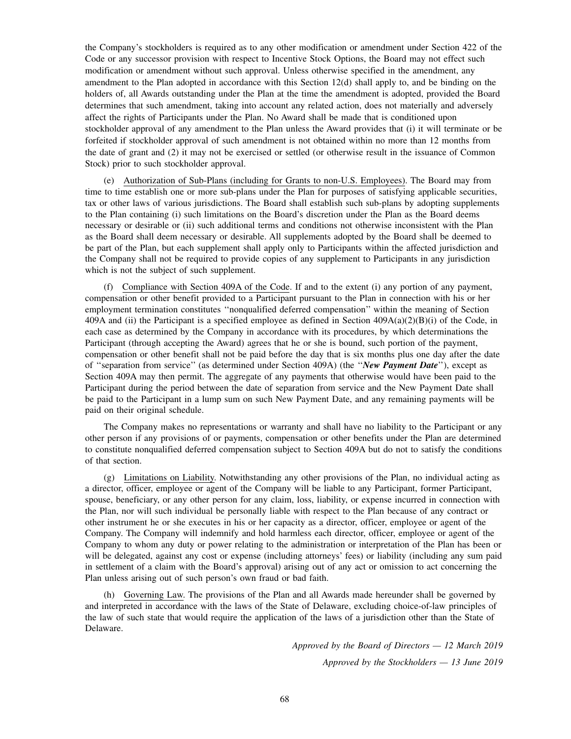the Company's stockholders is required as to any other modification or amendment under Section 422 of the Code or any successor provision with respect to Incentive Stock Options, the Board may not effect such modification or amendment without such approval. Unless otherwise specified in the amendment, any amendment to the Plan adopted in accordance with this Section 12(d) shall apply to, and be binding on the holders of, all Awards outstanding under the Plan at the time the amendment is adopted, provided the Board determines that such amendment, taking into account any related action, does not materially and adversely affect the rights of Participants under the Plan. No Award shall be made that is conditioned upon stockholder approval of any amendment to the Plan unless the Award provides that (i) it will terminate or be forfeited if stockholder approval of such amendment is not obtained within no more than 12 months from the date of grant and (2) it may not be exercised or settled (or otherwise result in the issuance of Common Stock) prior to such stockholder approval.

(e) Authorization of Sub-Plans (including for Grants to non-U.S. Employees). The Board may from time to time establish one or more sub-plans under the Plan for purposes of satisfying applicable securities, tax or other laws of various jurisdictions. The Board shall establish such sub-plans by adopting supplements to the Plan containing (i) such limitations on the Board's discretion under the Plan as the Board deems necessary or desirable or (ii) such additional terms and conditions not otherwise inconsistent with the Plan as the Board shall deem necessary or desirable. All supplements adopted by the Board shall be deemed to be part of the Plan, but each supplement shall apply only to Participants within the affected jurisdiction and the Company shall not be required to provide copies of any supplement to Participants in any jurisdiction which is not the subject of such supplement.

(f) Compliance with Section 409A of the Code. If and to the extent (i) any portion of any payment, compensation or other benefit provided to a Participant pursuant to the Plan in connection with his or her employment termination constitutes ''nonqualified deferred compensation'' within the meaning of Section 409A and (ii) the Participant is a specified employee as defined in Section 409A(a)(2)(B)(i) of the Code, in each case as determined by the Company in accordance with its procedures, by which determinations the Participant (through accepting the Award) agrees that he or she is bound, such portion of the payment, compensation or other benefit shall not be paid before the day that is six months plus one day after the date of ''separation from service'' (as determined under Section 409A) (the ''***New Payment Date***''), except as Section 409A may then permit. The aggregate of any payments that otherwise would have been paid to the Participant during the period between the date of separation from service and the New Payment Date shall be paid to the Participant in a lump sum on such New Payment Date, and any remaining payments will be paid on their original schedule.

The Company makes no representations or warranty and shall have no liability to the Participant or any other person if any provisions of or payments, compensation or other benefits under the Plan are determined to constitute nonqualified deferred compensation subject to Section 409A but do not to satisfy the conditions of that section.

(g) Limitations on Liability. Notwithstanding any other provisions of the Plan, no individual acting as a director, officer, employee or agent of the Company will be liable to any Participant, former Participant, spouse, beneficiary, or any other person for any claim, loss, liability, or expense incurred in connection with the Plan, nor will such individual be personally liable with respect to the Plan because of any contract or other instrument he or she executes in his or her capacity as a director, officer, employee or agent of the Company. The Company will indemnify and hold harmless each director, officer, employee or agent of the Company to whom any duty or power relating to the administration or interpretation of the Plan has been or will be delegated, against any cost or expense (including attorneys' fees) or liability (including any sum paid in settlement of a claim with the Board's approval) arising out of any act or omission to act concerning the Plan unless arising out of such person's own fraud or bad faith.

(h) Governing Law. The provisions of the Plan and all Awards made hereunder shall be governed by and interpreted in accordance with the laws of the State of Delaware, excluding choice-of-law principles of the law of such state that would require the application of the laws of a jurisdiction other than the State of Delaware.

*Approved by the Board of Directors — 12 March 2019*

*Approved by the Stockholders — 13 June 2019*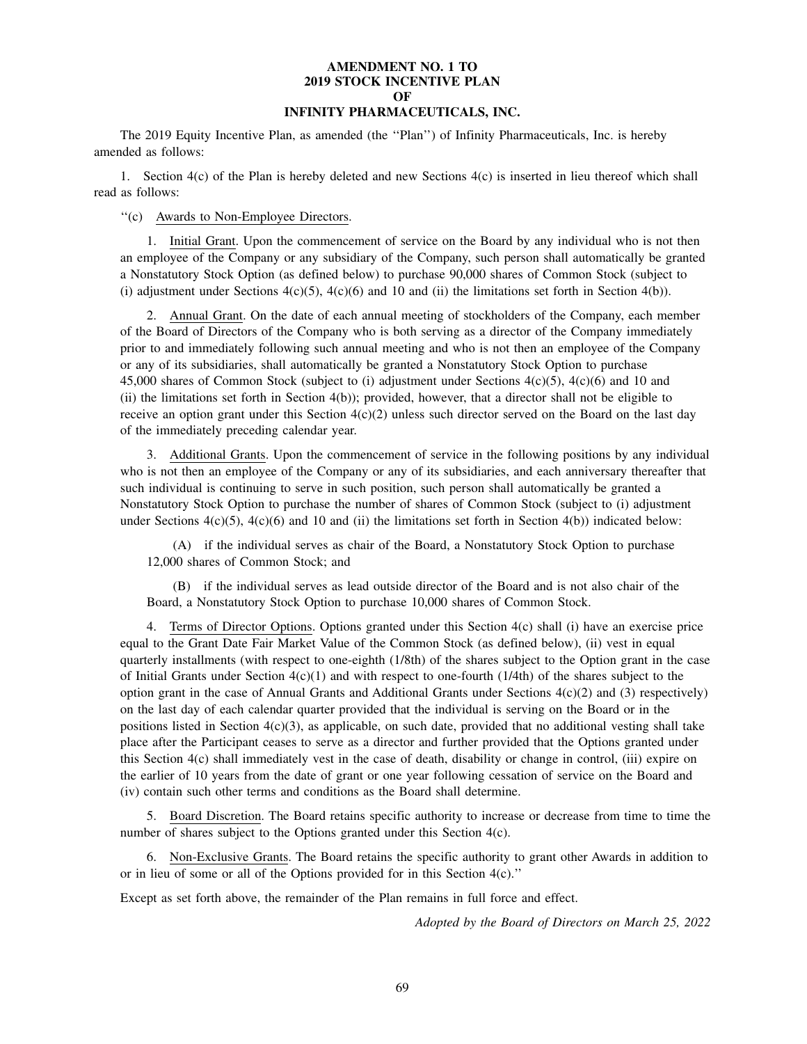# AMENDMENT NO. 1 TO 2019 STOCK INCENTIVE PLAN OF INFINITY PHARMACEUTICALS, INC.

The 2019 Equity Incentive Plan, as amended (the ''Plan'') of Infinity Pharmaceuticals, Inc. is hereby amended as follows:

1. Section 4(c) of the Plan is hereby deleted and new Sections 4(c) is inserted in lieu thereof which shall read as follows:

''(c) Awards to Non-Employee Directors.

1. Initial Grant. Upon the commencement of service on the Board by any individual who is not then an employee of the Company or any subsidiary of the Company, such person shall automatically be granted a Nonstatutory Stock Option (as defined below) to purchase 90,000 shares of Common Stock (subject to (i) adjustment under Sections 4(c)(5), 4(c)(6) and 10 and (ii) the limitations set forth in Section 4(b)).

2. Annual Grant. On the date of each annual meeting of stockholders of the Company, each member of the Board of Directors of the Company who is both serving as a director of the Company immediately prior to and immediately following such annual meeting and who is not then an employee of the Company or any of its subsidiaries, shall automatically be granted a Nonstatutory Stock Option to purchase 45,000 shares of Common Stock (subject to (i) adjustment under Sections 4(c)(5), 4(c)(6) and 10 and (ii) the limitations set forth in Section 4(b)); provided, however, that a director shall not be eligible to receive an option grant under this Section 4(c)(2) unless such director served on the Board on the last day of the immediately preceding calendar year.

3. Additional Grants. Upon the commencement of service in the following positions by any individual who is not then an employee of the Company or any of its subsidiaries, and each anniversary thereafter that such individual is continuing to serve in such position, such person shall automatically be granted a Nonstatutory Stock Option to purchase the number of shares of Common Stock (subject to (i) adjustment under Sections 4(c)(5), 4(c)(6) and 10 and (ii) the limitations set forth in Section 4(b)) indicated below:

(A) if the individual serves as chair of the Board, a Nonstatutory Stock Option to purchase 12,000 shares of Common Stock; and

(B) if the individual serves as lead outside director of the Board and is not also chair of the Board, a Nonstatutory Stock Option to purchase 10,000 shares of Common Stock.

4. Terms of Director Options. Options granted under this Section 4(c) shall (i) have an exercise price equal to the Grant Date Fair Market Value of the Common Stock (as defined below), (ii) vest in equal quarterly installments (with respect to one-eighth (1/8th) of the shares subject to the Option grant in the case of Initial Grants under Section 4(c)(1) and with respect to one-fourth (1/4th) of the shares subject to the option grant in the case of Annual Grants and Additional Grants under Sections 4(c)(2) and (3) respectively) on the last day of each calendar quarter provided that the individual is serving on the Board or in the positions listed in Section 4(c)(3), as applicable, on such date, provided that no additional vesting shall take place after the Participant ceases to serve as a director and further provided that the Options granted under this Section 4(c) shall immediately vest in the case of death, disability or change in control, (iii) expire on the earlier of 10 years from the date of grant or one year following cessation of service on the Board and (iv) contain such other terms and conditions as the Board shall determine.

5. Board Discretion. The Board retains specific authority to increase or decrease from time to time the number of shares subject to the Options granted under this Section 4(c).

6. Non-Exclusive Grants. The Board retains the specific authority to grant other Awards in addition to or in lieu of some or all of the Options provided for in this Section 4(c).''

Except as set forth above, the remainder of the Plan remains in full force and effect.

*Adopted by the Board of Directors on March 25, 2022*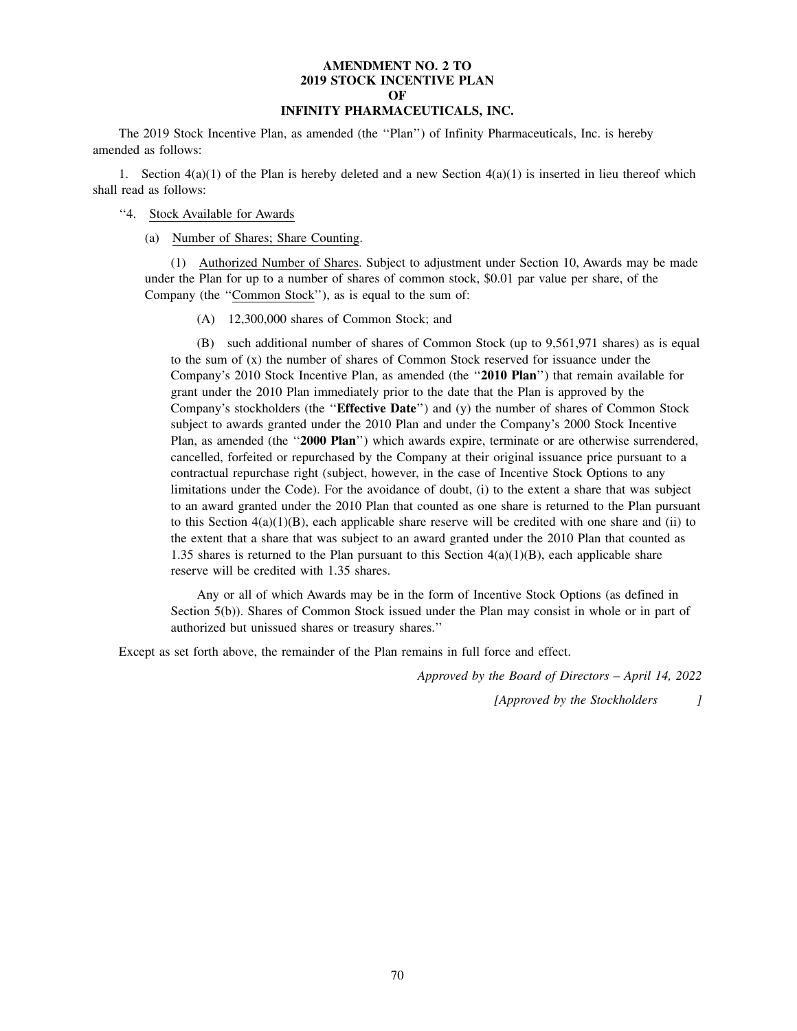**AMENDMENT NO. 2 TO**
**2019 STOCK INCENTIVE PLAN**
**OF**
**INFINITY PHARMACEUTICALS, INC.**

The 2019 Stock Incentive Plan, as amended (the ''Plan'') of Infinity Pharmaceuticals, Inc. is hereby amended as follows:

1. Section 4(a)(1) of the Plan is hereby deleted and a new Section 4(a)(1) is inserted in lieu thereof which shall read as follows:

''4. Stock Available for Awards

(a) Number of Shares; Share Counting.

(1) Authorized Number of Shares. Subject to adjustment under Section 10, Awards may be made under the Plan for up to a number of shares of common stock, $0.01 par value per share, of the Company (the ''Common Stock''), as is equal to the sum of:

(A) 12,300,000 shares of Common Stock; and

(B) such additional number of shares of Common Stock (up to 9,561,971 shares) as is equal to the sum of (x) the number of shares of Common Stock reserved for issuance under the Company's 2010 Stock Incentive Plan, as amended (the ''**2010 Plan**'') that remain available for grant under the 2010 Plan immediately prior to the date that the Plan is approved by the Company's stockholders (the ''**Effective Date**'') and (y) the number of shares of Common Stock subject to awards granted under the 2010 Plan and under the Company's 2000 Stock Incentive Plan, as amended (the ''**2000 Plan**'') which awards expire, terminate or are otherwise surrendered, cancelled, forfeited or repurchased by the Company at their original issuance price pursuant to a contractual repurchase right (subject, however, in the case of Incentive Stock Options to any limitations under the Code). For the avoidance of doubt, (i) to the extent a share that was subject to an award granted under the 2010 Plan that counted as one share is returned to the Plan pursuant to this Section 4(a)(1)(B), each applicable share reserve will be credited with one share and (ii) to the extent that a share that was subject to an award granted under the 2010 Plan that counted as 1.35 shares is returned to the Plan pursuant to this Section 4(a)(1)(B), each applicable share reserve will be credited with 1.35 shares.

Any or all of which Awards may be in the form of Incentive Stock Options (as defined in Section 5(b)). Shares of Common Stock issued under the Plan may consist in whole or in part of authorized but unissued shares or treasury shares.''

Except as set forth above, the remainder of the Plan remains in full force and effect.

*Approved by the Board of Directors – April 14, 2022*

*[Approved by the Stockholders ]*